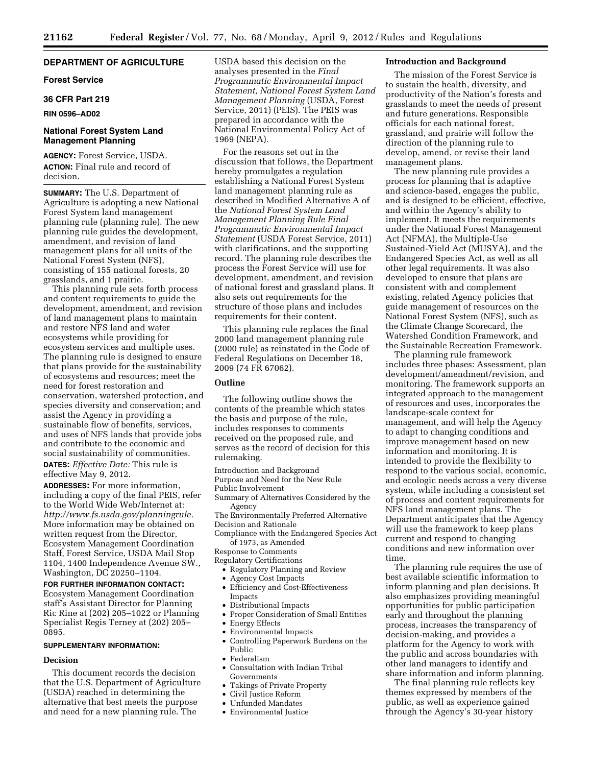## DEPARTMENT OF AGRICULTURE

### Forest Service

### 36 CFR Part 219

**RIN 0596–AD02**

### National Forest System Land Management Planning

**AGENCY:** Forest Service, USDA.

**ACTION:** Final rule and record of decision.

---

**SUMMARY:** The U.S. Department of Agriculture is adopting a new National Forest System land management planning rule (planning rule). The new planning rule guides the development, amendment, and revision of land management plans for all units of the National Forest System (NFS), consisting of 155 national forests, 20 grasslands, and 1 prairie.

This planning rule sets forth process and content requirements to guide the development, amendment, and revision of land management plans to maintain and restore NFS land and water ecosystems while providing for ecosystem services and multiple uses. The planning rule is designed to ensure that plans provide for the sustainability of ecosystems and resources; meet the need for forest restoration and conservation, watershed protection, and species diversity and conservation; and assist the Agency in providing a sustainable flow of benefits, services, and uses of NFS lands that provide jobs and contribute to the economic and social sustainability of communities.

**DATES:** *Effective Date:* This rule is effective May 9, 2012.

**ADDRESSES:** For more information, including a copy of the final PEIS, refer to the World Wide Web/Internet at: *http://www.fs.usda.gov/planningrule.* More information may be obtained on written request from the Director, Ecosystem Management Coordination Staff, Forest Service, USDA Mail Stop 1104, 1400 Independence Avenue SW., Washington, DC 20250–1104.

**FOR FURTHER INFORMATION CONTACT:** Ecosystem Management Coordination staff's Assistant Director for Planning Ric Rine at (202) 205–1022 or Planning Specialist Regis Terney at (202) 205–0895.

**SUPPLEMENTARY INFORMATION:**

**Decision**

This document records the decision that the U.S. Department of Agriculture (USDA) reached in determining the alternative that best meets the purpose and need for a new planning rule. The USDA based this decision on the analyses presented in the *Final Programmatic Environmental Impact Statement, National Forest System Land Management Planning* (USDA, Forest Service, 2011) (PEIS). The PEIS was prepared in accordance with the National Environmental Policy Act of 1969 (NEPA).

For the reasons set out in the discussion that follows, the Department hereby promulgates a regulation establishing a National Forest System land management planning rule as described in Modified Alternative A of the *National Forest System Land Management Planning Rule Final Programmatic Environmental Impact Statement* (USDA Forest Service, 2011) with clarifications, and the supporting record. The planning rule describes the process the Forest Service will use for development, amendment, and revision of national forest and grassland plans. It also sets out requirements for the structure of those plans and includes requirements for their content.

This planning rule replaces the final 2000 land management planning rule (2000 rule) as reinstated in the Code of Federal Regulations on December 18, 2009 (74 FR 67062).

**Outline**

The following outline shows the contents of the preamble which states the basis and purpose of the rule, includes responses to comments received on the proposed rule, and serves as the record of decision for this rulemaking.

Introduction and Background
Purpose and Need for the New Rule
Public Involvement
Summary of Alternatives Considered by the Agency
The Environmentally Preferred Alternative
Decision and Rationale
Compliance with the Endangered Species Act of 1973, as Amended
Response to Comments
Regulatory Certifications
- Regulatory Planning and Review
- Agency Cost Impacts
- Efficiency and Cost-Effectiveness Impacts
- Distributional Impacts
- Proper Consideration of Small Entities
- Energy Effects
- Environmental Impacts
- Controlling Paperwork Burdens on the Public
- Federalism
- Consultation with Indian Tribal Governments
- Takings of Private Property
- Civil Justice Reform
- Unfunded Mandates
- Environmental Justice

**Introduction and Background**

The mission of the Forest Service is to sustain the health, diversity, and productivity of the Nation's forests and grasslands to meet the needs of present and future generations. Responsible officials for each national forest, grassland, and prairie will follow the direction of the planning rule to develop, amend, or revise their land management plans.

The new planning rule provides a process for planning that is adaptive and science-based, engages the public, and is designed to be efficient, effective, and within the Agency's ability to implement. It meets the requirements under the National Forest Management Act (NFMA), the Multiple-Use Sustained-Yield Act (MUSYA), and the Endangered Species Act, as well as all other legal requirements. It was also developed to ensure that plans are consistent with and complement existing, related Agency policies that guide management of resources on the National Forest System (NFS), such as the Climate Change Scorecard, the Watershed Condition Framework, and the Sustainable Recreation Framework.

The planning rule framework includes three phases: Assessment, plan development/amendment/revision, and monitoring. The framework supports an integrated approach to the management of resources and uses, incorporates the landscape-scale context for management, and will help the Agency to adapt to changing conditions and improve management based on new information and monitoring. It is intended to provide the flexibility to respond to the various social, economic, and ecologic needs across a very diverse system, while including a consistent set of process and content requirements for NFS land management plans. The Department anticipates that the Agency will use the framework to keep plans current and respond to changing conditions and new information over time.

The planning rule requires the use of best available scientific information to inform planning and plan decisions. It also emphasizes providing meaningful opportunities for public participation early and throughout the planning process, increases the transparency of decision-making, and provides a platform for the Agency to work with the public and across boundaries with other land managers to identify and share information and inform planning.

The final planning rule reflects key themes expressed by members of the public, as well as experience gained through the Agency's 30-year history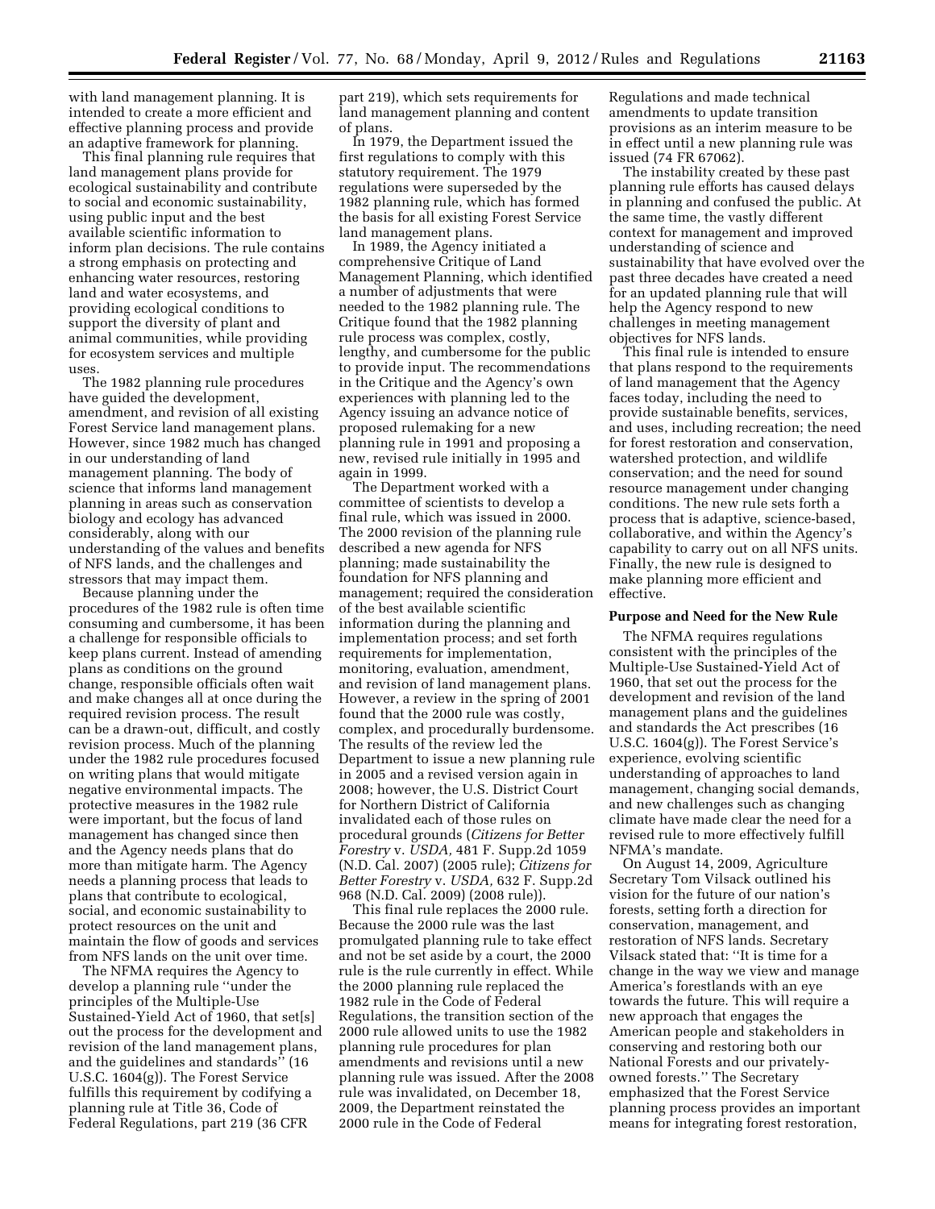with land management planning. It is intended to create a more efficient and effective planning process and provide an adaptive framework for planning.

This final planning rule requires that land management plans provide for ecological sustainability and contribute to social and economic sustainability, using public input and the best available scientific information to inform plan decisions. The rule contains a strong emphasis on protecting and enhancing water resources, restoring land and water ecosystems, and providing ecological conditions to support the diversity of plant and animal communities, while providing for ecosystem services and multiple uses.

The 1982 planning rule procedures have guided the development, amendment, and revision of all existing Forest Service land management plans. However, since 1982 much has changed in our understanding of land management planning. The body of science that informs land management planning in areas such as conservation biology and ecology has advanced considerably, along with our understanding of the values and benefits of NFS lands, and the challenges and stressors that may impact them.

Because planning under the procedures of the 1982 rule is often time consuming and cumbersome, it has been a challenge for responsible officials to keep plans current. Instead of amending plans as conditions on the ground change, responsible officials often wait and make changes all at once during the required revision process. The result can be a drawn-out, difficult, and costly revision process. Much of the planning under the 1982 rule procedures focused on writing plans that would mitigate negative environmental impacts. The protective measures in the 1982 rule were important, but the focus of land management has changed since then and the Agency needs plans that do more than mitigate harm. The Agency needs a planning process that leads to plans that contribute to ecological, social, and economic sustainability to protect resources on the unit and maintain the flow of goods and services from NFS lands on the unit over time.

The NFMA requires the Agency to develop a planning rule "under the principles of the Multiple-Use Sustained-Yield Act of 1960, that set[s] out the process for the development and revision of the land management plans, and the guidelines and standards" (16 U.S.C. 1604(g)). The Forest Service fulfills this requirement by codifying a planning rule at Title 36, Code of Federal Regulations, part 219 (36 CFR part 219), which sets requirements for land management planning and content of plans.

In 1979, the Department issued the first regulations to comply with this statutory requirement. The 1979 regulations were superseded by the 1982 planning rule, which has formed the basis for all existing Forest Service land management plans.

In 1989, the Agency initiated a comprehensive Critique of Land Management Planning, which identified a number of adjustments that were needed to the 1982 planning rule. The Critique found that the 1982 planning rule process was complex, costly, lengthy, and cumbersome for the public to provide input. The recommendations in the Critique and the Agency's own experiences with planning led to the Agency issuing an advance notice of proposed rulemaking for a new planning rule in 1991 and proposing a new, revised rule initially in 1995 and again in 1999.

The Department worked with a committee of scientists to develop a final rule, which was issued in 2000. The 2000 revision of the planning rule described a new agenda for NFS planning; made sustainability the foundation for NFS planning and management; required the consideration of the best available scientific information during the planning and implementation process; and set forth requirements for implementation, monitoring, evaluation, amendment, and revision of land management plans. However, a review in the spring of 2001 found that the 2000 rule was costly, complex, and procedurally burdensome. The results of the review led the Department to issue a new planning rule in 2005 and a revised version again in 2008; however, the U.S. District Court for Northern District of California invalidated each of those rules on procedural grounds (*Citizens for Better Forestry* v. *USDA,* 481 F. Supp.2d 1059 (N.D. Cal. 2007) (2005 rule); *Citizens for Better Forestry* v. *USDA,* 632 F. Supp.2d 968 (N.D. Cal. 2009) (2008 rule)).

This final rule replaces the 2000 rule. Because the 2000 rule was the last promulgated planning rule to take effect and not be set aside by a court, the 2000 rule is the rule currently in effect. While the 2000 planning rule replaced the 1982 rule in the Code of Federal Regulations, the transition section of the 2000 rule allowed units to use the 1982 planning rule procedures for plan amendments and revisions until a new planning rule was issued. After the 2008 rule was invalidated, on December 18, 2009, the Department reinstated the 2000 rule in the Code of Federal Regulations and made technical amendments to update transition provisions as an interim measure to be in effect until a new planning rule was issued (74 FR 67062).

The instability created by these past planning rule efforts has caused delays in planning and confused the public. At the same time, the vastly different context for management and improved understanding of science and sustainability that have evolved over the past three decades have created a need for an updated planning rule that will help the Agency respond to new challenges in meeting management objectives for NFS lands.

This final rule is intended to ensure that plans respond to the requirements of land management that the Agency faces today, including the need to provide sustainable benefits, services, and uses, including recreation; the need for forest restoration and conservation, watershed protection, and wildlife conservation; and the need for sound resource management under changing conditions. The new rule sets forth a process that is adaptive, science-based, collaborative, and within the Agency's capability to carry out on all NFS units. Finally, the new rule is designed to make planning more efficient and effective.

## Purpose and Need for the New Rule

The NFMA requires regulations consistent with the principles of the Multiple-Use Sustained-Yield Act of 1960, that set out the process for the development and revision of the land management plans and the guidelines and standards the Act prescribes (16 U.S.C. 1604(g)). The Forest Service's experience, evolving scientific understanding of approaches to land management, changing social demands, and new challenges such as changing climate have made clear the need for a revised rule to more effectively fulfill NFMA's mandate.

On August 14, 2009, Agriculture Secretary Tom Vilsack outlined his vision for the future of our nation's forests, setting forth a direction for conservation, management, and restoration of NFS lands. Secretary Vilsack stated that: "It is time for a change in the way we view and manage America's forestlands with an eye towards the future. This will require a new approach that engages the American people and stakeholders in conserving and restoring both our National Forests and our privately-owned forests." The Secretary emphasized that the Forest Service planning process provides an important means for integrating forest restoration,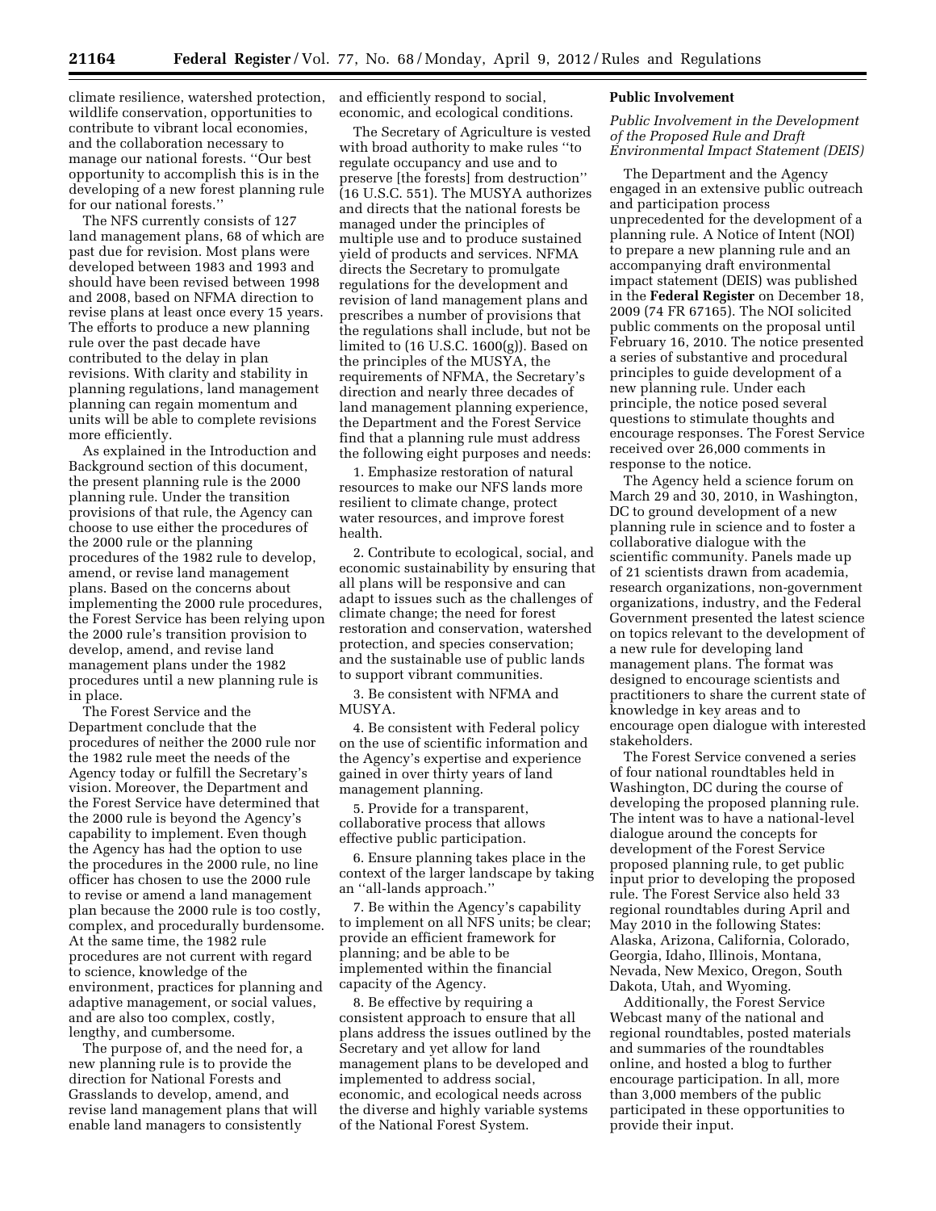climate resilience, watershed protection, wildlife conservation, opportunities to contribute to vibrant local economies, and the collaboration necessary to manage our national forests. ''Our best opportunity to accomplish this is in the developing of a new forest planning rule for our national forests.''

The NFS currently consists of 127 land management plans, 68 of which are past due for revision. Most plans were developed between 1983 and 1993 and should have been revised between 1998 and 2008, based on NFMA direction to revise plans at least once every 15 years. The efforts to produce a new planning rule over the past decade have contributed to the delay in plan revisions. With clarity and stability in planning regulations, land management planning can regain momentum and units will be able to complete revisions more efficiently.

As explained in the Introduction and Background section of this document, the present planning rule is the 2000 planning rule. Under the transition provisions of that rule, the Agency can choose to use either the procedures of the 2000 rule or the planning procedures of the 1982 rule to develop, amend, or revise land management plans. Based on the concerns about implementing the 2000 rule procedures, the Forest Service has been relying upon the 2000 rule's transition provision to develop, amend, and revise land management plans under the 1982 procedures until a new planning rule is in place.

The Forest Service and the Department conclude that the procedures of neither the 2000 rule nor the 1982 rule meet the needs of the Agency today or fulfill the Secretary's vision. Moreover, the Department and the Forest Service have determined that the 2000 rule is beyond the Agency's capability to implement. Even though the Agency has had the option to use the procedures in the 2000 rule, no line officer has chosen to use the 2000 rule to revise or amend a land management plan because the 2000 rule is too costly, complex, and procedurally burdensome. At the same time, the 1982 rule procedures are not current with regard to science, knowledge of the environment, practices for planning and adaptive management, or social values, and are also too complex, costly, lengthy, and cumbersome.

The purpose of, and the need for, a new planning rule is to provide the direction for National Forests and Grasslands to develop, amend, and revise land management plans that will enable land managers to consistently and efficiently respond to social, economic, and ecological conditions.

The Secretary of Agriculture is vested with broad authority to make rules ''to regulate occupancy and use and to preserve [the forests] from destruction'' (16 U.S.C. 551). The MUSYA authorizes and directs that the national forests be managed under the principles of multiple use and to produce sustained yield of products and services. NFMA directs the Secretary to promulgate regulations for the development and revision of land management plans and prescribes a number of provisions that the regulations shall include, but not be limited to (16 U.S.C. 1600(g)). Based on the principles of the MUSYA, the requirements of NFMA, the Secretary's direction and nearly three decades of land management planning experience, the Department and the Forest Service find that a planning rule must address the following eight purposes and needs:

1. Emphasize restoration of natural resources to make our NFS lands more resilient to climate change, protect water resources, and improve forest health.

2. Contribute to ecological, social, and economic sustainability by ensuring that all plans will be responsive and can adapt to issues such as the challenges of climate change; the need for forest restoration and conservation, watershed protection, and species conservation; and the sustainable use of public lands to support vibrant communities.

3. Be consistent with NFMA and MUSYA.

4. Be consistent with Federal policy on the use of scientific information and the Agency's expertise and experience gained in over thirty years of land management planning.

5. Provide for a transparent, collaborative process that allows effective public participation.

6. Ensure planning takes place in the context of the larger landscape by taking an ''all-lands approach.''

7. Be within the Agency's capability to implement on all NFS units; be clear; provide an efficient framework for planning; and be able to be implemented within the financial capacity of the Agency.

8. Be effective by requiring a consistent approach to ensure that all plans address the issues outlined by the Secretary and yet allow for land management plans to be developed and implemented to address social, economic, and ecological needs across the diverse and highly variable systems of the National Forest System.

## Public Involvement

### *Public Involvement in the Development of the Proposed Rule and Draft Environmental Impact Statement (DEIS)*

The Department and the Agency engaged in an extensive public outreach and participation process unprecedented for the development of a planning rule. A Notice of Intent (NOI) to prepare a new planning rule and an accompanying draft environmental impact statement (DEIS) was published in the **Federal Register** on December 18, 2009 (74 FR 67165). The NOI solicited public comments on the proposal until February 16, 2010. The notice presented a series of substantive and procedural principles to guide development of a new planning rule. Under each principle, the notice posed several questions to stimulate thoughts and encourage responses. The Forest Service received over 26,000 comments in response to the notice.

The Agency held a science forum on March 29 and 30, 2010, in Washington, DC to ground development of a new planning rule in science and to foster a collaborative dialogue with the scientific community. Panels made up of 21 scientists drawn from academia, research organizations, non-government organizations, industry, and the Federal Government presented the latest science on topics relevant to the development of a new rule for developing land management plans. The format was designed to encourage scientists and practitioners to share the current state of knowledge in key areas and to encourage open dialogue with interested stakeholders.

The Forest Service convened a series of four national roundtables held in Washington, DC during the course of developing the proposed planning rule. The intent was to have a national-level dialogue around the concepts for development of the Forest Service proposed planning rule, to get public input prior to developing the proposed rule. The Forest Service also held 33 regional roundtables during April and May 2010 in the following States: Alaska, Arizona, California, Colorado, Georgia, Idaho, Illinois, Montana, Nevada, New Mexico, Oregon, South Dakota, Utah, and Wyoming.

Additionally, the Forest Service Webcast many of the national and regional roundtables, posted materials and summaries of the roundtables online, and hosted a blog to further encourage participation. In all, more than 3,000 members of the public participated in these opportunities to provide their input.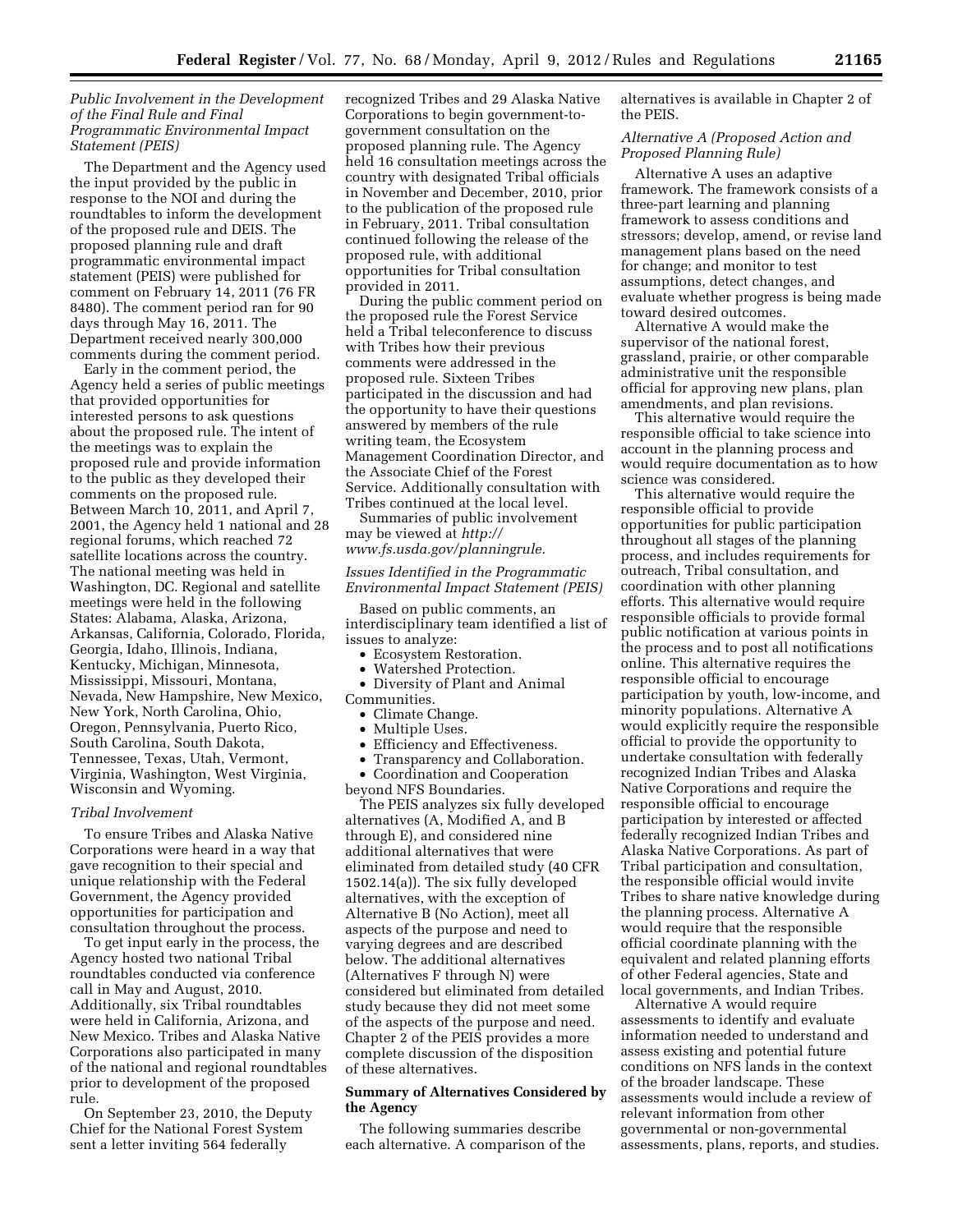### *Public Involvement in the Development of the Final Rule and Final Programmatic Environmental Impact Statement (PEIS)*

The Department and the Agency used the input provided by the public in response to the NOI and during the roundtables to inform the development of the proposed rule and DEIS. The proposed planning rule and draft programmatic environmental impact statement (PEIS) were published for comment on February 14, 2011 (76 FR 8480). The comment period ran for 90 days through May 16, 2011. The Department received nearly 300,000 comments during the comment period.

Early in the comment period, the Agency held a series of public meetings that provided opportunities for interested persons to ask questions about the proposed rule. The intent of the meetings was to explain the proposed rule and provide information to the public as they developed their comments on the proposed rule. Between March 10, 2011, and April 7, 2001, the Agency held 1 national and 28 regional forums, which reached 72 satellite locations across the country. The national meeting was held in Washington, DC. Regional and satellite meetings were held in the following States: Alabama, Alaska, Arizona, Arkansas, California, Colorado, Florida, Georgia, Idaho, Illinois, Indiana, Kentucky, Michigan, Minnesota, Mississippi, Missouri, Montana, Nevada, New Hampshire, New Mexico, New York, North Carolina, Ohio, Oregon, Pennsylvania, Puerto Rico, South Carolina, South Dakota, Tennessee, Texas, Utah, Vermont, Virginia, Washington, West Virginia, Wisconsin and Wyoming.

### *Tribal Involvement*

To ensure Tribes and Alaska Native Corporations were heard in a way that gave recognition to their special and unique relationship with the Federal Government, the Agency provided opportunities for participation and consultation throughout the process.

To get input early in the process, the Agency hosted two national Tribal roundtables conducted via conference call in May and August, 2010. Additionally, six Tribal roundtables were held in California, Arizona, and New Mexico. Tribes and Alaska Native Corporations also participated in many of the national and regional roundtables prior to development of the proposed rule.

On September 23, 2010, the Deputy Chief for the National Forest System sent a letter inviting 564 federally recognized Tribes and 29 Alaska Native Corporations to begin government-to-government consultation on the proposed planning rule. The Agency held 16 consultation meetings across the country with designated Tribal officials in November and December, 2010, prior to the publication of the proposed rule in February, 2011. Tribal consultation continued following the release of the proposed rule, with additional opportunities for Tribal consultation provided in 2011.

During the public comment period on the proposed rule the Forest Service held a Tribal teleconference to discuss with Tribes how their previous comments were addressed in the proposed rule. Sixteen Tribes participated in the discussion and had the opportunity to have their questions answered by members of the rule writing team, the Ecosystem Management Coordination Director, and the Associate Chief of the Forest Service. Additionally consultation with Tribes continued at the local level.

Summaries of public involvement may be viewed at *http://www.fs.usda.gov/planningrule.*

### *Issues Identified in the Programmatic Environmental Impact Statement (PEIS)*

Based on public comments, an interdisciplinary team identified a list of issues to analyze:

- Ecosystem Restoration.
- Watershed Protection.
- Diversity of Plant and Animal Communities.
- Climate Change.
- Multiple Uses.
- Efficiency and Effectiveness.
- Transparency and Collaboration.
- Coordination and Cooperation beyond NFS Boundaries.

The PEIS analyzes six fully developed alternatives (A, Modified A, and B through E), and considered nine additional alternatives that were eliminated from detailed study (40 CFR 1502.14(a)). The six fully developed alternatives, with the exception of Alternative B (No Action), meet all aspects of the purpose and need to varying degrees and are described below. The additional alternatives (Alternatives F through N) were considered but eliminated from detailed study because they did not meet some of the aspects of the purpose and need. Chapter 2 of the PEIS provides a more complete discussion of the disposition of these alternatives.

## **Summary of Alternatives Considered by the Agency**

The following summaries describe each alternative. A comparison of the alternatives is available in Chapter 2 of the PEIS.

### *Alternative A (Proposed Action and Proposed Planning Rule)*

Alternative A uses an adaptive framework. The framework consists of a three-part learning and planning framework to assess conditions and stressors; develop, amend, or revise land management plans based on the need for change; and monitor to test assumptions, detect changes, and evaluate whether progress is being made toward desired outcomes.

Alternative A would make the supervisor of the national forest, grassland, prairie, or other comparable administrative unit the responsible official for approving new plans, plan amendments, and plan revisions.

This alternative would require the responsible official to take science into account in the planning process and would require documentation as to how science was considered.

This alternative would require the responsible official to provide opportunities for public participation throughout all stages of the planning process, and includes requirements for outreach, Tribal consultation, and coordination with other planning efforts. This alternative would require responsible officials to provide formal public notification at various points in the process and to post all notifications online. This alternative requires the responsible official to encourage participation by youth, low-income, and minority populations. Alternative A would explicitly require the responsible official to provide the opportunity to undertake consultation with federally recognized Indian Tribes and Alaska Native Corporations and require the responsible official to encourage participation by interested or affected federally recognized Indian Tribes and Alaska Native Corporations. As part of Tribal participation and consultation, the responsible official would invite Tribes to share native knowledge during the planning process. Alternative A would require that the responsible official coordinate planning with the equivalent and related planning efforts of other Federal agencies, State and local governments, and Indian Tribes.

Alternative A would require assessments to identify and evaluate information needed to understand and assess existing and potential future conditions on NFS lands in the context of the broader landscape. These assessments would include a review of relevant information from other governmental or non-governmental assessments, plans, reports, and studies.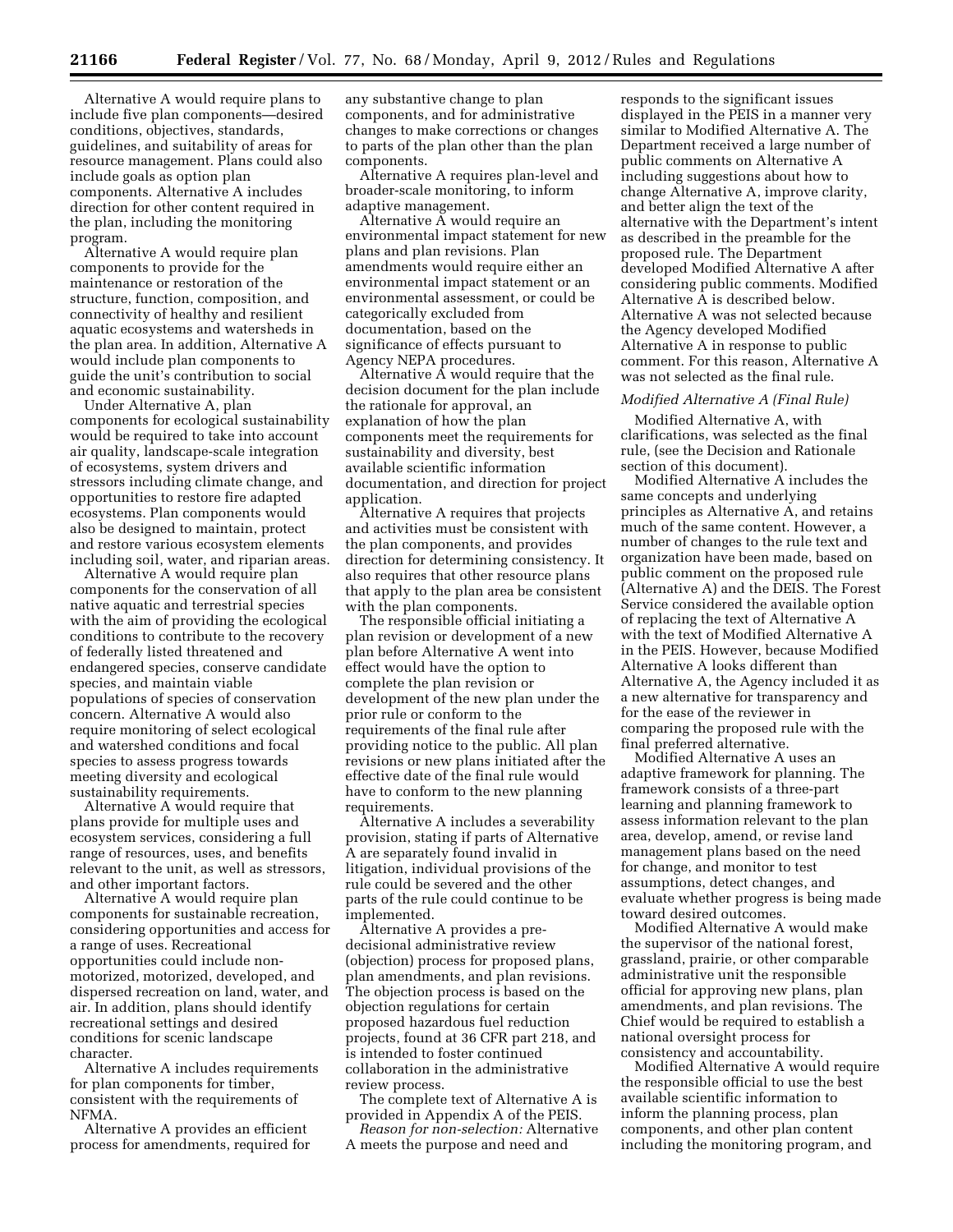Alternative A would require plans to include five plan components—desired conditions, objectives, standards, guidelines, and suitability of areas for resource management. Plans could also include goals as option plan components. Alternative A includes direction for other content required in the plan, including the monitoring program.

Alternative A would require plan components to provide for the maintenance or restoration of the structure, function, composition, and connectivity of healthy and resilient aquatic ecosystems and watersheds in the plan area. In addition, Alternative A would include plan components to guide the unit's contribution to social and economic sustainability.

Under Alternative A, plan components for ecological sustainability would be required to take into account air quality, landscape-scale integration of ecosystems, system drivers and stressors including climate change, and opportunities to restore fire adapted ecosystems. Plan components would also be designed to maintain, protect and restore various ecosystem elements including soil, water, and riparian areas.

Alternative A would require plan components for the conservation of all native aquatic and terrestrial species with the aim of providing the ecological conditions to contribute to the recovery of federally listed threatened and endangered species, conserve candidate species, and maintain viable populations of species of conservation concern. Alternative A would also require monitoring of select ecological and watershed conditions and focal species to assess progress towards meeting diversity and ecological sustainability requirements.

Alternative A would require that plans provide for multiple uses and ecosystem services, considering a full range of resources, uses, and benefits relevant to the unit, as well as stressors, and other important factors.

Alternative A would require plan components for sustainable recreation, considering opportunities and access for a range of uses. Recreational opportunities could include non-motorized, motorized, developed, and dispersed recreation on land, water, and air. In addition, plans should identify recreational settings and desired conditions for scenic landscape character.

Alternative A includes requirements for plan components for timber, consistent with the requirements of NFMA.

Alternative A provides an efficient process for amendments, required for any substantive change to plan components, and for administrative changes to make corrections or changes to parts of the plan other than the plan components.

Alternative A requires plan-level and broader-scale monitoring, to inform adaptive management.

Alternative A would require an environmental impact statement for new plans and plan revisions. Plan amendments would require either an environmental impact statement or an environmental assessment, or could be categorically excluded from documentation, based on the significance of effects pursuant to Agency NEPA procedures.

Alternative A would require that the decision document for the plan include the rationale for approval, an explanation of how the plan components meet the requirements for sustainability and diversity, best available scientific information documentation, and direction for project application.

Alternative A requires that projects and activities must be consistent with the plan components, and provides direction for determining consistency. It also requires that other resource plans that apply to the plan area be consistent with the plan components.

The responsible official initiating a plan revision or development of a new plan before Alternative A went into effect would have the option to complete the plan revision or development of the new plan under the prior rule or conform to the requirements of the final rule after providing notice to the public. All plan revisions or new plans initiated after the effective date of the final rule would have to conform to the new planning requirements.

Alternative A includes a severability provision, stating if parts of Alternative A are separately found invalid in litigation, individual provisions of the rule could be severed and the other parts of the rule could continue to be implemented.

Alternative A provides a pre-decisional administrative review (objection) process for proposed plans, plan amendments, and plan revisions. The objection process is based on the objection regulations for certain proposed hazardous fuel reduction projects, found at 36 CFR part 218, and is intended to foster continued collaboration in the administrative review process.

The complete text of Alternative A is provided in Appendix A of the PEIS.

*Reason for non-selection:* Alternative A meets the purpose and need and responds to the significant issues displayed in the PEIS in a manner very similar to Modified Alternative A. The Department received a large number of public comments on Alternative A including suggestions about how to change Alternative A, improve clarity, and better align the text of the alternative with the Department's intent as described in the preamble for the proposed rule. The Department developed Modified Alternative A after considering public comments. Modified Alternative A is described below. Alternative A was not selected because the Agency developed Modified Alternative A in response to public comment. For this reason, Alternative A was not selected as the final rule.

*Modified Alternative A (Final Rule)*

Modified Alternative A, with clarifications, was selected as the final rule, (see the Decision and Rationale section of this document).

Modified Alternative A includes the same concepts and underlying principles as Alternative A, and retains much of the same content. However, a number of changes to the rule text and organization have been made, based on public comment on the proposed rule (Alternative A) and the DEIS. The Forest Service considered the available option of replacing the text of Alternative A with the text of Modified Alternative A in the PEIS. However, because Modified Alternative A looks different than Alternative A, the Agency included it as a new alternative for transparency and for the ease of the reviewer in comparing the proposed rule with the final preferred alternative.

Modified Alternative A uses an adaptive framework for planning. The framework consists of a three-part learning and planning framework to assess information relevant to the plan area, develop, amend, or revise land management plans based on the need for change, and monitor to test assumptions, detect changes, and evaluate whether progress is being made toward desired outcomes.

Modified Alternative A would make the supervisor of the national forest, grassland, prairie, or other comparable administrative unit the responsible official for approving new plans, plan amendments, and plan revisions. The Chief would be required to establish a national oversight process for consistency and accountability.

Modified Alternative A would require the responsible official to use the best available scientific information to inform the planning process, plan components, and other plan content including the monitoring program, and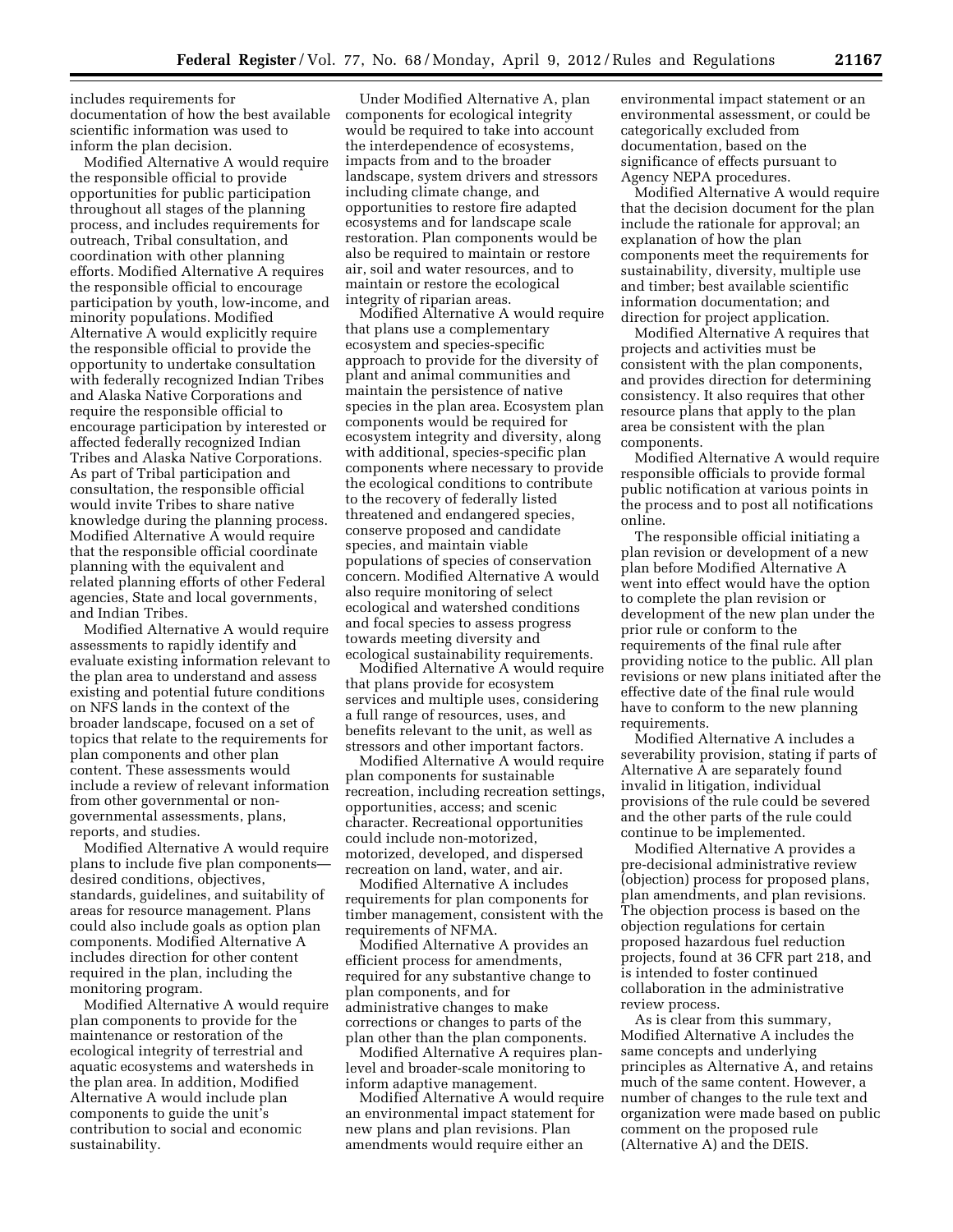includes requirements for documentation of how the best available scientific information was used to inform the plan decision.

Modified Alternative A would require the responsible official to provide opportunities for public participation throughout all stages of the planning process, and includes requirements for outreach, Tribal consultation, and coordination with other planning efforts. Modified Alternative A requires the responsible official to encourage participation by youth, low-income, and minority populations. Modified Alternative A would explicitly require the responsible official to provide the opportunity to undertake consultation with federally recognized Indian Tribes and Alaska Native Corporations and require the responsible official to encourage participation by interested or affected federally recognized Indian Tribes and Alaska Native Corporations. As part of Tribal participation and consultation, the responsible official would invite Tribes to share native knowledge during the planning process. Modified Alternative A would require that the responsible official coordinate planning with the equivalent and related planning efforts of other Federal agencies, State and local governments, and Indian Tribes.

Modified Alternative A would require assessments to rapidly identify and evaluate existing information relevant to the plan area to understand and assess existing and potential future conditions on NFS lands in the context of the broader landscape, focused on a set of topics that relate to the requirements for plan components and other plan content. These assessments would include a review of relevant information from other governmental or non-governmental assessments, plans, reports, and studies.

Modified Alternative A would require plans to include five plan components—desired conditions, objectives, standards, guidelines, and suitability of areas for resource management. Plans could also include goals as option plan components. Modified Alternative A includes direction for other content required in the plan, including the monitoring program.

Modified Alternative A would require plan components to provide for the maintenance or restoration of the ecological integrity of terrestrial and aquatic ecosystems and watersheds in the plan area. In addition, Modified Alternative A would include plan components to guide the unit's contribution to social and economic sustainability.

Under Modified Alternative A, plan components for ecological integrity would be required to take into account the interdependence of ecosystems, impacts from and to the broader landscape, system drivers and stressors including climate change, and opportunities to restore fire adapted ecosystems and for landscape scale restoration. Plan components would be also be required to maintain or restore air, soil and water resources, and to maintain or restore the ecological integrity of riparian areas.

Modified Alternative A would require that plans use a complementary ecosystem and species-specific approach to provide for the diversity of plant and animal communities and maintain the persistence of native species in the plan area. Ecosystem plan components would be required for ecosystem integrity and diversity, along with additional, species-specific plan components where necessary to provide the ecological conditions to contribute to the recovery of federally listed threatened and endangered species, conserve proposed and candidate species, and maintain viable populations of species of conservation concern. Modified Alternative A would also require monitoring of select ecological and watershed conditions and focal species to assess progress towards meeting diversity and ecological sustainability requirements.

Modified Alternative A would require that plans provide for ecosystem services and multiple uses, considering a full range of resources, uses, and benefits relevant to the unit, as well as stressors and other important factors.

Modified Alternative A would require plan components for sustainable recreation, including recreation settings, opportunities, access; and scenic character. Recreational opportunities could include non-motorized, motorized, developed, and dispersed recreation on land, water, and air.

Modified Alternative A includes requirements for plan components for timber management, consistent with the requirements of NFMA.

Modified Alternative A provides an efficient process for amendments, required for any substantive change to plan components, and for administrative changes to make corrections or changes to parts of the plan other than the plan components.

Modified Alternative A requires plan-level and broader-scale monitoring to inform adaptive management.

Modified Alternative A would require an environmental impact statement for new plans and plan revisions. Plan amendments would require either an environmental impact statement or an environmental assessment, or could be categorically excluded from documentation, based on the significance of effects pursuant to Agency NEPA procedures.

Modified Alternative A would require that the decision document for the plan include the rationale for approval; an explanation of how the plan components meet the requirements for sustainability, diversity, multiple use and timber; best available scientific information documentation; and direction for project application.

Modified Alternative A requires that projects and activities must be consistent with the plan components, and provides direction for determining consistency. It also requires that other resource plans that apply to the plan area be consistent with the plan components.

Modified Alternative A would require responsible officials to provide formal public notification at various points in the process and to post all notifications online.

The responsible official initiating a plan revision or development of a new plan before Modified Alternative A went into effect would have the option to complete the plan revision or development of the new plan under the prior rule or conform to the requirements of the final rule after providing notice to the public. All plan revisions or new plans initiated after the effective date of the final rule would have to conform to the new planning requirements.

Modified Alternative A includes a severability provision, stating if parts of Alternative A are separately found invalid in litigation, individual provisions of the rule could be severed and the other parts of the rule could continue to be implemented.

Modified Alternative A provides a pre-decisional administrative review (objection) process for proposed plans, plan amendments, and plan revisions. The objection process is based on the objection regulations for certain proposed hazardous fuel reduction projects, found at 36 CFR part 218, and is intended to foster continued collaboration in the administrative review process.

As is clear from this summary, Modified Alternative A includes the same concepts and underlying principles as Alternative A, and retains much of the same content. However, a number of changes to the rule text and organization were made based on public comment on the proposed rule (Alternative A) and the DEIS.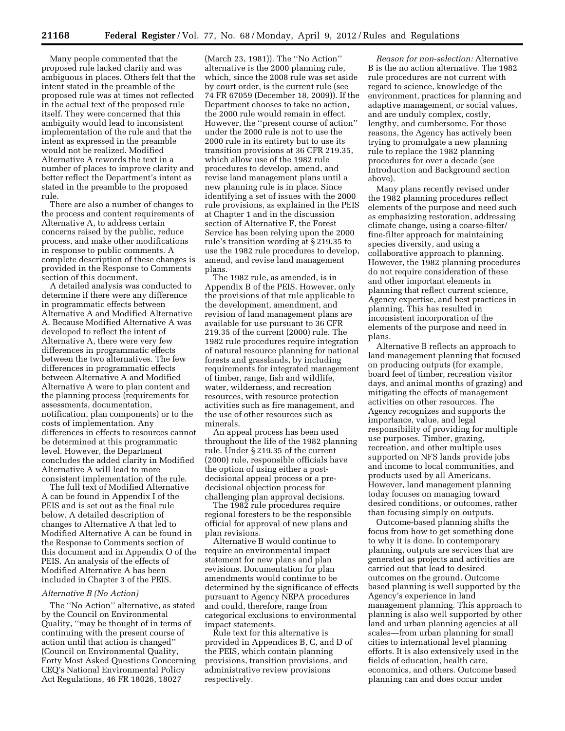Many people commented that the proposed rule lacked clarity and was ambiguous in places. Others felt that the intent stated in the preamble of the proposed rule was at times not reflected in the actual text of the proposed rule itself. They were concerned that this ambiguity would lead to inconsistent implementation of the rule and that the intent as expressed in the preamble would not be realized. Modified Alternative A rewords the text in a number of places to improve clarity and better reflect the Department's intent as stated in the preamble to the proposed rule.

There are also a number of changes to the process and content requirements of Alternative A, to address certain concerns raised by the public, reduce process, and make other modifications in response to public comments. A complete description of these changes is provided in the Response to Comments section of this document.

A detailed analysis was conducted to determine if there were any difference in programmatic effects between Alternative A and Modified Alternative A. Because Modified Alternative A was developed to reflect the intent of Alternative A, there were very few differences in programmatic effects between the two alternatives. The few differences in programmatic effects between Alternative A and Modified Alternative A were to plan content and the planning process (requirements for assessments, documentation, notification, plan components) or to the costs of implementation. Any differences in effects to resources cannot be determined at this programmatic level. However, the Department concludes the added clarity in Modified Alternative A will lead to more consistent implementation of the rule.

The full text of Modified Alternative A can be found in Appendix I of the PEIS and is set out as the final rule below. A detailed description of changes to Alternative A that led to Modified Alternative A can be found in the Response to Comments section of this document and in Appendix O of the PEIS. An analysis of the effects of Modified Alternative A has been included in Chapter 3 of the PEIS.

*Alternative B (No Action)*

The ''No Action'' alternative, as stated by the Council on Environmental Quality, ''may be thought of in terms of continuing with the present course of action until that action is changed'' (Council on Environmental Quality, Forty Most Asked Questions Concerning CEQ's National Environmental Policy Act Regulations, 46 FR 18026, 18027 (March 23, 1981)). The ''No Action'' alternative is the 2000 planning rule, which, since the 2008 rule was set aside by court order, is the current rule (see 74 FR 67059 (December 18, 2009)). If the Department chooses to take no action, the 2000 rule would remain in effect. However, the ''present course of action'' under the 2000 rule is not to use the 2000 rule in its entirety but to use its transition provisions at 36 CFR 219.35, which allow use of the 1982 rule procedures to develop, amend, and revise land management plans until a new planning rule is in place. Since identifying a set of issues with the 2000 rule provisions, as explained in the PEIS at Chapter 1 and in the discussion section of Alternative F, the Forest Service has been relying upon the 2000 rule's transition wording at § 219.35 to use the 1982 rule procedures to develop, amend, and revise land management plans.

The 1982 rule, as amended, is in Appendix B of the PEIS. However, only the provisions of that rule applicable to the development, amendment, and revision of land management plans are available for use pursuant to 36 CFR 219.35 of the current (2000) rule. The 1982 rule procedures require integration of natural resource planning for national forests and grasslands, by including requirements for integrated management of timber, range, fish and wildlife, water, wilderness, and recreation resources, with resource protection activities such as fire management, and the use of other resources such as minerals.

An appeal process has been used throughout the life of the 1982 planning rule. Under § 219.35 of the current (2000) rule, responsible officials have the option of using either a post-decisional appeal process or a pre-decisional objection process for challenging plan approval decisions.

The 1982 rule procedures require regional foresters to be the responsible official for approval of new plans and plan revisions.

Alternative B would continue to require an environmental impact statement for new plans and plan revisions. Documentation for plan amendments would continue to be determined by the significance of effects pursuant to Agency NEPA procedures and could, therefore, range from categorical exclusions to environmental impact statements.

Rule text for this alternative is provided in Appendices B, C, and D of the PEIS, which contain planning provisions, transition provisions, and administrative review provisions respectively.

*Reason for non-selection:* Alternative B is the no action alternative. The 1982 rule procedures are not current with regard to science, knowledge of the environment, practices for planning and adaptive management, or social values, and are unduly complex, costly, lengthy, and cumbersome. For those reasons, the Agency has actively been trying to promulgate a new planning rule to replace the 1982 planning procedures for over a decade (see Introduction and Background section above).

Many plans recently revised under the 1982 planning procedures reflect elements of the purpose and need such as emphasizing restoration, addressing climate change, using a coarse-filter/fine-filter approach for maintaining species diversity, and using a collaborative approach to planning. However, the 1982 planning procedures do not require consideration of these and other important elements in planning that reflect current science, Agency expertise, and best practices in planning. This has resulted in inconsistent incorporation of the elements of the purpose and need in plans.

Alternative B reflects an approach to land management planning that focused on producing outputs (for example, board feet of timber, recreation visitor days, and animal months of grazing) and mitigating the effects of management activities on other resources. The Agency recognizes and supports the importance, value, and legal responsibility of providing for multiple use purposes. Timber, grazing, recreation, and other multiple uses supported on NFS lands provide jobs and income to local communities, and products used by all Americans. However, land management planning today focuses on managing toward desired conditions, or outcomes, rather than focusing simply on outputs.

Outcome-based planning shifts the focus from how to get something done to why it is done. In contemporary planning, outputs are services that are generated as projects and activities are carried out that lead to desired outcomes on the ground. Outcome based planning is well supported by the Agency's experience in land management planning. This approach to planning is also well supported by other land and urban planning agencies at all scales—from urban planning for small cities to international level planning efforts. It is also extensively used in the fields of education, health care, economics, and others. Outcome based planning can and does occur under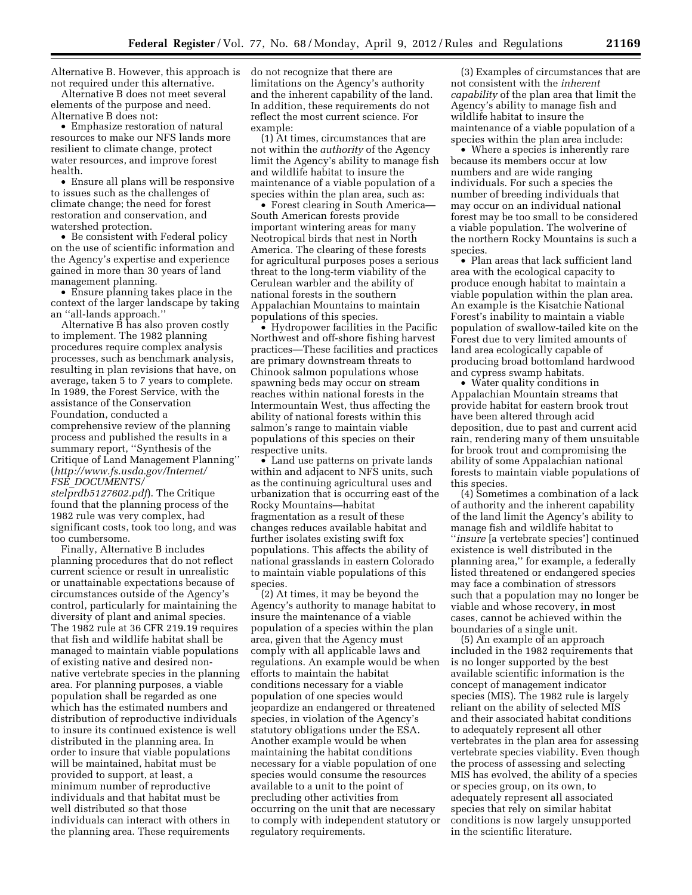Alternative B. However, this approach is not required under this alternative.

Alternative B does not meet several elements of the purpose and need. Alternative B does not:

- Emphasize restoration of natural resources to make our NFS lands more resilient to climate change, protect water resources, and improve forest health.
- Ensure all plans will be responsive to issues such as the challenges of climate change; the need for forest restoration and conservation, and watershed protection.
- Be consistent with Federal policy on the use of scientific information and the Agency's expertise and experience gained in more than 30 years of land management planning.
- Ensure planning takes place in the context of the larger landscape by taking an ''all-lands approach.''

Alternative B has also proven costly to implement. The 1982 planning procedures require complex analysis processes, such as benchmark analysis, resulting in plan revisions that have, on average, taken 5 to 7 years to complete. In 1989, the Forest Service, with the assistance of the Conservation Foundation, conducted a comprehensive review of the planning process and published the results in a summary report, ''Synthesis of the Critique of Land Management Planning'' (*http://www.fs.usda.gov/Internet/FSE_DOCUMENTS/stelprdb5127602.pdf*). The Critique found that the planning process of the 1982 rule was very complex, had significant costs, took too long, and was too cumbersome.

Finally, Alternative B includes planning procedures that do not reflect current science or result in unrealistic or unattainable expectations because of circumstances outside of the Agency's control, particularly for maintaining the diversity of plant and animal species. The 1982 rule at 36 CFR 219.19 requires that fish and wildlife habitat shall be managed to maintain viable populations of existing native and desired non-native vertebrate species in the planning area. For planning purposes, a viable population shall be regarded as one which has the estimated numbers and distribution of reproductive individuals to insure its continued existence is well distributed in the planning area. In order to insure that viable populations will be maintained, habitat must be provided to support, at least, a minimum number of reproductive individuals and that habitat must be well distributed so that those individuals can interact with others in the planning area. These requirements do not recognize that there are limitations on the Agency's authority and the inherent capability of the land. In addition, these requirements do not reflect the most current science. For example:

(1) At times, circumstances that are not within the *authority* of the Agency limit the Agency's ability to manage fish and wildlife habitat to insure the maintenance of a viable population of a species within the plan area, such as:

- Forest clearing in South America—South American forests provide important wintering areas for many Neotropical birds that nest in North America. The clearing of these forests for agricultural purposes poses a serious threat to the long-term viability of the Cerulean warbler and the ability of national forests in the southern Appalachian Mountains to maintain populations of this species.
- Hydropower facilities in the Pacific Northwest and off-shore fishing harvest practices—These facilities and practices are primary downstream threats to Chinook salmon populations whose spawning beds may occur on stream reaches within national forests in the Intermountain West, thus affecting the ability of national forests within this salmon's range to maintain viable populations of this species on their respective units.
- Land use patterns on private lands within and adjacent to NFS units, such as the continuing agricultural uses and urbanization that is occurring east of the Rocky Mountains—habitat fragmentation as a result of these changes reduces available habitat and further isolates existing swift fox populations. This affects the ability of national grasslands in eastern Colorado to maintain viable populations of this species.

(2) At times, it may be beyond the Agency's authority to manage habitat to insure the maintenance of a viable population of a species within the plan area, given that the Agency must comply with all applicable laws and regulations. An example would be when efforts to maintain the habitat conditions necessary for a viable population of one species would jeopardize an endangered or threatened species, in violation of the Agency's statutory obligations under the ESA. Another example would be when maintaining the habitat conditions necessary for a viable population of one species would consume the resources available to a unit to the point of precluding other activities from occurring on the unit that are necessary to comply with independent statutory or regulatory requirements.

(3) Examples of circumstances that are not consistent with the *inherent capability* of the plan area that limit the Agency's ability to manage fish and wildlife habitat to insure the maintenance of a viable population of a species within the plan area include:

- Where a species is inherently rare because its members occur at low numbers and are wide ranging individuals. For such a species the number of breeding individuals that may occur on an individual national forest may be too small to be considered a viable population. The wolverine of the northern Rocky Mountains is such a species.
- Plan areas that lack sufficient land area with the ecological capacity to produce enough habitat to maintain a viable population within the plan area. An example is the Kisatchie National Forest's inability to maintain a viable population of swallow-tailed kite on the Forest due to very limited amounts of land area ecologically capable of producing broad bottomland hardwood and cypress swamp habitats.
- Water quality conditions in Appalachian Mountain streams that provide habitat for eastern brook trout have been altered through acid deposition, due to past and current acid rain, rendering many of them unsuitable for brook trout and compromising the ability of some Appalachian national forests to maintain viable populations of this species.

(4) Sometimes a combination of a lack of authority and the inherent capability of the land limit the Agency's ability to manage fish and wildlife habitat to ''*insure* [a vertebrate species'] continued existence is well distributed in the planning area,'' for example, a federally listed threatened or endangered species may face a combination of stressors such that a population may no longer be viable and whose recovery, in most cases, cannot be achieved within the boundaries of a single unit.

(5) An example of an approach included in the 1982 requirements that is no longer supported by the best available scientific information is the concept of management indicator species (MIS). The 1982 rule is largely reliant on the ability of selected MIS and their associated habitat conditions to adequately represent all other vertebrates in the plan area for assessing vertebrate species viability. Even though the process of assessing and selecting MIS has evolved, the ability of a species or species group, on its own, to adequately represent all associated species that rely on similar habitat conditions is now largely unsupported in the scientific literature.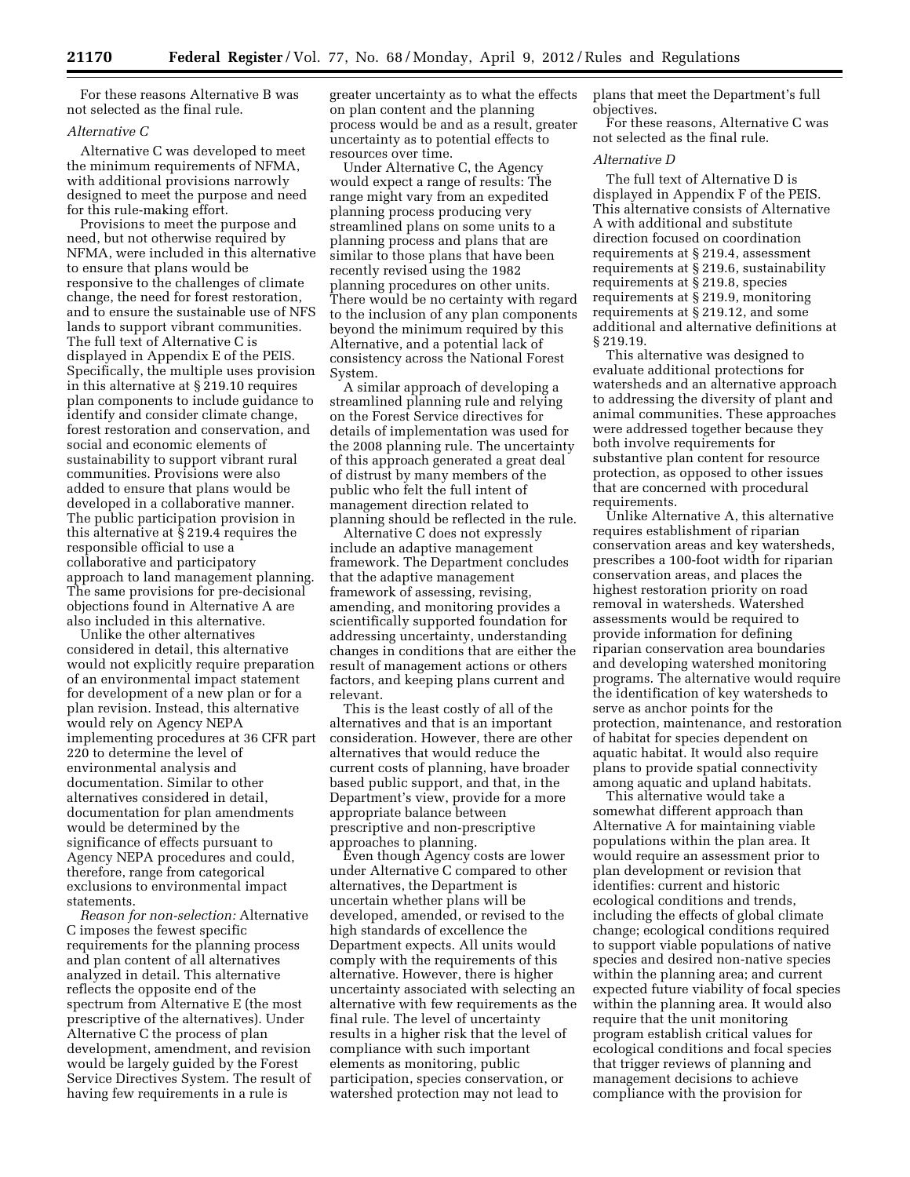For these reasons Alternative B was not selected as the final rule.

*Alternative C*

Alternative C was developed to meet the minimum requirements of NFMA, with additional provisions narrowly designed to meet the purpose and need for this rule-making effort.

Provisions to meet the purpose and need, but not otherwise required by NFMA, were included in this alternative to ensure that plans would be responsive to the challenges of climate change, the need for forest restoration, and to ensure the sustainable use of NFS lands to support vibrant communities. The full text of Alternative C is displayed in Appendix E of the PEIS. Specifically, the multiple uses provision in this alternative at § 219.10 requires plan components to include guidance to identify and consider climate change, forest restoration and conservation, and social and economic elements of sustainability to support vibrant rural communities. Provisions were also added to ensure that plans would be developed in a collaborative manner. The public participation provision in this alternative at § 219.4 requires the responsible official to use a collaborative and participatory approach to land management planning. The same provisions for pre-decisional objections found in Alternative A are also included in this alternative.

Unlike the other alternatives considered in detail, this alternative would not explicitly require preparation of an environmental impact statement for development of a new plan or for a plan revision. Instead, this alternative would rely on Agency NEPA implementing procedures at 36 CFR part 220 to determine the level of environmental analysis and documentation. Similar to other alternatives considered in detail, documentation for plan amendments would be determined by the significance of effects pursuant to Agency NEPA procedures and could, therefore, range from categorical exclusions to environmental impact statements.

*Reason for non-selection:* Alternative C imposes the fewest specific requirements for the planning process and plan content of all alternatives analyzed in detail. This alternative reflects the opposite end of the spectrum from Alternative E (the most prescriptive of the alternatives). Under Alternative C the process of plan development, amendment, and revision would be largely guided by the Forest Service Directives System. The result of having few requirements in a rule is greater uncertainty as to what the effects on plan content and the planning process would be and as a result, greater uncertainty as to potential effects to resources over time.

Under Alternative C, the Agency would expect a range of results: The range might vary from an expedited planning process producing very streamlined plans on some units to a planning process and plans that are similar to those plans that have been recently revised using the 1982 planning procedures on other units. There would be no certainty with regard to the inclusion of any plan components beyond the minimum required by this Alternative, and a potential lack of consistency across the National Forest System.

A similar approach of developing a streamlined planning rule and relying on the Forest Service directives for details of implementation was used for the 2008 planning rule. The uncertainty of this approach generated a great deal of distrust by many members of the public who felt the full intent of management direction related to planning should be reflected in the rule.

Alternative C does not expressly include an adaptive management framework. The Department concludes that the adaptive management framework of assessing, revising, amending, and monitoring provides a scientifically supported foundation for addressing uncertainty, understanding changes in conditions that are either the result of management actions or others factors, and keeping plans current and relevant.

This is the least costly of all of the alternatives and that is an important consideration. However, there are other alternatives that would reduce the current costs of planning, have broader based public support, and that, in the Department's view, provide for a more appropriate balance between prescriptive and non-prescriptive approaches to planning.

Even though Agency costs are lower under Alternative C compared to other alternatives, the Department is uncertain whether plans will be developed, amended, or revised to the high standards of excellence the Department expects. All units would comply with the requirements of this alternative. However, there is higher uncertainty associated with selecting an alternative with few requirements as the final rule. The level of uncertainty results in a higher risk that the level of compliance with such important elements as monitoring, public participation, species conservation, or watershed protection may not lead to plans that meet the Department's full objectives.

For these reasons, Alternative C was not selected as the final rule.

*Alternative D*

The full text of Alternative D is displayed in Appendix F of the PEIS. This alternative consists of Alternative A with additional and substitute direction focused on coordination requirements at § 219.4, assessment requirements at § 219.6, sustainability requirements at § 219.8, species requirements at § 219.9, monitoring requirements at § 219.12, and some additional and alternative definitions at § 219.19.

This alternative was designed to evaluate additional protections for watersheds and an alternative approach to addressing the diversity of plant and animal communities. These approaches were addressed together because they both involve requirements for substantive plan content for resource protection, as opposed to other issues that are concerned with procedural requirements.

Unlike Alternative A, this alternative requires establishment of riparian conservation areas and key watersheds, prescribes a 100-foot width for riparian conservation areas, and places the highest restoration priority on road removal in watersheds. Watershed assessments would be required to provide information for defining riparian conservation area boundaries and developing watershed monitoring programs. The alternative would require the identification of key watersheds to serve as anchor points for the protection, maintenance, and restoration of habitat for species dependent on aquatic habitat. It would also require plans to provide spatial connectivity among aquatic and upland habitats.

This alternative would take a somewhat different approach than Alternative A for maintaining viable populations within the plan area. It would require an assessment prior to plan development or revision that identifies: current and historic ecological conditions and trends, including the effects of global climate change; ecological conditions required to support viable populations of native species and desired non-native species within the planning area; and current expected future viability of focal species within the planning area. It would also require that the unit monitoring program establish critical values for ecological conditions and focal species that trigger reviews of planning and management decisions to achieve compliance with the provision for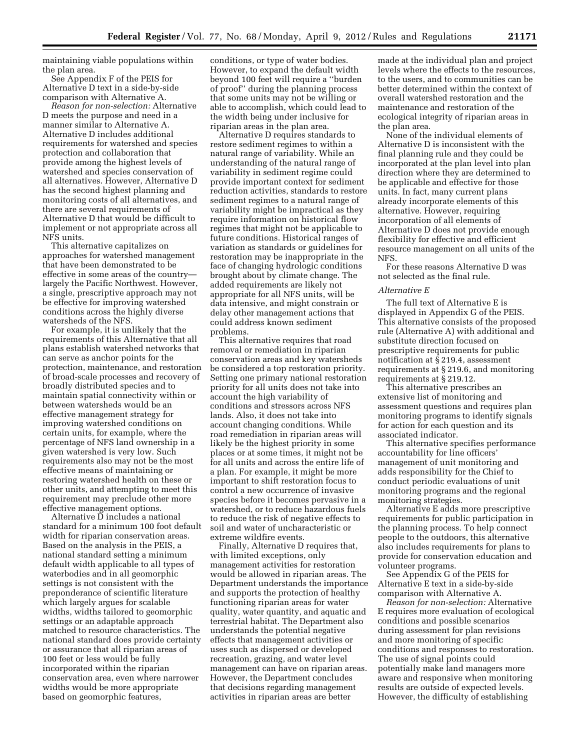maintaining viable populations within the plan area.

See Appendix F of the PEIS for Alternative D text in a side-by-side comparison with Alternative A.

*Reason for non-selection:* Alternative D meets the purpose and need in a manner similar to Alternative A. Alternative D includes additional requirements for watershed and species protection and collaboration that provide among the highest levels of watershed and species conservation of all alternatives. However, Alternative D has the second highest planning and monitoring costs of all alternatives, and there are several requirements of Alternative D that would be difficult to implement or not appropriate across all NFS units.

This alternative capitalizes on approaches for watershed management that have been demonstrated to be effective in some areas of the country—largely the Pacific Northwest. However, a single, prescriptive approach may not be effective for improving watershed conditions across the highly diverse watersheds of the NFS.

For example, it is unlikely that the requirements of this Alternative that all plans establish watershed networks that can serve as anchor points for the protection, maintenance, and restoration of broad-scale processes and recovery of broadly distributed species and to maintain spatial connectivity within or between watersheds would be an effective management strategy for improving watershed conditions on certain units, for example, where the percentage of NFS land ownership in a given watershed is very low. Such requirements also may not be the most effective means of maintaining or restoring watershed health on these or other units, and attempting to meet this requirement may preclude other more effective management options.

Alternative D includes a national standard for a minimum 100 foot default width for riparian conservation areas. Based on the analysis in the PEIS, a national standard setting a minimum default width applicable to all types of waterbodies and in all geomorphic settings is not consistent with the preponderance of scientific literature which largely argues for scalable widths, widths tailored to geomorphic settings or an adaptable approach matched to resource characteristics. The national standard does provide certainty or assurance that all riparian areas of 100 feet or less would be fully incorporated within the riparian conservation area, even where narrower widths would be more appropriate based on geomorphic features, conditions, or type of water bodies. However, to expand the default width beyond 100 feet will require a ''burden of proof'' during the planning process that some units may not be willing or able to accomplish, which could lead to the width being under inclusive for riparian areas in the plan area.

Alternative D requires standards to restore sediment regimes to within a natural range of variability. While an understanding of the natural range of variability in sediment regime could provide important context for sediment reduction activities, standards to restore sediment regimes to a natural range of variability might be impractical as they require information on historical flow regimes that might not be applicable to future conditions. Historical ranges of variation as standards or guidelines for restoration may be inappropriate in the face of changing hydrologic conditions brought about by climate change. The added requirements are likely not appropriate for all NFS units, will be data intensive, and might constrain or delay other management actions that could address known sediment problems.

This alternative requires that road removal or remediation in riparian conservation areas and key watersheds be considered a top restoration priority. Setting one primary national restoration priority for all units does not take into account the high variability of conditions and stressors across NFS lands. Also, it does not take into account changing conditions. While road remediation in riparian areas will likely be the highest priority in some places or at some times, it might not be for all units and across the entire life of a plan. For example, it might be more important to shift restoration focus to control a new occurrence of invasive species before it becomes pervasive in a watershed, or to reduce hazardous fuels to reduce the risk of negative effects to soil and water of uncharacteristic or extreme wildfire events.

Finally, Alternative D requires that, with limited exceptions, only management activities for restoration would be allowed in riparian areas. The Department understands the importance and supports the protection of healthy functioning riparian areas for water quality, water quantity, and aquatic and terrestrial habitat. The Department also understands the potential negative effects that management activities or uses such as dispersed or developed recreation, grazing, and water level management can have on riparian areas. However, the Department concludes that decisions regarding management activities in riparian areas are better made at the individual plan and project levels where the effects to the resources, to the users, and to communities can be better determined within the context of overall watershed restoration and the maintenance and restoration of the ecological integrity of riparian areas in the plan area.

None of the individual elements of Alternative D is inconsistent with the final planning rule and they could be incorporated at the plan level into plan direction where they are determined to be applicable and effective for those units. In fact, many current plans already incorporate elements of this alternative. However, requiring incorporation of all elements of Alternative D does not provide enough flexibility for effective and efficient resource management on all units of the NFS.

For these reasons Alternative D was not selected as the final rule.

### *Alternative E*

The full text of Alternative E is displayed in Appendix G of the PEIS. This alternative consists of the proposed rule (Alternative A) with additional and substitute direction focused on prescriptive requirements for public notification at § 219.4, assessment requirements at § 219.6, and monitoring requirements at § 219.12.

This alternative prescribes an extensive list of monitoring and assessment questions and requires plan monitoring programs to identify signals for action for each question and its associated indicator.

This alternative specifies performance accountability for line officers' management of unit monitoring and adds responsibility for the Chief to conduct periodic evaluations of unit monitoring programs and the regional monitoring strategies.

Alternative E adds more prescriptive requirements for public participation in the planning process. To help connect people to the outdoors, this alternative also includes requirements for plans to provide for conservation education and volunteer programs.

See Appendix G of the PEIS for Alternative E text in a side-by-side comparison with Alternative A.

*Reason for non-selection:* Alternative E requires more evaluation of ecological conditions and possible scenarios during assessment for plan revisions and more monitoring of specific conditions and responses to restoration. The use of signal points could potentially make land managers more aware and responsive when monitoring results are outside of expected levels. However, the difficulty of establishing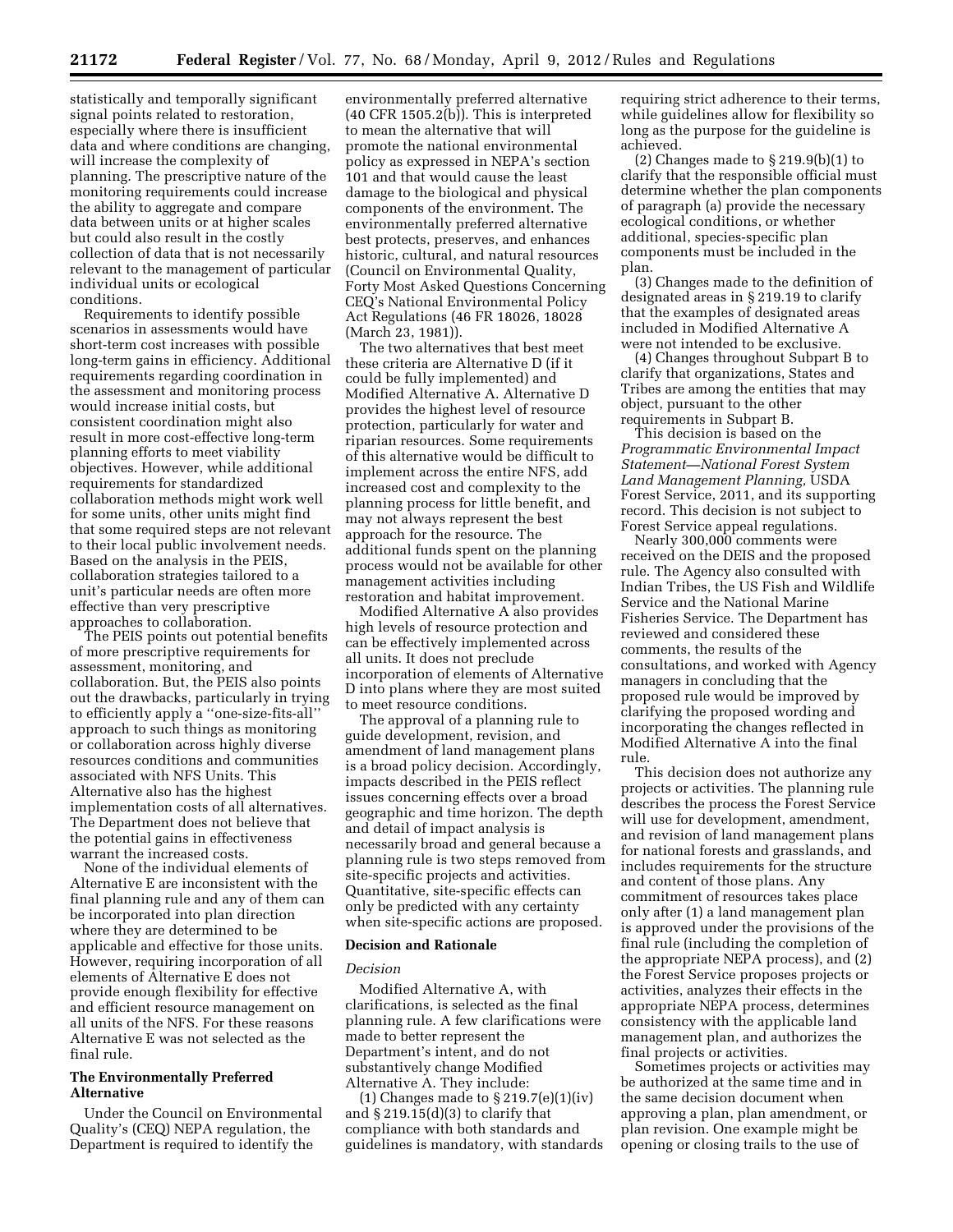statistically and temporally significant signal points related to restoration, especially where there is insufficient data and where conditions are changing, will increase the complexity of planning. The prescriptive nature of the monitoring requirements could increase the ability to aggregate and compare data between units or at higher scales but could also result in the costly collection of data that is not necessarily relevant to the management of particular individual units or ecological conditions.

Requirements to identify possible scenarios in assessments would have short-term cost increases with possible long-term gains in efficiency. Additional requirements regarding coordination in the assessment and monitoring process would increase initial costs, but consistent coordination might also result in more cost-effective long-term planning efforts to meet viability objectives. However, while additional requirements for standardized collaboration methods might work well for some units, other units might find that some required steps are not relevant to their local public involvement needs. Based on the analysis in the PEIS, collaboration strategies tailored to a unit's particular needs are often more effective than very prescriptive approaches to collaboration.

The PEIS points out potential benefits of more prescriptive requirements for assessment, monitoring, and collaboration. But, the PEIS also points out the drawbacks, particularly in trying to efficiently apply a ''one-size-fits-all'' approach to such things as monitoring or collaboration across highly diverse resources conditions and communities associated with NFS Units. This Alternative also has the highest implementation costs of all alternatives. The Department does not believe that the potential gains in effectiveness warrant the increased costs.

None of the individual elements of Alternative E are inconsistent with the final planning rule and any of them can be incorporated into plan direction where they are determined to be applicable and effective for those units. However, requiring incorporation of all elements of Alternative E does not provide enough flexibility for effective and efficient resource management on all units of the NFS. For these reasons Alternative E was not selected as the final rule.

## The Environmentally Preferred Alternative

Under the Council on Environmental Quality's (CEQ) NEPA regulation, the Department is required to identify the environmentally preferred alternative (40 CFR 1505.2(b)). This is interpreted to mean the alternative that will promote the national environmental policy as expressed in NEPA's section 101 and that would cause the least damage to the biological and physical components of the environment. The environmentally preferred alternative best protects, preserves, and enhances historic, cultural, and natural resources (Council on Environmental Quality, Forty Most Asked Questions Concerning CEQ's National Environmental Policy Act Regulations (46 FR 18026, 18028 (March 23, 1981)).

The two alternatives that best meet these criteria are Alternative D (if it could be fully implemented) and Modified Alternative A. Alternative D provides the highest level of resource protection, particularly for water and riparian resources. Some requirements of this alternative would be difficult to implement across the entire NFS, add increased cost and complexity to the planning process for little benefit, and may not always represent the best approach for the resource. The additional funds spent on the planning process would not be available for other management activities including restoration and habitat improvement.

Modified Alternative A also provides high levels of resource protection and can be effectively implemented across all units. It does not preclude incorporation of elements of Alternative D into plans where they are most suited to meet resource conditions.

The approval of a planning rule to guide development, revision, and amendment of land management plans is a broad policy decision. Accordingly, impacts described in the PEIS reflect issues concerning effects over a broad geographic and time horizon. The depth and detail of impact analysis is necessarily broad and general because a planning rule is two steps removed from site-specific projects and activities. Quantitative, site-specific effects can only be predicted with any certainty when site-specific actions are proposed.

## Decision and Rationale

### *Decision*

Modified Alternative A, with clarifications, is selected as the final planning rule. A few clarifications were made to better represent the Department's intent, and do not substantively change Modified Alternative A. They include:

(1) Changes made to § 219.7(e)(1)(iv) and § 219.15(d)(3) to clarify that compliance with both standards and guidelines is mandatory, with standards requiring strict adherence to their terms, while guidelines allow for flexibility so long as the purpose for the guideline is achieved.

(2) Changes made to § 219.9(b)(1) to clarify that the responsible official must determine whether the plan components of paragraph (a) provide the necessary ecological conditions, or whether additional, species-specific plan components must be included in the plan.

(3) Changes made to the definition of designated areas in § 219.19 to clarify that the examples of designated areas included in Modified Alternative A were not intended to be exclusive.

(4) Changes throughout Subpart B to clarify that organizations, States and Tribes are among the entities that may object, pursuant to the other requirements in Subpart B.

This decision is based on the *Programmatic Environmental Impact Statement—National Forest System Land Management Planning,* USDA Forest Service, 2011, and its supporting record. This decision is not subject to Forest Service appeal regulations.

Nearly 300,000 comments were received on the DEIS and the proposed rule. The Agency also consulted with Indian Tribes, the US Fish and Wildlife Service and the National Marine Fisheries Service. The Department has reviewed and considered these comments, the results of the consultations, and worked with Agency managers in concluding that the proposed rule would be improved by clarifying the proposed wording and incorporating the changes reflected in Modified Alternative A into the final rule.

This decision does not authorize any projects or activities. The planning rule describes the process the Forest Service will use for development, amendment, and revision of land management plans for national forests and grasslands, and includes requirements for the structure and content of those plans. Any commitment of resources takes place only after (1) a land management plan is approved under the provisions of the final rule (including the completion of the appropriate NEPA process), and (2) the Forest Service proposes projects or activities, analyzes their effects in the appropriate NEPA process, determines consistency with the applicable land management plan, and authorizes the final projects or activities.

Sometimes projects or activities may be authorized at the same time and in the same decision document when approving a plan, plan amendment, or plan revision. One example might be opening or closing trails to the use of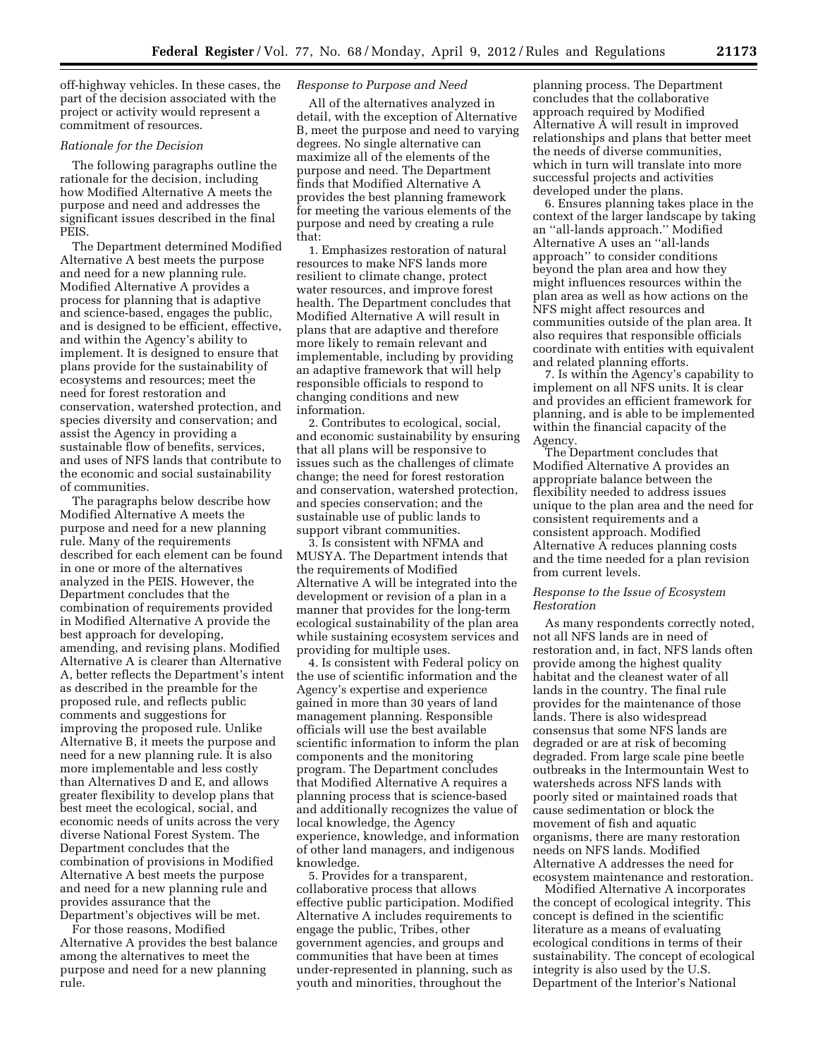off-highway vehicles. In these cases, the part of the decision associated with the project or activity would represent a commitment of resources.

*Rationale for the Decision*

The following paragraphs outline the rationale for the decision, including how Modified Alternative A meets the purpose and need and addresses the significant issues described in the final PEIS.

The Department determined Modified Alternative A best meets the purpose and need for a new planning rule. Modified Alternative A provides a process for planning that is adaptive and science-based, engages the public, and is designed to be efficient, effective, and within the Agency's ability to implement. It is designed to ensure that plans provide for the sustainability of ecosystems and resources; meet the need for forest restoration and conservation, watershed protection, and species diversity and conservation; and assist the Agency in providing a sustainable flow of benefits, services, and uses of NFS lands that contribute to the economic and social sustainability of communities.

The paragraphs below describe how Modified Alternative A meets the purpose and need for a new planning rule. Many of the requirements described for each element can be found in one or more of the alternatives analyzed in the PEIS. However, the Department concludes that the combination of requirements provided in Modified Alternative A provide the best approach for developing, amending, and revising plans. Modified Alternative A is clearer than Alternative A, better reflects the Department's intent as described in the preamble for the proposed rule, and reflects public comments and suggestions for improving the proposed rule. Unlike Alternative B, it meets the purpose and need for a new planning rule. It is also more implementable and less costly than Alternatives D and E, and allows greater flexibility to develop plans that best meet the ecological, social, and economic needs of units across the very diverse National Forest System. The Department concludes that the combination of provisions in Modified Alternative A best meets the purpose and need for a new planning rule and provides assurance that the Department's objectives will be met.

For those reasons, Modified Alternative A provides the best balance among the alternatives to meet the purpose and need for a new planning rule.

*Response to Purpose and Need*

All of the alternatives analyzed in detail, with the exception of Alternative B, meet the purpose and need to varying degrees. No single alternative can maximize all of the elements of the purpose and need. The Department finds that Modified Alternative A provides the best planning framework for meeting the various elements of the purpose and need by creating a rule that:

1. Emphasizes restoration of natural resources to make NFS lands more resilient to climate change, protect water resources, and improve forest health. The Department concludes that Modified Alternative A will result in plans that are adaptive and therefore more likely to remain relevant and implementable, including by providing an adaptive framework that will help responsible officials to respond to changing conditions and new information.

2. Contributes to ecological, social, and economic sustainability by ensuring that all plans will be responsive to issues such as the challenges of climate change; the need for forest restoration and conservation, watershed protection, and species conservation; and the sustainable use of public lands to support vibrant communities.

3. Is consistent with NFMA and MUSYA. The Department intends that the requirements of Modified Alternative A will be integrated into the development or revision of a plan in a manner that provides for the long-term ecological sustainability of the plan area while sustaining ecosystem services and providing for multiple uses.

4. Is consistent with Federal policy on the use of scientific information and the Agency's expertise and experience gained in more than 30 years of land management planning. Responsible officials will use the best available scientific information to inform the plan components and the monitoring program. The Department concludes that Modified Alternative A requires a planning process that is science-based and additionally recognizes the value of local knowledge, the Agency experience, knowledge, and information of other land managers, and indigenous knowledge.

5. Provides for a transparent, collaborative process that allows effective public participation. Modified Alternative A includes requirements to engage the public, Tribes, other government agencies, and groups and communities that have been at times under-represented in planning, such as youth and minorities, throughout the planning process. The Department concludes that the collaborative approach required by Modified Alternative A will result in improved relationships and plans that better meet the needs of diverse communities, which in turn will translate into more successful projects and activities developed under the plans.

6. Ensures planning takes place in the context of the larger landscape by taking an "all-lands approach." Modified Alternative A uses an "all-lands approach" to consider conditions beyond the plan area and how they might influences resources within the plan area as well as how actions on the NFS might affect resources and communities outside of the plan area. It also requires that responsible officials coordinate with entities with equivalent and related planning efforts.

7. Is within the Agency's capability to implement on all NFS units. It is clear and provides an efficient framework for planning, and is able to be implemented within the financial capacity of the Agency.

The Department concludes that Modified Alternative A provides an appropriate balance between the flexibility needed to address issues unique to the plan area and the need for consistent requirements and a consistent approach. Modified Alternative A reduces planning costs and the time needed for a plan revision from current levels.

*Response to the Issue of Ecosystem Restoration*

As many respondents correctly noted, not all NFS lands are in need of restoration and, in fact, NFS lands often provide among the highest quality habitat and the cleanest water of all lands in the country. The final rule provides for the maintenance of those lands. There is also widespread consensus that some NFS lands are degraded or are at risk of becoming degraded. From large scale pine beetle outbreaks in the Intermountain West to watersheds across NFS lands with poorly sited or maintained roads that cause sedimentation or block the movement of fish and aquatic organisms, there are many restoration needs on NFS lands. Modified Alternative A addresses the need for ecosystem maintenance and restoration.

Modified Alternative A incorporates the concept of ecological integrity. This concept is defined in the scientific literature as a means of evaluating ecological conditions in terms of their sustainability. The concept of ecological integrity is also used by the U.S. Department of the Interior's National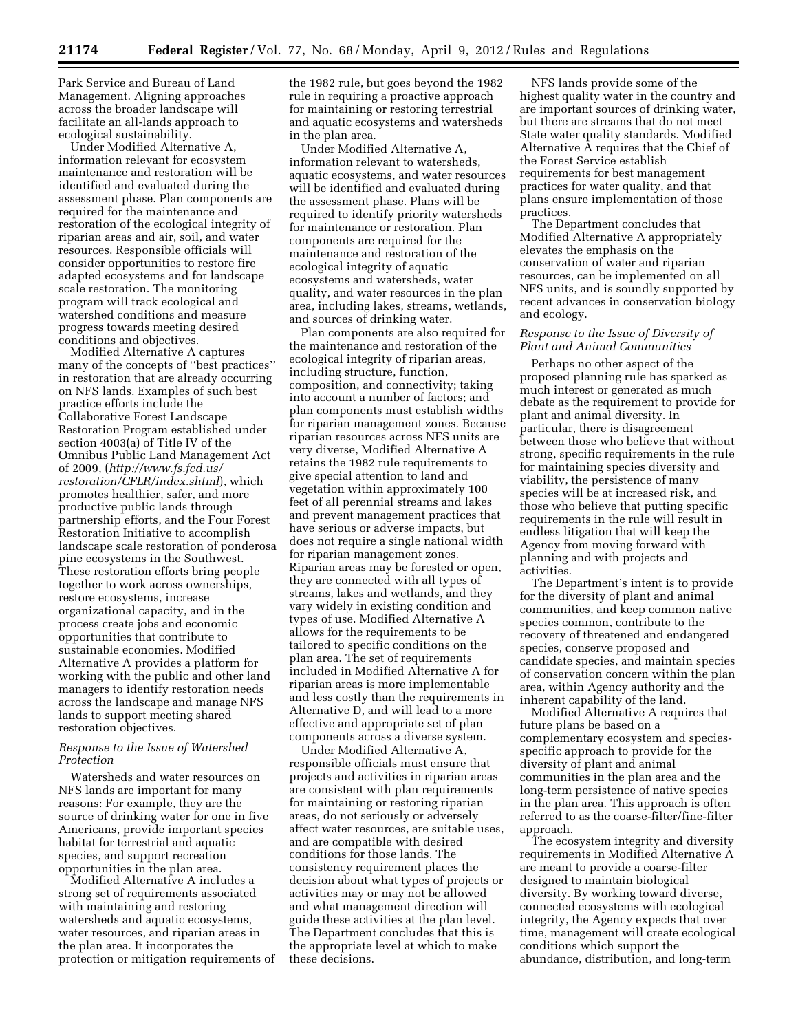Park Service and Bureau of Land Management. Aligning approaches across the broader landscape will facilitate an all-lands approach to ecological sustainability.

Under Modified Alternative A, information relevant for ecosystem maintenance and restoration will be identified and evaluated during the assessment phase. Plan components are required for the maintenance and restoration of the ecological integrity of riparian areas and air, soil, and water resources. Responsible officials will consider opportunities to restore fire adapted ecosystems and for landscape scale restoration. The monitoring program will track ecological and watershed conditions and measure progress towards meeting desired conditions and objectives.

Modified Alternative A captures many of the concepts of ''best practices'' in restoration that are already occurring on NFS lands. Examples of such best practice efforts include the Collaborative Forest Landscape Restoration Program established under section 4003(a) of Title IV of the Omnibus Public Land Management Act of 2009, (*http://www.fs.fed.us/restoration/CFLR/index.shtml*), which promotes healthier, safer, and more productive public lands through partnership efforts, and the Four Forest Restoration Initiative to accomplish landscape scale restoration of ponderosa pine ecosystems in the Southwest. These restoration efforts bring people together to work across ownerships, restore ecosystems, increase organizational capacity, and in the process create jobs and economic opportunities that contribute to sustainable economies. Modified Alternative A provides a platform for working with the public and other land managers to identify restoration needs across the landscape and manage NFS lands to support meeting shared restoration objectives.

*Response to the Issue of Watershed Protection*

Watersheds and water resources on NFS lands are important for many reasons: For example, they are the source of drinking water for one in five Americans, provide important species habitat for terrestrial and aquatic species, and support recreation opportunities in the plan area.

Modified Alternative A includes a strong set of requirements associated with maintaining and restoring watersheds and aquatic ecosystems, water resources, and riparian areas in the plan area. It incorporates the protection or mitigation requirements of the 1982 rule, but goes beyond the 1982 rule in requiring a proactive approach for maintaining or restoring terrestrial and aquatic ecosystems and watersheds in the plan area.

Under Modified Alternative A, information relevant to watersheds, aquatic ecosystems, and water resources will be identified and evaluated during the assessment phase. Plans will be required to identify priority watersheds for maintenance or restoration. Plan components are required for the maintenance and restoration of the ecological integrity of aquatic ecosystems and watersheds, water quality, and water resources in the plan area, including lakes, streams, wetlands, and sources of drinking water.

Plan components are also required for the maintenance and restoration of the ecological integrity of riparian areas, including structure, function, composition, and connectivity; taking into account a number of factors; and plan components must establish widths for riparian management zones. Because riparian resources across NFS units are very diverse, Modified Alternative A retains the 1982 rule requirements to give special attention to land and vegetation within approximately 100 feet of all perennial streams and lakes and prevent management practices that have serious or adverse impacts, but does not require a single national width for riparian management zones. Riparian areas may be forested or open, they are connected with all types of streams, lakes and wetlands, and they vary widely in existing condition and types of use. Modified Alternative A allows for the requirements to be tailored to specific conditions on the plan area. The set of requirements included in Modified Alternative A for riparian areas is more implementable and less costly than the requirements in Alternative D, and will lead to a more effective and appropriate set of plan components across a diverse system.

Under Modified Alternative A, responsible officials must ensure that projects and activities in riparian areas are consistent with plan requirements for maintaining or restoring riparian areas, do not seriously or adversely affect water resources, are suitable uses, and are compatible with desired conditions for those lands. The consistency requirement places the decision about what types of projects or activities may or may not be allowed and what management direction will guide these activities at the plan level. The Department concludes that this is the appropriate level at which to make these decisions.

NFS lands provide some of the highest quality water in the country and are important sources of drinking water, but there are streams that do not meet State water quality standards. Modified Alternative A requires that the Chief of the Forest Service establish requirements for best management practices for water quality, and that plans ensure implementation of those practices.

The Department concludes that Modified Alternative A appropriately elevates the emphasis on the conservation of water and riparian resources, can be implemented on all NFS units, and is soundly supported by recent advances in conservation biology and ecology.

*Response to the Issue of Diversity of Plant and Animal Communities*

Perhaps no other aspect of the proposed planning rule has sparked as much interest or generated as much debate as the requirement to provide for plant and animal diversity. In particular, there is disagreement between those who believe that without strong, specific requirements in the rule for maintaining species diversity and viability, the persistence of many species will be at increased risk, and those who believe that putting specific requirements in the rule will result in endless litigation that will keep the Agency from moving forward with planning and with projects and activities.

The Department's intent is to provide for the diversity of plant and animal communities, and keep common native species common, contribute to the recovery of threatened and endangered species, conserve proposed and candidate species, and maintain species of conservation concern within the plan area, within Agency authority and the inherent capability of the land.

Modified Alternative A requires that future plans be based on a complementary ecosystem and species-specific approach to provide for the diversity of plant and animal communities in the plan area and the long-term persistence of native species in the plan area. This approach is often referred to as the coarse-filter/fine-filter approach.

The ecosystem integrity and diversity requirements in Modified Alternative A are meant to provide a coarse-filter designed to maintain biological diversity. By working toward diverse, connected ecosystems with ecological integrity, the Agency expects that over time, management will create ecological conditions which support the abundance, distribution, and long-term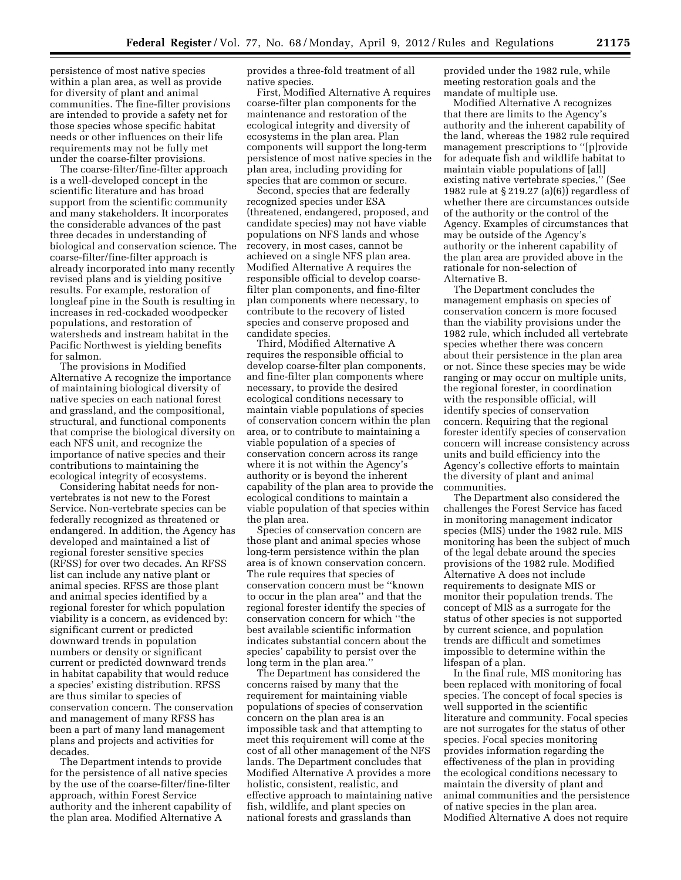persistence of most native species within a plan area, as well as provide for diversity of plant and animal communities. The fine-filter provisions are intended to provide a safety net for those species whose specific habitat needs or other influences on their life requirements may not be fully met under the coarse-filter provisions.

The coarse-filter/fine-filter approach is a well-developed concept in the scientific literature and has broad support from the scientific community and many stakeholders. It incorporates the considerable advances of the past three decades in understanding of biological and conservation science. The coarse-filter/fine-filter approach is already incorporated into many recently revised plans and is yielding positive results. For example, restoration of longleaf pine in the South is resulting in increases in red-cockaded woodpecker populations, and restoration of watersheds and instream habitat in the Pacific Northwest is yielding benefits for salmon.

The provisions in Modified Alternative A recognize the importance of maintaining biological diversity of native species on each national forest and grassland, and the compositional, structural, and functional components that comprise the biological diversity on each NFS unit, and recognize the importance of native species and their contributions to maintaining the ecological integrity of ecosystems.

Considering habitat needs for non-vertebrates is not new to the Forest Service. Non-vertebrate species can be federally recognized as threatened or endangered. In addition, the Agency has developed and maintained a list of regional forester sensitive species (RFSS) for over two decades. An RFSS list can include any native plant or animal species. RFSS are those plant and animal species identified by a regional forester for which population viability is a concern, as evidenced by: significant current or predicted downward trends in population numbers or density or significant current or predicted downward trends in habitat capability that would reduce a species' existing distribution. RFSS are thus similar to species of conservation concern. The conservation and management of many RFSS has been a part of many land management plans and projects and activities for decades.

The Department intends to provide for the persistence of all native species by the use of the coarse-filter/fine-filter approach, within Forest Service authority and the inherent capability of the plan area. Modified Alternative A provides a three-fold treatment of all native species.

First, Modified Alternative A requires coarse-filter plan components for the maintenance and restoration of the ecological integrity and diversity of ecosystems in the plan area. Plan components will support the long-term persistence of most native species in the plan area, including providing for species that are common or secure.

Second, species that are federally recognized species under ESA (threatened, endangered, proposed, and candidate species) may not have viable populations on NFS lands and whose recovery, in most cases, cannot be achieved on a single NFS plan area. Modified Alternative A requires the responsible official to develop coarse-filter plan components, and fine-filter plan components where necessary, to contribute to the recovery of listed species and conserve proposed and candidate species.

Third, Modified Alternative A requires the responsible official to develop coarse-filter plan components, and fine-filter plan components where necessary, to provide the desired ecological conditions necessary to maintain viable populations of species of conservation concern within the plan area, or to contribute to maintaining a viable population of a species of conservation concern across its range where it is not within the Agency's authority or is beyond the inherent capability of the plan area to provide the ecological conditions to maintain a viable population of that species within the plan area.

Species of conservation concern are those plant and animal species whose long-term persistence within the plan area is of known conservation concern. The rule requires that species of conservation concern must be ''known to occur in the plan area'' and that the regional forester identify the species of conservation concern for which ''the best available scientific information indicates substantial concern about the species' capability to persist over the long term in the plan area.''

The Department has considered the concerns raised by many that the requirement for maintaining viable populations of species of conservation concern on the plan area is an impossible task and that attempting to meet this requirement will come at the cost of all other management of the NFS lands. The Department concludes that Modified Alternative A provides a more holistic, consistent, realistic, and effective approach to maintaining native fish, wildlife, and plant species on national forests and grasslands than provided under the 1982 rule, while meeting restoration goals and the mandate of multiple use.

Modified Alternative A recognizes that there are limits to the Agency's authority and the inherent capability of the land, whereas the 1982 rule required management prescriptions to ''[p]rovide for adequate fish and wildlife habitat to maintain viable populations of [all] existing native vertebrate species,'' (See 1982 rule at § 219.27 (a)(6)) regardless of whether there are circumstances outside of the authority or the control of the Agency. Examples of circumstances that may be outside of the Agency's authority or the inherent capability of the plan area are provided above in the rationale for non-selection of Alternative B.

The Department concludes the management emphasis on species of conservation concern is more focused than the viability provisions under the 1982 rule, which included all vertebrate species whether there was concern about their persistence in the plan area or not. Since these species may be wide ranging or may occur on multiple units, the regional forester, in coordination with the responsible official, will identify species of conservation concern. Requiring that the regional forester identify species of conservation concern will increase consistency across units and build efficiency into the Agency's collective efforts to maintain the diversity of plant and animal communities.

The Department also considered the challenges the Forest Service has faced in monitoring management indicator species (MIS) under the 1982 rule. MIS monitoring has been the subject of much of the legal debate around the species provisions of the 1982 rule. Modified Alternative A does not include requirements to designate MIS or monitor their population trends. The concept of MIS as a surrogate for the status of other species is not supported by current science, and population trends are difficult and sometimes impossible to determine within the lifespan of a plan.

In the final rule, MIS monitoring has been replaced with monitoring of focal species. The concept of focal species is well supported in the scientific literature and community. Focal species are not surrogates for the status of other species. Focal species monitoring provides information regarding the effectiveness of the plan in providing the ecological conditions necessary to maintain the diversity of plant and animal communities and the persistence of native species in the plan area. Modified Alternative A does not require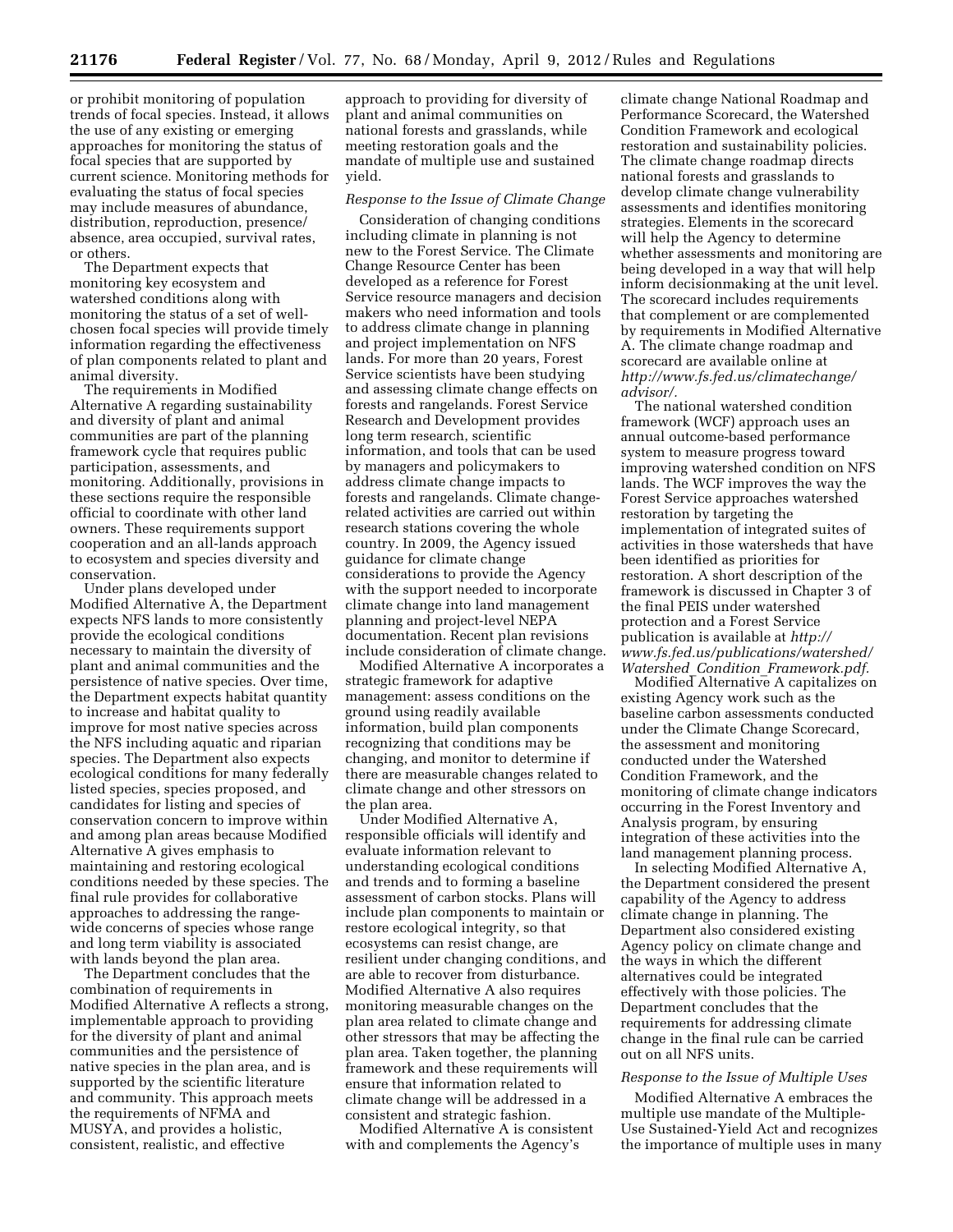or prohibit monitoring of population trends of focal species. Instead, it allows the use of any existing or emerging approaches for monitoring the status of focal species that are supported by current science. Monitoring methods for evaluating the status of focal species may include measures of abundance, distribution, reproduction, presence/absence, area occupied, survival rates, or others.

The Department expects that monitoring key ecosystem and watershed conditions along with monitoring the status of a set of well-chosen focal species will provide timely information regarding the effectiveness of plan components related to plant and animal diversity.

The requirements in Modified Alternative A regarding sustainability and diversity of plant and animal communities are part of the planning framework cycle that requires public participation, assessments, and monitoring. Additionally, provisions in these sections require the responsible official to coordinate with other land owners. These requirements support cooperation and an all-lands approach to ecosystem and species diversity and conservation.

Under plans developed under Modified Alternative A, the Department expects NFS lands to more consistently provide the ecological conditions necessary to maintain the diversity of plant and animal communities and the persistence of native species. Over time, the Department expects habitat quantity to increase and habitat quality to improve for most native species across the NFS including aquatic and riparian species. The Department also expects ecological conditions for many federally listed species, species proposed, and candidates for listing and species of conservation concern to improve within and among plan areas because Modified Alternative A gives emphasis to maintaining and restoring ecological conditions needed by these species. The final rule provides for collaborative approaches to addressing the range-wide concerns of species whose range and long term viability is associated with lands beyond the plan area.

The Department concludes that the combination of requirements in Modified Alternative A reflects a strong, implementable approach to providing for the diversity of plant and animal communities and the persistence of native species in the plan area, and is supported by the scientific literature and community. This approach meets the requirements of NFMA and MUSYA, and provides a holistic, consistent, realistic, and effective approach to providing for diversity of plant and animal communities on national forests and grasslands, while meeting restoration goals and the mandate of multiple use and sustained yield.

*Response to the Issue of Climate Change*

Consideration of changing conditions including climate in planning is not new to the Forest Service. The Climate Change Resource Center has been developed as a reference for Forest Service resource managers and decision makers who need information and tools to address climate change in planning and project implementation on NFS lands. For more than 20 years, Forest Service scientists have been studying and assessing climate change effects on forests and rangelands. Forest Service Research and Development provides long term research, scientific information, and tools that can be used by managers and policymakers to address climate change impacts to forests and rangelands. Climate change-related activities are carried out within research stations covering the whole country. In 2009, the Agency issued guidance for climate change considerations to provide the Agency with the support needed to incorporate climate change into land management planning and project-level NEPA documentation. Recent plan revisions include consideration of climate change.

Modified Alternative A incorporates a strategic framework for adaptive management: assess conditions on the ground using readily available information, build plan components recognizing that conditions may be changing, and monitor to determine if there are measurable changes related to climate change and other stressors on the plan area.

Under Modified Alternative A, responsible officials will identify and evaluate information relevant to understanding ecological conditions and trends and to forming a baseline assessment of carbon stocks. Plans will include plan components to maintain or restore ecological integrity, so that ecosystems can resist change, are resilient under changing conditions, and are able to recover from disturbance. Modified Alternative A also requires monitoring measurable changes on the plan area related to climate change and other stressors that may be affecting the plan area. Taken together, the planning framework and these requirements will ensure that information related to climate change will be addressed in a consistent and strategic fashion.

Modified Alternative A is consistent with and complements the Agency's climate change National Roadmap and Performance Scorecard, the Watershed Condition Framework and ecological restoration and sustainability policies. The climate change roadmap directs national forests and grasslands to develop climate change vulnerability assessments and identifies monitoring strategies. Elements in the scorecard will help the Agency to determine whether assessments and monitoring are being developed in a way that will help inform decisionmaking at the unit level. The scorecard includes requirements that complement or are complemented by requirements in Modified Alternative A. The climate change roadmap and scorecard are available online at *http://www.fs.fed.us/climatechange/advisor/.*

The national watershed condition framework (WCF) approach uses an annual outcome-based performance system to measure progress toward improving watershed condition on NFS lands. The WCF improves the way the Forest Service approaches watershed restoration by targeting the implementation of integrated suites of activities in those watersheds that have been identified as priorities for restoration. A short description of the framework is discussed in Chapter 3 of the final PEIS under watershed protection and a Forest Service publication is available at *http://www.fs.fed.us/publications/watershed/Watershed_Condition_Framework.pdf.*

Modified Alternative A capitalizes on existing Agency work such as the baseline carbon assessments conducted under the Climate Change Scorecard, the assessment and monitoring conducted under the Watershed Condition Framework, and the monitoring of climate change indicators occurring in the Forest Inventory and Analysis program, by ensuring integration of these activities into the land management planning process.

In selecting Modified Alternative A, the Department considered the present capability of the Agency to address climate change in planning. The Department also considered existing Agency policy on climate change and the ways in which the different alternatives could be integrated effectively with those policies. The Department concludes that the requirements for addressing climate change in the final rule can be carried out on all NFS units.

*Response to the Issue of Multiple Uses*

Modified Alternative A embraces the multiple use mandate of the Multiple-Use Sustained-Yield Act and recognizes the importance of multiple uses in many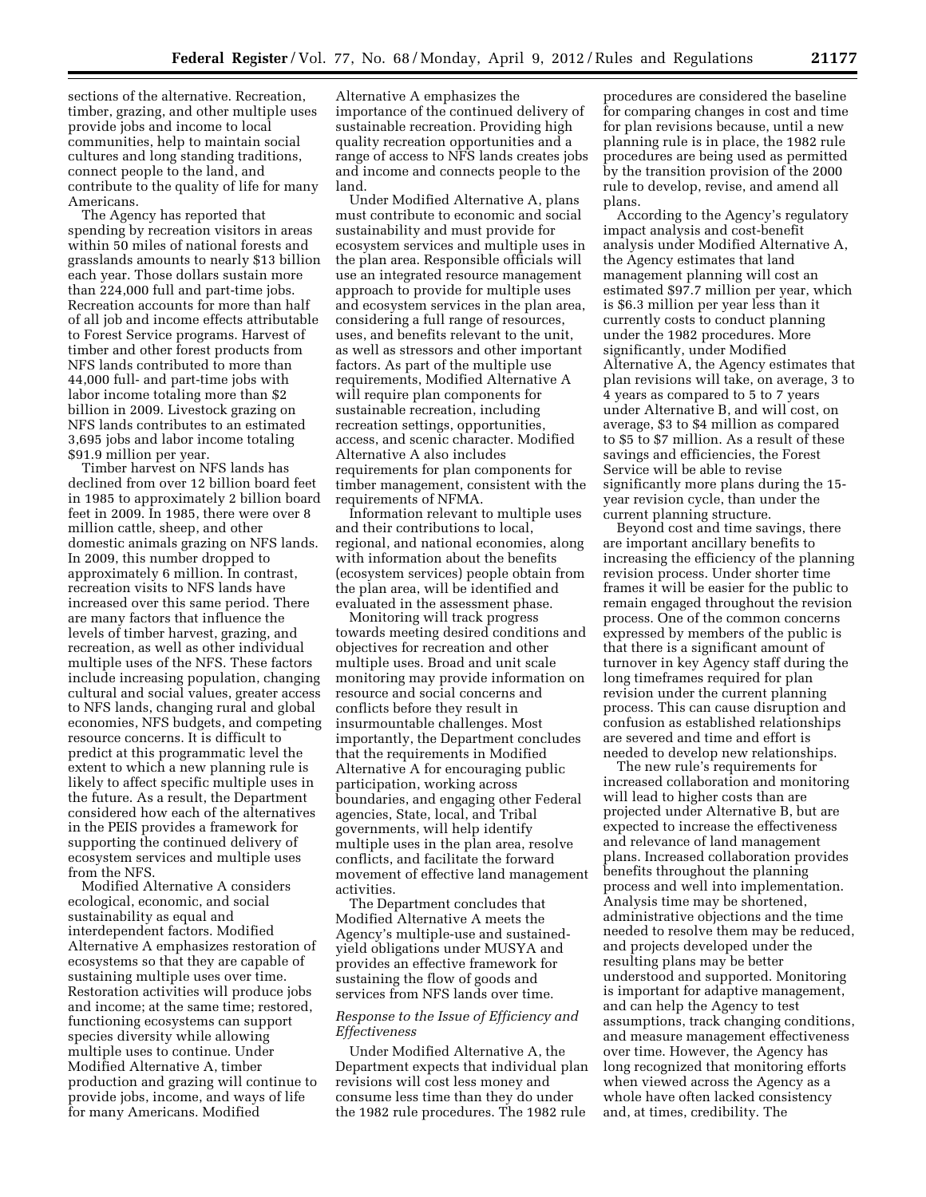sections of the alternative. Recreation, timber, grazing, and other multiple uses provide jobs and income to local communities, help to maintain social cultures and long standing traditions, connect people to the land, and contribute to the quality of life for many Americans.

The Agency has reported that spending by recreation visitors in areas within 50 miles of national forests and grasslands amounts to nearly $13 billion each year. Those dollars sustain more than 224,000 full and part-time jobs. Recreation accounts for more than half of all job and income effects attributable to Forest Service programs. Harvest of timber and other forest products from NFS lands contributed to more than 44,000 full- and part-time jobs with labor income totaling more than $2 billion in 2009. Livestock grazing on NFS lands contributes to an estimated 3,695 jobs and labor income totaling $91.9 million per year.

Timber harvest on NFS lands has declined from over 12 billion board feet in 1985 to approximately 2 billion board feet in 2009. In 1985, there were over 8 million cattle, sheep, and other domestic animals grazing on NFS lands. In 2009, this number dropped to approximately 6 million. In contrast, recreation visits to NFS lands have increased over this same period. There are many factors that influence the levels of timber harvest, grazing, and recreation, as well as other individual multiple uses of the NFS. These factors include increasing population, changing cultural and social values, greater access to NFS lands, changing rural and global economies, NFS budgets, and competing resource concerns. It is difficult to predict at this programmatic level the extent to which a new planning rule is likely to affect specific multiple uses in the future. As a result, the Department considered how each of the alternatives in the PEIS provides a framework for supporting the continued delivery of ecosystem services and multiple uses from the NFS.

Modified Alternative A considers ecological, economic, and social sustainability as equal and interdependent factors. Modified Alternative A emphasizes restoration of ecosystems so that they are capable of sustaining multiple uses over time. Restoration activities will produce jobs and income; at the same time; restored, functioning ecosystems can support species diversity while allowing multiple uses to continue. Under Modified Alternative A, timber production and grazing will continue to provide jobs, income, and ways of life for many Americans. Modified Alternative A emphasizes the importance of the continued delivery of sustainable recreation. Providing high quality recreation opportunities and a range of access to NFS lands creates jobs and income and connects people to the land.

Under Modified Alternative A, plans must contribute to economic and social sustainability and must provide for ecosystem services and multiple uses in the plan area. Responsible officials will use an integrated resource management approach to provide for multiple uses and ecosystem services in the plan area, considering a full range of resources, uses, and benefits relevant to the unit, as well as stressors and other important factors. As part of the multiple use requirements, Modified Alternative A will require plan components for sustainable recreation, including recreation settings, opportunities, access, and scenic character. Modified Alternative A also includes requirements for plan components for timber management, consistent with the requirements of NFMA.

Information relevant to multiple uses and their contributions to local, regional, and national economies, along with information about the benefits (ecosystem services) people obtain from the plan area, will be identified and evaluated in the assessment phase.

Monitoring will track progress towards meeting desired conditions and objectives for recreation and other multiple uses. Broad and unit scale monitoring may provide information on resource and social concerns and conflicts before they result in insurmountable challenges. Most importantly, the Department concludes that the requirements in Modified Alternative A for encouraging public participation, working across boundaries, and engaging other Federal agencies, State, local, and Tribal governments, will help identify multiple uses in the plan area, resolve conflicts, and facilitate the forward movement of effective land management activities.

The Department concludes that Modified Alternative A meets the Agency's multiple-use and sustained-yield obligations under MUSYA and provides an effective framework for sustaining the flow of goods and services from NFS lands over time.

*Response to the Issue of Efficiency and Effectiveness*

Under Modified Alternative A, the Department expects that individual plan revisions will cost less money and consume less time than they do under the 1982 rule procedures. The 1982 rule procedures are considered the baseline for comparing changes in cost and time for plan revisions because, until a new planning rule is in place, the 1982 rule procedures are being used as permitted by the transition provision of the 2000 rule to develop, revise, and amend all plans.

According to the Agency's regulatory impact analysis and cost-benefit analysis under Modified Alternative A, the Agency estimates that land management planning will cost an estimated $97.7 million per year, which is $6.3 million per year less than it currently costs to conduct planning under the 1982 procedures. More significantly, under Modified Alternative A, the Agency estimates that plan revisions will take, on average, 3 to 4 years as compared to 5 to 7 years under Alternative B, and will cost, on average, $3 to $4 million as compared to $5 to $7 million. As a result of these savings and efficiencies, the Forest Service will be able to revise significantly more plans during the 15-year revision cycle, than under the current planning structure.

Beyond cost and time savings, there are important ancillary benefits to increasing the efficiency of the planning revision process. Under shorter time frames it will be easier for the public to remain engaged throughout the revision process. One of the common concerns expressed by members of the public is that there is a significant amount of turnover in key Agency staff during the long timeframes required for plan revision under the current planning process. This can cause disruption and confusion as established relationships are severed and time and effort is needed to develop new relationships.

The new rule's requirements for increased collaboration and monitoring will lead to higher costs than are projected under Alternative B, but are expected to increase the effectiveness and relevance of land management plans. Increased collaboration provides benefits throughout the planning process and well into implementation. Analysis time may be shortened, administrative objections and the time needed to resolve them may be reduced, and projects developed under the resulting plans may be better understood and supported. Monitoring is important for adaptive management, and can help the Agency to test assumptions, track changing conditions, and measure management effectiveness over time. However, the Agency has long recognized that monitoring efforts when viewed across the Agency as a whole have often lacked consistency and, at times, credibility. The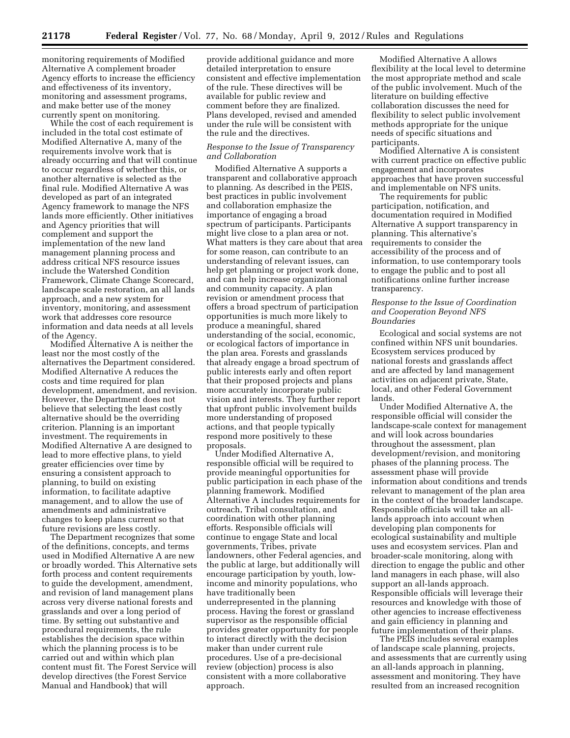monitoring requirements of Modified Alternative A complement broader Agency efforts to increase the efficiency and effectiveness of its inventory, monitoring and assessment programs, and make better use of the money currently spent on monitoring.

While the cost of each requirement is included in the total cost estimate of Modified Alternative A, many of the requirements involve work that is already occurring and that will continue to occur regardless of whether this, or another alternative is selected as the final rule. Modified Alternative A was developed as part of an integrated Agency framework to manage the NFS lands more efficiently. Other initiatives and Agency priorities that will complement and support the implementation of the new land management planning process and address critical NFS resource issues include the Watershed Condition Framework, Climate Change Scorecard, landscape scale restoration, an all lands approach, and a new system for inventory, monitoring, and assessment work that addresses core resource information and data needs at all levels of the Agency.

Modified Alternative A is neither the least nor the most costly of the alternatives the Department considered. Modified Alternative A reduces the costs and time required for plan development, amendment, and revision. However, the Department does not believe that selecting the least costly alternative should be the overriding criterion. Planning is an important investment. The requirements in Modified Alternative A are designed to lead to more effective plans, to yield greater efficiencies over time by ensuring a consistent approach to planning, to build on existing information, to facilitate adaptive management, and to allow the use of amendments and administrative changes to keep plans current so that future revisions are less costly.

The Department recognizes that some of the definitions, concepts, and terms used in Modified Alternative A are new or broadly worded. This Alternative sets forth process and content requirements to guide the development, amendment, and revision of land management plans across very diverse national forests and grasslands and over a long period of time. By setting out substantive and procedural requirements, the rule establishes the decision space within which the planning process is to be carried out and within which plan content must fit. The Forest Service will develop directives (the Forest Service Manual and Handbook) that will provide additional guidance and more detailed interpretation to ensure consistent and effective implementation of the rule. These directives will be available for public review and comment before they are finalized. Plans developed, revised and amended under the rule will be consistent with the rule and the directives.

*Response to the Issue of Transparency and Collaboration*

Modified Alternative A supports a transparent and collaborative approach to planning. As described in the PEIS, best practices in public involvement and collaboration emphasize the importance of engaging a broad spectrum of participants. Participants might live close to a plan area or not. What matters is they care about that area for some reason, can contribute to an understanding of relevant issues, can help get planning or project work done, and can help increase organizational and community capacity. A plan revision or amendment process that offers a broad spectrum of participation opportunities is much more likely to produce a meaningful, shared understanding of the social, economic, or ecological factors of importance in the plan area. Forests and grasslands that already engage a broad spectrum of public interests early and often report that their proposed projects and plans more accurately incorporate public vision and interests. They further report that upfront public involvement builds more understanding of proposed actions, and that people typically respond more positively to these proposals.

Under Modified Alternative A, responsible official will be required to provide meaningful opportunities for public participation in each phase of the planning framework. Modified Alternative A includes requirements for outreach, Tribal consultation, and coordination with other planning efforts. Responsible officials will continue to engage State and local governments, Tribes, private landowners, other Federal agencies, and the public at large, but additionally will encourage participation by youth, low-income and minority populations, who have traditionally been underrepresented in the planning process. Having the forest or grassland supervisor as the responsible official provides greater opportunity for people to interact directly with the decision maker than under current rule procedures. Use of a pre-decisional review (objection) process is also consistent with a more collaborative approach.

Modified Alternative A allows flexibility at the local level to determine the most appropriate method and scale of the public involvement. Much of the literature on building effective collaboration discusses the need for flexibility to select public involvement methods appropriate for the unique needs of specific situations and participants.

Modified Alternative A is consistent with current practice on effective public engagement and incorporates approaches that have proven successful and implementable on NFS units.

The requirements for public participation, notification, and documentation required in Modified Alternative A support transparency in planning. This alternative's requirements to consider the accessibility of the process and of information, to use contemporary tools to engage the public and to post all notifications online further increase transparency.

*Response to the Issue of Coordination and Cooperation Beyond NFS Boundaries*

Ecological and social systems are not confined within NFS unit boundaries. Ecosystem services produced by national forests and grasslands affect and are affected by land management activities on adjacent private, State, local, and other Federal Government lands.

Under Modified Alternative A, the responsible official will consider the landscape-scale context for management and will look across boundaries throughout the assessment, plan development/revision, and monitoring phases of the planning process. The assessment phase will provide information about conditions and trends relevant to management of the plan area in the context of the broader landscape. Responsible officials will take an all-lands approach into account when developing plan components for ecological sustainability and multiple uses and ecosystem services. Plan and broader-scale monitoring, along with direction to engage the public and other land managers in each phase, will also support an all-lands approach. Responsible officials will leverage their resources and knowledge with those of other agencies to increase effectiveness and gain efficiency in planning and future implementation of their plans.

The PEIS includes several examples of landscape scale planning, projects, and assessments that are currently using an all-lands approach in planning, assessment and monitoring. They have resulted from an increased recognition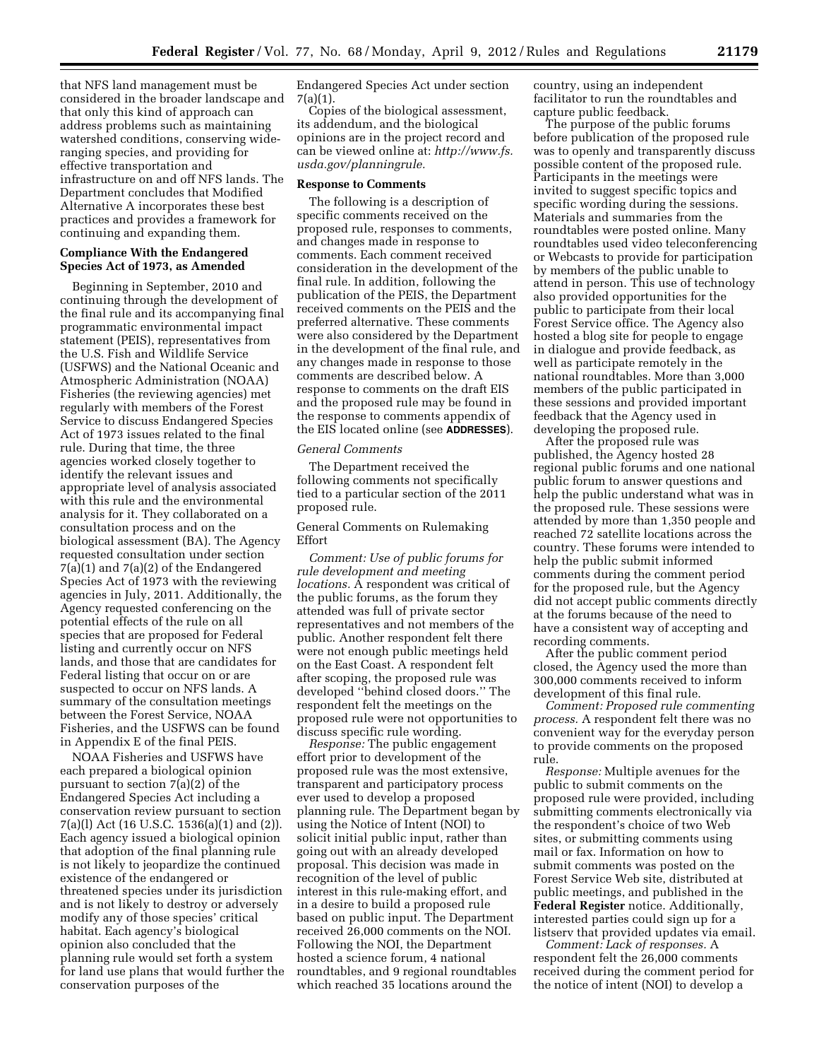that NFS land management must be considered in the broader landscape and that only this kind of approach can address problems such as maintaining watershed conditions, conserving wide-ranging species, and providing for effective transportation and infrastructure on and off NFS lands. The Department concludes that Modified Alternative A incorporates these best practices and provides a framework for continuing and expanding them.

**Compliance With the Endangered Species Act of 1973, as Amended**

Beginning in September, 2010 and continuing through the development of the final rule and its accompanying final programmatic environmental impact statement (PEIS), representatives from the U.S. Fish and Wildlife Service (USFWS) and the National Oceanic and Atmospheric Administration (NOAA) Fisheries (the reviewing agencies) met regularly with members of the Forest Service to discuss Endangered Species Act of 1973 issues related to the final rule. During that time, the three agencies worked closely together to identify the relevant issues and appropriate level of analysis associated with this rule and the environmental analysis for it. They collaborated on a consultation process and on the biological assessment (BA). The Agency requested consultation under section 7(a)(1) and 7(a)(2) of the Endangered Species Act of 1973 with the reviewing agencies in July, 2011. Additionally, the Agency requested conferencing on the potential effects of the rule on all species that are proposed for Federal listing and currently occur on NFS lands, and those that are candidates for Federal listing that occur on or are suspected to occur on NFS lands. A summary of the consultation meetings between the Forest Service, NOAA Fisheries, and the USFWS can be found in Appendix E of the final PEIS.

NOAA Fisheries and USFWS have each prepared a biological opinion pursuant to section 7(a)(2) of the Endangered Species Act including a conservation review pursuant to section 7(a)(l) Act (16 U.S.C. 1536(a)(1) and (2)). Each agency issued a biological opinion that adoption of the final planning rule is not likely to jeopardize the continued existence of the endangered or threatened species under its jurisdiction and is not likely to destroy or adversely modify any of those species' critical habitat. Each agency's biological opinion also concluded that the planning rule would set forth a system for land use plans that would further the conservation purposes of the Endangered Species Act under section 7(a)(1).

Copies of the biological assessment, its addendum, and the biological opinions are in the project record and can be viewed online at: *http://www.fs.usda.gov/planningrule.*

**Response to Comments**

The following is a description of specific comments received on the proposed rule, responses to comments, and changes made in response to comments. Each comment received consideration in the development of the final rule. In addition, following the publication of the PEIS, the Department received comments on the PEIS and the preferred alternative. These comments were also considered by the Department in the development of the final rule, and any changes made in response to those comments are described below. A response to comments on the draft EIS and the proposed rule may be found in the response to comments appendix of the EIS located online (see **ADDRESSES**).

*General Comments*

The Department received the following comments not specifically tied to a particular section of the 2011 proposed rule.

General Comments on Rulemaking Effort

*Comment: Use of public forums for rule development and meeting locations.* A respondent was critical of the public forums, as the forum they attended was full of private sector representatives and not members of the public. Another respondent felt there were not enough public meetings held on the East Coast. A respondent felt after scoping, the proposed rule was developed ''behind closed doors.'' The respondent felt the meetings on the proposed rule were not opportunities to discuss specific rule wording.

*Response:* The public engagement effort prior to development of the proposed rule was the most extensive, transparent and participatory process ever used to develop a proposed planning rule. The Department began by using the Notice of Intent (NOI) to solicit initial public input, rather than going out with an already developed proposal. This decision was made in recognition of the level of public interest in this rule-making effort, and in a desire to build a proposed rule based on public input. The Department received 26,000 comments on the NOI. Following the NOI, the Department hosted a science forum, 4 national roundtables, and 9 regional roundtables which reached 35 locations around the country, using an independent facilitator to run the roundtables and capture public feedback.

The purpose of the public forums before publication of the proposed rule was to openly and transparently discuss possible content of the proposed rule. Participants in the meetings were invited to suggest specific topics and specific wording during the sessions. Materials and summaries from the roundtables were posted online. Many roundtables used video teleconferencing or Webcasts to provide for participation by members of the public unable to attend in person. This use of technology also provided opportunities for the public to participate from their local Forest Service office. The Agency also hosted a blog site for people to engage in dialogue and provide feedback, as well as participate remotely in the national roundtables. More than 3,000 members of the public participated in these sessions and provided important feedback that the Agency used in developing the proposed rule.

After the proposed rule was published, the Agency hosted 28 regional public forums and one national public forum to answer questions and help the public understand what was in the proposed rule. These sessions were attended by more than 1,350 people and reached 72 satellite locations across the country. These forums were intended to help the public submit informed comments during the comment period for the proposed rule, but the Agency did not accept public comments directly at the forums because of the need to have a consistent way of accepting and recording comments.

After the public comment period closed, the Agency used the more than 300,000 comments received to inform development of this final rule.

*Comment: Proposed rule commenting process.* A respondent felt there was no convenient way for the everyday person to provide comments on the proposed rule.

*Response:* Multiple avenues for the public to submit comments on the proposed rule were provided, including submitting comments electronically via the respondent's choice of two Web sites, or submitting comments using mail or fax. Information on how to submit comments was posted on the Forest Service Web site, distributed at public meetings, and published in the **Federal Register** notice. Additionally, interested parties could sign up for a listserv that provided updates via email.

*Comment: Lack of responses.* A respondent felt the 26,000 comments received during the comment period for the notice of intent (NOI) to develop a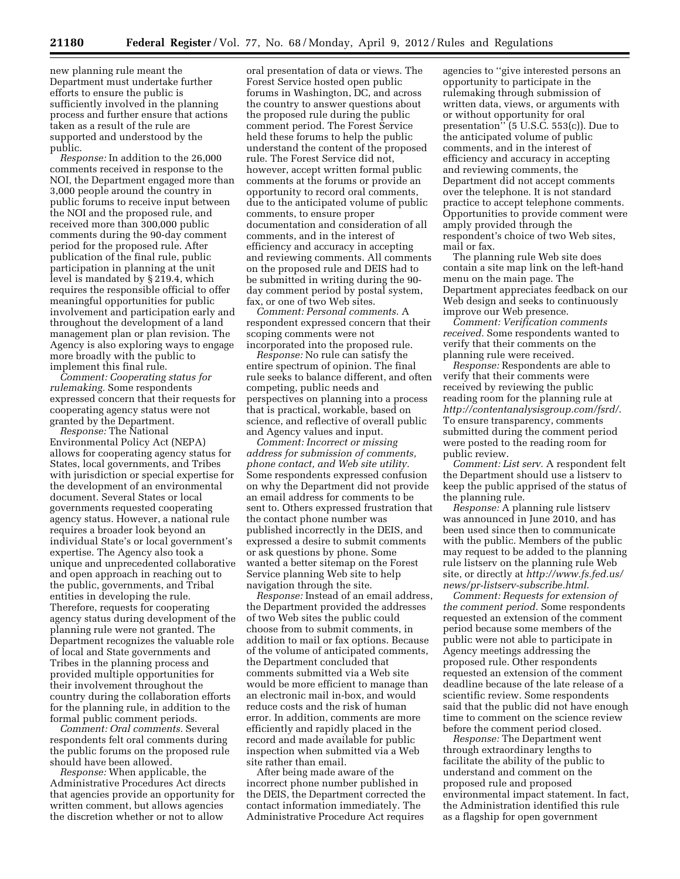new planning rule meant the Department must undertake further efforts to ensure the public is sufficiently involved in the planning process and further ensure that actions taken as a result of the rule are supported and understood by the public.

*Response:* In addition to the 26,000 comments received in response to the NOI, the Department engaged more than 3,000 people around the country in public forums to receive input between the NOI and the proposed rule, and received more than 300,000 public comments during the 90-day comment period for the proposed rule. After publication of the final rule, public participation in planning at the unit level is mandated by § 219.4, which requires the responsible official to offer meaningful opportunities for public involvement and participation early and throughout the development of a land management plan or plan revision. The Agency is also exploring ways to engage more broadly with the public to implement this final rule.

*Comment: Cooperating status for rulemaking.* Some respondents expressed concern that their requests for cooperating agency status were not granted by the Department.

*Response:* The National Environmental Policy Act (NEPA) allows for cooperating agency status for States, local governments, and Tribes with jurisdiction or special expertise for the development of an environmental document. Several States or local governments requested cooperating agency status. However, a national rule requires a broader look beyond an individual State's or local government's expertise. The Agency also took a unique and unprecedented collaborative and open approach in reaching out to the public, governments, and Tribal entities in developing the rule. Therefore, requests for cooperating agency status during development of the planning rule were not granted. The Department recognizes the valuable role of local and State governments and Tribes in the planning process and provided multiple opportunities for their involvement throughout the country during the collaboration efforts for the planning rule, in addition to the formal public comment periods.

*Comment: Oral comments.* Several respondents felt oral comments during the public forums on the proposed rule should have been allowed.

*Response:* When applicable, the Administrative Procedures Act directs that agencies provide an opportunity for written comment, but allows agencies the discretion whether or not to allow oral presentation of data or views. The Forest Service hosted open public forums in Washington, DC, and across the country to answer questions about the proposed rule during the public comment period. The Forest Service held these forums to help the public understand the content of the proposed rule. The Forest Service did not, however, accept written formal public comments at the forums or provide an opportunity to record oral comments, due to the anticipated volume of public comments, to ensure proper documentation and consideration of all comments, and in the interest of efficiency and accuracy in accepting and reviewing comments. All comments on the proposed rule and DEIS had to be submitted in writing during the 90-day comment period by postal system, fax, or one of two Web sites.

*Comment: Personal comments.* A respondent expressed concern that their scoping comments were not incorporated into the proposed rule.

*Response:* No rule can satisfy the entire spectrum of opinion. The final rule seeks to balance different, and often competing, public needs and perspectives on planning into a process that is practical, workable, based on science, and reflective of overall public and Agency values and input.

*Comment: Incorrect or missing address for submission of comments, phone contact, and Web site utility.* Some respondents expressed confusion on why the Department did not provide an email address for comments to be sent to. Others expressed frustration that the contact phone number was published incorrectly in the DEIS, and expressed a desire to submit comments or ask questions by phone. Some wanted a better sitemap on the Forest Service planning Web site to help navigation through the site.

*Response:* Instead of an email address, the Department provided the addresses of two Web sites the public could choose from to submit comments, in addition to mail or fax options. Because of the volume of anticipated comments, the Department concluded that comments submitted via a Web site would be more efficient to manage than an electronic mail in-box, and would reduce costs and the risk of human error. In addition, comments are more efficiently and rapidly placed in the record and made available for public inspection when submitted via a Web site rather than email.

After being made aware of the incorrect phone number published in the DEIS, the Department corrected the contact information immediately. The Administrative Procedure Act requires agencies to "give interested persons an opportunity to participate in the rulemaking through submission of written data, views, or arguments with or without opportunity for oral presentation" (5 U.S.C. 553(c)). Due to the anticipated volume of public comments, and in the interest of efficiency and accuracy in accepting and reviewing comments, the Department did not accept comments over the telephone. It is not standard practice to accept telephone comments. Opportunities to provide comment were amply provided through the respondent's choice of two Web sites, mail or fax.

The planning rule Web site does contain a site map link on the left-hand menu on the main page. The Department appreciates feedback on our Web design and seeks to continuously improve our Web presence.

*Comment: Verification comments received.* Some respondents wanted to verify that their comments on the planning rule were received.

*Response:* Respondents are able to verify that their comments were received by reviewing the public reading room for the planning rule at *http://contentanalysisgroup.com/fsrd/*. To ensure transparency, comments submitted during the comment period were posted to the reading room for public review.

*Comment: List serv.* A respondent felt the Department should use a listserv to keep the public apprised of the status of the planning rule.

*Response:* A planning rule listserv was announced in June 2010, and has been used since then to communicate with the public. Members of the public may request to be added to the planning rule listserv on the planning rule Web site, or directly at *http://www.fs.fed.us/news/pr-listserv-subscribe.html*.

*Comment: Requests for extension of the comment period.* Some respondents requested an extension of the comment period because some members of the public were not able to participate in Agency meetings addressing the proposed rule. Other respondents requested an extension of the comment deadline because of the late release of a scientific review. Some respondents said that the public did not have enough time to comment on the science review before the comment period closed.

*Response:* The Department went through extraordinary lengths to facilitate the ability of the public to understand and comment on the proposed rule and proposed environmental impact statement. In fact, the Administration identified this rule as a flagship for open government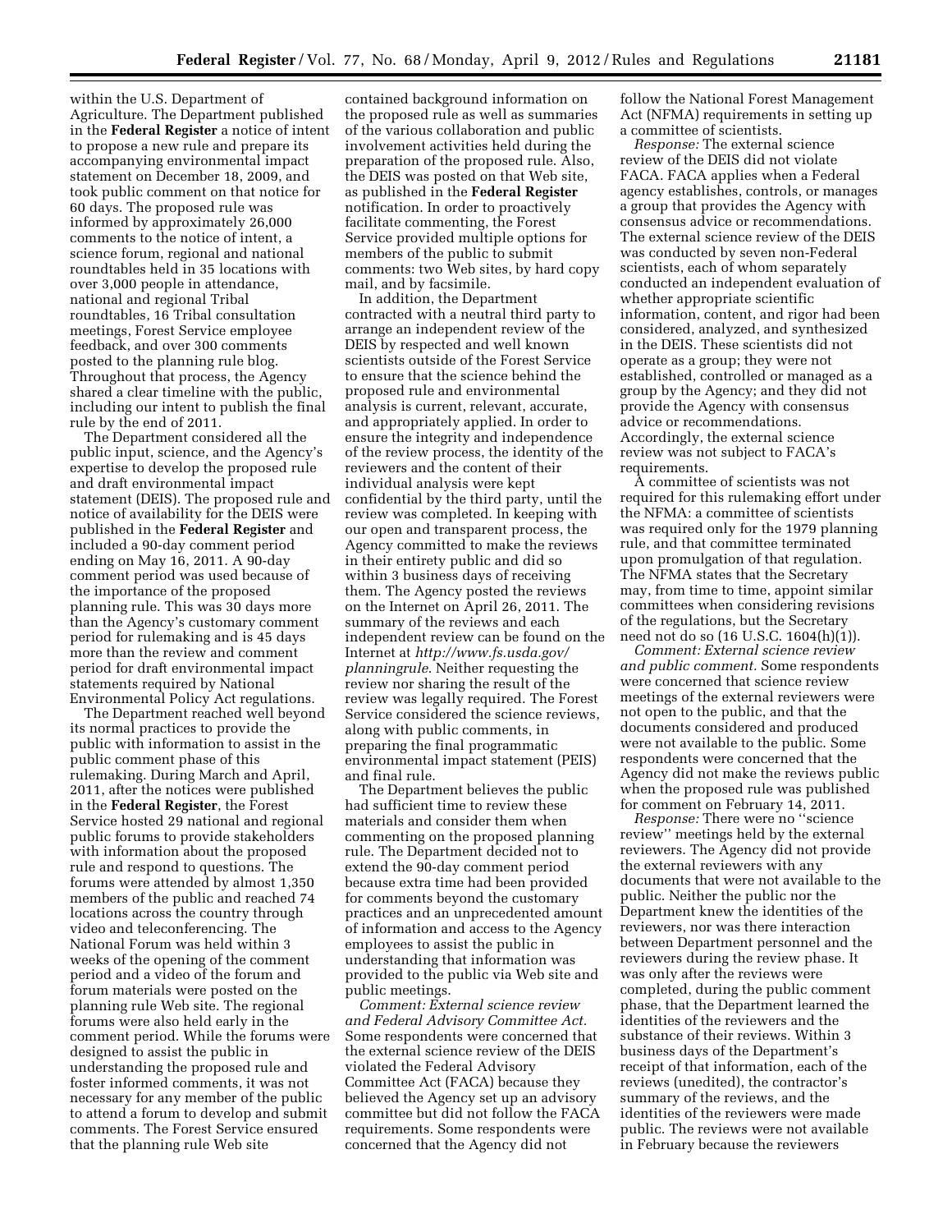within the U.S. Department of Agriculture. The Department published in the **Federal Register** a notice of intent to propose a new rule and prepare its accompanying environmental impact statement on December 18, 2009, and took public comment on that notice for 60 days. The proposed rule was informed by approximately 26,000 comments to the notice of intent, a science forum, regional and national roundtables held in 35 locations with over 3,000 people in attendance, national and regional Tribal roundtables, 16 Tribal consultation meetings, Forest Service employee feedback, and over 300 comments posted to the planning rule blog. Throughout that process, the Agency shared a clear timeline with the public, including our intent to publish the final rule by the end of 2011.

The Department considered all the public input, science, and the Agency's expertise to develop the proposed rule and draft environmental impact statement (DEIS). The proposed rule and notice of availability for the DEIS were published in the **Federal Register** and included a 90-day comment period ending on May 16, 2011. A 90-day comment period was used because of the importance of the proposed planning rule. This was 30 days more than the Agency's customary comment period for rulemaking and is 45 days more than the review and comment period for draft environmental impact statements required by National Environmental Policy Act regulations.

The Department reached well beyond its normal practices to provide the public with information to assist in the public comment phase of this rulemaking. During March and April, 2011, after the notices were published in the **Federal Register**, the Forest Service hosted 29 national and regional public forums to provide stakeholders with information about the proposed rule and respond to questions. The forums were attended by almost 1,350 members of the public and reached 74 locations across the country through video and teleconferencing. The National Forum was held within 3 weeks of the opening of the comment period and a video of the forum and forum materials were posted on the planning rule Web site. The regional forums were also held early in the comment period. While the forums were designed to assist the public in understanding the proposed rule and foster informed comments, it was not necessary for any member of the public to attend a forum to develop and submit comments. The Forest Service ensured that the planning rule Web site contained background information on the proposed rule as well as summaries of the various collaboration and public involvement activities held during the preparation of the proposed rule. Also, the DEIS was posted on that Web site, as published in the **Federal Register** notification. In order to proactively facilitate commenting, the Forest Service provided multiple options for members of the public to submit comments: two Web sites, by hard copy mail, and by facsimile.

In addition, the Department contracted with a neutral third party to arrange an independent review of the DEIS by respected and well known scientists outside of the Forest Service to ensure that the science behind the proposed rule and environmental analysis is current, relevant, accurate, and appropriately applied. In order to ensure the integrity and independence of the review process, the identity of the reviewers and the content of their individual analysis were kept confidential by the third party, until the review was completed. In keeping with our open and transparent process, the Agency committed to make the reviews in their entirety public and did so within 3 business days of receiving them. The Agency posted the reviews on the Internet on April 26, 2011. The summary of the reviews and each independent review can be found on the Internet at *http://www.fs.usda.gov/planningrule*. Neither requesting the review nor sharing the result of the review was legally required. The Forest Service considered the science reviews, along with public comments, in preparing the final programmatic environmental impact statement (PEIS) and final rule.

The Department believes the public had sufficient time to review these materials and consider them when commenting on the proposed planning rule. The Department decided not to extend the 90-day comment period because extra time had been provided for comments beyond the customary practices and an unprecedented amount of information and access to the Agency employees to assist the public in understanding that information was provided to the public via Web site and public meetings.

*Comment: External science review and Federal Advisory Committee Act.* Some respondents were concerned that the external science review of the DEIS violated the Federal Advisory Committee Act (FACA) because they believed the Agency set up an advisory committee but did not follow the FACA requirements. Some respondents were concerned that the Agency did not follow the National Forest Management Act (NFMA) requirements in setting up a committee of scientists.

*Response:* The external science review of the DEIS did not violate FACA. FACA applies when a Federal agency establishes, controls, or manages a group that provides the Agency with consensus advice or recommendations. The external science review of the DEIS was conducted by seven non-Federal scientists, each of whom separately conducted an independent evaluation of whether appropriate scientific information, content, and rigor had been considered, analyzed, and synthesized in the DEIS. These scientists did not operate as a group; they were not established, controlled or managed as a group by the Agency; and they did not provide the Agency with consensus advice or recommendations. Accordingly, the external science review was not subject to FACA's requirements.

A committee of scientists was not required for this rulemaking effort under the NFMA: a committee of scientists was required only for the 1979 planning rule, and that committee terminated upon promulgation of that regulation. The NFMA states that the Secretary may, from time to time, appoint similar committees when considering revisions of the regulations, but the Secretary need not do so (16 U.S.C. 1604(h)(1)).

*Comment: External science review and public comment.* Some respondents were concerned that science review meetings of the external reviewers were not open to the public, and that the documents considered and produced were not available to the public. Some respondents were concerned that the Agency did not make the reviews public when the proposed rule was published for comment on February 14, 2011.

*Response:* There were no ''science review'' meetings held by the external reviewers. The Agency did not provide the external reviewers with any documents that were not available to the public. Neither the public nor the Department knew the identities of the reviewers, nor was there interaction between Department personnel and the reviewers during the review phase. It was only after the reviews were completed, during the public comment phase, that the Department learned the identities of the reviewers and the substance of their reviews. Within 3 business days of the Department's receipt of that information, each of the reviews (unedited), the contractor's summary of the reviews, and the identities of the reviewers were made public. The reviews were not available in February because the reviewers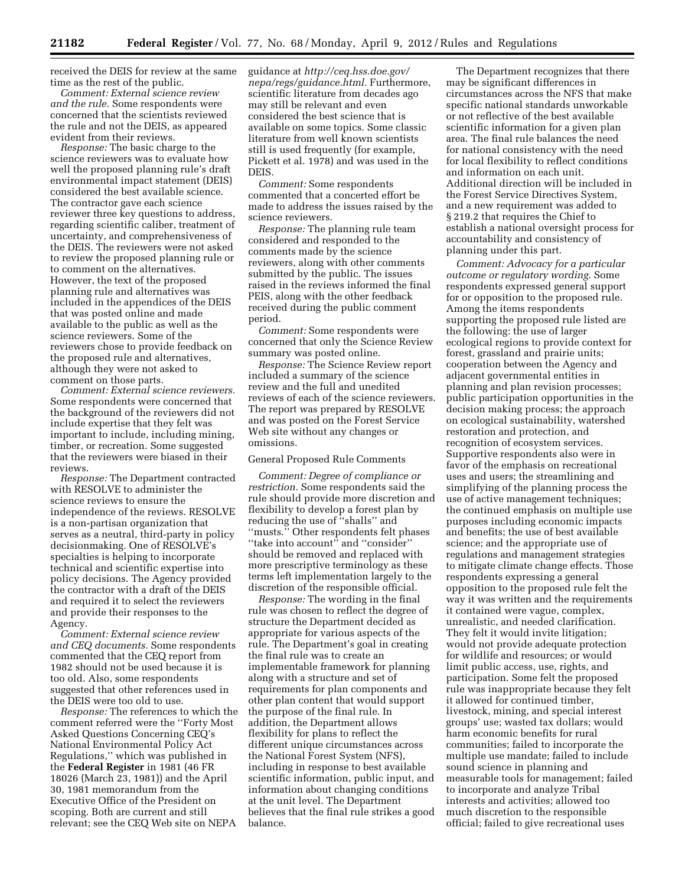received the DEIS for review at the same time as the rest of the public.

*Comment: External science review and the rule.* Some respondents were concerned that the scientists reviewed the rule and not the DEIS, as appeared evident from their reviews.

*Response:* The basic charge to the science reviewers was to evaluate how well the proposed planning rule's draft environmental impact statement (DEIS) considered the best available science. The contractor gave each science reviewer three key questions to address, regarding scientific caliber, treatment of uncertainty, and comprehensiveness of the DEIS. The reviewers were not asked to review the proposed planning rule or to comment on the alternatives. However, the text of the proposed planning rule and alternatives was included in the appendices of the DEIS that was posted online and made available to the public as well as the science reviewers. Some of the reviewers chose to provide feedback on the proposed rule and alternatives, although they were not asked to comment on those parts.

*Comment: External science reviewers.* Some respondents were concerned that the background of the reviewers did not include expertise that they felt was important to include, including mining, timber, or recreation. Some suggested that the reviewers were biased in their reviews.

*Response:* The Department contracted with RESOLVE to administer the science reviews to ensure the independence of the reviews. RESOLVE is a non-partisan organization that serves as a neutral, third-party in policy decisionmaking. One of RESOLVE's specialties is helping to incorporate technical and scientific expertise into policy decisions. The Agency provided the contractor with a draft of the DEIS and required it to select the reviewers and provide their responses to the Agency.

*Comment: External science review and CEQ documents.* Some respondents commented that the CEQ report from 1982 should not be used because it is too old. Also, some respondents suggested that other references used in the DEIS were too old to use.

*Response:* The references to which the comment referred were the ''Forty Most Asked Questions Concerning CEQ's National Environmental Policy Act Regulations,'' which was published in the **Federal Register** in 1981 (46 FR 18026 (March 23, 1981)) and the April 30, 1981 memorandum from the Executive Office of the President on scoping. Both are current and still relevant; see the CEQ Web site on NEPA guidance at *http://ceq.hss.doe.gov/nepa/regs/guidance.html.* Furthermore, scientific literature from decades ago may still be relevant and even considered the best science that is available on some topics. Some classic literature from well known scientists still is used frequently (for example, Pickett et al. 1978) and was used in the DEIS.

*Comment:* Some respondents commented that a concerted effort be made to address the issues raised by the science reviewers.

*Response:* The planning rule team considered and responded to the comments made by the science reviewers, along with other comments submitted by the public. The issues raised in the reviews informed the final PEIS, along with the other feedback received during the public comment period.

*Comment:* Some respondents were concerned that only the Science Review summary was posted online.

*Response:* The Science Review report included a summary of the science review and the full and unedited reviews of each of the science reviewers. The report was prepared by RESOLVE and was posted on the Forest Service Web site without any changes or omissions.

General Proposed Rule Comments

*Comment: Degree of compliance or restriction.* Some respondents said the rule should provide more discretion and flexibility to develop a forest plan by reducing the use of ''shalls'' and ''musts.'' Other respondents felt phases ''take into account'' and ''consider'' should be removed and replaced with more prescriptive terminology as these terms left implementation largely to the discretion of the responsible official.

*Response:* The wording in the final rule was chosen to reflect the degree of structure the Department decided as appropriate for various aspects of the rule. The Department's goal in creating the final rule was to create an implementable framework for planning along with a structure and set of requirements for plan components and other plan content that would support the purpose of the final rule. In addition, the Department allows flexibility for plans to reflect the different unique circumstances across the National Forest System (NFS), including in response to best available scientific information, public input, and information about changing conditions at the unit level. The Department believes that the final rule strikes a good balance.

The Department recognizes that there may be significant differences in circumstances across the NFS that make specific national standards unworkable or not reflective of the best available scientific information for a given plan area. The final rule balances the need for national consistency with the need for local flexibility to reflect conditions and information on each unit. Additional direction will be included in the Forest Service Directives System, and a new requirement was added to § 219.2 that requires the Chief to establish a national oversight process for accountability and consistency of planning under this part.

*Comment: Advocacy for a particular outcome or regulatory wording.* Some respondents expressed general support for or opposition to the proposed rule. Among the items respondents supporting the proposed rule listed are the following: the use of larger ecological regions to provide context for forest, grassland and prairie units; cooperation between the Agency and adjacent governmental entities in planning and plan revision processes; public participation opportunities in the decision making process; the approach on ecological sustainability, watershed restoration and protection, and recognition of ecosystem services. Supportive respondents also were in favor of the emphasis on recreational uses and users; the streamlining and simplifying of the planning process the use of active management techniques; the continued emphasis on multiple use purposes including economic impacts and benefits; the use of best available science; and the appropriate use of regulations and management strategies to mitigate climate change effects. Those respondents expressing a general opposition to the proposed rule felt the way it was written and the requirements it contained were vague, complex, unrealistic, and needed clarification. They felt it would invite litigation; would not provide adequate protection for wildlife and resources; or would limit public access, use, rights, and participation. Some felt the proposed rule was inappropriate because they felt it allowed for continued timber, livestock, mining, and special interest groups' use; wasted tax dollars; would harm economic benefits for rural communities; failed to incorporate the multiple use mandate; failed to include sound science in planning and measurable tools for management; failed to incorporate and analyze Tribal interests and activities; allowed too much discretion to the responsible official; failed to give recreational uses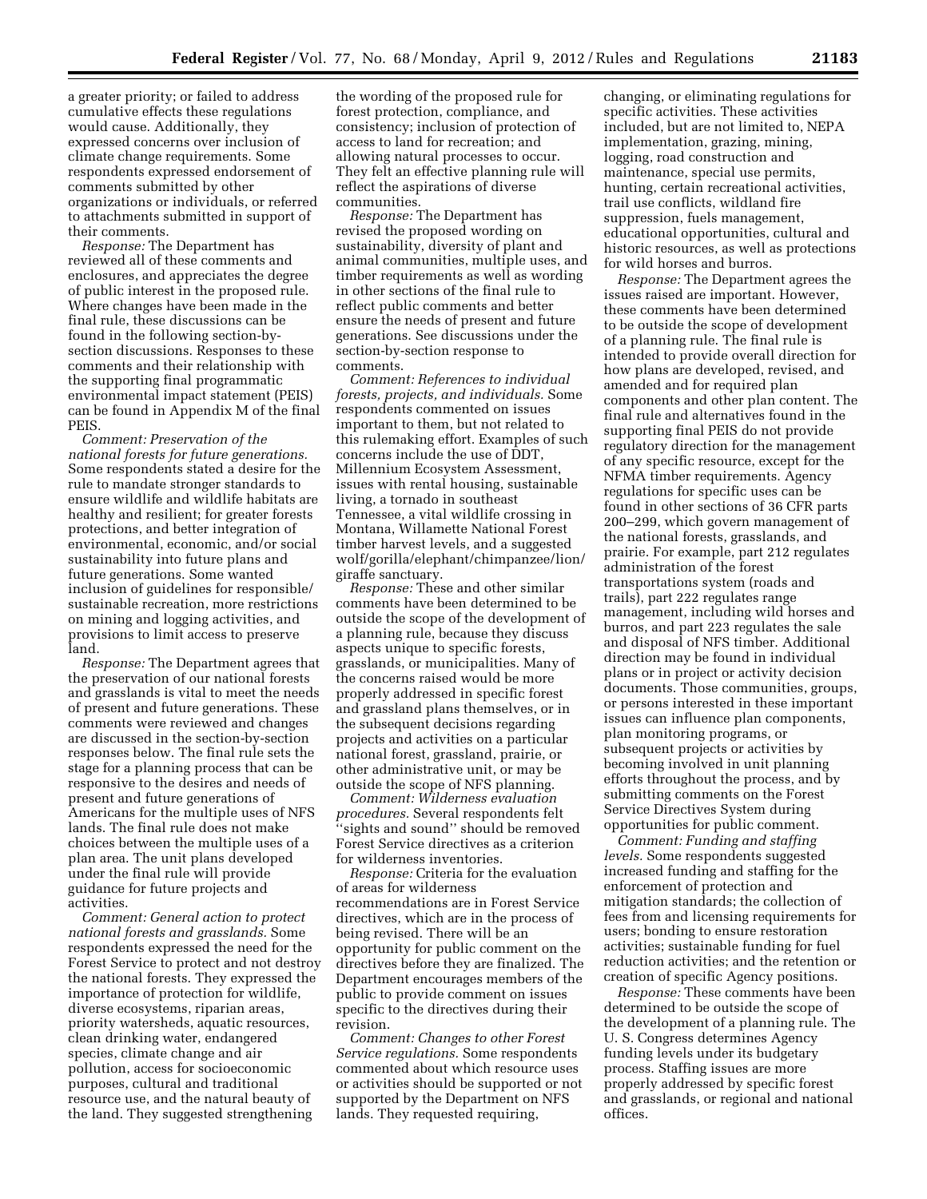a greater priority; or failed to address cumulative effects these regulations would cause. Additionally, they expressed concerns over inclusion of climate change requirements. Some respondents expressed endorsement of comments submitted by other organizations or individuals, or referred to attachments submitted in support of their comments.

*Response:* The Department has reviewed all of these comments and enclosures, and appreciates the degree of public interest in the proposed rule. Where changes have been made in the final rule, these discussions can be found in the following section-by-section discussions. Responses to these comments and their relationship with the supporting final programmatic environmental impact statement (PEIS) can be found in Appendix M of the final PEIS.

*Comment: Preservation of the national forests for future generations.* Some respondents stated a desire for the rule to mandate stronger standards to ensure wildlife and wildlife habitats are healthy and resilient; for greater forests protections, and better integration of environmental, economic, and/or social sustainability into future plans and future generations. Some wanted inclusion of guidelines for responsible/sustainable recreation, more restrictions on mining and logging activities, and provisions to limit access to preserve land.

*Response:* The Department agrees that the preservation of our national forests and grasslands is vital to meet the needs of present and future generations. These comments were reviewed and changes are discussed in the section-by-section responses below. The final rule sets the stage for a planning process that can be responsive to the desires and needs of present and future generations of Americans for the multiple uses of NFS lands. The final rule does not make choices between the multiple uses of a plan area. The unit plans developed under the final rule will provide guidance for future projects and activities.

*Comment: General action to protect national forests and grasslands.* Some respondents expressed the need for the Forest Service to protect and not destroy the national forests. They expressed the importance of protection for wildlife, diverse ecosystems, riparian areas, priority watersheds, aquatic resources, clean drinking water, endangered species, climate change and air pollution, access for socioeconomic purposes, cultural and traditional resource use, and the natural beauty of the land. They suggested strengthening the wording of the proposed rule for forest protection, compliance, and consistency; inclusion of protection of access to land for recreation; and allowing natural processes to occur. They felt an effective planning rule will reflect the aspirations of diverse communities.

*Response:* The Department has revised the proposed wording on sustainability, diversity of plant and animal communities, multiple uses, and timber requirements as well as wording in other sections of the final rule to reflect public comments and better ensure the needs of present and future generations. See discussions under the section-by-section response to comments.

*Comment: References to individual forests, projects, and individuals.* Some respondents commented on issues important to them, but not related to this rulemaking effort. Examples of such concerns include the use of DDT, Millennium Ecosystem Assessment, issues with rental housing, sustainable living, a tornado in southeast Tennessee, a vital wildlife crossing in Montana, Willamette National Forest timber harvest levels, and a suggested wolf/gorilla/elephant/chimpanzee/lion/giraffe sanctuary.

*Response:* These and other similar comments have been determined to be outside the scope of the development of a planning rule, because they discuss aspects unique to specific forests, grasslands, or municipalities. Many of the concerns raised would be more properly addressed in specific forest and grassland plans themselves, or in the subsequent decisions regarding projects and activities on a particular national forest, grassland, prairie, or other administrative unit, or may be outside the scope of NFS planning.

*Comment: Wilderness evaluation procedures.* Several respondents felt ''sights and sound'' should be removed Forest Service directives as a criterion for wilderness inventories.

*Response:* Criteria for the evaluation of areas for wilderness recommendations are in Forest Service directives, which are in the process of being revised. There will be an opportunity for public comment on the directives before they are finalized. The Department encourages members of the public to provide comment on issues specific to the directives during their revision.

*Comment: Changes to other Forest Service regulations.* Some respondents commented about which resource uses or activities should be supported or not supported by the Department on NFS lands. They requested requiring, changing, or eliminating regulations for specific activities. These activities included, but are not limited to, NEPA implementation, grazing, mining, logging, road construction and maintenance, special use permits, hunting, certain recreational activities, trail use conflicts, wildland fire suppression, fuels management, educational opportunities, cultural and historic resources, as well as protections for wild horses and burros.

*Response:* The Department agrees the issues raised are important. However, these comments have been determined to be outside the scope of development of a planning rule. The final rule is intended to provide overall direction for how plans are developed, revised, and amended and for required plan components and other plan content. The final rule and alternatives found in the supporting final PEIS do not provide regulatory direction for the management of any specific resource, except for the NFMA timber requirements. Agency regulations for specific uses can be found in other sections of 36 CFR parts 200–299, which govern management of the national forests, grasslands, and prairie. For example, part 212 regulates administration of the forest transportations system (roads and trails), part 222 regulates range management, including wild horses and burros, and part 223 regulates the sale and disposal of NFS timber. Additional direction may be found in individual plans or in project or activity decision documents. Those communities, groups, or persons interested in these important issues can influence plan components, plan monitoring programs, or subsequent projects or activities by becoming involved in unit planning efforts throughout the process, and by submitting comments on the Forest Service Directives System during opportunities for public comment.

*Comment: Funding and staffing levels.* Some respondents suggested increased funding and staffing for the enforcement of protection and mitigation standards; the collection of fees from and licensing requirements for users; bonding to ensure restoration activities; sustainable funding for fuel reduction activities; and the retention or creation of specific Agency positions.

*Response:* These comments have been determined to be outside the scope of the development of a planning rule. The U. S. Congress determines Agency funding levels under its budgetary process. Staffing issues are more properly addressed by specific forest and grasslands, or regional and national offices.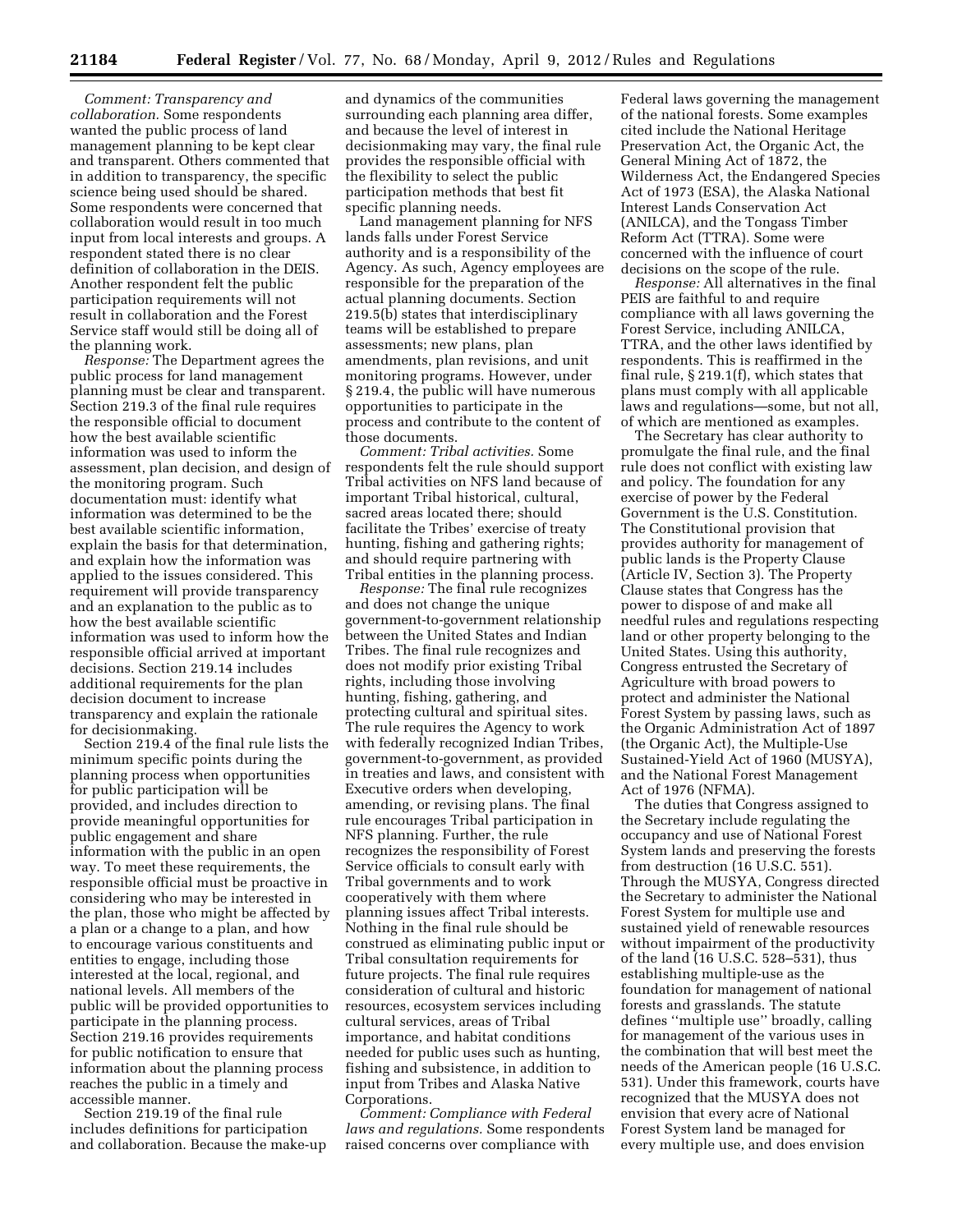*Comment: Transparency and collaboration.* Some respondents wanted the public process of land management planning to be kept clear and transparent. Others commented that in addition to transparency, the specific science being used should be shared. Some respondents were concerned that collaboration would result in too much input from local interests and groups. A respondent stated there is no clear definition of collaboration in the DEIS. Another respondent felt the public participation requirements will not result in collaboration and the Forest Service staff would still be doing all of the planning work.

*Response:* The Department agrees the public process for land management planning must be clear and transparent. Section 219.3 of the final rule requires the responsible official to document how the best available scientific information was used to inform the assessment, plan decision, and design of the monitoring program. Such documentation must: identify what information was determined to be the best available scientific information, explain the basis for that determination, and explain how the information was applied to the issues considered. This requirement will provide transparency and an explanation to the public as to how the best available scientific information was used to inform how the responsible official arrived at important decisions. Section 219.14 includes additional requirements for the plan decision document to increase transparency and explain the rationale for decisionmaking.

Section 219.4 of the final rule lists the minimum specific points during the planning process when opportunities for public participation will be provided, and includes direction to provide meaningful opportunities for public engagement and share information with the public in an open way. To meet these requirements, the responsible official must be proactive in considering who may be interested in the plan, those who might be affected by a plan or a change to a plan, and how to encourage various constituents and entities to engage, including those interested at the local, regional, and national levels. All members of the public will be provided opportunities to participate in the planning process. Section 219.16 provides requirements for public notification to ensure that information about the planning process reaches the public in a timely and accessible manner.

Section 219.19 of the final rule includes definitions for participation and collaboration. Because the make-up and dynamics of the communities surrounding each planning area differ, and because the level of interest in decisionmaking may vary, the final rule provides the responsible official with the flexibility to select the public participation methods that best fit specific planning needs.

Land management planning for NFS lands falls under Forest Service authority and is a responsibility of the Agency. As such, Agency employees are responsible for the preparation of the actual planning documents. Section 219.5(b) states that interdisciplinary teams will be established to prepare assessments; new plans, plan amendments, plan revisions, and unit monitoring programs. However, under § 219.4, the public will have numerous opportunities to participate in the process and contribute to the content of those documents.

*Comment: Tribal activities.* Some respondents felt the rule should support Tribal activities on NFS land because of important Tribal historical, cultural, sacred areas located there; should facilitate the Tribes' exercise of treaty hunting, fishing and gathering rights; and should require partnering with Tribal entities in the planning process.

*Response:* The final rule recognizes and does not change the unique government-to-government relationship between the United States and Indian Tribes. The final rule recognizes and does not modify prior existing Tribal rights, including those involving hunting, fishing, gathering, and protecting cultural and spiritual sites. The rule requires the Agency to work with federally recognized Indian Tribes, government-to-government, as provided in treaties and laws, and consistent with Executive orders when developing, amending, or revising plans. The final rule encourages Tribal participation in NFS planning. Further, the rule recognizes the responsibility of Forest Service officials to consult early with Tribal governments and to work cooperatively with them where planning issues affect Tribal interests. Nothing in the final rule should be construed as eliminating public input or Tribal consultation requirements for future projects. The final rule requires consideration of cultural and historic resources, ecosystem services including cultural services, areas of Tribal importance, and habitat conditions needed for public uses such as hunting, fishing and subsistence, in addition to input from Tribes and Alaska Native Corporations.

*Comment: Compliance with Federal laws and regulations.* Some respondents raised concerns over compliance with Federal laws governing the management of the national forests. Some examples cited include the National Heritage Preservation Act, the Organic Act, the General Mining Act of 1872, the Wilderness Act, the Endangered Species Act of 1973 (ESA), the Alaska National Interest Lands Conservation Act (ANILCA), and the Tongass Timber Reform Act (TTRA). Some were concerned with the influence of court decisions on the scope of the rule.

*Response:* All alternatives in the final PEIS are faithful to and require compliance with all laws governing the Forest Service, including ANILCA, TTRA, and the other laws identified by respondents. This is reaffirmed in the final rule, § 219.1(f), which states that plans must comply with all applicable laws and regulations—some, but not all, of which are mentioned as examples.

The Secretary has clear authority to promulgate the final rule, and the final rule does not conflict with existing law and policy. The foundation for any exercise of power by the Federal Government is the U.S. Constitution. The Constitutional provision that provides authority for management of public lands is the Property Clause (Article IV, Section 3). The Property Clause states that Congress has the power to dispose of and make all needful rules and regulations respecting land or other property belonging to the United States. Using this authority, Congress entrusted the Secretary of Agriculture with broad powers to protect and administer the National Forest System by passing laws, such as the Organic Administration Act of 1897 (the Organic Act), the Multiple-Use Sustained-Yield Act of 1960 (MUSYA), and the National Forest Management Act of 1976 (NFMA).

The duties that Congress assigned to the Secretary include regulating the occupancy and use of National Forest System lands and preserving the forests from destruction (16 U.S.C. 551). Through the MUSYA, Congress directed the Secretary to administer the National Forest System for multiple use and sustained yield of renewable resources without impairment of the productivity of the land (16 U.S.C. 528–531), thus establishing multiple-use as the foundation for management of national forests and grasslands. The statute defines ''multiple use'' broadly, calling for management of the various uses in the combination that will best meet the needs of the American people (16 U.S.C. 531). Under this framework, courts have recognized that the MUSYA does not envision that every acre of National Forest System land be managed for every multiple use, and does envision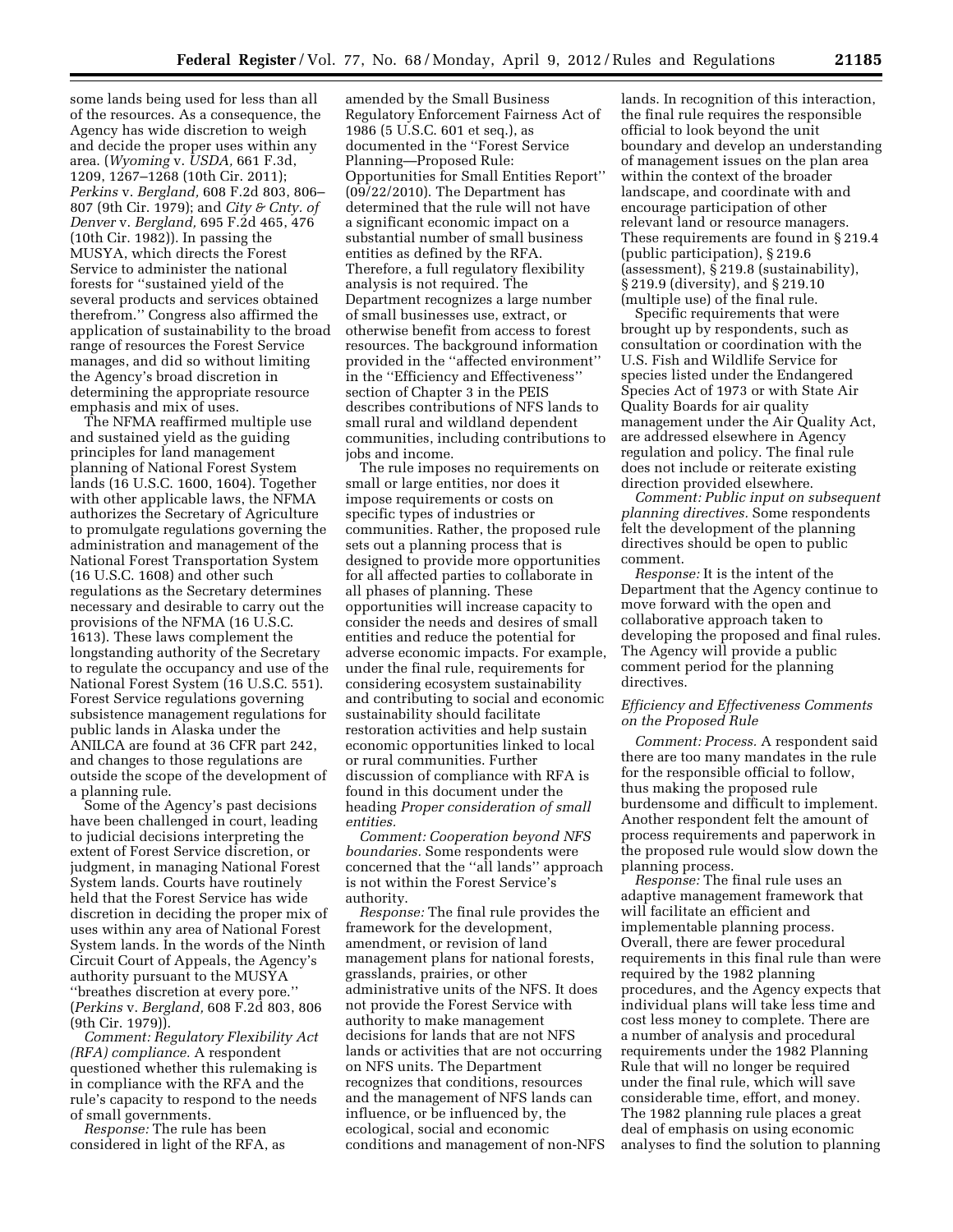some lands being used for less than all of the resources. As a consequence, the Agency has wide discretion to weigh and decide the proper uses within any area. (*Wyoming* v. *USDA,* 661 F.3d, 1209, 1267–1268 (10th Cir. 2011); *Perkins* v. *Bergland,* 608 F.2d 803, 806–807 (9th Cir. 1979); and *City & Cnty. of Denver* v. *Bergland,* 695 F.2d 465, 476 (10th Cir. 1982)). In passing the MUSYA, which directs the Forest Service to administer the national forests for ''sustained yield of the several products and services obtained therefrom.'' Congress also affirmed the application of sustainability to the broad range of resources the Forest Service manages, and did so without limiting the Agency's broad discretion in determining the appropriate resource emphasis and mix of uses.

The NFMA reaffirmed multiple use and sustained yield as the guiding principles for land management planning of National Forest System lands (16 U.S.C. 1600, 1604). Together with other applicable laws, the NFMA authorizes the Secretary of Agriculture to promulgate regulations governing the administration and management of the National Forest Transportation System (16 U.S.C. 1608) and other such regulations as the Secretary determines necessary and desirable to carry out the provisions of the NFMA (16 U.S.C. 1613). These laws complement the longstanding authority of the Secretary to regulate the occupancy and use of the National Forest System (16 U.S.C. 551). Forest Service regulations governing subsistence management regulations for public lands in Alaska under the ANILCA are found at 36 CFR part 242, and changes to those regulations are outside the scope of the development of a planning rule.

Some of the Agency's past decisions have been challenged in court, leading to judicial decisions interpreting the extent of Forest Service discretion, or judgment, in managing National Forest System lands. Courts have routinely held that the Forest Service has wide discretion in deciding the proper mix of uses within any area of National Forest System lands. In the words of the Ninth Circuit Court of Appeals, the Agency's authority pursuant to the MUSYA ''breathes discretion at every pore.'' (*Perkins* v. *Bergland,* 608 F.2d 803, 806 (9th Cir. 1979)).

*Comment: Regulatory Flexibility Act (RFA) compliance.* A respondent questioned whether this rulemaking is in compliance with the RFA and the rule's capacity to respond to the needs of small governments.

*Response:* The rule has been considered in light of the RFA, as amended by the Small Business Regulatory Enforcement Fairness Act of 1986 (5 U.S.C. 601 et seq.), as documented in the ''Forest Service Planning—Proposed Rule: Opportunities for Small Entities Report'' (09/22/2010). The Department has determined that the rule will not have a significant economic impact on a substantial number of small business entities as defined by the RFA. Therefore, a full regulatory flexibility analysis is not required. The Department recognizes a large number of small businesses use, extract, or otherwise benefit from access to forest resources. The background information provided in the ''affected environment'' in the ''Efficiency and Effectiveness'' section of Chapter 3 in the PEIS describes contributions of NFS lands to small rural and wildland dependent communities, including contributions to jobs and income.

The rule imposes no requirements on small or large entities, nor does it impose requirements or costs on specific types of industries or communities. Rather, the proposed rule sets out a planning process that is designed to provide more opportunities for all affected parties to collaborate in all phases of planning. These opportunities will increase capacity to consider the needs and desires of small entities and reduce the potential for adverse economic impacts. For example, under the final rule, requirements for considering ecosystem sustainability and contributing to social and economic sustainability should facilitate restoration activities and help sustain economic opportunities linked to local or rural communities. Further discussion of compliance with RFA is found in this document under the heading *Proper consideration of small entities.*

*Comment: Cooperation beyond NFS boundaries.* Some respondents were concerned that the ''all lands'' approach is not within the Forest Service's authority.

*Response:* The final rule provides the framework for the development, amendment, or revision of land management plans for national forests, grasslands, prairies, or other administrative units of the NFS. It does not provide the Forest Service with authority to make management decisions for lands that are not NFS lands or activities that are not occurring on NFS units. The Department recognizes that conditions, resources and the management of NFS lands can influence, or be influenced by, the ecological, social and economic conditions and management of non-NFS lands. In recognition of this interaction, the final rule requires the responsible official to look beyond the unit boundary and develop an understanding of management issues on the plan area within the context of the broader landscape, and coordinate with and encourage participation of other relevant land or resource managers. These requirements are found in § 219.4 (public participation), § 219.6 (assessment), § 219.8 (sustainability), § 219.9 (diversity), and § 219.10 (multiple use) of the final rule.

Specific requirements that were brought up by respondents, such as consultation or coordination with the U.S. Fish and Wildlife Service for species listed under the Endangered Species Act of 1973 or with State Air Quality Boards for air quality management under the Air Quality Act, are addressed elsewhere in Agency regulation and policy. The final rule does not include or reiterate existing direction provided elsewhere.

*Comment: Public input on subsequent planning directives.* Some respondents felt the development of the planning directives should be open to public comment.

*Response:* It is the intent of the Department that the Agency continue to move forward with the open and collaborative approach taken to developing the proposed and final rules. The Agency will provide a public comment period for the planning directives.

### *Efficiency and Effectiveness Comments on the Proposed Rule*

*Comment: Process.* A respondent said there are too many mandates in the rule for the responsible official to follow, thus making the proposed rule burdensome and difficult to implement. Another respondent felt the amount of process requirements and paperwork in the proposed rule would slow down the planning process.

*Response:* The final rule uses an adaptive management framework that will facilitate an efficient and implementable planning process. Overall, there are fewer procedural requirements in this final rule than were required by the 1982 planning procedures, and the Agency expects that individual plans will take less time and cost less money to complete. There are a number of analysis and procedural requirements under the 1982 Planning Rule that will no longer be required under the final rule, which will save considerable time, effort, and money. The 1982 planning rule places a great deal of emphasis on using economic analyses to find the solution to planning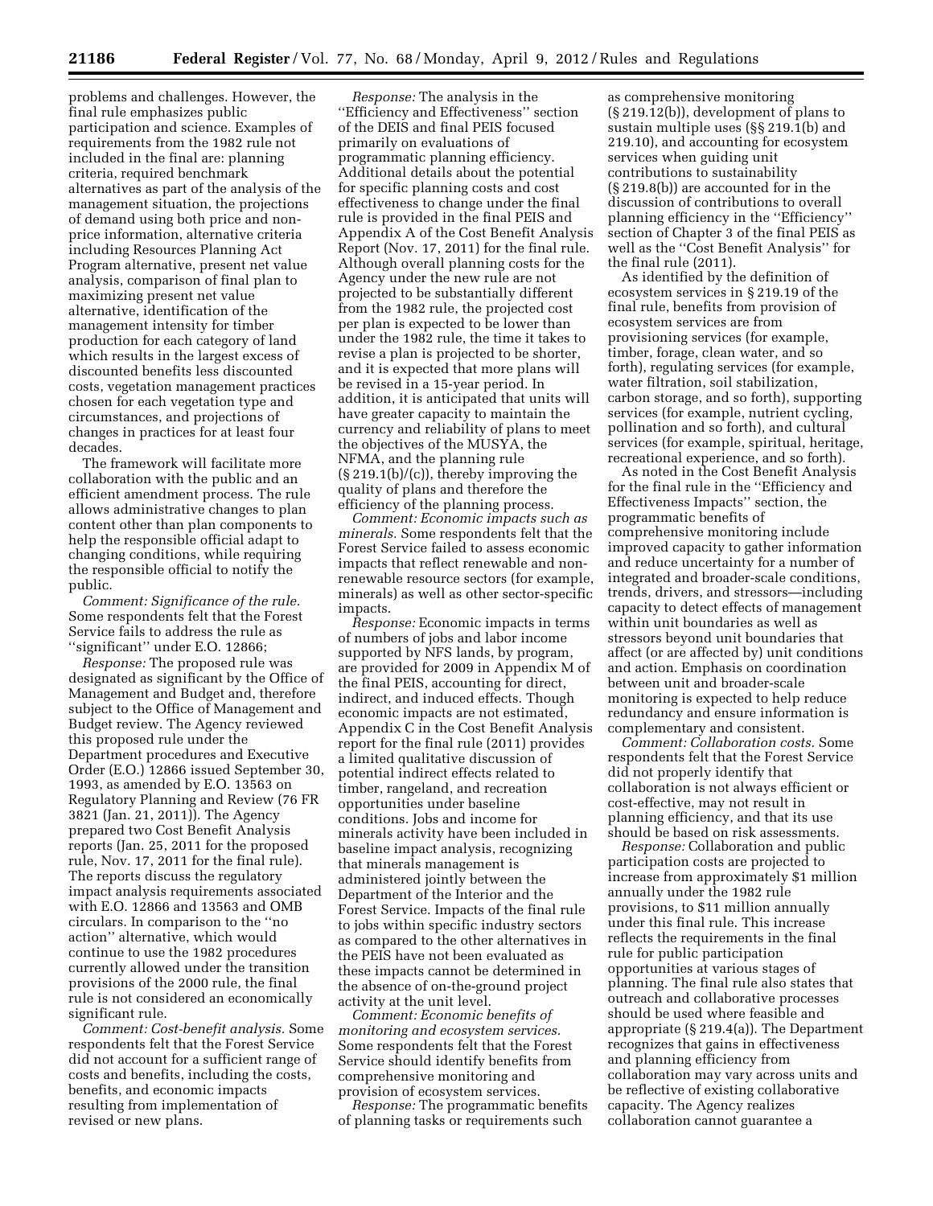problems and challenges. However, the final rule emphasizes public participation and science. Examples of requirements from the 1982 rule not included in the final are: planning criteria, required benchmark alternatives as part of the analysis of the management situation, the projections of demand using both price and non-price information, alternative criteria including Resources Planning Act Program alternative, present net value analysis, comparison of final plan to maximizing present net value alternative, identification of the management intensity for timber production for each category of land which results in the largest excess of discounted benefits less discounted costs, vegetation management practices chosen for each vegetation type and circumstances, and projections of changes in practices for at least four decades.

The framework will facilitate more collaboration with the public and an efficient amendment process. The rule allows administrative changes to plan content other than plan components to help the responsible official adapt to changing conditions, while requiring the responsible official to notify the public.

*Comment: Significance of the rule.* Some respondents felt that the Forest Service fails to address the rule as ''significant'' under E.O. 12866;

*Response:* The proposed rule was designated as significant by the Office of Management and Budget and, therefore subject to the Office of Management and Budget review. The Agency reviewed this proposed rule under the Department procedures and Executive Order (E.O.) 12866 issued September 30, 1993, as amended by E.O. 13563 on Regulatory Planning and Review (76 FR 3821 (Jan. 21, 2011)). The Agency prepared two Cost Benefit Analysis reports (Jan. 25, 2011 for the proposed rule, Nov. 17, 2011 for the final rule). The reports discuss the regulatory impact analysis requirements associated with E.O. 12866 and 13563 and OMB circulars. In comparison to the ''no action'' alternative, which would continue to use the 1982 procedures currently allowed under the transition provisions of the 2000 rule, the final rule is not considered an economically significant rule.

*Comment: Cost-benefit analysis.* Some respondents felt that the Forest Service did not account for a sufficient range of costs and benefits, including the costs, benefits, and economic impacts resulting from implementation of revised or new plans.

*Response:* The analysis in the ''Efficiency and Effectiveness'' section of the DEIS and final PEIS focused primarily on evaluations of programmatic planning efficiency. Additional details about the potential for specific planning costs and cost effectiveness to change under the final rule is provided in the final PEIS and Appendix A of the Cost Benefit Analysis Report (Nov. 17, 2011) for the final rule. Although overall planning costs for the Agency under the new rule are not projected to be substantially different from the 1982 rule, the projected cost per plan is expected to be lower than under the 1982 rule, the time it takes to revise a plan is projected to be shorter, and it is expected that more plans will be revised in a 15-year period. In addition, it is anticipated that units will have greater capacity to maintain the currency and reliability of plans to meet the objectives of the MUSYA, the NFMA, and the planning rule (§ 219.1(b)/(c)), thereby improving the quality of plans and therefore the efficiency of the planning process.

*Comment: Economic impacts such as minerals.* Some respondents felt that the Forest Service failed to assess economic impacts that reflect renewable and non-renewable resource sectors (for example, minerals) as well as other sector-specific impacts.

*Response:* Economic impacts in terms of numbers of jobs and labor income supported by NFS lands, by program, are provided for 2009 in Appendix M of the final PEIS, accounting for direct, indirect, and induced effects. Though economic impacts are not estimated, Appendix C in the Cost Benefit Analysis report for the final rule (2011) provides a limited qualitative discussion of potential indirect effects related to timber, rangeland, and recreation opportunities under baseline conditions. Jobs and income for minerals activity have been included in baseline impact analysis, recognizing that minerals management is administered jointly between the Department of the Interior and the Forest Service. Impacts of the final rule to jobs within specific industry sectors as compared to the other alternatives in the PEIS have not been evaluated as these impacts cannot be determined in the absence of on-the-ground project activity at the unit level.

*Comment: Economic benefits of monitoring and ecosystem services.* Some respondents felt that the Forest Service should identify benefits from comprehensive monitoring and provision of ecosystem services.

*Response:* The programmatic benefits of planning tasks or requirements such as comprehensive monitoring (§ 219.12(b)), development of plans to sustain multiple uses (§§ 219.1(b) and 219.10), and accounting for ecosystem services when guiding unit contributions to sustainability (§ 219.8(b)) are accounted for in the discussion of contributions to overall planning efficiency in the ''Efficiency'' section of Chapter 3 of the final PEIS as well as the ''Cost Benefit Analysis'' for the final rule (2011).

As identified by the definition of ecosystem services in § 219.19 of the final rule, benefits from provision of ecosystem services are from provisioning services (for example, timber, forage, clean water, and so forth), regulating services (for example, water filtration, soil stabilization, carbon storage, and so forth), supporting services (for example, nutrient cycling, pollination and so forth), and cultural services (for example, spiritual, heritage, recreational experience, and so forth).

As noted in the Cost Benefit Analysis for the final rule in the ''Efficiency and Effectiveness Impacts'' section, the programmatic benefits of comprehensive monitoring include improved capacity to gather information and reduce uncertainty for a number of integrated and broader-scale conditions, trends, drivers, and stressors—including capacity to detect effects of management within unit boundaries as well as stressors beyond unit boundaries that affect (or are affected by) unit conditions and action. Emphasis on coordination between unit and broader-scale monitoring is expected to help reduce redundancy and ensure information is complementary and consistent.

*Comment: Collaboration costs.* Some respondents felt that the Forest Service did not properly identify that collaboration is not always efficient or cost-effective, may not result in planning efficiency, and that its use should be based on risk assessments.

*Response:* Collaboration and public participation costs are projected to increase from approximately $1 million annually under the 1982 rule provisions, to $11 million annually under this final rule. This increase reflects the requirements in the final rule for public participation opportunities at various stages of planning. The final rule also states that outreach and collaborative processes should be used where feasible and appropriate (§ 219.4(a)). The Department recognizes that gains in effectiveness and planning efficiency from collaboration may vary across units and be reflective of existing collaborative capacity. The Agency realizes collaboration cannot guarantee a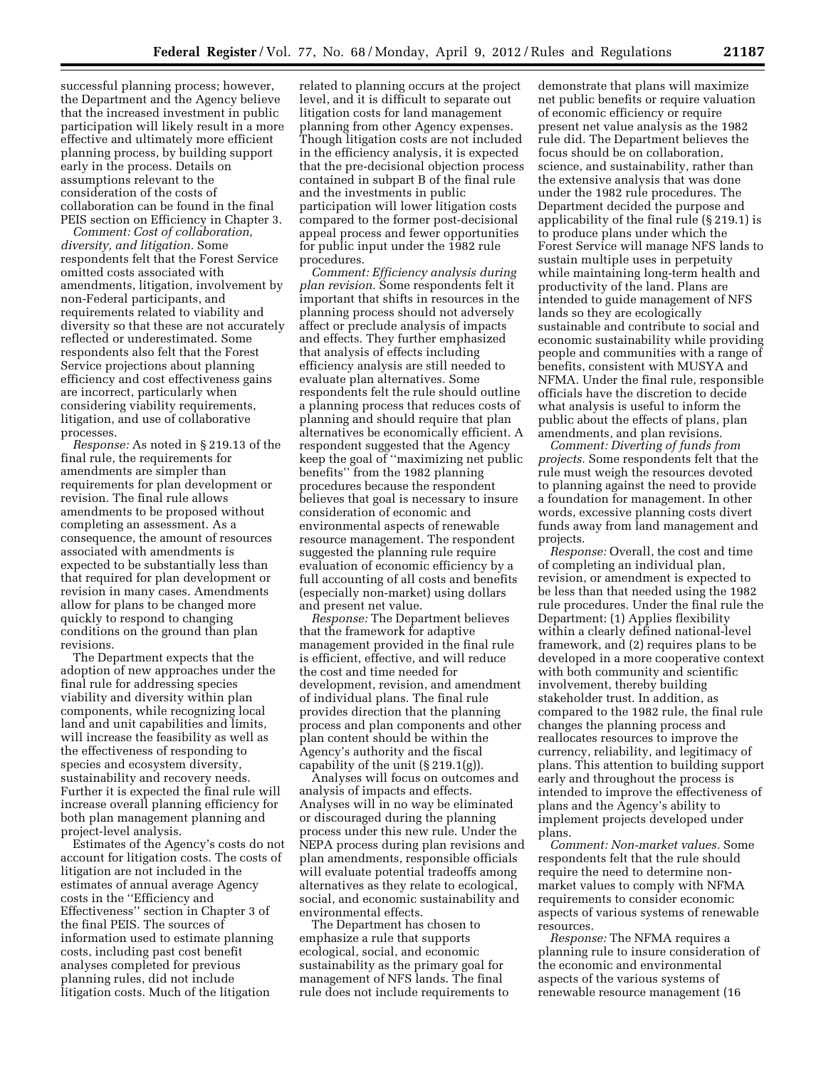successful planning process; however, the Department and the Agency believe that the increased investment in public participation will likely result in a more effective and ultimately more efficient planning process, by building support early in the process. Details on assumptions relevant to the consideration of the costs of collaboration can be found in the final PEIS section on Efficiency in Chapter 3.

*Comment: Cost of collaboration, diversity, and litigation.* Some respondents felt that the Forest Service omitted costs associated with amendments, litigation, involvement by non-Federal participants, and requirements related to viability and diversity so that these are not accurately reflected or underestimated. Some respondents also felt that the Forest Service projections about planning efficiency and cost effectiveness gains are incorrect, particularly when considering viability requirements, litigation, and use of collaborative processes.

*Response:* As noted in § 219.13 of the final rule, the requirements for amendments are simpler than requirements for plan development or revision. The final rule allows amendments to be proposed without completing an assessment. As a consequence, the amount of resources associated with amendments is expected to be substantially less than that required for plan development or revision in many cases. Amendments allow for plans to be changed more quickly to respond to changing conditions on the ground than plan revisions.

The Department expects that the adoption of new approaches under the final rule for addressing species viability and diversity within plan components, while recognizing local land and unit capabilities and limits, will increase the feasibility as well as the effectiveness of responding to species and ecosystem diversity, sustainability and recovery needs. Further it is expected the final rule will increase overall planning efficiency for both plan management planning and project-level analysis.

Estimates of the Agency's costs do not account for litigation costs. The costs of litigation are not included in the estimates of annual average Agency costs in the ''Efficiency and Effectiveness'' section in Chapter 3 of the final PEIS. The sources of information used to estimate planning costs, including past cost benefit analyses completed for previous planning rules, did not include litigation costs. Much of the litigation related to planning occurs at the project level, and it is difficult to separate out litigation costs for land management planning from other Agency expenses. Though litigation costs are not included in the efficiency analysis, it is expected that the pre-decisional objection process contained in subpart B of the final rule and the investments in public participation will lower litigation costs compared to the former post-decisional appeal process and fewer opportunities for public input under the 1982 rule procedures.

*Comment: Efficiency analysis during plan revision.* Some respondents felt it important that shifts in resources in the planning process should not adversely affect or preclude analysis of impacts and effects. They further emphasized that analysis of effects including efficiency analysis are still needed to evaluate plan alternatives. Some respondents felt the rule should outline a planning process that reduces costs of planning and should require that plan alternatives be economically efficient. A respondent suggested that the Agency keep the goal of ''maximizing net public benefits'' from the 1982 planning procedures because the respondent believes that goal is necessary to insure consideration of economic and environmental aspects of renewable resource management. The respondent suggested the planning rule require evaluation of economic efficiency by a full accounting of all costs and benefits (especially non-market) using dollars and present net value.

*Response:* The Department believes that the framework for adaptive management provided in the final rule is efficient, effective, and will reduce the cost and time needed for development, revision, and amendment of individual plans. The final rule provides direction that the planning process and plan components and other plan content should be within the Agency's authority and the fiscal capability of the unit (§ 219.1(g)).

Analyses will focus on outcomes and analysis of impacts and effects. Analyses will in no way be eliminated or discouraged during the planning process under this new rule. Under the NEPA process during plan revisions and plan amendments, responsible officials will evaluate potential tradeoffs among alternatives as they relate to ecological, social, and economic sustainability and environmental effects.

The Department has chosen to emphasize a rule that supports ecological, social, and economic sustainability as the primary goal for management of NFS lands. The final rule does not include requirements to demonstrate that plans will maximize net public benefits or require valuation of economic efficiency or require present net value analysis as the 1982 rule did. The Department believes the focus should be on collaboration, science, and sustainability, rather than the extensive analysis that was done under the 1982 rule procedures. The Department decided the purpose and applicability of the final rule (§ 219.1) is to produce plans under which the Forest Service will manage NFS lands to sustain multiple uses in perpetuity while maintaining long-term health and productivity of the land. Plans are intended to guide management of NFS lands so they are ecologically sustainable and contribute to social and economic sustainability while providing people and communities with a range of benefits, consistent with MUSYA and NFMA. Under the final rule, responsible officials have the discretion to decide what analysis is useful to inform the public about the effects of plans, plan amendments, and plan revisions.

*Comment: Diverting of funds from projects.* Some respondents felt that the rule must weigh the resources devoted to planning against the need to provide a foundation for management. In other words, excessive planning costs divert funds away from land management and projects.

*Response:* Overall, the cost and time of completing an individual plan, revision, or amendment is expected to be less than that needed using the 1982 rule procedures. Under the final rule the Department: (1) Applies flexibility within a clearly defined national-level framework, and (2) requires plans to be developed in a more cooperative context with both community and scientific involvement, thereby building stakeholder trust. In addition, as compared to the 1982 rule, the final rule changes the planning process and reallocates resources to improve the currency, reliability, and legitimacy of plans. This attention to building support early and throughout the process is intended to improve the effectiveness of plans and the Agency's ability to implement projects developed under plans.

*Comment: Non-market values.* Some respondents felt that the rule should require the need to determine non-market values to comply with NFMA requirements to consider economic aspects of various systems of renewable resources.

*Response:* The NFMA requires a planning rule to insure consideration of the economic and environmental aspects of the various systems of renewable resource management (16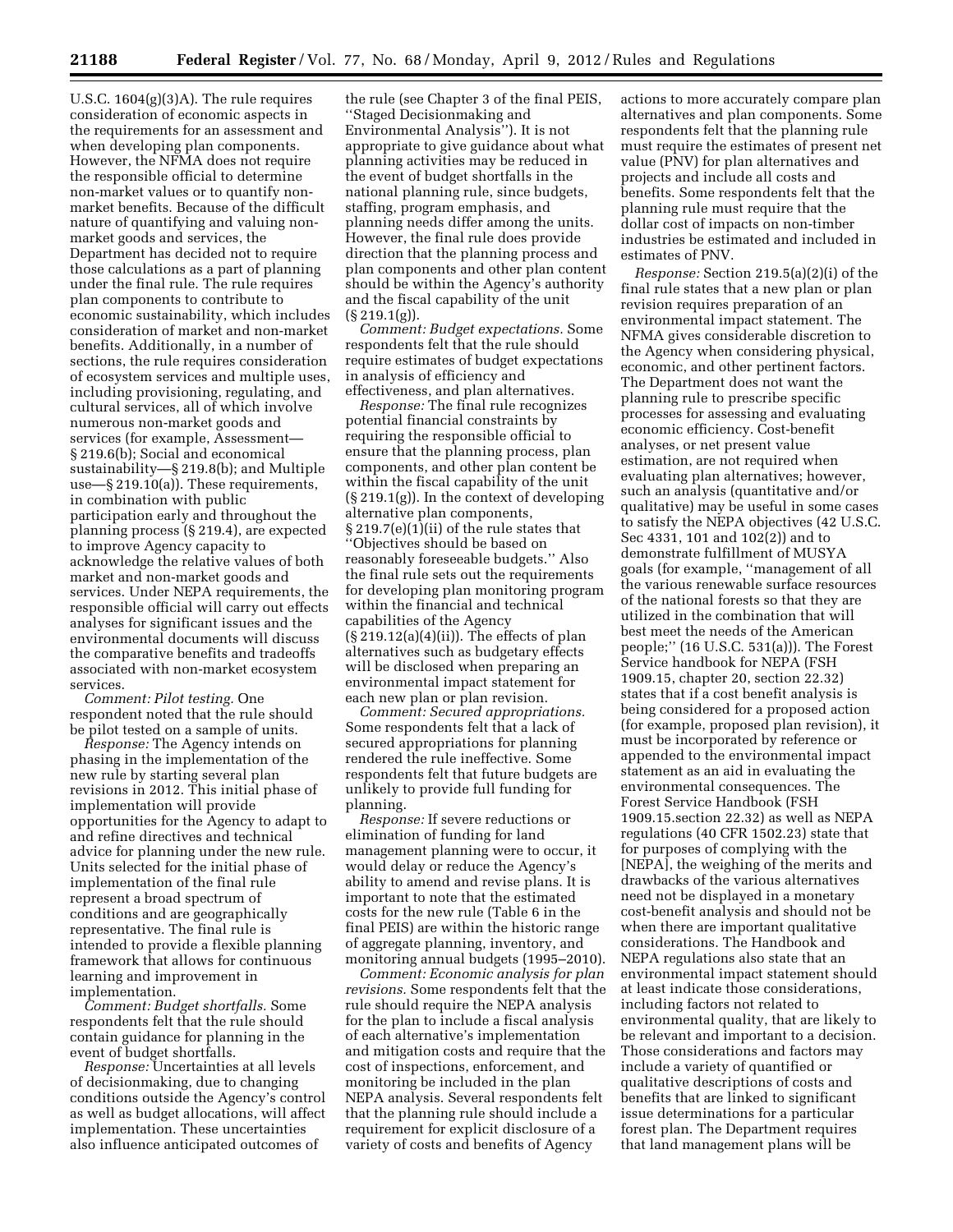U.S.C. 1604(g)(3)A). The rule requires consideration of economic aspects in the requirements for an assessment and when developing plan components. However, the NFMA does not require the responsible official to determine non-market values or to quantify non-market benefits. Because of the difficult nature of quantifying and valuing non-market goods and services, the Department has decided not to require those calculations as a part of planning under the final rule. The rule requires plan components to contribute to economic sustainability, which includes consideration of market and non-market benefits. Additionally, in a number of sections, the rule requires consideration of ecosystem services and multiple uses, including provisioning, regulating, and cultural services, all of which involve numerous non-market goods and services (for example, Assessment—§ 219.6(b); Social and economical sustainability—§ 219.8(b); and Multiple use—§ 219.10(a)). These requirements, in combination with public participation early and throughout the planning process (§ 219.4), are expected to improve Agency capacity to acknowledge the relative values of both market and non-market goods and services. Under NEPA requirements, the responsible official will carry out effects analyses for significant issues and the environmental documents will discuss the comparative benefits and tradeoffs associated with non-market ecosystem services.

*Comment: Pilot testing.* One respondent noted that the rule should be pilot tested on a sample of units.

*Response:* The Agency intends on phasing in the implementation of the new rule by starting several plan revisions in 2012. This initial phase of implementation will provide opportunities for the Agency to adapt to and refine directives and technical advice for planning under the new rule. Units selected for the initial phase of implementation of the final rule represent a broad spectrum of conditions and are geographically representative. The final rule is intended to provide a flexible planning framework that allows for continuous learning and improvement in implementation.

*Comment: Budget shortfalls.* Some respondents felt that the rule should contain guidance for planning in the event of budget shortfalls.

*Response:* Uncertainties at all levels of decisionmaking, due to changing conditions outside the Agency's control as well as budget allocations, will affect implementation. These uncertainties also influence anticipated outcomes of the rule (see Chapter 3 of the final PEIS, ''Staged Decisionmaking and Environmental Analysis''). It is not appropriate to give guidance about what planning activities may be reduced in the event of budget shortfalls in the national planning rule, since budgets, staffing, program emphasis, and planning needs differ among the units. However, the final rule does provide direction that the planning process and plan components and other plan content should be within the Agency's authority and the fiscal capability of the unit (§ 219.1(g)).

*Comment: Budget expectations.* Some respondents felt that the rule should require estimates of budget expectations in analysis of efficiency and effectiveness, and plan alternatives.

*Response:* The final rule recognizes potential financial constraints by requiring the responsible official to ensure that the planning process, plan components, and other plan content be within the fiscal capability of the unit (§ 219.1(g)). In the context of developing alternative plan components, § 219.7(e)(1)(ii) of the rule states that ''Objectives should be based on reasonably foreseeable budgets.'' Also the final rule sets out the requirements for developing plan monitoring program within the financial and technical capabilities of the Agency (§ 219.12(a)(4)(ii)). The effects of plan alternatives such as budgetary effects will be disclosed when preparing an environmental impact statement for each new plan or plan revision.

*Comment: Secured appropriations.* Some respondents felt that a lack of secured appropriations for planning rendered the rule ineffective. Some respondents felt that future budgets are unlikely to provide full funding for planning.

*Response:* If severe reductions or elimination of funding for land management planning were to occur, it would delay or reduce the Agency's ability to amend and revise plans. It is important to note that the estimated costs for the new rule (Table 6 in the final PEIS) are within the historic range of aggregate planning, inventory, and monitoring annual budgets (1995–2010).

*Comment: Economic analysis for plan revisions.* Some respondents felt that the rule should require the NEPA analysis for the plan to include a fiscal analysis of each alternative's implementation and mitigation costs and require that the cost of inspections, enforcement, and monitoring be included in the plan NEPA analysis. Several respondents felt that the planning rule should include a requirement for explicit disclosure of a variety of costs and benefits of Agency actions to more accurately compare plan alternatives and plan components. Some respondents felt that the planning rule must require the estimates of present net value (PNV) for plan alternatives and projects and include all costs and benefits. Some respondents felt that the planning rule must require that the dollar cost of impacts on non-timber industries be estimated and included in estimates of PNV.

*Response:* Section 219.5(a)(2)(i) of the final rule states that a new plan or plan revision requires preparation of an environmental impact statement. The NFMA gives considerable discretion to the Agency when considering physical, economic, and other pertinent factors. The Department does not want the planning rule to prescribe specific processes for assessing and evaluating economic efficiency. Cost-benefit analyses, or net present value estimation, are not required when evaluating plan alternatives; however, such an analysis (quantitative and/or qualitative) may be useful in some cases to satisfy the NEPA objectives (42 U.S.C. Sec 4331, 101 and 102(2)) and to demonstrate fulfillment of MUSYA goals (for example, ''management of all the various renewable surface resources of the national forests so that they are utilized in the combination that will best meet the needs of the American people;'' (16 U.S.C. 531(a))). The Forest Service handbook for NEPA (FSH 1909.15, chapter 20, section 22.32) states that if a cost benefit analysis is being considered for a proposed action (for example, proposed plan revision), it must be incorporated by reference or appended to the environmental impact statement as an aid in evaluating the environmental consequences. The Forest Service Handbook (FSH 1909.15.section 22.32) as well as NEPA regulations (40 CFR 1502.23) state that for purposes of complying with the [NEPA], the weighing of the merits and drawbacks of the various alternatives need not be displayed in a monetary cost-benefit analysis and should not be when there are important qualitative considerations. The Handbook and NEPA regulations also state that an environmental impact statement should at least indicate those considerations, including factors not related to environmental quality, that are likely to be relevant and important to a decision. Those considerations and factors may include a variety of quantified or qualitative descriptions of costs and benefits that are linked to significant issue determinations for a particular forest plan. The Department requires that land management plans will be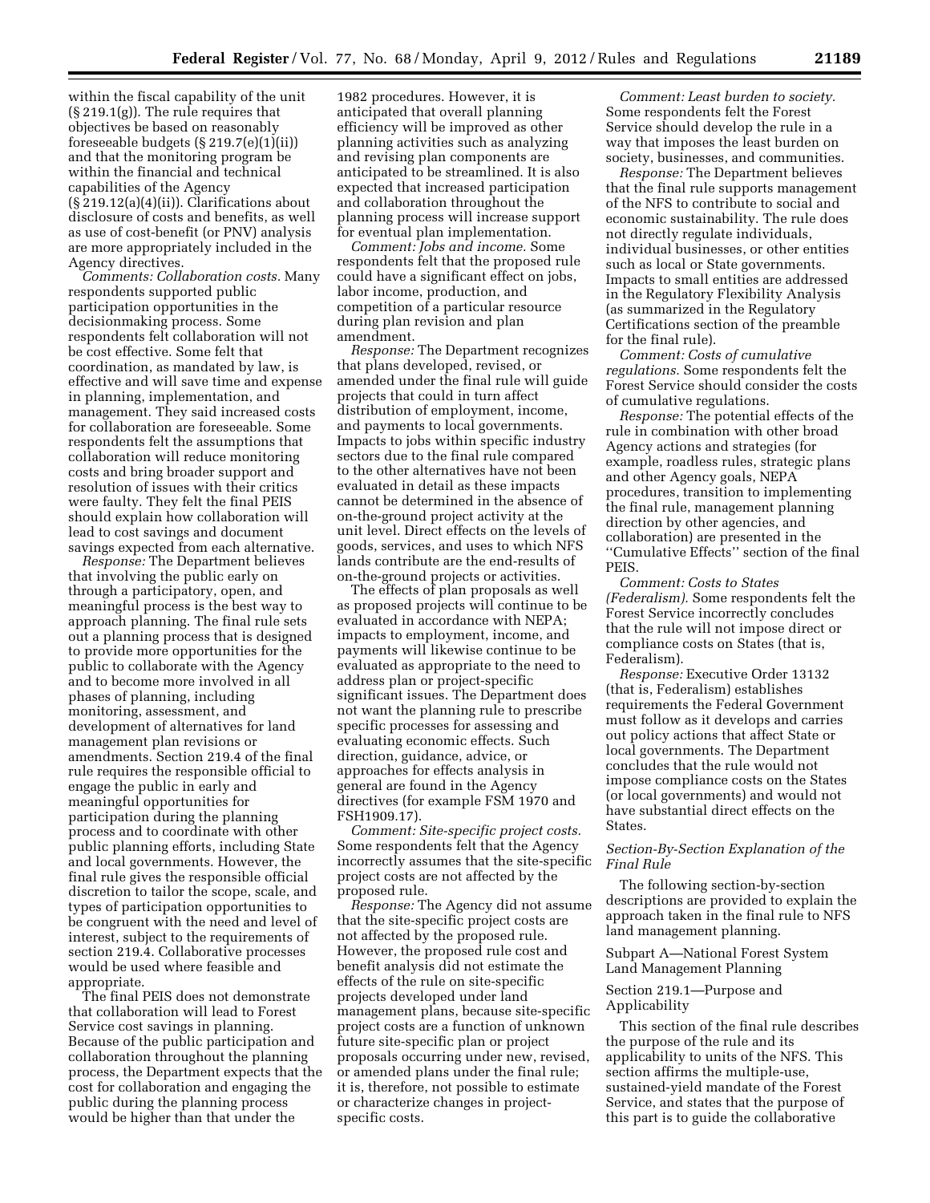within the fiscal capability of the unit (§ 219.1(g)). The rule requires that objectives be based on reasonably foreseeable budgets (§ 219.7(e)(1)(ii)) and that the monitoring program be within the financial and technical capabilities of the Agency (§ 219.12(a)(4)(ii)). Clarifications about disclosure of costs and benefits, as well as use of cost-benefit (or PNV) analysis are more appropriately included in the Agency directives.

*Comments: Collaboration costs.* Many respondents supported public participation opportunities in the decisionmaking process. Some respondents felt collaboration will not be cost effective. Some felt that coordination, as mandated by law, is effective and will save time and expense in planning, implementation, and management. They said increased costs for collaboration are foreseeable. Some respondents felt the assumptions that collaboration will reduce monitoring costs and bring broader support and resolution of issues with their critics were faulty. They felt the final PEIS should explain how collaboration will lead to cost savings and document savings expected from each alternative.

*Response:* The Department believes that involving the public early on through a participatory, open, and meaningful process is the best way to approach planning. The final rule sets out a planning process that is designed to provide more opportunities for the public to collaborate with the Agency and to become more involved in all phases of planning, including monitoring, assessment, and development of alternatives for land management plan revisions or amendments. Section 219.4 of the final rule requires the responsible official to engage the public in early and meaningful opportunities for participation during the planning process and to coordinate with other public planning efforts, including State and local governments. However, the final rule gives the responsible official discretion to tailor the scope, scale, and types of participation opportunities to be congruent with the need and level of interest, subject to the requirements of section 219.4. Collaborative processes would be used where feasible and appropriate.

The final PEIS does not demonstrate that collaboration will lead to Forest Service cost savings in planning. Because of the public participation and collaboration throughout the planning process, the Department expects that the cost for collaboration and engaging the public during the planning process would be higher than that under the 1982 procedures. However, it is anticipated that overall planning efficiency will be improved as other planning activities such as analyzing and revising plan components are anticipated to be streamlined. It is also expected that increased participation and collaboration throughout the planning process will increase support for eventual plan implementation.

*Comment: Jobs and income.* Some respondents felt that the proposed rule could have a significant effect on jobs, labor income, production, and competition of a particular resource during plan revision and plan amendment.

*Response:* The Department recognizes that plans developed, revised, or amended under the final rule will guide projects that could in turn affect distribution of employment, income, and payments to local governments. Impacts to jobs within specific industry sectors due to the final rule compared to the other alternatives have not been evaluated in detail as these impacts cannot be determined in the absence of on-the-ground project activity at the unit level. Direct effects on the levels of goods, services, and uses to which NFS lands contribute are the end-results of on-the-ground projects or activities.

The effects of plan proposals as well as proposed projects will continue to be evaluated in accordance with NEPA; impacts to employment, income, and payments will likewise continue to be evaluated as appropriate to the need to address plan or project-specific significant issues. The Department does not want the planning rule to prescribe specific processes for assessing and evaluating economic effects. Such direction, guidance, advice, or approaches for effects analysis in general are found in the Agency directives (for example FSM 1970 and FSH1909.17).

*Comment: Site-specific project costs.* Some respondents felt that the Agency incorrectly assumes that the site-specific project costs are not affected by the proposed rule.

*Response:* The Agency did not assume that the site-specific project costs are not affected by the proposed rule. However, the proposed rule cost and benefit analysis did not estimate the effects of the rule on site-specific projects developed under land management plans, because site-specific project costs are a function of unknown future site-specific plan or project proposals occurring under new, revised, or amended plans under the final rule; it is, therefore, not possible to estimate or characterize changes in project-specific costs.

*Comment: Least burden to society.* Some respondents felt the Forest Service should develop the rule in a way that imposes the least burden on society, businesses, and communities.

*Response:* The Department believes that the final rule supports management of the NFS to contribute to social and economic sustainability. The rule does not directly regulate individuals, individual businesses, or other entities such as local or State governments. Impacts to small entities are addressed in the Regulatory Flexibility Analysis (as summarized in the Regulatory Certifications section of the preamble for the final rule).

*Comment: Costs of cumulative regulations.* Some respondents felt the Forest Service should consider the costs of cumulative regulations.

*Response:* The potential effects of the rule in combination with other broad Agency actions and strategies (for example, roadless rules, strategic plans and other Agency goals, NEPA procedures, transition to implementing the final rule, management planning direction by other agencies, and collaboration) are presented in the "Cumulative Effects" section of the final PEIS.

*Comment: Costs to States (Federalism).* Some respondents felt the Forest Service incorrectly concludes that the rule will not impose direct or compliance costs on States (that is, Federalism).

*Response:* Executive Order 13132 (that is, Federalism) establishes requirements the Federal Government must follow as it develops and carries out policy actions that affect State or local governments. The Department concludes that the rule would not impose compliance costs on the States (or local governments) and would not have substantial direct effects on the States.

### *Section-By-Section Explanation of the Final Rule*

The following section-by-section descriptions are provided to explain the approach taken in the final rule to NFS land management planning.

#### Subpart A—National Forest System Land Management Planning

#### Section 219.1—Purpose and Applicability

This section of the final rule describes the purpose of the rule and its applicability to units of the NFS. This section affirms the multiple-use, sustained-yield mandate of the Forest Service, and states that the purpose of this part is to guide the collaborative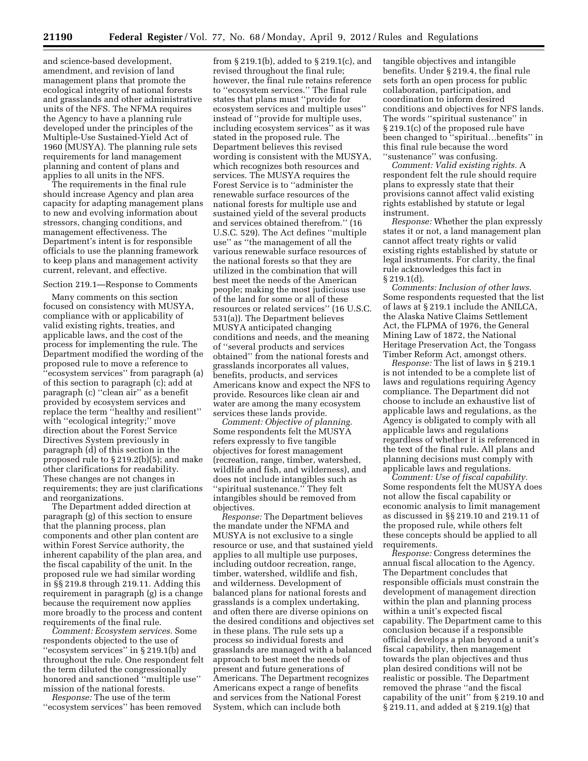and science-based development, amendment, and revision of land management plans that promote the ecological integrity of national forests and grasslands and other administrative units of the NFS. The NFMA requires the Agency to have a planning rule developed under the principles of the Multiple-Use Sustained-Yield Act of 1960 (MUSYA). The planning rule sets requirements for land management planning and content of plans and applies to all units in the NFS.

The requirements in the final rule should increase Agency and plan area capacity for adapting management plans to new and evolving information about stressors, changing conditions, and management effectiveness. The Department's intent is for responsible officials to use the planning framework to keep plans and management activity current, relevant, and effective.

Section 219.1—Response to Comments

Many comments on this section focused on consistency with MUSYA, compliance with or applicability of valid existing rights, treaties, and applicable laws, and the cost of the process for implementing the rule. The Department modified the wording of the proposed rule to move a reference to "ecosystem services" from paragraph (a) of this section to paragraph (c); add at paragraph (c) "clean air" as a benefit provided by ecosystem services and replace the term "healthy and resilient" with "ecological integrity;" move direction about the Forest Service Directives System previously in paragraph (d) of this section in the proposed rule to § 219.2(b)(5); and make other clarifications for readability. These changes are not changes in requirements; they are just clarifications and reorganizations.

The Department added direction at paragraph (g) of this section to ensure that the planning process, plan components and other plan content are within Forest Service authority, the inherent capability of the plan area, and the fiscal capability of the unit. In the proposed rule we had similar wording in §§ 219.8 through 219.11. Adding this requirement in paragraph (g) is a change because the requirement now applies more broadly to the process and content requirements of the final rule.

*Comment: Ecosystem services.* Some respondents objected to the use of "ecosystem services" in § 219.1(b) and throughout the rule. One respondent felt the term diluted the congressionally honored and sanctioned "multiple use" mission of the national forests.

*Response:* The use of the term "ecosystem services" has been removed from § 219.1(b), added to § 219.1(c), and revised throughout the final rule; however, the final rule retains reference to "ecosystem services." The final rule states that plans must "provide for ecosystem services and multiple uses" instead of "provide for multiple uses, including ecosystem services" as it was stated in the proposed rule. The Department believes this revised wording is consistent with the MUSYA, which recognizes both resources and services. The MUSYA requires the Forest Service is to "administer the renewable surface resources of the national forests for multiple use and sustained yield of the several products and services obtained therefrom." (16 U.S.C. 529). The Act defines "multiple use" as "the management of all the various renewable surface resources of the national forests so that they are utilized in the combination that will best meet the needs of the American people; making the most judicious use of the land for some or all of these resources or related services" (16 U.S.C. 531(a)). The Department believes MUSYA anticipated changing conditions and needs, and the meaning of "several products and services obtained" from the national forests and grasslands incorporates all values, benefits, products, and services Americans know and expect the NFS to provide. Resources like clean air and water are among the many ecosystem services these lands provide.

*Comment: Objective of planning.* Some respondents felt the MUSYA refers expressly to five tangible objectives for forest management (recreation, range, timber, watershed, wildlife and fish, and wilderness), and does not include intangibles such as "spiritual sustenance." They felt intangibles should be removed from objectives.

*Response:* The Department believes the mandate under the NFMA and MUSYA is not exclusive to a single resource or use, and that sustained yield applies to all multiple use purposes, including outdoor recreation, range, timber, watershed, wildlife and fish, and wilderness. Development of balanced plans for national forests and grasslands is a complex undertaking, and often there are diverse opinions on the desired conditions and objectives set in these plans. The rule sets up a process so individual forests and grasslands are managed with a balanced approach to best meet the needs of present and future generations of Americans. The Department recognizes Americans expect a range of benefits and services from the National Forest System, which can include both tangible objectives and intangible benefits. Under § 219.4, the final rule sets forth an open process for public collaboration, participation, and coordination to inform desired conditions and objectives for NFS lands. The words "spiritual sustenance" in § 219.1(c) of the proposed rule have been changed to "spiritual…benefits" in this final rule because the word "sustenance" was confusing.

*Comment: Valid existing rights.* A respondent felt the rule should require plans to expressly state that their provisions cannot affect valid existing rights established by statute or legal instrument.

*Response:* Whether the plan expressly states it or not, a land management plan cannot affect treaty rights or valid existing rights established by statute or legal instruments. For clarity, the final rule acknowledges this fact in § 219.1(d).

*Comments: Inclusion of other laws.* Some respondents requested that the list of laws at § 219.1 include the ANILCA, the Alaska Native Claims Settlement Act, the FLPMA of 1976, the General Mining Law of 1872, the National Heritage Preservation Act, the Tongass Timber Reform Act, amongst others.

*Response:* The list of laws in § 219.1 is not intended to be a complete list of laws and regulations requiring Agency compliance. The Department did not choose to include an exhaustive list of applicable laws and regulations, as the Agency is obligated to comply with all applicable laws and regulations regardless of whether it is referenced in the text of the final rule. All plans and planning decisions must comply with applicable laws and regulations.

*Comment: Use of fiscal capability.* Some respondents felt the MUSYA does not allow the fiscal capability or economic analysis to limit management as discussed in §§ 219.10 and 219.11 of the proposed rule, while others felt these concepts should be applied to all requirements.

*Response:* Congress determines the annual fiscal allocation to the Agency. The Department concludes that responsible officials must constrain the development of management direction within the plan and planning process within a unit's expected fiscal capability. The Department came to this conclusion because if a responsible official develops a plan beyond a unit's fiscal capability, then management towards the plan objectives and thus plan desired conditions will not be realistic or possible. The Department removed the phrase "and the fiscal capability of the unit" from § 219.10 and § 219.11, and added at § 219.1(g) that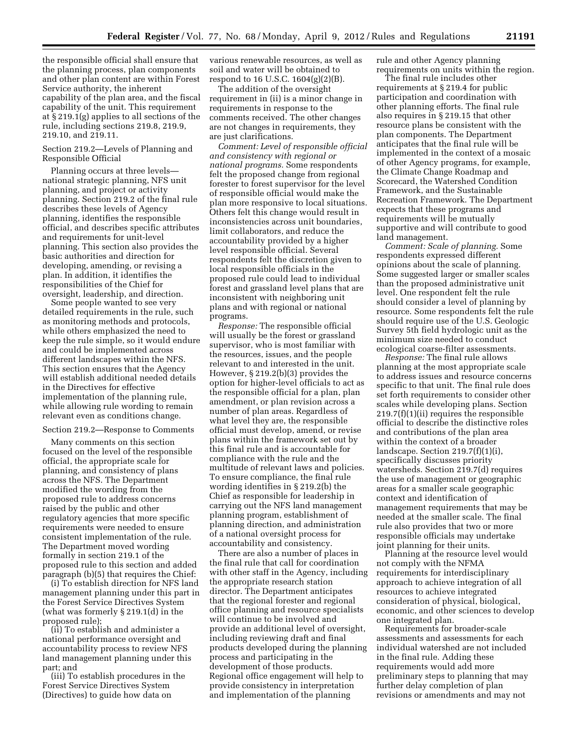the responsible official shall ensure that the planning process, plan components and other plan content are within Forest Service authority, the inherent capability of the plan area, and the fiscal capability of the unit. This requirement at § 219.1(g) applies to all sections of the rule, including sections 219.8, 219.9, 219.10, and 219.11.

Section 219.2—Levels of Planning and Responsible Official

Planning occurs at three levels—national strategic planning, NFS unit planning, and project or activity planning. Section 219.2 of the final rule describes these levels of Agency planning, identifies the responsible official, and describes specific attributes and requirements for unit-level planning. This section also provides the basic authorities and direction for developing, amending, or revising a plan. In addition, it identifies the responsibilities of the Chief for oversight, leadership, and direction.

Some people wanted to see very detailed requirements in the rule, such as monitoring methods and protocols, while others emphasized the need to keep the rule simple, so it would endure and could be implemented across different landscapes within the NFS. This section ensures that the Agency will establish additional needed details in the Directives for effective implementation of the planning rule, while allowing rule wording to remain relevant even as conditions change.

Section 219.2—Response to Comments

Many comments on this section focused on the level of the responsible official, the appropriate scale for planning, and consistency of plans across the NFS. The Department modified the wording from the proposed rule to address concerns raised by the public and other regulatory agencies that more specific requirements were needed to ensure consistent implementation of the rule. The Department moved wording formally in section 219.1 of the proposed rule to this section and added paragraph (b)(5) that requires the Chief:

(i) To establish direction for NFS land management planning under this part in the Forest Service Directives System (what was formerly § 219.1(d) in the proposed rule);

(ii) To establish and administer a national performance oversight and accountability process to review NFS land management planning under this part; and

(iii) To establish procedures in the Forest Service Directives System (Directives) to guide how data on various renewable resources, as well as soil and water will be obtained to respond to 16 U.S.C. 1604(g)(2)(B).

The addition of the oversight requirement in (ii) is a minor change in requirements in response to the comments received. The other changes are not changes in requirements, they are just clarifications.

*Comment: Level of responsible official and consistency with regional or national programs.* Some respondents felt the proposed change from regional forester to forest supervisor for the level of responsible official would make the plan more responsive to local situations. Others felt this change would result in inconsistencies across unit boundaries, limit collaborators, and reduce the accountability provided by a higher level responsible official. Several respondents felt the discretion given to local responsible officials in the proposed rule could lead to individual forest and grassland level plans that are inconsistent with neighboring unit plans and with regional or national programs.

*Response:* The responsible official will usually be the forest or grassland supervisor, who is most familiar with the resources, issues, and the people relevant to and interested in the unit. However, § 219.2(b)(3) provides the option for higher-level officials to act as the responsible official for a plan, plan amendment, or plan revision across a number of plan areas. Regardless of what level they are, the responsible official must develop, amend, or revise plans within the framework set out by this final rule and is accountable for compliance with the rule and the multitude of relevant laws and policies. To ensure compliance, the final rule wording identifies in § 219.2(b) the Chief as responsible for leadership in carrying out the NFS land management planning program, establishment of planning direction, and administration of a national oversight process for accountability and consistency.

There are also a number of places in the final rule that call for coordination with other staff in the Agency, including the appropriate research station director. The Department anticipates that the regional forester and regional office planning and resource specialists will continue to be involved and provide an additional level of oversight, including reviewing draft and final products developed during the planning process and participating in the development of those products. Regional office engagement will help to provide consistency in interpretation and implementation of the planning rule and other Agency planning requirements on units within the region.

The final rule includes other requirements at § 219.4 for public participation and coordination with other planning efforts. The final rule also requires in § 219.15 that other resource plans be consistent with the plan components. The Department anticipates that the final rule will be implemented in the context of a mosaic of other Agency programs, for example, the Climate Change Roadmap and Scorecard, the Watershed Condition Framework, and the Sustainable Recreation Framework. The Department expects that these programs and requirements will be mutually supportive and will contribute to good land management.

*Comment: Scale of planning.* Some respondents expressed different opinions about the scale of planning. Some suggested larger or smaller scales than the proposed administrative unit level. One respondent felt the rule should consider a level of planning by resource. Some respondents felt the rule should require use of the U.S. Geologic Survey 5th field hydrologic unit as the minimum size needed to conduct ecological coarse-filter assessments.

*Response:* The final rule allows planning at the most appropriate scale to address issues and resource concerns specific to that unit. The final rule does set forth requirements to consider other scales while developing plans. Section 219.7(f)(1)(ii) requires the responsible official to describe the distinctive roles and contributions of the plan area within the context of a broader landscape. Section 219.7(f)(1)(i), specifically discusses priority watersheds. Section 219.7(d) requires the use of management or geographic areas for a smaller scale geographic context and identification of management requirements that may be needed at the smaller scale. The final rule also provides that two or more responsible officials may undertake joint planning for their units.

Planning at the resource level would not comply with the NFMA requirements for interdisciplinary approach to achieve integration of all resources to achieve integrated consideration of physical, biological, economic, and other sciences to develop one integrated plan.

Requirements for broader-scale assessments and assessments for each individual watershed are not included in the final rule. Adding these requirements would add more preliminary steps to planning that may further delay completion of plan revisions or amendments and may not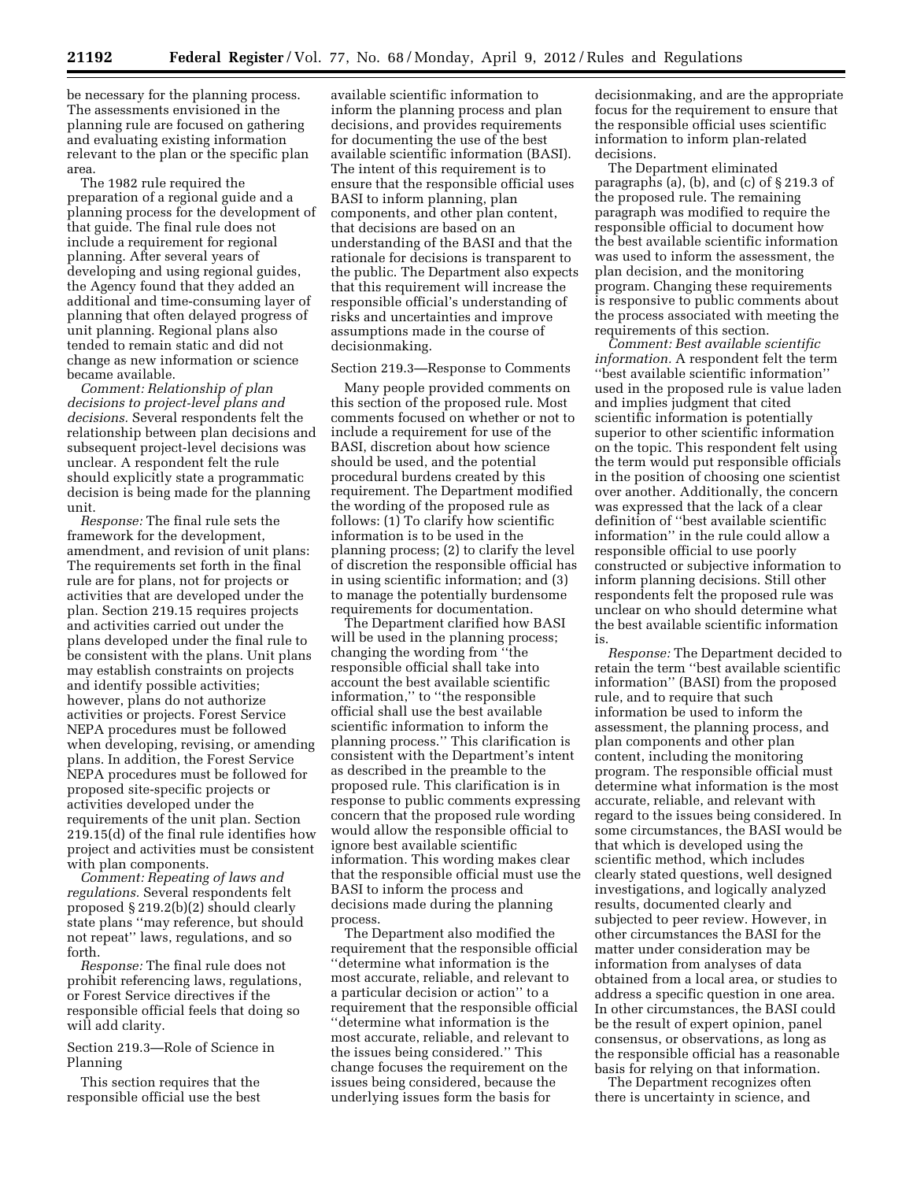be necessary for the planning process. The assessments envisioned in the planning rule are focused on gathering and evaluating existing information relevant to the plan or the specific plan area.

The 1982 rule required the preparation of a regional guide and a planning process for the development of that guide. The final rule does not include a requirement for regional planning. After several years of developing and using regional guides, the Agency found that they added an additional and time-consuming layer of planning that often delayed progress of unit planning. Regional plans also tended to remain static and did not change as new information or science became available.

*Comment: Relationship of plan decisions to project-level plans and decisions.* Several respondents felt the relationship between plan decisions and subsequent project-level decisions was unclear. A respondent felt the rule should explicitly state a programmatic decision is being made for the planning unit.

*Response:* The final rule sets the framework for the development, amendment, and revision of unit plans: The requirements set forth in the final rule are for plans, not for projects or activities that are developed under the plan. Section 219.15 requires projects and activities carried out under the plans developed under the final rule to be consistent with the plans. Unit plans may establish constraints on projects and identify possible activities; however, plans do not authorize activities or projects. Forest Service NEPA procedures must be followed when developing, revising, or amending plans. In addition, the Forest Service NEPA procedures must be followed for proposed site-specific projects or activities developed under the requirements of the unit plan. Section 219.15(d) of the final rule identifies how project and activities must be consistent with plan components.

*Comment: Repeating of laws and regulations.* Several respondents felt proposed § 219.2(b)(2) should clearly state plans ''may reference, but should not repeat'' laws, regulations, and so forth.

*Response:* The final rule does not prohibit referencing laws, regulations, or Forest Service directives if the responsible official feels that doing so will add clarity.

Section 219.3—Role of Science in Planning

This section requires that the responsible official use the best available scientific information to inform the planning process and plan decisions, and provides requirements for documenting the use of the best available scientific information (BASI). The intent of this requirement is to ensure that the responsible official uses BASI to inform planning, plan components, and other plan content, that decisions are based on an understanding of the BASI and that the rationale for decisions is transparent to the public. The Department also expects that this requirement will increase the responsible official's understanding of risks and uncertainties and improve assumptions made in the course of decisionmaking.

Section 219.3—Response to Comments

Many people provided comments on this section of the proposed rule. Most comments focused on whether or not to include a requirement for use of the BASI, discretion about how science should be used, and the potential procedural burdens created by this requirement. The Department modified the wording of the proposed rule as follows: (1) To clarify how scientific information is to be used in the planning process; (2) to clarify the level of discretion the responsible official has in using scientific information; and (3) to manage the potentially burdensome requirements for documentation.

The Department clarified how BASI will be used in the planning process; changing the wording from ''the responsible official shall take into account the best available scientific information,'' to ''the responsible official shall use the best available scientific information to inform the planning process.'' This clarification is consistent with the Department's intent as described in the preamble to the proposed rule. This clarification is in response to public comments expressing concern that the proposed rule wording would allow the responsible official to ignore best available scientific information. This wording makes clear that the responsible official must use the BASI to inform the process and decisions made during the planning process.

The Department also modified the requirement that the responsible official ''determine what information is the most accurate, reliable, and relevant to a particular decision or action'' to a requirement that the responsible official ''determine what information is the most accurate, reliable, and relevant to the issues being considered.'' This change focuses the requirement on the issues being considered, because the underlying issues form the basis for decisionmaking, and are the appropriate focus for the requirement to ensure that the responsible official uses scientific information to inform plan-related decisions.

The Department eliminated paragraphs (a), (b), and (c) of § 219.3 of the proposed rule. The remaining paragraph was modified to require the responsible official to document how the best available scientific information was used to inform the assessment, the plan decision, and the monitoring program. Changing these requirements is responsive to public comments about the process associated with meeting the requirements of this section.

*Comment: Best available scientific information.* A respondent felt the term ''best available scientific information'' used in the proposed rule is value laden and implies judgment that cited scientific information is potentially superior to other scientific information on the topic. This respondent felt using the term would put responsible officials in the position of choosing one scientist over another. Additionally, the concern was expressed that the lack of a clear definition of ''best available scientific information'' in the rule could allow a responsible official to use poorly constructed or subjective information to inform planning decisions. Still other respondents felt the proposed rule was unclear on who should determine what the best available scientific information is.

*Response:* The Department decided to retain the term ''best available scientific information'' (BASI) from the proposed rule, and to require that such information be used to inform the assessment, the planning process, and plan components and other plan content, including the monitoring program. The responsible official must determine what information is the most accurate, reliable, and relevant with regard to the issues being considered. In some circumstances, the BASI would be that which is developed using the scientific method, which includes clearly stated questions, well designed investigations, and logically analyzed results, documented clearly and subjected to peer review. However, in other circumstances the BASI for the matter under consideration may be information from analyses of data obtained from a local area, or studies to address a specific question in one area. In other circumstances, the BASI could be the result of expert opinion, panel consensus, or observations, as long as the responsible official has a reasonable basis for relying on that information.

The Department recognizes often there is uncertainty in science, and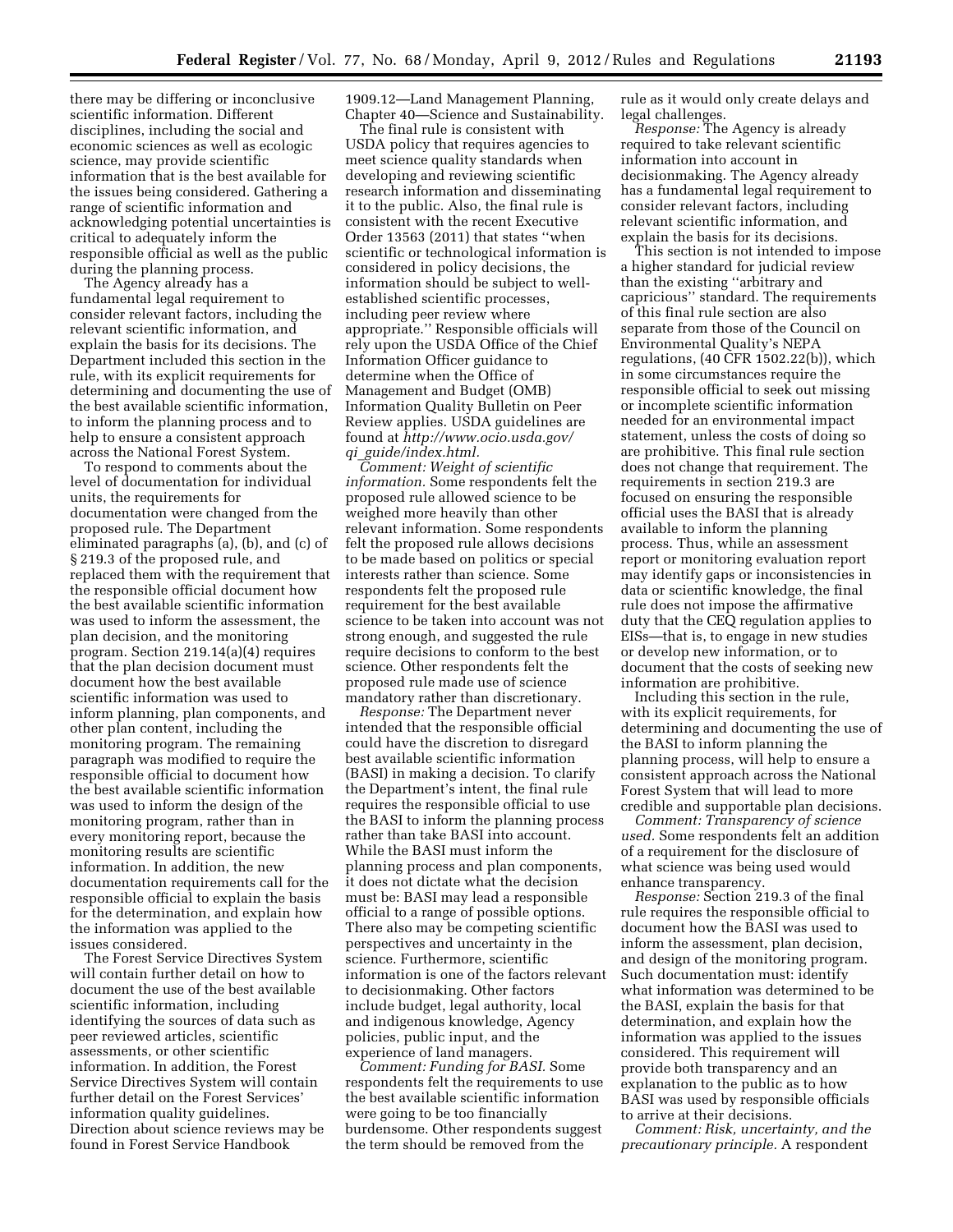there may be differing or inconclusive scientific information. Different disciplines, including the social and economic sciences as well as ecologic science, may provide scientific information that is the best available for the issues being considered. Gathering a range of scientific information and acknowledging potential uncertainties is critical to adequately inform the responsible official as well as the public during the planning process.

The Agency already has a fundamental legal requirement to consider relevant factors, including the relevant scientific information, and explain the basis for its decisions. The Department included this section in the rule, with its explicit requirements for determining and documenting the use of the best available scientific information, to inform the planning process and to help to ensure a consistent approach across the National Forest System.

To respond to comments about the level of documentation for individual units, the requirements for documentation were changed from the proposed rule. The Department eliminated paragraphs (a), (b), and (c) of § 219.3 of the proposed rule, and replaced them with the requirement that the responsible official document how the best available scientific information was used to inform the assessment, the plan decision, and the monitoring program. Section 219.14(a)(4) requires that the plan decision document must document how the best available scientific information was used to inform planning, plan components, and other plan content, including the monitoring program. The remaining paragraph was modified to require the responsible official to document how the best available scientific information was used to inform the design of the monitoring program, rather than in every monitoring report, because the monitoring results are scientific information. In addition, the new documentation requirements call for the responsible official to explain the basis for the determination, and explain how the information was applied to the issues considered.

The Forest Service Directives System will contain further detail on how to document the use of the best available scientific information, including identifying the sources of data such as peer reviewed articles, scientific assessments, or other scientific information. In addition, the Forest Service Directives System will contain further detail on the Forest Services' information quality guidelines. Direction about science reviews may be found in Forest Service Handbook 1909.12—Land Management Planning, Chapter 40—Science and Sustainability.

The final rule is consistent with USDA policy that requires agencies to meet science quality standards when developing and reviewing scientific research information and disseminating it to the public. Also, the final rule is consistent with the recent Executive Order 13563 (2011) that states ''when scientific or technological information is considered in policy decisions, the information should be subject to well-established scientific processes, including peer review where appropriate.'' Responsible officials will rely upon the USDA Office of the Chief Information Officer guidance to determine when the Office of Management and Budget (OMB) Information Quality Bulletin on Peer Review applies. USDA guidelines are found at *http://www.ocio.usda.gov/qi_guide/index.html.*

*Comment: Weight of scientific information.* Some respondents felt the proposed rule allowed science to be weighed more heavily than other relevant information. Some respondents felt the proposed rule allows decisions to be made based on politics or special interests rather than science. Some respondents felt the proposed rule requirement for the best available science to be taken into account was not strong enough, and suggested the rule require decisions to conform to the best science. Other respondents felt the proposed rule made use of science mandatory rather than discretionary.

*Response:* The Department never intended that the responsible official could have the discretion to disregard best available scientific information (BASI) in making a decision. To clarify the Department's intent, the final rule requires the responsible official to use the BASI to inform the planning process rather than take BASI into account. While the BASI must inform the planning process and plan components, it does not dictate what the decision must be: BASI may lead a responsible official to a range of possible options. There also may be competing scientific perspectives and uncertainty in the science. Furthermore, scientific information is one of the factors relevant to decisionmaking. Other factors include budget, legal authority, local and indigenous knowledge, Agency policies, public input, and the experience of land managers.

*Comment: Funding for BASI.* Some respondents felt the requirements to use the best available scientific information were going to be too financially burdensome. Other respondents suggest the term should be removed from the rule as it would only create delays and legal challenges.

*Response:* The Agency is already required to take relevant scientific information into account in decisionmaking. The Agency already has a fundamental legal requirement to consider relevant factors, including relevant scientific information, and explain the basis for its decisions.

This section is not intended to impose a higher standard for judicial review than the existing ''arbitrary and capricious'' standard. The requirements of this final rule section are also separate from those of the Council on Environmental Quality's NEPA regulations, (40 CFR 1502.22(b)), which in some circumstances require the responsible official to seek out missing or incomplete scientific information needed for an environmental impact statement, unless the costs of doing so are prohibitive. This final rule section does not change that requirement. The requirements in section 219.3 are focused on ensuring the responsible official uses the BASI that is already available to inform the planning process. Thus, while an assessment report or monitoring evaluation report may identify gaps or inconsistencies in data or scientific knowledge, the final rule does not impose the affirmative duty that the CEQ regulation applies to EISs—that is, to engage in new studies or develop new information, or to document that the costs of seeking new information are prohibitive.

Including this section in the rule, with its explicit requirements, for determining and documenting the use of the BASI to inform planning the planning process, will help to ensure a consistent approach across the National Forest System that will lead to more credible and supportable plan decisions.

*Comment: Transparency of science used.* Some respondents felt an addition of a requirement for the disclosure of what science was being used would enhance transparency.

*Response:* Section 219.3 of the final rule requires the responsible official to document how the BASI was used to inform the assessment, plan decision, and design of the monitoring program. Such documentation must: identify what information was determined to be the BASI, explain the basis for that determination, and explain how the information was applied to the issues considered. This requirement will provide both transparency and an explanation to the public as to how BASI was used by responsible officials to arrive at their decisions.

*Comment: Risk, uncertainty, and the precautionary principle.* A respondent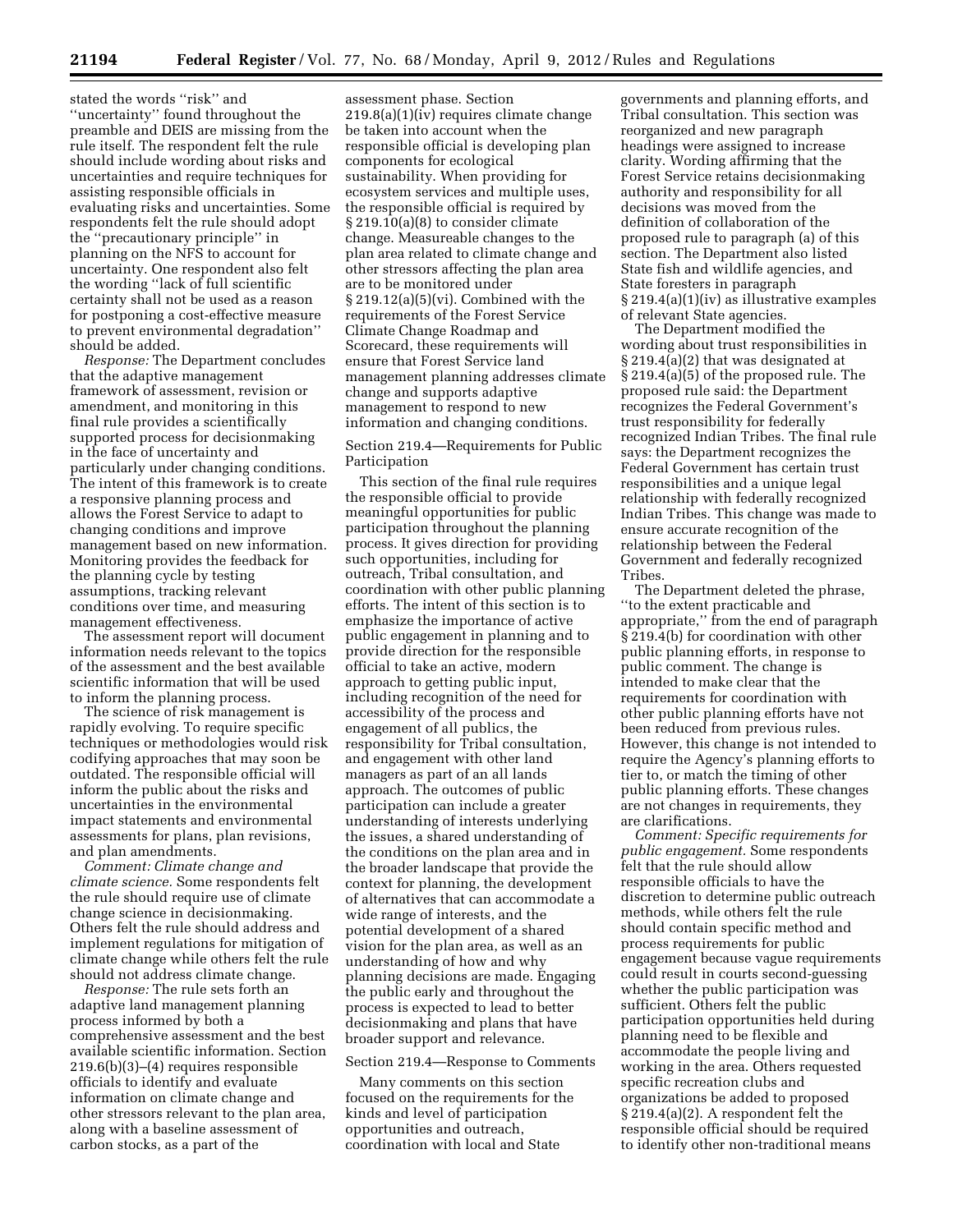stated the words ''risk'' and ''uncertainty'' found throughout the preamble and DEIS are missing from the rule itself. The respondent felt the rule should include wording about risks and uncertainties and require techniques for assisting responsible officials in evaluating risks and uncertainties. Some respondents felt the rule should adopt the ''precautionary principle'' in planning on the NFS to account for uncertainty. One respondent also felt the wording ''lack of full scientific certainty shall not be used as a reason for postponing a cost-effective measure to prevent environmental degradation'' should be added.

*Response:* The Department concludes that the adaptive management framework of assessment, revision or amendment, and monitoring in this final rule provides a scientifically supported process for decisionmaking in the face of uncertainty and particularly under changing conditions. The intent of this framework is to create a responsive planning process and allows the Forest Service to adapt to changing conditions and improve management based on new information. Monitoring provides the feedback for the planning cycle by testing assumptions, tracking relevant conditions over time, and measuring management effectiveness.

The assessment report will document information needs relevant to the topics of the assessment and the best available scientific information that will be used to inform the planning process.

The science of risk management is rapidly evolving. To require specific techniques or methodologies would risk codifying approaches that may soon be outdated. The responsible official will inform the public about the risks and uncertainties in the environmental impact statements and environmental assessments for plans, plan revisions, and plan amendments.

*Comment: Climate change and climate science.* Some respondents felt the rule should require use of climate change science in decisionmaking. Others felt the rule should address and implement regulations for mitigation of climate change while others felt the rule should not address climate change.

*Response:* The rule sets forth an adaptive land management planning process informed by both a comprehensive assessment and the best available scientific information. Section 219.6(b)(3)–(4) requires responsible officials to identify and evaluate information on climate change and other stressors relevant to the plan area, along with a baseline assessment of carbon stocks, as a part of the assessment phase. Section 219.8(a)(1)(iv) requires climate change be taken into account when the responsible official is developing plan components for ecological sustainability. When providing for ecosystem services and multiple uses, the responsible official is required by § 219.10(a)(8) to consider climate change. Measureable changes to the plan area related to climate change and other stressors affecting the plan area are to be monitored under § 219.12(a)(5)(vi). Combined with the requirements of the Forest Service Climate Change Roadmap and Scorecard, these requirements will ensure that Forest Service land management planning addresses climate change and supports adaptive management to respond to new information and changing conditions.

Section 219.4—Requirements for Public Participation

This section of the final rule requires the responsible official to provide meaningful opportunities for public participation throughout the planning process. It gives direction for providing such opportunities, including for outreach, Tribal consultation, and coordination with other public planning efforts. The intent of this section is to emphasize the importance of active public engagement in planning and to provide direction for the responsible official to take an active, modern approach to getting public input, including recognition of the need for accessibility of the process and engagement of all publics, the responsibility for Tribal consultation, and engagement with other land managers as part of an all lands approach. The outcomes of public participation can include a greater understanding of interests underlying the issues, a shared understanding of the conditions on the plan area and in the broader landscape that provide the context for planning, the development of alternatives that can accommodate a wide range of interests, and the potential development of a shared vision for the plan area, as well as an understanding of how and why planning decisions are made. Engaging the public early and throughout the process is expected to lead to better decisionmaking and plans that have broader support and relevance.

Section 219.4—Response to Comments

Many comments on this section focused on the requirements for the kinds and level of participation opportunities and outreach, coordination with local and State governments and planning efforts, and Tribal consultation. This section was reorganized and new paragraph headings were assigned to increase clarity. Wording affirming that the Forest Service retains decisionmaking authority and responsibility for all decisions was moved from the definition of collaboration of the proposed rule to paragraph (a) of this section. The Department also listed State fish and wildlife agencies, and State foresters in paragraph § 219.4(a)(1)(iv) as illustrative examples of relevant State agencies.

The Department modified the wording about trust responsibilities in § 219.4(a)(2) that was designated at § 219.4(a)(5) of the proposed rule. The proposed rule said: the Department recognizes the Federal Government's trust responsibility for federally recognized Indian Tribes. The final rule says: the Department recognizes the Federal Government has certain trust responsibilities and a unique legal relationship with federally recognized Indian Tribes. This change was made to ensure accurate recognition of the relationship between the Federal Government and federally recognized Tribes.

The Department deleted the phrase, ''to the extent practicable and appropriate,'' from the end of paragraph § 219.4(b) for coordination with other public planning efforts, in response to public comment. The change is intended to make clear that the requirements for coordination with other public planning efforts have not been reduced from previous rules. However, this change is not intended to require the Agency's planning efforts to tier to, or match the timing of other public planning efforts. These changes are not changes in requirements, they are clarifications.

*Comment: Specific requirements for public engagement.* Some respondents felt that the rule should allow responsible officials to have the discretion to determine public outreach methods, while others felt the rule should contain specific method and process requirements for public engagement because vague requirements could result in courts second-guessing whether the public participation was sufficient. Others felt the public participation opportunities held during planning need to be flexible and accommodate the people living and working in the area. Others requested specific recreation clubs and organizations be added to proposed § 219.4(a)(2). A respondent felt the responsible official should be required to identify other non-traditional means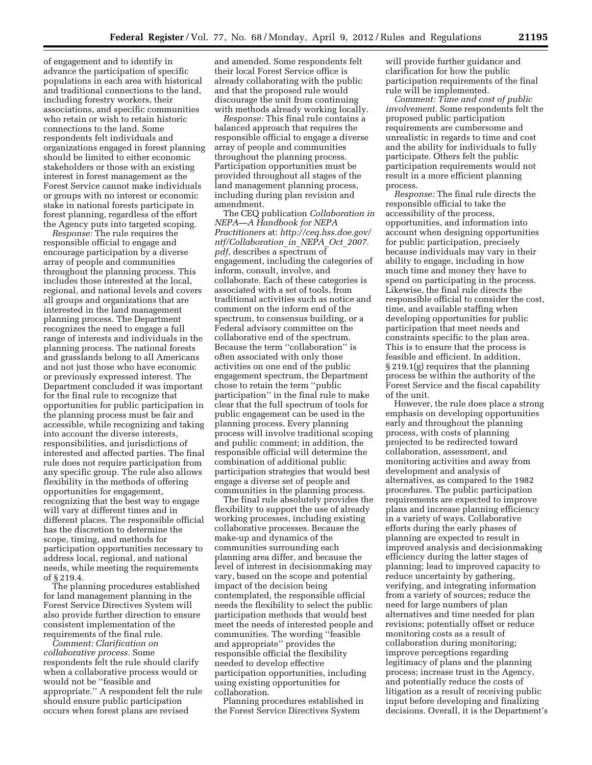of engagement and to identify in advance the participation of specific populations in each area with historical and traditional connections to the land, including forestry workers, their associations, and specific communities who retain or wish to retain historic connections to the land. Some respondents felt individuals and organizations engaged in forest planning should be limited to either economic stakeholders or those with an existing interest in forest management as the Forest Service cannot make individuals or groups with no interest or economic stake in national forests participate in forest planning, regardless of the effort the Agency puts into targeted scoping.

*Response:* The rule requires the responsible official to engage and encourage participation by a diverse array of people and communities throughout the planning process. This includes those interested at the local, regional, and national levels and covers all groups and organizations that are interested in the land management planning process. The Department recognizes the need to engage a full range of interests and individuals in the planning process. The national forests and grasslands belong to all Americans and not just those who have economic or previously expressed interest. The Department concluded it was important for the final rule to recognize that opportunities for public participation in the planning process must be fair and accessible, while recognizing and taking into account the diverse interests, responsibilities, and jurisdictions of interested and affected parties. The final rule does not require participation from any specific group. The rule also allows flexibility in the methods of offering opportunities for engagement, recognizing that the best way to engage will vary at different times and in different places. The responsible official has the discretion to determine the scope, timing, and methods for participation opportunities necessary to address local, regional, and national needs, while meeting the requirements of § 219.4.

The planning procedures established for land management planning in the Forest Service Directives System will also provide further direction to ensure consistent implementation of the requirements of the final rule.

*Comment: Clarification on collaborative process.* Some respondents felt the rule should clarify when a collaborative process would or would not be ''feasible and appropriate.'' A respondent felt the rule should ensure public participation occurs when forest plans are revised and amended. Some respondents felt their local Forest Service office is already collaborating with the public and that the proposed rule would discourage the unit from continuing with methods already working locally.

*Response:* This final rule contains a balanced approach that requires the responsible official to engage a diverse array of people and communities throughout the planning process. Participation opportunities must be provided throughout all stages of the land management planning process, including during plan revision and amendment.

The CEQ publication *Collaboration in NEPA—A Handbook for NEPA Practitioners* at: *http://ceq.hss.doe.gov/ntf/Collaboration_in_NEPA_Oct_2007.pdf,* describes a spectrum of engagement, including the categories of inform, consult, involve, and collaborate. Each of these categories is associated with a set of tools, from traditional activities such as notice and comment on the inform end of the spectrum, to consensus building, or a Federal advisory committee on the collaborative end of the spectrum. Because the term ''collaboration'' is often associated with only those activities on one end of the public engagement spectrum, the Department chose to retain the term ''public participation'' in the final rule to make clear that the full spectrum of tools for public engagement can be used in the planning process. Every planning process will involve traditional scoping and public comment; in addition, the responsible official will determine the combination of additional public participation strategies that would best engage a diverse set of people and communities in the planning process.

The final rule absolutely provides the flexibility to support the use of already working processes, including existing collaborative processes. Because the make-up and dynamics of the communities surrounding each planning area differ, and because the level of interest in decisionmaking may vary, based on the scope and potential impact of the decision being contemplated, the responsible official needs the flexibility to select the public participation methods that would best meet the needs of interested people and communities. The wording ''feasible and appropriate'' provides the responsible official the flexibility needed to develop effective participation opportunities, including using existing opportunities for collaboration.

Planning procedures established in the Forest Service Directives System will provide further guidance and clarification for how the public participation requirements of the final rule will be implemented.

*Comment: Time and cost of public involvement.* Some respondents felt the proposed public participation requirements are cumbersome and unrealistic in regards to time and cost and the ability for individuals to fully participate. Others felt the public participation requirements would not result in a more efficient planning process.

*Response:* The final rule directs the responsible official to take the accessibility of the process, opportunities, and information into account when designing opportunities for public participation, precisely because individuals may vary in their ability to engage, including in how much time and money they have to spend on participating in the process. Likewise, the final rule directs the responsible official to consider the cost, time, and available staffing when developing opportunities for public participation that meet needs and constraints specific to the plan area. This is to ensure that the process is feasible and efficient. In addition, § 219.1(g) requires that the planning process be within the authority of the Forest Service and the fiscal capability of the unit.

However, the rule does place a strong emphasis on developing opportunities early and throughout the planning process, with costs of planning projected to be redirected toward collaboration, assessment, and monitoring activities and away from development and analysis of alternatives, as compared to the 1982 procedures. The public participation requirements are expected to improve plans and increase planning efficiency in a variety of ways. Collaborative efforts during the early phases of planning are expected to result in improved analysis and decisionmaking efficiency during the latter stages of planning; lead to improved capacity to reduce uncertainty by gathering, verifying, and integrating information from a variety of sources; reduce the need for large numbers of plan alternatives and time needed for plan revisions; potentially offset or reduce monitoring costs as a result of collaboration during monitoring; improve perceptions regarding legitimacy of plans and the planning process; increase trust in the Agency, and potentially reduce the costs of litigation as a result of receiving public input before developing and finalizing decisions. Overall, it is the Department's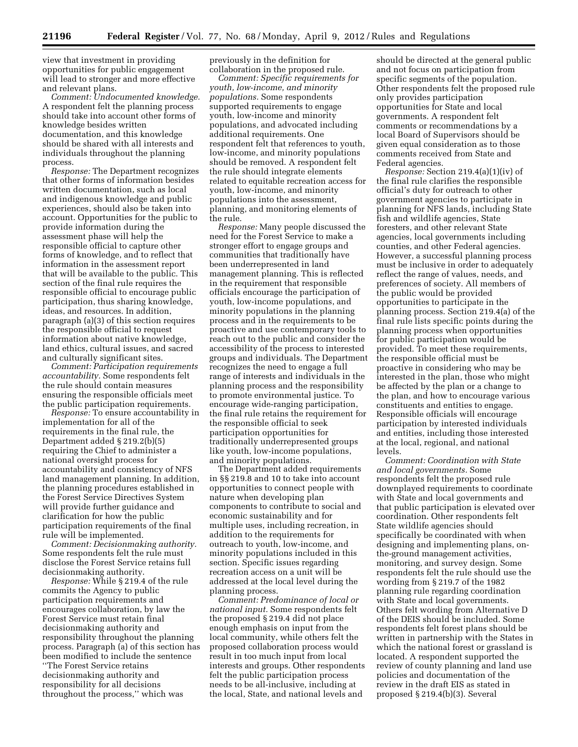view that investment in providing opportunities for public engagement will lead to stronger and more effective and relevant plans.

*Comment: Undocumented knowledge.* A respondent felt the planning process should take into account other forms of knowledge besides written documentation, and this knowledge should be shared with all interests and individuals throughout the planning process.

*Response:* The Department recognizes that other forms of information besides written documentation, such as local and indigenous knowledge and public experiences, should also be taken into account. Opportunities for the public to provide information during the assessment phase will help the responsible official to capture other forms of knowledge, and to reflect that information in the assessment report that will be available to the public. This section of the final rule requires the responsible official to encourage public participation, thus sharing knowledge, ideas, and resources. In addition, paragraph (a)(3) of this section requires the responsible official to request information about native knowledge, land ethics, cultural issues, and sacred and culturally significant sites.

*Comment: Participation requirements accountability.* Some respondents felt the rule should contain measures ensuring the responsible officials meet the public participation requirements.

*Response:* To ensure accountability in implementation for all of the requirements in the final rule, the Department added § 219.2(b)(5) requiring the Chief to administer a national oversight process for accountability and consistency of NFS land management planning. In addition, the planning procedures established in the Forest Service Directives System will provide further guidance and clarification for how the public participation requirements of the final rule will be implemented.

*Comment: Decisionmaking authority.* Some respondents felt the rule must disclose the Forest Service retains full decisionmaking authority.

*Response:* While § 219.4 of the rule commits the Agency to public participation requirements and encourages collaboration, by law the Forest Service must retain final decisionmaking authority and responsibility throughout the planning process. Paragraph (a) of this section has been modified to include the sentence ''The Forest Service retains decisionmaking authority and responsibility for all decisions throughout the process,'' which was previously in the definition for collaboration in the proposed rule.

*Comment: Specific requirements for youth, low-income, and minority populations.* Some respondents supported requirements to engage youth, low-income and minority populations, and advocated including additional requirements. One respondent felt that references to youth, low-income, and minority populations should be removed. A respondent felt the rule should integrate elements related to equitable recreation access for youth, low-income, and minority populations into the assessment, planning, and monitoring elements of the rule.

*Response:* Many people discussed the need for the Forest Service to make a stronger effort to engage groups and communities that traditionally have been underrepresented in land management planning. This is reflected in the requirement that responsible officials encourage the participation of youth, low-income populations, and minority populations in the planning process and in the requirements to be proactive and use contemporary tools to reach out to the public and consider the accessibility of the process to interested groups and individuals. The Department recognizes the need to engage a full range of interests and individuals in the planning process and the responsibility to promote environmental justice. To encourage wide-ranging participation, the final rule retains the requirement for the responsible official to seek participation opportunities for traditionally underrepresented groups like youth, low-income populations, and minority populations.

The Department added requirements in §§ 219.8 and 10 to take into account opportunities to connect people with nature when developing plan components to contribute to social and economic sustainability and for multiple uses, including recreation, in addition to the requirements for outreach to youth, low-income, and minority populations included in this section. Specific issues regarding recreation access on a unit will be addressed at the local level during the planning process.

*Comment: Predominance of local or national input.* Some respondents felt the proposed § 219.4 did not place enough emphasis on input from the local community, while others felt the proposed collaboration process would result in too much input from local interests and groups. Other respondents felt the public participation process needs to be all-inclusive, including at the local, State, and national levels and should be directed at the general public and not focus on participation from specific segments of the population. Other respondents felt the proposed rule only provides participation opportunities for State and local governments. A respondent felt comments or recommendations by a local Board of Supervisors should be given equal consideration as to those comments received from State and Federal agencies.

*Response:* Section 219.4(a)(1)(iv) of the final rule clarifies the responsible official's duty for outreach to other government agencies to participate in planning for NFS lands, including State fish and wildlife agencies, State foresters, and other relevant State agencies, local governments including counties, and other Federal agencies. However, a successful planning process must be inclusive in order to adequately reflect the range of values, needs, and preferences of society. All members of the public would be provided opportunities to participate in the planning process. Section 219.4(a) of the final rule lists specific points during the planning process when opportunities for public participation would be provided. To meet these requirements, the responsible official must be proactive in considering who may be interested in the plan, those who might be affected by the plan or a change to the plan, and how to encourage various constituents and entities to engage. Responsible officials will encourage participation by interested individuals and entities, including those interested at the local, regional, and national levels.

*Comment: Coordination with State and local governments.* Some respondents felt the proposed rule downplayed requirements to coordinate with State and local governments and that public participation is elevated over coordination. Other respondents felt State wildlife agencies should specifically be coordinated with when designing and implementing plans, on-the-ground management activities, monitoring, and survey design. Some respondents felt the rule should use the wording from § 219.7 of the 1982 planning rule regarding coordination with State and local governments. Others felt wording from Alternative D of the DEIS should be included. Some respondents felt forest plans should be written in partnership with the States in which the national forest or grassland is located. A respondent supported the review of county planning and land use policies and documentation of the review in the draft EIS as stated in proposed § 219.4(b)(3). Several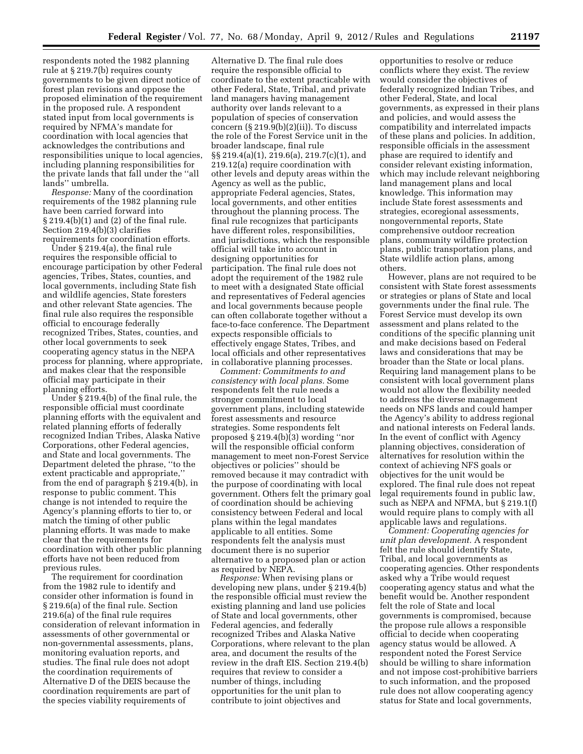respondents noted the 1982 planning rule at § 219.7(b) requires county governments to be given direct notice of forest plan revisions and oppose the proposed elimination of the requirement in the proposed rule. A respondent stated input from local governments is required by NFMA's mandate for coordination with local agencies that acknowledges the contributions and responsibilities unique to local agencies, including planning responsibilities for the private lands that fall under the ''all lands'' umbrella.

*Response:* Many of the coordination requirements of the 1982 planning rule have been carried forward into § 219.4(b)(1) and (2) of the final rule. Section 219.4(b)(3) clarifies requirements for coordination efforts.

Under § 219.4(a), the final rule requires the responsible official to encourage participation by other Federal agencies, Tribes, States, counties, and local governments, including State fish and wildlife agencies, State foresters and other relevant State agencies. The final rule also requires the responsible official to encourage federally recognized Tribes, States, counties, and other local governments to seek cooperating agency status in the NEPA process for planning, where appropriate, and makes clear that the responsible official may participate in their planning efforts.

Under § 219.4(b) of the final rule, the responsible official must coordinate planning efforts with the equivalent and related planning efforts of federally recognized Indian Tribes, Alaska Native Corporations, other Federal agencies, and State and local governments. The Department deleted the phrase, ''to the extent practicable and appropriate,'' from the end of paragraph § 219.4(b), in response to public comment. This change is not intended to require the Agency's planning efforts to tier to, or match the timing of other public planning efforts. It was made to make clear that the requirements for coordination with other public planning efforts have not been reduced from previous rules.

The requirement for coordination from the 1982 rule to identify and consider other information is found in § 219.6(a) of the final rule. Section 219.6(a) of the final rule requires consideration of relevant information in assessments of other governmental or non-governmental assessments, plans, monitoring evaluation reports, and studies. The final rule does not adopt the coordination requirements of Alternative D of the DEIS because the coordination requirements are part of the species viability requirements of Alternative D. The final rule does require the responsible official to coordinate to the extent practicable with other Federal, State, Tribal, and private land managers having management authority over lands relevant to a population of species of conservation concern (§ 219.9(b)(2)(ii)). To discuss the role of the Forest Service unit in the broader landscape, final rule §§ 219.4(a)(1), 219.6(a), 219.7(c)(1), and 219.12(a) require coordination with other levels and deputy areas within the Agency as well as the public, appropriate Federal agencies, States, local governments, and other entities throughout the planning process. The final rule recognizes that participants have different roles, responsibilities, and jurisdictions, which the responsible official will take into account in designing opportunities for participation. The final rule does not adopt the requirement of the 1982 rule to meet with a designated State official and representatives of Federal agencies and local governments because people can often collaborate together without a face-to-face conference. The Department expects responsible officials to effectively engage States, Tribes, and local officials and other representatives in collaborative planning processes.

*Comment: Commitments to and consistency with local plans.* Some respondents felt the rule needs a stronger commitment to local government plans, including statewide forest assessments and resource strategies. Some respondents felt proposed § 219.4(b)(3) wording ''nor will the responsible official conform management to meet non-Forest Service objectives or policies'' should be removed because it may contradict with the purpose of coordinating with local government. Others felt the primary goal of coordination should be achieving consistency between Federal and local plans within the legal mandates applicable to all entities. Some respondents felt the analysis must document there is no superior alternative to a proposed plan or action as required by NEPA.

*Response:* When revising plans or developing new plans, under § 219.4(b) the responsible official must review the existing planning and land use policies of State and local governments, other Federal agencies, and federally recognized Tribes and Alaska Native Corporations, where relevant to the plan area, and document the results of the review in the draft EIS. Section 219.4(b) requires that review to consider a number of things, including opportunities for the unit plan to contribute to joint objectives and opportunities to resolve or reduce conflicts where they exist. The review would consider the objectives of federally recognized Indian Tribes, and other Federal, State, and local governments, as expressed in their plans and policies, and would assess the compatibility and interrelated impacts of these plans and policies. In addition, responsible officials in the assessment phase are required to identify and consider relevant existing information, which may include relevant neighboring land management plans and local knowledge. This information may include State forest assessments and strategies, ecoregional assessments, nongovernmental reports, State comprehensive outdoor recreation plans, community wildfire protection plans, public transportation plans, and State wildlife action plans, among others.

However, plans are not required to be consistent with State forest assessments or strategies or plans of State and local governments under the final rule. The Forest Service must develop its own assessment and plans related to the conditions of the specific planning unit and make decisions based on Federal laws and considerations that may be broader than the State or local plans. Requiring land management plans to be consistent with local government plans would not allow the flexibility needed to address the diverse management needs on NFS lands and could hamper the Agency's ability to address regional and national interests on Federal lands. In the event of conflict with Agency planning objectives, consideration of alternatives for resolution within the context of achieving NFS goals or objectives for the unit would be explored. The final rule does not repeat legal requirements found in public law, such as NEPA and NFMA, but § 219.1(f) would require plans to comply with all applicable laws and regulations.

*Comment: Cooperating agencies for unit plan development.* A respondent felt the rule should identify State, Tribal, and local governments as cooperating agencies. Other respondents asked why a Tribe would request cooperating agency status and what the benefit would be. Another respondent felt the role of State and local governments is compromised, because the propose rule allows a responsible official to decide when cooperating agency status would be allowed. A respondent noted the Forest Service should be willing to share information and not impose cost-prohibitive barriers to such information, and the proposed rule does not allow cooperating agency status for State and local governments,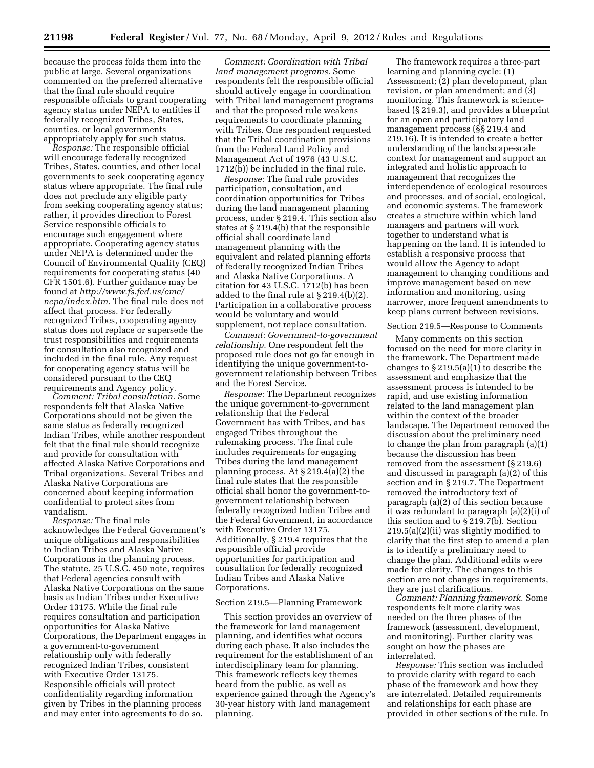because the process folds them into the public at large. Several organizations commented on the preferred alternative that the final rule should require responsible officials to grant cooperating agency status under NEPA to entities if federally recognized Tribes, States, counties, or local governments appropriately apply for such status.

*Response:* The responsible official will encourage federally recognized Tribes, States, counties, and other local governments to seek cooperating agency status where appropriate. The final rule does not preclude any eligible party from seeking cooperating agency status; rather, it provides direction to Forest Service responsible officials to encourage such engagement where appropriate. Cooperating agency status under NEPA is determined under the Council of Environmental Quality (CEQ) requirements for cooperating status (40 CFR 1501.6). Further guidance may be found at *http://www.fs.fed.us/emc/nepa/index.htm.* The final rule does not affect that process. For federally recognized Tribes, cooperating agency status does not replace or supersede the trust responsibilities and requirements for consultation also recognized and included in the final rule. Any request for cooperating agency status will be considered pursuant to the CEQ requirements and Agency policy.

*Comment: Tribal consultation.* Some respondents felt that Alaska Native Corporations should not be given the same status as federally recognized Indian Tribes, while another respondent felt that the final rule should recognize and provide for consultation with affected Alaska Native Corporations and Tribal organizations. Several Tribes and Alaska Native Corporations are concerned about keeping information confidential to protect sites from vandalism.

*Response:* The final rule acknowledges the Federal Government's unique obligations and responsibilities to Indian Tribes and Alaska Native Corporations in the planning process. The statute, 25 U.S.C. 450 note, requires that Federal agencies consult with Alaska Native Corporations on the same basis as Indian Tribes under Executive Order 13175. While the final rule requires consultation and participation opportunities for Alaska Native Corporations, the Department engages in a government-to-government relationship only with federally recognized Indian Tribes, consistent with Executive Order 13175. Responsible officials will protect confidentiality regarding information given by Tribes in the planning process and may enter into agreements to do so.

*Comment: Coordination with Tribal land management programs.* Some respondents felt the responsible official should actively engage in coordination with Tribal land management programs and that the proposed rule weakens requirements to coordinate planning with Tribes. One respondent requested that the Tribal coordination provisions from the Federal Land Policy and Management Act of 1976 (43 U.S.C. 1712(b)) be included in the final rule.

*Response:* The final rule provides participation, consultation, and coordination opportunities for Tribes during the land management planning process, under § 219.4. This section also states at § 219.4(b) that the responsible official shall coordinate land management planning with the equivalent and related planning efforts of federally recognized Indian Tribes and Alaska Native Corporations. A citation for 43 U.S.C. 1712(b) has been added to the final rule at § 219.4(b)(2). Participation in a collaborative process would be voluntary and would supplement, not replace consultation.

*Comment: Government-to-government relationship.* One respondent felt the proposed rule does not go far enough in identifying the unique government-to-government relationship between Tribes and the Forest Service.

*Response:* The Department recognizes the unique government-to-government relationship that the Federal Government has with Tribes, and has engaged Tribes throughout the rulemaking process. The final rule includes requirements for engaging Tribes during the land management planning process. At § 219.4(a)(2) the final rule states that the responsible official shall honor the government-to-government relationship between federally recognized Indian Tribes and the Federal Government, in accordance with Executive Order 13175. Additionally, § 219.4 requires that the responsible official provide opportunities for participation and consultation for federally recognized Indian Tribes and Alaska Native Corporations.

Section 219.5—Planning Framework

This section provides an overview of the framework for land management planning, and identifies what occurs during each phase. It also includes the requirement for the establishment of an interdisciplinary team for planning. This framework reflects key themes heard from the public, as well as experience gained through the Agency's 30-year history with land management planning.

The framework requires a three-part learning and planning cycle: (1) Assessment; (2) plan development, plan revision, or plan amendment; and (3) monitoring. This framework is science-based (§ 219.3), and provides a blueprint for an open and participatory land management process (§§ 219.4 and 219.16). It is intended to create a better understanding of the landscape-scale context for management and support an integrated and holistic approach to management that recognizes the interdependence of ecological resources and processes, and of social, ecological, and economic systems. The framework creates a structure within which land managers and partners will work together to understand what is happening on the land. It is intended to establish a responsive process that would allow the Agency to adapt management to changing conditions and improve management based on new information and monitoring, using narrower, more frequent amendments to keep plans current between revisions.

Section 219.5—Response to Comments

Many comments on this section focused on the need for more clarity in the framework. The Department made changes to § 219.5(a)(1) to describe the assessment and emphasize that the assessment process is intended to be rapid, and use existing information related to the land management plan within the context of the broader landscape. The Department removed the discussion about the preliminary need to change the plan from paragraph (a)(1) because the discussion has been removed from the assessment (§ 219.6) and discussed in paragraph (a)(2) of this section and in § 219.7. The Department removed the introductory text of paragraph (a)(2) of this section because it was redundant to paragraph (a)(2)(i) of this section and to § 219.7(b). Section 219.5(a)(2)(ii) was slightly modified to clarify that the first step to amend a plan is to identify a preliminary need to change the plan. Additional edits were made for clarity. The changes to this section are not changes in requirements, they are just clarifications.

*Comment: Planning framework.* Some respondents felt more clarity was needed on the three phases of the framework (assessment, development, and monitoring). Further clarity was sought on how the phases are interrelated.

*Response:* This section was included to provide clarity with regard to each phase of the framework and how they are interrelated. Detailed requirements and relationships for each phase are provided in other sections of the rule. In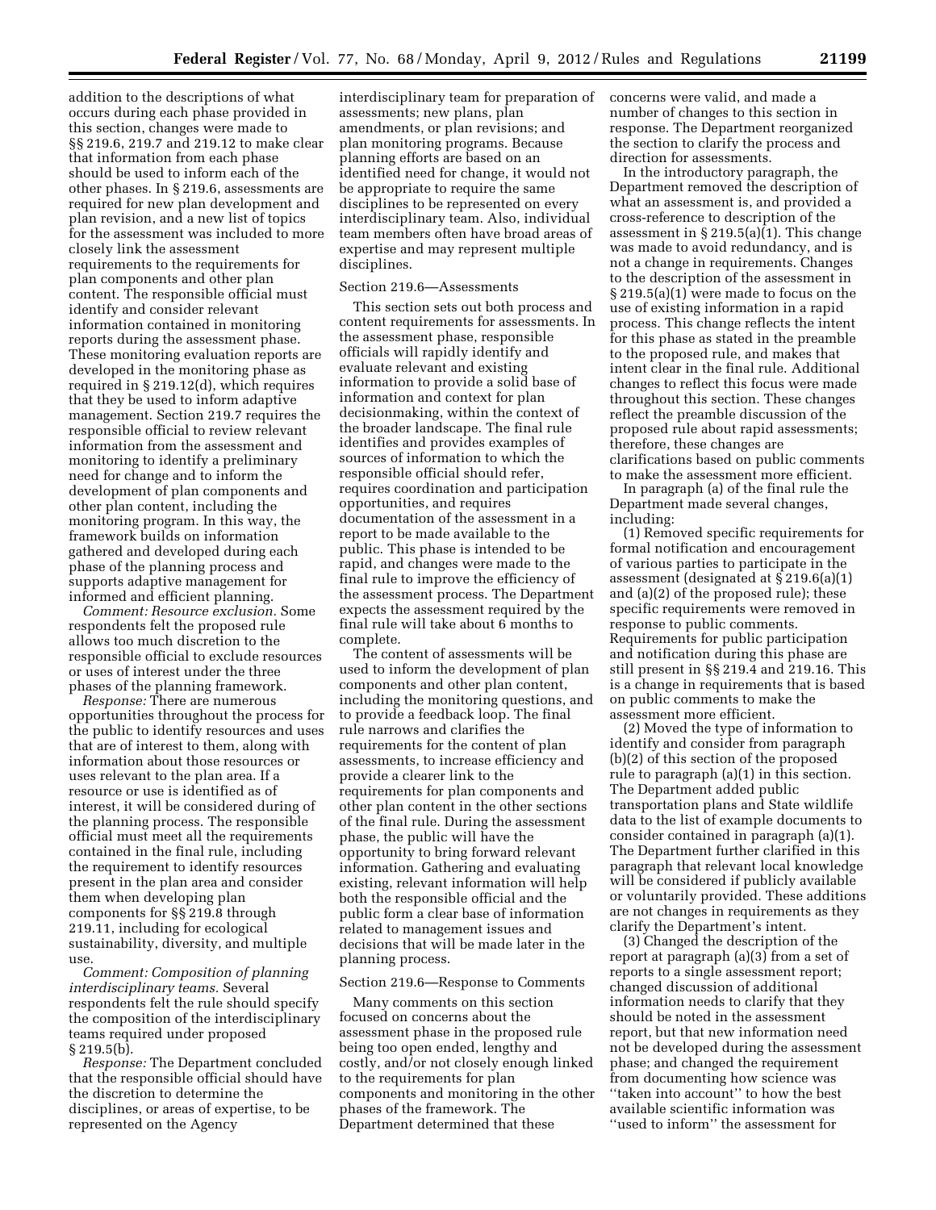addition to the descriptions of what occurs during each phase provided in this section, changes were made to §§ 219.6, 219.7 and 219.12 to make clear that information from each phase should be used to inform each of the other phases. In § 219.6, assessments are required for new plan development and plan revision, and a new list of topics for the assessment was included to more closely link the assessment requirements to the requirements for plan components and other plan content. The responsible official must identify and consider relevant information contained in monitoring reports during the assessment phase. These monitoring evaluation reports are developed in the monitoring phase as required in § 219.12(d), which requires that they be used to inform adaptive management. Section 219.7 requires the responsible official to review relevant information from the assessment and monitoring to identify a preliminary need for change and to inform the development of plan components and other plan content, including the monitoring program. In this way, the framework builds on information gathered and developed during each phase of the planning process and supports adaptive management for informed and efficient planning.

*Comment: Resource exclusion.* Some respondents felt the proposed rule allows too much discretion to the responsible official to exclude resources or uses of interest under the three phases of the planning framework.

*Response:* There are numerous opportunities throughout the process for the public to identify resources and uses that are of interest to them, along with information about those resources or uses relevant to the plan area. If a resource or use is identified as of interest, it will be considered during of the planning process. The responsible official must meet all the requirements contained in the final rule, including the requirement to identify resources present in the plan area and consider them when developing plan components for §§ 219.8 through 219.11, including for ecological sustainability, diversity, and multiple use.

*Comment: Composition of planning interdisciplinary teams.* Several respondents felt the rule should specify the composition of the interdisciplinary teams required under proposed § 219.5(b).

*Response:* The Department concluded that the responsible official should have the discretion to determine the disciplines, or areas of expertise, to be represented on the Agency interdisciplinary team for preparation of assessments; new plans, plan amendments, or plan revisions; and plan monitoring programs. Because planning efforts are based on an identified need for change, it would not be appropriate to require the same disciplines to be represented on every interdisciplinary team. Also, individual team members often have broad areas of expertise and may represent multiple disciplines.

Section 219.6—Assessments

This section sets out both process and content requirements for assessments. In the assessment phase, responsible officials will rapidly identify and evaluate relevant and existing information to provide a solid base of information and context for plan decisionmaking, within the context of the broader landscape. The final rule identifies and provides examples of sources of information to which the responsible official should refer, requires coordination and participation opportunities, and requires documentation of the assessment in a report to be made available to the public. This phase is intended to be rapid, and changes were made to the final rule to improve the efficiency of the assessment process. The Department expects the assessment required by the final rule will take about 6 months to complete.

The content of assessments will be used to inform the development of plan components and other plan content, including the monitoring questions, and to provide a feedback loop. The final rule narrows and clarifies the requirements for the content of plan assessments, to increase efficiency and provide a clearer link to the requirements for plan components and other plan content in the other sections of the final rule. During the assessment phase, the public will have the opportunity to bring forward relevant information. Gathering and evaluating existing, relevant information will help both the responsible official and the public form a clear base of information related to management issues and decisions that will be made later in the planning process.

Section 219.6—Response to Comments

Many comments on this section focused on concerns about the assessment phase in the proposed rule being too open ended, lengthy and costly, and/or not closely enough linked to the requirements for plan components and monitoring in the other phases of the framework. The Department determined that these concerns were valid, and made a number of changes to this section in response. The Department reorganized the section to clarify the process and direction for assessments.

In the introductory paragraph, the Department removed the description of what an assessment is, and provided a cross-reference to description of the assessment in § 219.5(a)(1). This change was made to avoid redundancy, and is not a change in requirements. Changes to the description of the assessment in § 219.5(a)(1) were made to focus on the use of existing information in a rapid process. This change reflects the intent for this phase as stated in the preamble to the proposed rule, and makes that intent clear in the final rule. Additional changes to reflect this focus were made throughout this section. These changes reflect the preamble discussion of the proposed rule about rapid assessments; therefore, these changes are clarifications based on public comments to make the assessment more efficient.

In paragraph (a) of the final rule the Department made several changes, including:

(1) Removed specific requirements for formal notification and encouragement of various parties to participate in the assessment (designated at § 219.6(a)(1) and (a)(2) of the proposed rule); these specific requirements were removed in response to public comments. Requirements for public participation and notification during this phase are still present in §§ 219.4 and 219.16. This is a change in requirements that is based on public comments to make the assessment more efficient.

(2) Moved the type of information to identify and consider from paragraph (b)(2) of this section of the proposed rule to paragraph (a)(1) in this section. The Department added public transportation plans and State wildlife data to the list of example documents to consider contained in paragraph (a)(1). The Department further clarified in this paragraph that relevant local knowledge will be considered if publicly available or voluntarily provided. These additions are not changes in requirements as they clarify the Department's intent.

(3) Changed the description of the report at paragraph (a)(3) from a set of reports to a single assessment report; changed discussion of additional information needs to clarify that they should be noted in the assessment report, but that new information need not be developed during the assessment phase; and changed the requirement from documenting how science was ''taken into account'' to how the best available scientific information was ''used to inform'' the assessment for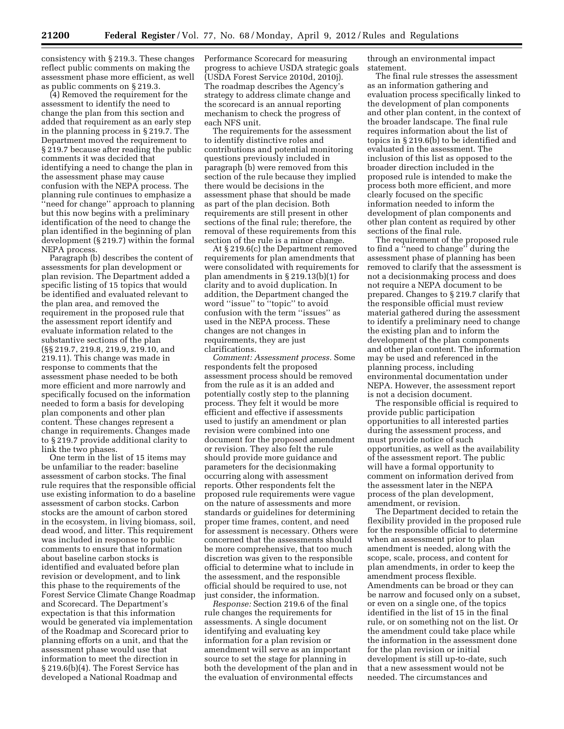consistency with § 219.3. These changes reflect public comments on making the assessment phase more efficient, as well as public comments on § 219.3.

(4) Removed the requirement for the assessment to identify the need to change the plan from this section and added that requirement as an early step in the planning process in § 219.7. The Department moved the requirement to § 219.7 because after reading the public comments it was decided that identifying a need to change the plan in the assessment phase may cause confusion with the NEPA process. The planning rule continues to emphasize a ''need for change'' approach to planning but this now begins with a preliminary identification of the need to change the plan identified in the beginning of plan development (§ 219.7) within the formal NEPA process.

Paragraph (b) describes the content of assessments for plan development or plan revision. The Department added a specific listing of 15 topics that would be identified and evaluated relevant to the plan area, and removed the requirement in the proposed rule that the assessment report identify and evaluate information related to the substantive sections of the plan (§§ 219.7, 219.8, 219.9, 219.10, and 219.11). This change was made in response to comments that the assessment phase needed to be both more efficient and more narrowly and specifically focused on the information needed to form a basis for developing plan components and other plan content. These changes represent a change in requirements. Changes made to § 219.7 provide additional clarity to link the two phases.

One term in the list of 15 items may be unfamiliar to the reader: baseline assessment of carbon stocks. The final rule requires that the responsible official use existing information to do a baseline assessment of carbon stocks. Carbon stocks are the amount of carbon stored in the ecosystem, in living biomass, soil, dead wood, and litter. This requirement was included in response to public comments to ensure that information about baseline carbon stocks is identified and evaluated before plan revision or development, and to link this phase to the requirements of the Forest Service Climate Change Roadmap and Scorecard. The Department's expectation is that this information would be generated via implementation of the Roadmap and Scorecard prior to planning efforts on a unit, and that the assessment phase would use that information to meet the direction in § 219.6(b)(4). The Forest Service has developed a National Roadmap and Performance Scorecard for measuring progress to achieve USDA strategic goals (USDA Forest Service 2010d, 2010j). The roadmap describes the Agency's strategy to address climate change and the scorecard is an annual reporting mechanism to check the progress of each NFS unit.

The requirements for the assessment to identify distinctive roles and contributions and potential monitoring questions previously included in paragraph (b) were removed from this section of the rule because they implied there would be decisions in the assessment phase that should be made as part of the plan decision. Both requirements are still present in other sections of the final rule; therefore, the removal of these requirements from this section of the rule is a minor change.

At § 219.6(c) the Department removed requirements for plan amendments that were consolidated with requirements for plan amendments in § 219.13(b)(1) for clarity and to avoid duplication. In addition, the Department changed the word ''issue'' to ''topic'' to avoid confusion with the term ''issues'' as used in the NEPA process. These changes are not changes in requirements, they are just clarifications.

*Comment: Assessment process.* Some respondents felt the proposed assessment process should be removed from the rule as it is an added and potentially costly step to the planning process. They felt it would be more efficient and effective if assessments used to justify an amendment or plan revision were combined into one document for the proposed amendment or revision. They also felt the rule should provide more guidance and parameters for the decisionmaking occurring along with assessment reports. Other respondents felt the proposed rule requirements were vague on the nature of assessments and more standards or guidelines for determining proper time frames, content, and need for assessment is necessary. Others were concerned that the assessments should be more comprehensive, that too much discretion was given to the responsible official to determine what to include in the assessment, and the responsible official should be required to use, not just consider, the information.

*Response:* Section 219.6 of the final rule changes the requirements for assessments. A single document identifying and evaluating key information for a plan revision or amendment will serve as an important source to set the stage for planning in both the development of the plan and in the evaluation of environmental effects through an environmental impact statement.

The final rule stresses the assessment as an information gathering and evaluation process specifically linked to the development of plan components and other plan content, in the context of the broader landscape. The final rule requires information about the list of topics in § 219.6(b) to be identified and evaluated in the assessment. The inclusion of this list as opposed to the broader direction included in the proposed rule is intended to make the process both more efficient, and more clearly focused on the specific information needed to inform the development of plan components and other plan content as required by other sections of the final rule.

The requirement of the proposed rule to find a ''need to change'' during the assessment phase of planning has been removed to clarify that the assessment is not a decisionmaking process and does not require a NEPA document to be prepared. Changes to § 219.7 clarify that the responsible official must review material gathered during the assessment to identify a preliminary need to change the existing plan and to inform the development of the plan components and other plan content. The information may be used and referenced in the planning process, including environmental documentation under NEPA. However, the assessment report is not a decision document.

The responsible official is required to provide public participation opportunities to all interested parties during the assessment process, and must provide notice of such opportunities, as well as the availability of the assessment report. The public will have a formal opportunity to comment on information derived from the assessment later in the NEPA process of the plan development, amendment, or revision.

The Department decided to retain the flexibility provided in the proposed rule for the responsible official to determine when an assessment prior to plan amendment is needed, along with the scope, scale, process, and content for plan amendments, in order to keep the amendment process flexible. Amendments can be broad or they can be narrow and focused only on a subset, or even on a single one, of the topics identified in the list of 15 in the final rule, or on something not on the list. Or the amendment could take place while the information in the assessment done for the plan revision or initial development is still up-to-date, such that a new assessment would not be needed. The circumstances and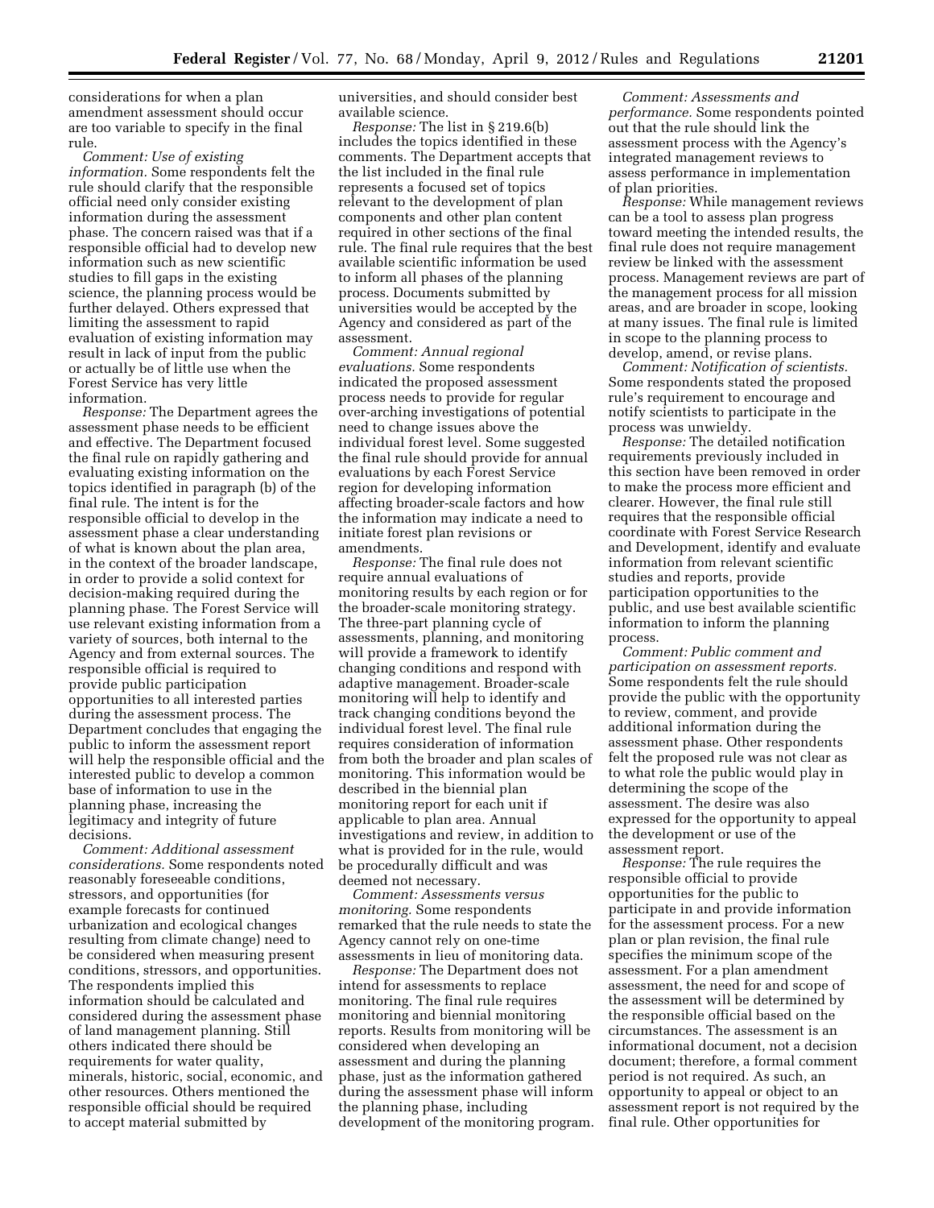considerations for when a plan amendment assessment should occur are too variable to specify in the final rule.

*Comment: Use of existing information.* Some respondents felt the rule should clarify that the responsible official need only consider existing information during the assessment phase. The concern raised was that if a responsible official had to develop new information such as new scientific studies to fill gaps in the existing science, the planning process would be further delayed. Others expressed that limiting the assessment to rapid evaluation of existing information may result in lack of input from the public or actually be of little use when the Forest Service has very little information.

*Response:* The Department agrees the assessment phase needs to be efficient and effective. The Department focused the final rule on rapidly gathering and evaluating existing information on the topics identified in paragraph (b) of the final rule. The intent is for the responsible official to develop in the assessment phase a clear understanding of what is known about the plan area, in the context of the broader landscape, in order to provide a solid context for decision-making required during the planning phase. The Forest Service will use relevant existing information from a variety of sources, both internal to the Agency and from external sources. The responsible official is required to provide public participation opportunities to all interested parties during the assessment process. The Department concludes that engaging the public to inform the assessment report will help the responsible official and the interested public to develop a common base of information to use in the planning phase, increasing the legitimacy and integrity of future decisions.

*Comment: Additional assessment considerations.* Some respondents noted reasonably foreseeable conditions, stressors, and opportunities (for example forecasts for continued urbanization and ecological changes resulting from climate change) need to be considered when measuring present conditions, stressors, and opportunities. The respondents implied this information should be calculated and considered during the assessment phase of land management planning. Still others indicated there should be requirements for water quality, minerals, historic, social, economic, and other resources. Others mentioned the responsible official should be required to accept material submitted by universities, and should consider best available science.

*Response:* The list in § 219.6(b) includes the topics identified in these comments. The Department accepts that the list included in the final rule represents a focused set of topics relevant to the development of plan components and other plan content required in other sections of the final rule. The final rule requires that the best available scientific information be used to inform all phases of the planning process. Documents submitted by universities would be accepted by the Agency and considered as part of the assessment.

*Comment: Annual regional evaluations.* Some respondents indicated the proposed assessment process needs to provide for regular over-arching investigations of potential need to change issues above the individual forest level. Some suggested the final rule should provide for annual evaluations by each Forest Service region for developing information affecting broader-scale factors and how the information may indicate a need to initiate forest plan revisions or amendments.

*Response:* The final rule does not require annual evaluations of monitoring results by each region or for the broader-scale monitoring strategy. The three-part planning cycle of assessments, planning, and monitoring will provide a framework to identify changing conditions and respond with adaptive management. Broader-scale monitoring will help to identify and track changing conditions beyond the individual forest level. The final rule requires consideration of information from both the broader and plan scales of monitoring. This information would be described in the biennial plan monitoring report for each unit if applicable to plan area. Annual investigations and review, in addition to what is provided for in the rule, would be procedurally difficult and was deemed not necessary.

*Comment: Assessments versus monitoring.* Some respondents remarked that the rule needs to state the Agency cannot rely on one-time assessments in lieu of monitoring data.

*Response:* The Department does not intend for assessments to replace monitoring. The final rule requires monitoring and biennial monitoring reports. Results from monitoring will be considered when developing an assessment and during the planning phase, just as the information gathered during the assessment phase will inform the planning phase, including development of the monitoring program.

*Comment: Assessments and performance.* Some respondents pointed out that the rule should link the assessment process with the Agency's integrated management reviews to assess performance in implementation of plan priorities.

*Response:* While management reviews can be a tool to assess plan progress toward meeting the intended results, the final rule does not require management review be linked with the assessment process. Management reviews are part of the management process for all mission areas, and are broader in scope, looking at many issues. The final rule is limited in scope to the planning process to develop, amend, or revise plans.

*Comment: Notification of scientists.* Some respondents stated the proposed rule's requirement to encourage and notify scientists to participate in the process was unwieldy.

*Response:* The detailed notification requirements previously included in this section have been removed in order to make the process more efficient and clearer. However, the final rule still requires that the responsible official coordinate with Forest Service Research and Development, identify and evaluate information from relevant scientific studies and reports, provide participation opportunities to the public, and use best available scientific information to inform the planning process.

*Comment: Public comment and participation on assessment reports.* Some respondents felt the rule should provide the public with the opportunity to review, comment, and provide additional information during the assessment phase. Other respondents felt the proposed rule was not clear as to what role the public would play in determining the scope of the assessment. The desire was also expressed for the opportunity to appeal the development or use of the assessment report.

*Response:* The rule requires the responsible official to provide opportunities for the public to participate in and provide information for the assessment process. For a new plan or plan revision, the final rule specifies the minimum scope of the assessment. For a plan amendment assessment, the need for and scope of the assessment will be determined by the responsible official based on the circumstances. The assessment is an informational document, not a decision document; therefore, a formal comment period is not required. As such, an opportunity to appeal or object to an assessment report is not required by the final rule. Other opportunities for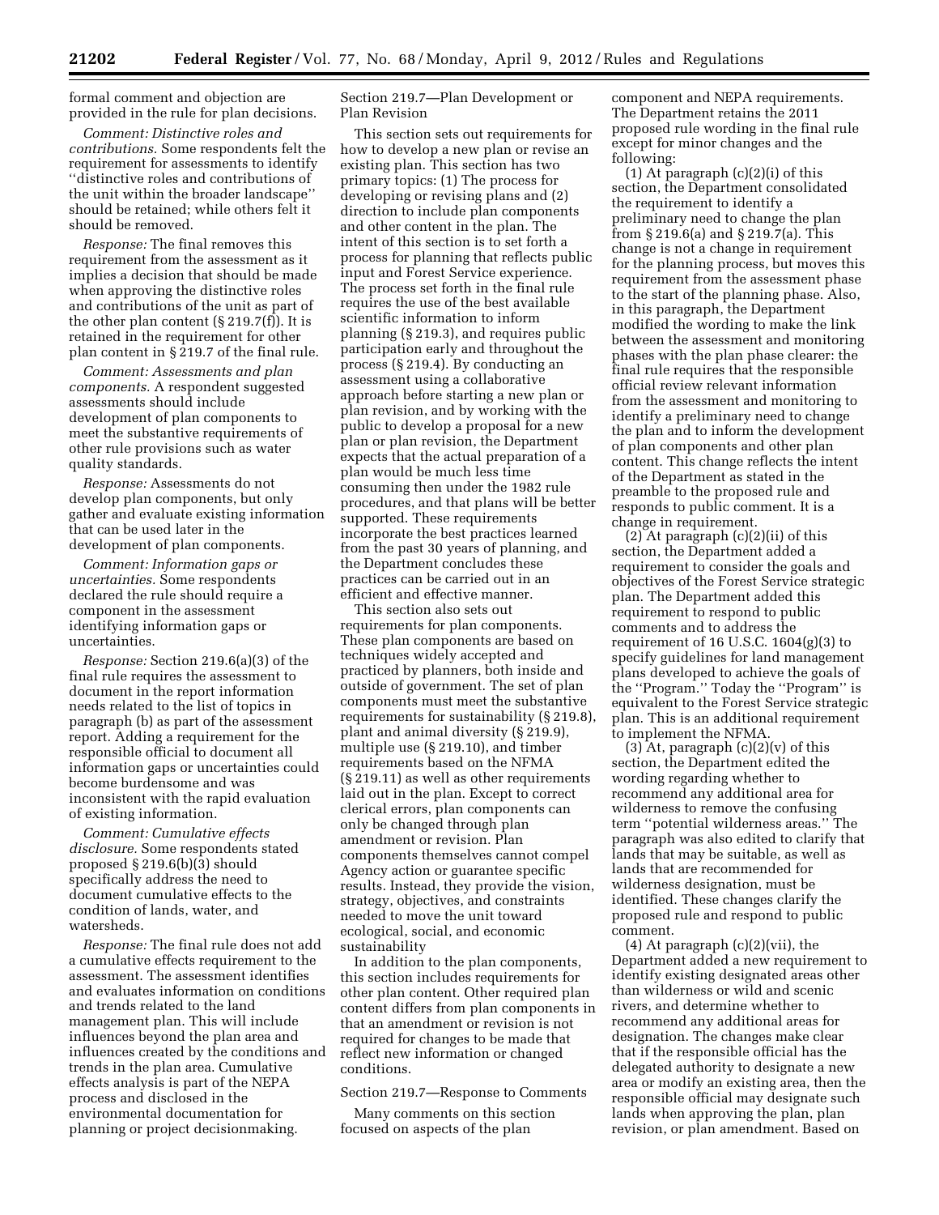formal comment and objection are provided in the rule for plan decisions.

*Comment: Distinctive roles and contributions.* Some respondents felt the requirement for assessments to identify ''distinctive roles and contributions of the unit within the broader landscape'' should be retained; while others felt it should be removed.

*Response:* The final removes this requirement from the assessment as it implies a decision that should be made when approving the distinctive roles and contributions of the unit as part of the other plan content (§ 219.7(f)). It is retained in the requirement for other plan content in § 219.7 of the final rule.

*Comment: Assessments and plan components.* A respondent suggested assessments should include development of plan components to meet the substantive requirements of other rule provisions such as water quality standards.

*Response:* Assessments do not develop plan components, but only gather and evaluate existing information that can be used later in the development of plan components.

*Comment: Information gaps or uncertainties.* Some respondents declared the rule should require a component in the assessment identifying information gaps or uncertainties.

*Response:* Section 219.6(a)(3) of the final rule requires the assessment to document in the report information needs related to the list of topics in paragraph (b) as part of the assessment report. Adding a requirement for the responsible official to document all information gaps or uncertainties could become burdensome and was inconsistent with the rapid evaluation of existing information.

*Comment: Cumulative effects disclosure.* Some respondents stated proposed § 219.6(b)(3) should specifically address the need to document cumulative effects to the condition of lands, water, and watersheds.

*Response:* The final rule does not add a cumulative effects requirement to the assessment. The assessment identifies and evaluates information on conditions and trends related to the land management plan. This will include influences beyond the plan area and influences created by the conditions and trends in the plan area. Cumulative effects analysis is part of the NEPA process and disclosed in the environmental documentation for planning or project decisionmaking.

Section 219.7—Plan Development or Plan Revision

This section sets out requirements for how to develop a new plan or revise an existing plan. This section has two primary topics: (1) The process for developing or revising plans and (2) direction to include plan components and other content in the plan. The intent of this section is to set forth a process for planning that reflects public input and Forest Service experience. The process set forth in the final rule requires the use of the best available scientific information to inform planning (§ 219.3), and requires public participation early and throughout the process (§ 219.4). By conducting an assessment using a collaborative approach before starting a new plan or plan revision, and by working with the public to develop a proposal for a new plan or plan revision, the Department expects that the actual preparation of a plan would be much less time consuming then under the 1982 rule procedures, and that plans will be better supported. These requirements incorporate the best practices learned from the past 30 years of planning, and the Department concludes these practices can be carried out in an efficient and effective manner.

This section also sets out requirements for plan components. These plan components are based on techniques widely accepted and practiced by planners, both inside and outside of government. The set of plan components must meet the substantive requirements for sustainability (§ 219.8), plant and animal diversity (§ 219.9), multiple use (§ 219.10), and timber requirements based on the NFMA (§ 219.11) as well as other requirements laid out in the plan. Except to correct clerical errors, plan components can only be changed through plan amendment or revision. Plan components themselves cannot compel Agency action or guarantee specific results. Instead, they provide the vision, strategy, objectives, and constraints needed to move the unit toward ecological, social, and economic sustainability

In addition to the plan components, this section includes requirements for other plan content. Other required plan content differs from plan components in that an amendment or revision is not required for changes to be made that reflect new information or changed conditions.

Section 219.7—Response to Comments

Many comments on this section focused on aspects of the plan component and NEPA requirements. The Department retains the 2011 proposed rule wording in the final rule except for minor changes and the following:

(1) At paragraph (c)(2)(i) of this section, the Department consolidated the requirement to identify a preliminary need to change the plan from § 219.6(a) and § 219.7(a). This change is not a change in requirement for the planning process, but moves this requirement from the assessment phase to the start of the planning phase. Also, in this paragraph, the Department modified the wording to make the link between the assessment and monitoring phases with the plan phase clearer: the final rule requires that the responsible official review relevant information from the assessment and monitoring to identify a preliminary need to change the plan and to inform the development of plan components and other plan content. This change reflects the intent of the Department as stated in the preamble to the proposed rule and responds to public comment. It is a change in requirement.

(2) At paragraph (c)(2)(ii) of this section, the Department added a requirement to consider the goals and objectives of the Forest Service strategic plan. The Department added this requirement to respond to public comments and to address the requirement of 16 U.S.C. 1604(g)(3) to specify guidelines for land management plans developed to achieve the goals of the ''Program.'' Today the ''Program'' is equivalent to the Forest Service strategic plan. This is an additional requirement to implement the NFMA.

(3) At, paragraph (c)(2)(v) of this section, the Department edited the wording regarding whether to recommend any additional area for wilderness to remove the confusing term ''potential wilderness areas.'' The paragraph was also edited to clarify that lands that may be suitable, as well as lands that are recommended for wilderness designation, must be identified. These changes clarify the proposed rule and respond to public comment.

(4) At paragraph (c)(2)(vii), the Department added a new requirement to identify existing designated areas other than wilderness or wild and scenic rivers, and determine whether to recommend any additional areas for designation. The changes make clear that if the responsible official has the delegated authority to designate a new area or modify an existing area, then the responsible official may designate such lands when approving the plan, plan revision, or plan amendment. Based on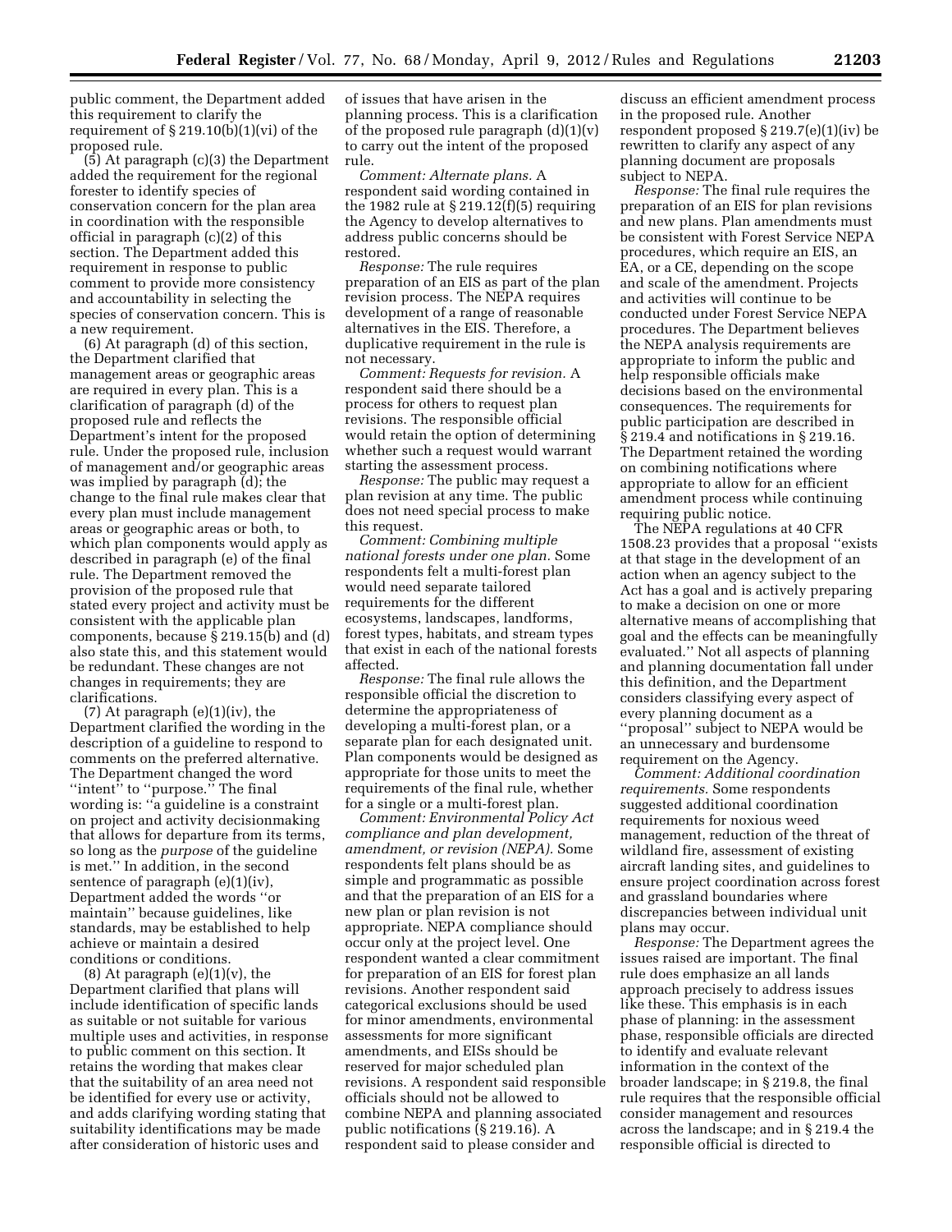public comment, the Department added this requirement to clarify the requirement of § 219.10(b)(1)(vi) of the proposed rule.

(5) At paragraph (c)(3) the Department added the requirement for the regional forester to identify species of conservation concern for the plan area in coordination with the responsible official in paragraph (c)(2) of this section. The Department added this requirement in response to public comment to provide more consistency and accountability in selecting the species of conservation concern. This is a new requirement.

(6) At paragraph (d) of this section, the Department clarified that management areas or geographic areas are required in every plan. This is a clarification of paragraph (d) of the proposed rule and reflects the Department's intent for the proposed rule. Under the proposed rule, inclusion of management and/or geographic areas was implied by paragraph (d); the change to the final rule makes clear that every plan must include management areas or geographic areas or both, to which plan components would apply as described in paragraph (e) of the final rule. The Department removed the provision of the proposed rule that stated every project and activity must be consistent with the applicable plan components, because § 219.15(b) and (d) also state this, and this statement would be redundant. These changes are not changes in requirements; they are clarifications.

(7) At paragraph (e)(1)(iv), the Department clarified the wording in the description of a guideline to respond to comments on the preferred alternative. The Department changed the word ''intent'' to ''purpose.'' The final wording is: ''a guideline is a constraint on project and activity decisionmaking that allows for departure from its terms, so long as the *purpose* of the guideline is met.'' In addition, in the second sentence of paragraph (e)(1)(iv), Department added the words ''or maintain'' because guidelines, like standards, may be established to help achieve or maintain a desired conditions or conditions.

(8) At paragraph (e)(1)(v), the Department clarified that plans will include identification of specific lands as suitable or not suitable for various multiple uses and activities, in response to public comment on this section. It retains the wording that makes clear that the suitability of an area need not be identified for every use or activity, and adds clarifying wording stating that suitability identifications may be made after consideration of historic uses and of issues that have arisen in the planning process. This is a clarification of the proposed rule paragraph (d)(1)(v) to carry out the intent of the proposed rule.

*Comment: Alternate plans.* A respondent said wording contained in the 1982 rule at § 219.12(f)(5) requiring the Agency to develop alternatives to address public concerns should be restored.

*Response:* The rule requires preparation of an EIS as part of the plan revision process. The NEPA requires development of a range of reasonable alternatives in the EIS. Therefore, a duplicative requirement in the rule is not necessary.

*Comment: Requests for revision.* A respondent said there should be a process for others to request plan revisions. The responsible official would retain the option of determining whether such a request would warrant starting the assessment process.

*Response:* The public may request a plan revision at any time. The public does not need special process to make this request.

*Comment: Combining multiple national forests under one plan.* Some respondents felt a multi-forest plan would need separate tailored requirements for the different ecosystems, landscapes, landforms, forest types, habitats, and stream types that exist in each of the national forests affected.

*Response:* The final rule allows the responsible official the discretion to determine the appropriateness of developing a multi-forest plan, or a separate plan for each designated unit. Plan components would be designed as appropriate for those units to meet the requirements of the final rule, whether for a single or a multi-forest plan.

*Comment: Environmental Policy Act compliance and plan development, amendment, or revision (NEPA).* Some respondents felt plans should be as simple and programmatic as possible and that the preparation of an EIS for a new plan or plan revision is not appropriate. NEPA compliance should occur only at the project level. One respondent wanted a clear commitment for preparation of an EIS for forest plan revisions. Another respondent said categorical exclusions should be used for minor amendments, environmental assessments for more significant amendments, and EISs should be reserved for major scheduled plan revisions. A respondent said responsible officials should not be allowed to combine NEPA and planning associated public notifications (§ 219.16). A respondent said to please consider and discuss an efficient amendment process in the proposed rule. Another respondent proposed § 219.7(e)(1)(iv) be rewritten to clarify any aspect of any planning document are proposals subject to NEPA.

*Response:* The final rule requires the preparation of an EIS for plan revisions and new plans. Plan amendments must be consistent with Forest Service NEPA procedures, which require an EIS, an EA, or a CE, depending on the scope and scale of the amendment. Projects and activities will continue to be conducted under Forest Service NEPA procedures. The Department believes the NEPA analysis requirements are appropriate to inform the public and help responsible officials make decisions based on the environmental consequences. The requirements for public participation are described in § 219.4 and notifications in § 219.16. The Department retained the wording on combining notifications where appropriate to allow for an efficient amendment process while continuing requiring public notice.

The NEPA regulations at 40 CFR 1508.23 provides that a proposal ''exists at that stage in the development of an action when an agency subject to the Act has a goal and is actively preparing to make a decision on one or more alternative means of accomplishing that goal and the effects can be meaningfully evaluated.'' Not all aspects of planning and planning documentation fall under this definition, and the Department considers classifying every aspect of every planning document as a ''proposal'' subject to NEPA would be an unnecessary and burdensome requirement on the Agency.

*Comment: Additional coordination requirements.* Some respondents suggested additional coordination requirements for noxious weed management, reduction of the threat of wildland fire, assessment of existing aircraft landing sites, and guidelines to ensure project coordination across forest and grassland boundaries where discrepancies between individual unit plans may occur.

*Response:* The Department agrees the issues raised are important. The final rule does emphasize an all lands approach precisely to address issues like these. This emphasis is in each phase of planning: in the assessment phase, responsible officials are directed to identify and evaluate relevant information in the context of the broader landscape; in § 219.8, the final rule requires that the responsible official consider management and resources across the landscape; and in § 219.4 the responsible official is directed to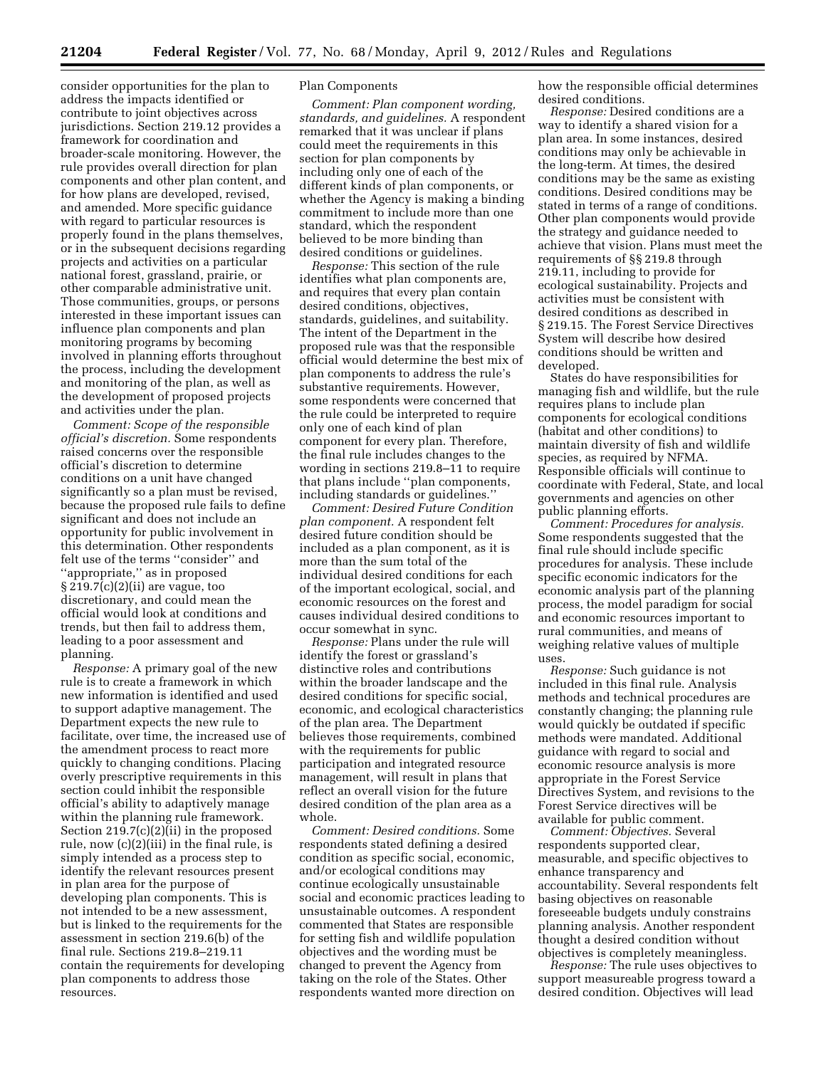consider opportunities for the plan to address the impacts identified or contribute to joint objectives across jurisdictions. Section 219.12 provides a framework for coordination and broader-scale monitoring. However, the rule provides overall direction for plan components and other plan content, and for how plans are developed, revised, and amended. More specific guidance with regard to particular resources is properly found in the plans themselves, or in the subsequent decisions regarding projects and activities on a particular national forest, grassland, prairie, or other comparable administrative unit. Those communities, groups, or persons interested in these important issues can influence plan components and plan monitoring programs by becoming involved in planning efforts throughout the process, including the development and monitoring of the plan, as well as the development of proposed projects and activities under the plan.

*Comment: Scope of the responsible official's discretion.* Some respondents raised concerns over the responsible official's discretion to determine conditions on a unit have changed significantly so a plan must be revised, because the proposed rule fails to define significant and does not include an opportunity for public involvement in this determination. Other respondents felt use of the terms ''consider'' and ''appropriate,'' as in proposed § 219.7(c)(2)(ii) are vague, too discretionary, and could mean the official would look at conditions and trends, but then fail to address them, leading to a poor assessment and planning.

*Response:* A primary goal of the new rule is to create a framework in which new information is identified and used to support adaptive management. The Department expects the new rule to facilitate, over time, the increased use of the amendment process to react more quickly to changing conditions. Placing overly prescriptive requirements in this section could inhibit the responsible official's ability to adaptively manage within the planning rule framework. Section 219.7(c)(2)(ii) in the proposed rule, now (c)(2)(iii) in the final rule, is simply intended as a process step to identify the relevant resources present in plan area for the purpose of developing plan components. This is not intended to be a new assessment, but is linked to the requirements for the assessment in section 219.6(b) of the final rule. Sections 219.8–219.11 contain the requirements for developing plan components to address those resources.

Plan Components

*Comment: Plan component wording, standards, and guidelines.* A respondent remarked that it was unclear if plans could meet the requirements in this section for plan components by including only one of each of the different kinds of plan components, or whether the Agency is making a binding commitment to include more than one standard, which the respondent believed to be more binding than desired conditions or guidelines.

*Response:* This section of the rule identifies what plan components are, and requires that every plan contain desired conditions, objectives, standards, guidelines, and suitability. The intent of the Department in the proposed rule was that the responsible official would determine the best mix of plan components to address the rule's substantive requirements. However, some respondents were concerned that the rule could be interpreted to require only one of each kind of plan component for every plan. Therefore, the final rule includes changes to the wording in sections 219.8–11 to require that plans include ''plan components, including standards or guidelines.''

*Comment: Desired Future Condition plan component.* A respondent felt desired future condition should be included as a plan component, as it is more than the sum total of the individual desired conditions for each of the important ecological, social, and economic resources on the forest and causes individual desired conditions to occur somewhat in sync.

*Response:* Plans under the rule will identify the forest or grassland's distinctive roles and contributions within the broader landscape and the desired conditions for specific social, economic, and ecological characteristics of the plan area. The Department believes those requirements, combined with the requirements for public participation and integrated resource management, will result in plans that reflect an overall vision for the future desired condition of the plan area as a whole.

*Comment: Desired conditions.* Some respondents stated defining a desired condition as specific social, economic, and/or ecological conditions may continue ecologically unsustainable social and economic practices leading to unsustainable outcomes. A respondent commented that States are responsible for setting fish and wildlife population objectives and the wording must be changed to prevent the Agency from taking on the role of the States. Other respondents wanted more direction on how the responsible official determines desired conditions.

*Response:* Desired conditions are a way to identify a shared vision for a plan area. In some instances, desired conditions may only be achievable in the long-term. At times, the desired conditions may be the same as existing conditions. Desired conditions may be stated in terms of a range of conditions. Other plan components would provide the strategy and guidance needed to achieve that vision. Plans must meet the requirements of §§ 219.8 through 219.11, including to provide for ecological sustainability. Projects and activities must be consistent with desired conditions as described in § 219.15. The Forest Service Directives System will describe how desired conditions should be written and developed.

States do have responsibilities for managing fish and wildlife, but the rule requires plans to include plan components for ecological conditions (habitat and other conditions) to maintain diversity of fish and wildlife species, as required by NFMA. Responsible officials will continue to coordinate with Federal, State, and local governments and agencies on other public planning efforts.

*Comment: Procedures for analysis.* Some respondents suggested that the final rule should include specific procedures for analysis. These include specific economic indicators for the economic analysis part of the planning process, the model paradigm for social and economic resources important to rural communities, and means of weighing relative values of multiple uses.

*Response:* Such guidance is not included in this final rule. Analysis methods and technical procedures are constantly changing; the planning rule would quickly be outdated if specific methods were mandated. Additional guidance with regard to social and economic resource analysis is more appropriate in the Forest Service Directives System, and revisions to the Forest Service directives will be available for public comment.

*Comment: Objectives.* Several respondents supported clear, measurable, and specific objectives to enhance transparency and accountability. Several respondents felt basing objectives on reasonable foreseeable budgets unduly constrains planning analysis. Another respondent thought a desired condition without objectives is completely meaningless.

*Response:* The rule uses objectives to support measureable progress toward a desired condition. Objectives will lead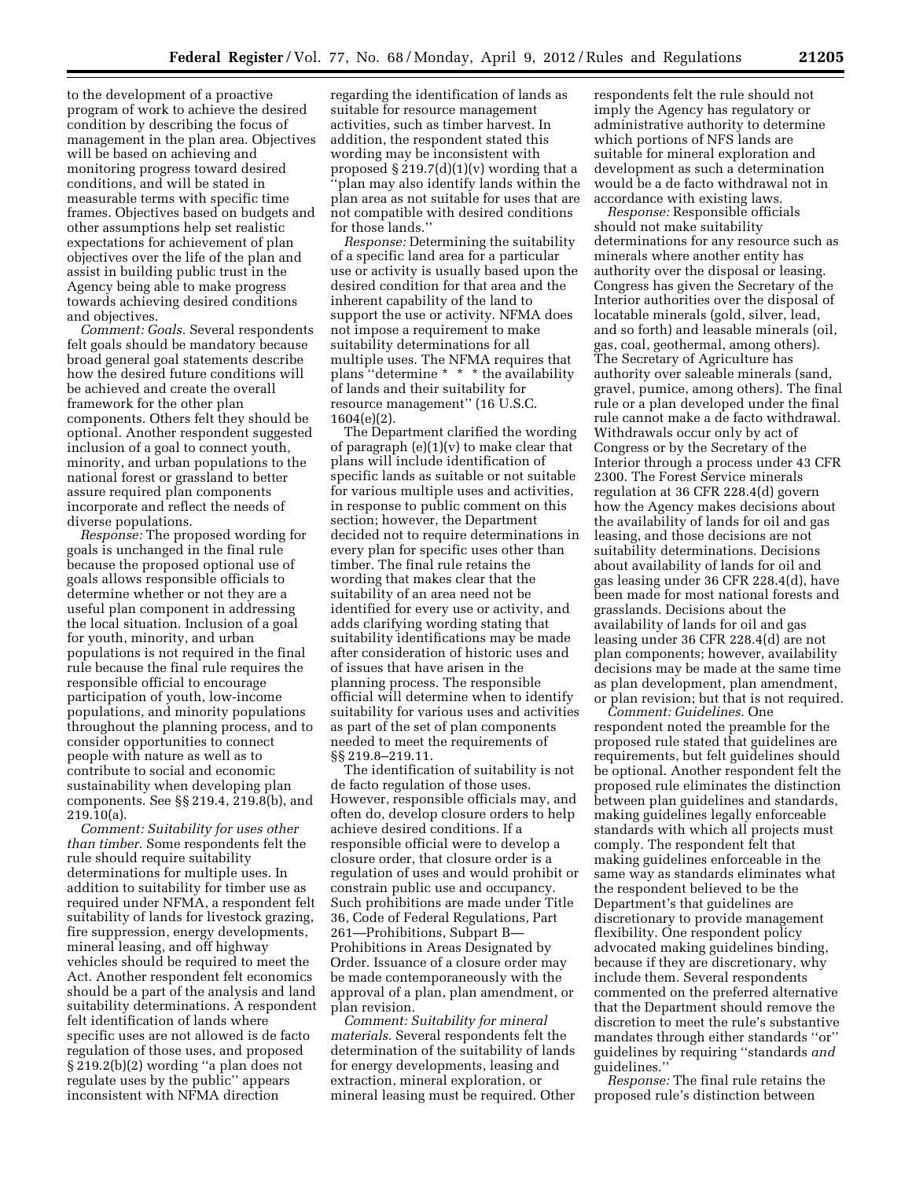to the development of a proactive program of work to achieve the desired condition by describing the focus of management in the plan area. Objectives will be based on achieving and monitoring progress toward desired conditions, and will be stated in measurable terms with specific time frames. Objectives based on budgets and other assumptions help set realistic expectations for achievement of plan objectives over the life of the plan and assist in building public trust in the Agency being able to make progress towards achieving desired conditions and objectives.

*Comment: Goals.* Several respondents felt goals should be mandatory because broad general goal statements describe how the desired future conditions will be achieved and create the overall framework for the other plan components. Others felt they should be optional. Another respondent suggested inclusion of a goal to connect youth, minority, and urban populations to the national forest or grassland to better assure required plan components incorporate and reflect the needs of diverse populations.

*Response:* The proposed wording for goals is unchanged in the final rule because the proposed optional use of goals allows responsible officials to determine whether or not they are a useful plan component in addressing the local situation. Inclusion of a goal for youth, minority, and urban populations is not required in the final rule because the final rule requires the responsible official to encourage participation of youth, low-income populations, and minority populations throughout the planning process, and to consider opportunities to connect people with nature as well as to contribute to social and economic sustainability when developing plan components. See §§ 219.4, 219.8(b), and 219.10(a).

*Comment: Suitability for uses other than timber.* Some respondents felt the rule should require suitability determinations for multiple uses. In addition to suitability for timber use as required under NFMA, a respondent felt suitability of lands for livestock grazing, fire suppression, energy developments, mineral leasing, and off highway vehicles should be required to meet the Act. Another respondent felt economics should be a part of the analysis and land suitability determinations. A respondent felt identification of lands where specific uses are not allowed is de facto regulation of those uses, and proposed § 219.2(b)(2) wording ''a plan does not regulate uses by the public'' appears inconsistent with NFMA direction regarding the identification of lands as suitable for resource management activities, such as timber harvest. In addition, the respondent stated this wording may be inconsistent with proposed § 219.7(d)(1)(v) wording that a ''plan may also identify lands within the plan area as not suitable for uses that are not compatible with desired conditions for those lands.''

*Response:* Determining the suitability of a specific land area for a particular use or activity is usually based upon the desired condition for that area and the inherent capability of the land to support the use or activity. NFMA does not impose a requirement to make suitability determinations for all multiple uses. The NFMA requires that plans ''determine * * * the availability of lands and their suitability for resource management'' (16 U.S.C. 1604(e)(2).

The Department clarified the wording of paragraph (e)(1)(v) to make clear that plans will include identification of specific lands as suitable or not suitable for various multiple uses and activities, in response to public comment on this section; however, the Department decided not to require determinations in every plan for specific uses other than timber. The final rule retains the wording that makes clear that the suitability of an area need not be identified for every use or activity, and adds clarifying wording stating that suitability identifications may be made after consideration of historic uses and of issues that have arisen in the planning process. The responsible official will determine when to identify suitability for various uses and activities as part of the set of plan components needed to meet the requirements of §§ 219.8–219.11.

The identification of suitability is not de facto regulation of those uses. However, responsible officials may, and often do, develop closure orders to help achieve desired conditions. If a responsible official were to develop a closure order, that closure order is a regulation of uses and would prohibit or constrain public use and occupancy. Such prohibitions are made under Title 36, Code of Federal Regulations, Part 261—Prohibitions, Subpart B—Prohibitions in Areas Designated by Order. Issuance of a closure order may be made contemporaneously with the approval of a plan, plan amendment, or plan revision.

*Comment: Suitability for mineral materials.* Several respondents felt the determination of the suitability of lands for energy developments, leasing and extraction, mineral exploration, or mineral leasing must be required. Other respondents felt the rule should not imply the Agency has regulatory or administrative authority to determine which portions of NFS lands are suitable for mineral exploration and development as such a determination would be a de facto withdrawal not in accordance with existing laws.

*Response:* Responsible officials should not make suitability determinations for any resource such as minerals where another entity has authority over the disposal or leasing. Congress has given the Secretary of the Interior authorities over the disposal of locatable minerals (gold, silver, lead, and so forth) and leasable minerals (oil, gas, coal, geothermal, among others). The Secretary of Agriculture has authority over saleable minerals (sand, gravel, pumice, among others). The final rule or a plan developed under the final rule cannot make a de facto withdrawal. Withdrawals occur only by act of Congress or by the Secretary of the Interior through a process under 43 CFR 2300. The Forest Service minerals regulation at 36 CFR 228.4(d) govern how the Agency makes decisions about the availability of lands for oil and gas leasing, and those decisions are not suitability determinations. Decisions about availability of lands for oil and gas leasing under 36 CFR 228.4(d), have been made for most national forests and grasslands. Decisions about the availability of lands for oil and gas leasing under 36 CFR 228.4(d) are not plan components; however, availability decisions may be made at the same time as plan development, plan amendment, or plan revision; but that is not required.

*Comment: Guidelines.* One respondent noted the preamble for the proposed rule stated that guidelines are requirements, but felt guidelines should be optional. Another respondent felt the proposed rule eliminates the distinction between plan guidelines and standards, making guidelines legally enforceable standards with which all projects must comply. The respondent felt that making guidelines enforceable in the same way as standards eliminates what the respondent believed to be the Department's that guidelines are discretionary to provide management flexibility. One respondent policy advocated making guidelines binding, because if they are discretionary, why include them. Several respondents commented on the preferred alternative that the Department should remove the discretion to meet the rule's substantive mandates through either standards ''or'' guidelines by requiring ''standards *and* guidelines.''

*Response:* The final rule retains the proposed rule's distinction between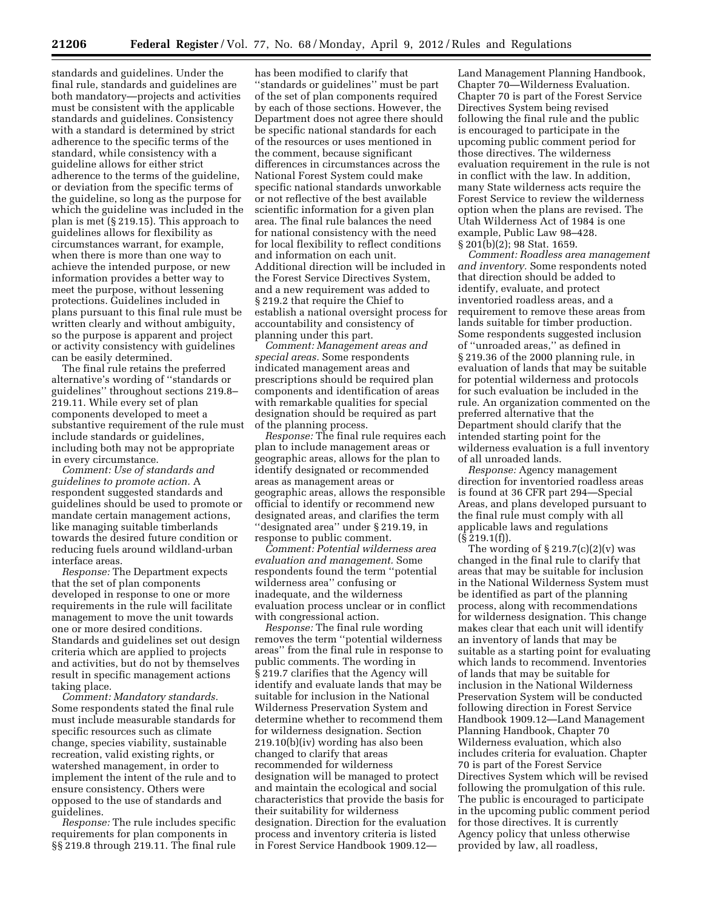standards and guidelines. Under the final rule, standards and guidelines are both mandatory—projects and activities must be consistent with the applicable standards and guidelines. Consistency with a standard is determined by strict adherence to the specific terms of the standard, while consistency with a guideline allows for either strict adherence to the terms of the guideline, or deviation from the specific terms of the guideline, so long as the purpose for which the guideline was included in the plan is met (§ 219.15). This approach to guidelines allows for flexibility as circumstances warrant, for example, when there is more than one way to achieve the intended purpose, or new information provides a better way to meet the purpose, without lessening protections. Guidelines included in plans pursuant to this final rule must be written clearly and without ambiguity, so the purpose is apparent and project or activity consistency with guidelines can be easily determined.

The final rule retains the preferred alternative's wording of ''standards or guidelines'' throughout sections 219.8–219.11. While every set of plan components developed to meet a substantive requirement of the rule must include standards or guidelines, including both may not be appropriate in every circumstance.

*Comment: Use of standards and guidelines to promote action.* A respondent suggested standards and guidelines should be used to promote or mandate certain management actions, like managing suitable timberlands towards the desired future condition or reducing fuels around wildland-urban interface areas.

*Response:* The Department expects that the set of plan components developed in response to one or more requirements in the rule will facilitate management to move the unit towards one or more desired conditions. Standards and guidelines set out design criteria which are applied to projects and activities, but do not by themselves result in specific management actions taking place.

*Comment: Mandatory standards.* Some respondents stated the final rule must include measurable standards for specific resources such as climate change, species viability, sustainable recreation, valid existing rights, or watershed management, in order to implement the intent of the rule and to ensure consistency. Others were opposed to the use of standards and guidelines.

*Response:* The rule includes specific requirements for plan components in §§ 219.8 through 219.11. The final rule has been modified to clarify that ''standards or guidelines'' must be part of the set of plan components required by each of those sections. However, the Department does not agree there should be specific national standards for each of the resources or uses mentioned in the comment, because significant differences in circumstances across the National Forest System could make specific national standards unworkable or not reflective of the best available scientific information for a given plan area. The final rule balances the need for national consistency with the need for local flexibility to reflect conditions and information on each unit. Additional direction will be included in the Forest Service Directives System, and a new requirement was added to § 219.2 that require the Chief to establish a national oversight process for accountability and consistency of planning under this part.

*Comment: Management areas and special areas.* Some respondents indicated management areas and prescriptions should be required plan components and identification of areas with remarkable qualities for special designation should be required as part of the planning process.

*Response:* The final rule requires each plan to include management areas or geographic areas, allows for the plan to identify designated or recommended areas as management areas or geographic areas, allows the responsible official to identify or recommend new designated areas, and clarifies the term ''designated area'' under § 219.19, in response to public comment.

*Comment: Potential wilderness area evaluation and management.* Some respondents found the term ''potential wilderness area'' confusing or inadequate, and the wilderness evaluation process unclear or in conflict with congressional action.

*Response:* The final rule wording removes the term ''potential wilderness areas'' from the final rule in response to public comments. The wording in § 219.7 clarifies that the Agency will identify and evaluate lands that may be suitable for inclusion in the National Wilderness Preservation System and determine whether to recommend them for wilderness designation. Section 219.10(b)(iv) wording has also been changed to clarify that areas recommended for wilderness designation will be managed to protect and maintain the ecological and social characteristics that provide the basis for their suitability for wilderness designation. Direction for the evaluation process and inventory criteria is listed in Forest Service Handbook 1909.12—Land Management Planning Handbook, Chapter 70—Wilderness Evaluation. Chapter 70 is part of the Forest Service Directives System being revised following the final rule and the public is encouraged to participate in the upcoming public comment period for those directives. The wilderness evaluation requirement in the rule is not in conflict with the law. In addition, many State wilderness acts require the Forest Service to review the wilderness option when the plans are revised. The Utah Wilderness Act of 1984 is one example, Public Law 98–428. § 201(b)(2); 98 Stat. 1659.

*Comment: Roadless area management and inventory.* Some respondents noted that direction should be added to identify, evaluate, and protect inventoried roadless areas, and a requirement to remove these areas from lands suitable for timber production. Some respondents suggested inclusion of ''unroaded areas,'' as defined in § 219.36 of the 2000 planning rule, in evaluation of lands that may be suitable for potential wilderness and protocols for such evaluation be included in the rule. An organization commented on the preferred alternative that the Department should clarify that the intended starting point for the wilderness evaluation is a full inventory of all unroaded lands.

*Response:* Agency management direction for inventoried roadless areas is found at 36 CFR part 294—Special Areas, and plans developed pursuant to the final rule must comply with all applicable laws and regulations (§ 219.1(f)).

The wording of § 219.7(c)(2)(v) was changed in the final rule to clarify that areas that may be suitable for inclusion in the National Wilderness System must be identified as part of the planning process, along with recommendations for wilderness designation. This change makes clear that each unit will identify an inventory of lands that may be suitable as a starting point for evaluating which lands to recommend. Inventories of lands that may be suitable for inclusion in the National Wilderness Preservation System will be conducted following direction in Forest Service Handbook 1909.12—Land Management Planning Handbook, Chapter 70 Wilderness evaluation, which also includes criteria for evaluation. Chapter 70 is part of the Forest Service Directives System which will be revised following the promulgation of this rule. The public is encouraged to participate in the upcoming public comment period for those directives. It is currently Agency policy that unless otherwise provided by law, all roadless,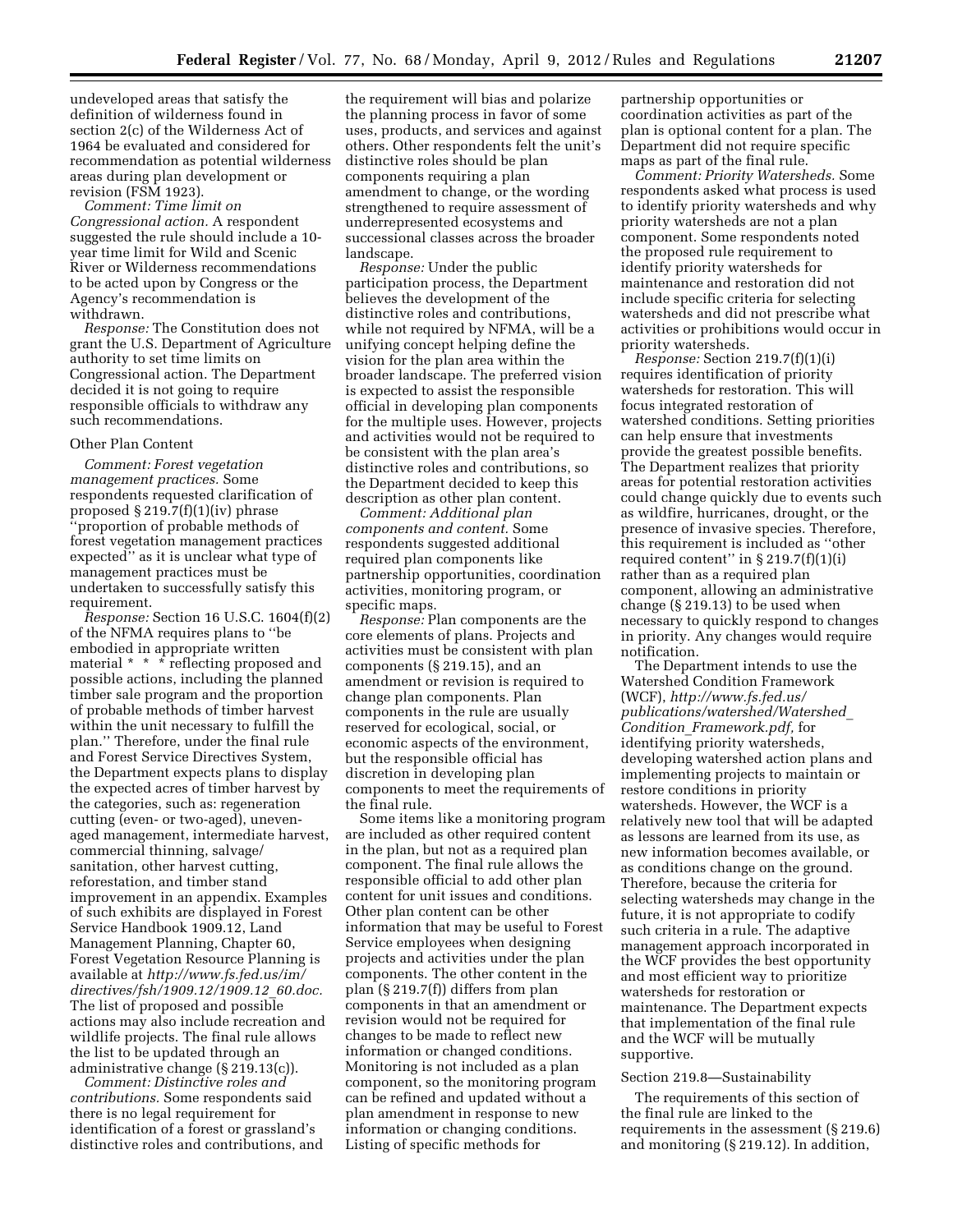undeveloped areas that satisfy the definition of wilderness found in section 2(c) of the Wilderness Act of 1964 be evaluated and considered for recommendation as potential wilderness areas during plan development or revision (FSM 1923).

*Comment: Time limit on Congressional action.* A respondent suggested the rule should include a 10-year time limit for Wild and Scenic River or Wilderness recommendations to be acted upon by Congress or the Agency's recommendation is withdrawn.

*Response:* The Constitution does not grant the U.S. Department of Agriculture authority to set time limits on Congressional action. The Department decided it is not going to require responsible officials to withdraw any such recommendations.

Other Plan Content

*Comment: Forest vegetation management practices.* Some respondents requested clarification of proposed § 219.7(f)(1)(iv) phrase "proportion of probable methods of forest vegetation management practices expected" as it is unclear what type of management practices must be undertaken to successfully satisfy this requirement.

*Response:* Section 16 U.S.C. 1604(f)(2) of the NFMA requires plans to "be embodied in appropriate written material * * * reflecting proposed and possible actions, including the planned timber sale program and the proportion of probable methods of timber harvest within the unit necessary to fulfill the plan." Therefore, under the final rule and Forest Service Directives System, the Department expects plans to display the expected acres of timber harvest by the categories, such as: regeneration cutting (even- or two-aged), uneven-aged management, intermediate harvest, commercial thinning, salvage/sanitation, other harvest cutting, reforestation, and timber stand improvement in an appendix. Examples of such exhibits are displayed in Forest Service Handbook 1909.12, Land Management Planning, Chapter 60, Forest Vegetation Resource Planning is available at *http://www.fs.fed.us/im/directives/fsh/1909.12/1909.12_60.doc.* The list of proposed and possible actions may also include recreation and wildlife projects. The final rule allows the list to be updated through an administrative change (§ 219.13(c)).

*Comment: Distinctive roles and contributions.* Some respondents said there is no legal requirement for identification of a forest or grassland's distinctive roles and contributions, and the requirement will bias and polarize the planning process in favor of some uses, products, and services and against others. Other respondents felt the unit's distinctive roles should be plan components requiring a plan amendment to change, or the wording strengthened to require assessment of underrepresented ecosystems and successional classes across the broader landscape.

*Response:* Under the public participation process, the Department believes the development of the distinctive roles and contributions, while not required by NFMA, will be a unifying concept helping define the vision for the plan area within the broader landscape. The preferred vision is expected to assist the responsible official in developing plan components for the multiple uses. However, projects and activities would not be required to be consistent with the plan area's distinctive roles and contributions, so the Department decided to keep this description as other plan content.

*Comment: Additional plan components and content.* Some respondents suggested additional required plan components like partnership opportunities, coordination activities, monitoring program, or specific maps.

*Response:* Plan components are the core elements of plans. Projects and activities must be consistent with plan components (§ 219.15), and an amendment or revision is required to change plan components. Plan components in the rule are usually reserved for ecological, social, or economic aspects of the environment, but the responsible official has discretion in developing plan components to meet the requirements of the final rule.

Some items like a monitoring program are included as other required content in the plan, but not as a required plan component. The final rule allows the responsible official to add other plan content for unit issues and conditions. Other plan content can be other information that may be useful to Forest Service employees when designing projects and activities under the plan components. The other content in the plan (§ 219.7(f)) differs from plan components in that an amendment or revision would not be required for changes to be made to reflect new information or changed conditions. Monitoring is not included as a plan component, so the monitoring program can be refined and updated without a plan amendment in response to new information or changing conditions. Listing of specific methods for partnership opportunities or coordination activities as part of the plan is optional content for a plan. The Department did not require specific maps as part of the final rule.

*Comment: Priority Watersheds.* Some respondents asked what process is used to identify priority watersheds and why priority watersheds are not a plan component. Some respondents noted the proposed rule requirement to identify priority watersheds for maintenance and restoration did not include specific criteria for selecting watersheds and did not prescribe what activities or prohibitions would occur in priority watersheds.

*Response:* Section 219.7(f)(1)(i) requires identification of priority watersheds for restoration. This will focus integrated restoration of watershed conditions. Setting priorities can help ensure that investments provide the greatest possible benefits. The Department realizes that priority areas for potential restoration activities could change quickly due to events such as wildfire, hurricanes, drought, or the presence of invasive species. Therefore, this requirement is included as "other required content" in § 219.7(f)(1)(i) rather than as a required plan component, allowing an administrative change (§ 219.13) to be used when necessary to quickly respond to changes in priority. Any changes would require notification.

The Department intends to use the Watershed Condition Framework (WCF), *http://www.fs.fed.us/publications/watershed/Watershed_Condition_Framework.pdf,* for identifying priority watersheds, developing watershed action plans and implementing projects to maintain or restore conditions in priority watersheds. However, the WCF is a relatively new tool that will be adapted as lessons are learned from its use, as new information becomes available, or as conditions change on the ground. Therefore, because the criteria for selecting watersheds may change in the future, it is not appropriate to codify such criteria in a rule. The adaptive management approach incorporated in the WCF provides the best opportunity and most efficient way to prioritize watersheds for restoration or maintenance. The Department expects that implementation of the final rule and the WCF will be mutually supportive.

Section 219.8—Sustainability

The requirements of this section of the final rule are linked to the requirements in the assessment (§ 219.6) and monitoring (§ 219.12). In addition,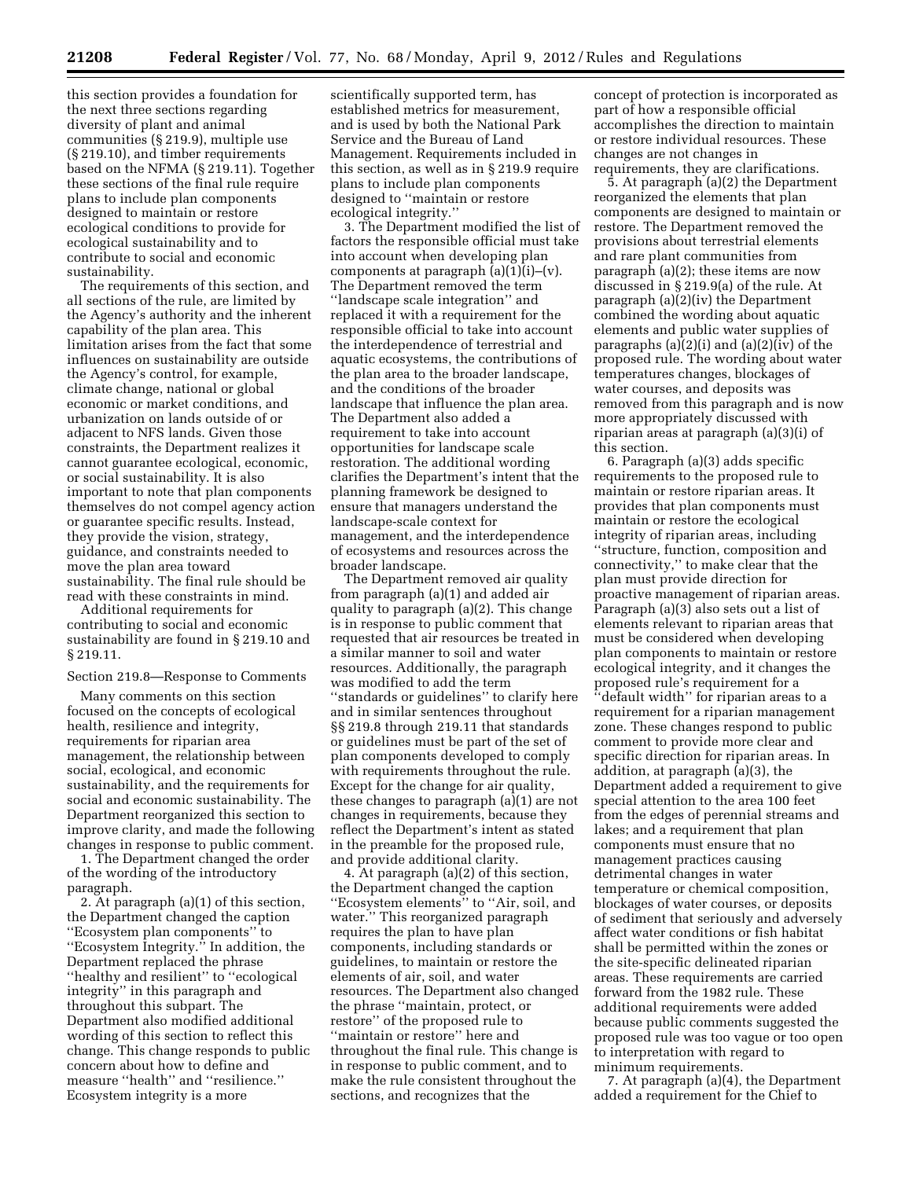this section provides a foundation for the next three sections regarding diversity of plant and animal communities (§ 219.9), multiple use (§ 219.10), and timber requirements based on the NFMA (§ 219.11). Together these sections of the final rule require plans to include plan components designed to maintain or restore ecological conditions to provide for ecological sustainability and to contribute to social and economic sustainability.

The requirements of this section, and all sections of the rule, are limited by the Agency's authority and the inherent capability of the plan area. This limitation arises from the fact that some influences on sustainability are outside the Agency's control, for example, climate change, national or global economic or market conditions, and urbanization on lands outside of or adjacent to NFS lands. Given those constraints, the Department realizes it cannot guarantee ecological, economic, or social sustainability. It is also important to note that plan components themselves do not compel agency action or guarantee specific results. Instead, they provide the vision, strategy, guidance, and constraints needed to move the plan area toward sustainability. The final rule should be read with these constraints in mind.

Additional requirements for contributing to social and economic sustainability are found in § 219.10 and § 219.11.

Section 219.8—Response to Comments

Many comments on this section focused on the concepts of ecological health, resilience and integrity, requirements for riparian area management, the relationship between social, ecological, and economic sustainability, and the requirements for social and economic sustainability. The Department reorganized this section to improve clarity, and made the following changes in response to public comment.

1. The Department changed the order of the wording of the introductory paragraph.

2. At paragraph (a)(1) of this section, the Department changed the caption ''Ecosystem plan components'' to ''Ecosystem Integrity.'' In addition, the Department replaced the phrase ''healthy and resilient'' to ''ecological integrity'' in this paragraph and throughout this subpart. The Department also modified additional wording of this section to reflect this change. This change responds to public concern about how to define and measure ''health'' and ''resilience.'' Ecosystem integrity is a more scientifically supported term, has established metrics for measurement, and is used by both the National Park Service and the Bureau of Land Management. Requirements included in this section, as well as in § 219.9 require plans to include plan components designed to ''maintain or restore ecological integrity.''

3. The Department modified the list of factors the responsible official must take into account when developing plan components at paragraph (a)(1)(i)–(v). The Department removed the term ''landscape scale integration'' and replaced it with a requirement for the responsible official to take into account the interdependence of terrestrial and aquatic ecosystems, the contributions of the plan area to the broader landscape, and the conditions of the broader landscape that influence the plan area. The Department also added a requirement to take into account opportunities for landscape scale restoration. The additional wording clarifies the Department's intent that the planning framework be designed to ensure that managers understand the landscape-scale context for management, and the interdependence of ecosystems and resources across the broader landscape.

The Department removed air quality from paragraph (a)(1) and added air quality to paragraph (a)(2). This change is in response to public comment that requested that air resources be treated in a similar manner to soil and water resources. Additionally, the paragraph was modified to add the term ''standards or guidelines'' to clarify here and in similar sentences throughout §§ 219.8 through 219.11 that standards or guidelines must be part of the set of plan components developed to comply with requirements throughout the rule. Except for the change for air quality, these changes to paragraph (a)(1) are not changes in requirements, because they reflect the Department's intent as stated in the preamble for the proposed rule, and provide additional clarity.

4. At paragraph (a)(2) of this section, the Department changed the caption ''Ecosystem elements'' to ''Air, soil, and water.'' This reorganized paragraph requires the plan to have plan components, including standards or guidelines, to maintain or restore the elements of air, soil, and water resources. The Department also changed the phrase ''maintain, protect, or restore'' of the proposed rule to ''maintain or restore'' here and throughout the final rule. This change is in response to public comment, and to make the rule consistent throughout the sections, and recognizes that the concept of protection is incorporated as part of how a responsible official accomplishes the direction to maintain or restore individual resources. These changes are not changes in requirements, they are clarifications.

5. At paragraph (a)(2) the Department reorganized the elements that plan components are designed to maintain or restore. The Department removed the provisions about terrestrial elements and rare plant communities from paragraph (a)(2); these items are now discussed in § 219.9(a) of the rule. At paragraph (a)(2)(iv) the Department combined the wording about aquatic elements and public water supplies of paragraphs (a)(2)(i) and (a)(2)(iv) of the proposed rule. The wording about water temperatures changes, blockages of water courses, and deposits was removed from this paragraph and is now more appropriately discussed with riparian areas at paragraph (a)(3)(i) of this section.

6. Paragraph (a)(3) adds specific requirements to the proposed rule to maintain or restore riparian areas. It provides that plan components must maintain or restore the ecological integrity of riparian areas, including ''structure, function, composition and connectivity,'' to make clear that the plan must provide direction for proactive management of riparian areas. Paragraph (a)(3) also sets out a list of elements relevant to riparian areas that must be considered when developing plan components to maintain or restore ecological integrity, and it changes the proposed rule's requirement for a ''default width'' for riparian areas to a requirement for a riparian management zone. These changes respond to public comment to provide more clear and specific direction for riparian areas. In addition, at paragraph (a)(3), the Department added a requirement to give special attention to the area 100 feet from the edges of perennial streams and lakes; and a requirement that plan components must ensure that no management practices causing detrimental changes in water temperature or chemical composition, blockages of water courses, or deposits of sediment that seriously and adversely affect water conditions or fish habitat shall be permitted within the zones or the site-specific delineated riparian areas. These requirements are carried forward from the 1982 rule. These additional requirements were added because public comments suggested the proposed rule was too vague or too open to interpretation with regard to minimum requirements.

7. At paragraph (a)(4), the Department added a requirement for the Chief to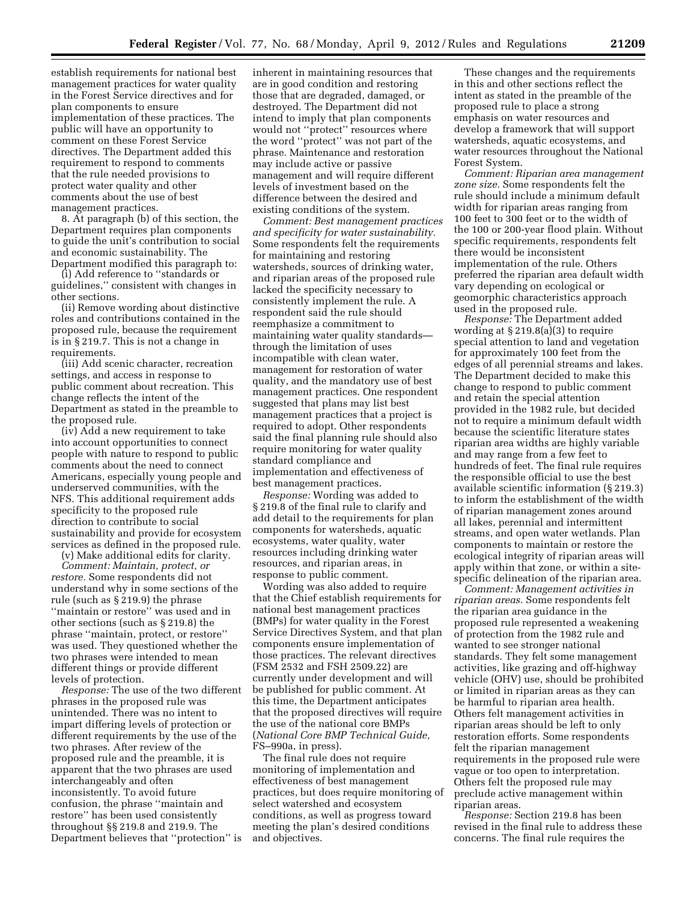establish requirements for national best management practices for water quality in the Forest Service directives and for plan components to ensure implementation of these practices. The public will have an opportunity to comment on these Forest Service directives. The Department added this requirement to respond to comments that the rule needed provisions to protect water quality and other comments about the use of best management practices.

8. At paragraph (b) of this section, the Department requires plan components to guide the unit's contribution to social and economic sustainability. The Department modified this paragraph to:

(i) Add reference to ''standards or guidelines,'' consistent with changes in other sections.

(ii) Remove wording about distinctive roles and contributions contained in the proposed rule, because the requirement is in § 219.7. This is not a change in requirements.

(iii) Add scenic character, recreation settings, and access in response to public comment about recreation. This change reflects the intent of the Department as stated in the preamble to the proposed rule.

(iv) Add a new requirement to take into account opportunities to connect people with nature to respond to public comments about the need to connect Americans, especially young people and underserved communities, with the NFS. This additional requirement adds specificity to the proposed rule direction to contribute to social sustainability and provide for ecosystem services as defined in the proposed rule.

(v) Make additional edits for clarity.

*Comment: Maintain, protect, or restore.* Some respondents did not understand why in some sections of the rule (such as § 219.9) the phrase ''maintain or restore'' was used and in other sections (such as § 219.8) the phrase ''maintain, protect, or restore'' was used. They questioned whether the two phrases were intended to mean different things or provide different levels of protection.

*Response:* The use of the two different phrases in the proposed rule was unintended. There was no intent to impart differing levels of protection or different requirements by the use of the two phrases. After review of the proposed rule and the preamble, it is apparent that the two phrases are used interchangeably and often inconsistently. To avoid future confusion, the phrase ''maintain and restore'' has been used consistently throughout §§ 219.8 and 219.9. The Department believes that ''protection'' is inherent in maintaining resources that are in good condition and restoring those that are degraded, damaged, or destroyed. The Department did not intend to imply that plan components would not ''protect'' resources where the word ''protect'' was not part of the phrase. Maintenance and restoration may include active or passive management and will require different levels of investment based on the difference between the desired and existing conditions of the system.

*Comment: Best management practices and specificity for water sustainability.* Some respondents felt the requirements for maintaining and restoring watersheds, sources of drinking water, and riparian areas of the proposed rule lacked the specificity necessary to consistently implement the rule. A respondent said the rule should reemphasize a commitment to maintaining water quality standards—through the limitation of uses incompatible with clean water, management for restoration of water quality, and the mandatory use of best management practices. One respondent suggested that plans may list best management practices that a project is required to adopt. Other respondents said the final planning rule should also require monitoring for water quality standard compliance and implementation and effectiveness of best management practices.

*Response:* Wording was added to § 219.8 of the final rule to clarify and add detail to the requirements for plan components for watersheds, aquatic ecosystems, water quality, water resources including drinking water resources, and riparian areas, in response to public comment.

Wording was also added to require that the Chief establish requirements for national best management practices (BMPs) for water quality in the Forest Service Directives System, and that plan components ensure implementation of those practices. The relevant directives (FSM 2532 and FSH 2509.22) are currently under development and will be published for public comment. At this time, the Department anticipates that the proposed directives will require the use of the national core BMPs (*National Core BMP Technical Guide,* FS–990a, in press).

The final rule does not require monitoring of implementation and effectiveness of best management practices, but does require monitoring of select watershed and ecosystem conditions, as well as progress toward meeting the plan's desired conditions and objectives.

These changes and the requirements in this and other sections reflect the intent as stated in the preamble of the proposed rule to place a strong emphasis on water resources and develop a framework that will support watersheds, aquatic ecosystems, and water resources throughout the National Forest System.

*Comment: Riparian area management zone size.* Some respondents felt the rule should include a minimum default width for riparian areas ranging from 100 feet to 300 feet or to the width of the 100 or 200-year flood plain. Without specific requirements, respondents felt there would be inconsistent implementation of the rule. Others preferred the riparian area default width vary depending on ecological or geomorphic characteristics approach used in the proposed rule.

*Response:* The Department added wording at § 219.8(a)(3) to require special attention to land and vegetation for approximately 100 feet from the edges of all perennial streams and lakes. The Department decided to make this change to respond to public comment and retain the special attention provided in the 1982 rule, but decided not to require a minimum default width because the scientific literature states riparian area widths are highly variable and may range from a few feet to hundreds of feet. The final rule requires the responsible official to use the best available scientific information (§ 219.3) to inform the establishment of the width of riparian management zones around all lakes, perennial and intermittent streams, and open water wetlands. Plan components to maintain or restore the ecological integrity of riparian areas will apply within that zone, or within a site-specific delineation of the riparian area.

*Comment: Management activities in riparian areas.* Some respondents felt the riparian area guidance in the proposed rule represented a weakening of protection from the 1982 rule and wanted to see stronger national standards. They felt some management activities, like grazing and off-highway vehicle (OHV) use, should be prohibited or limited in riparian areas as they can be harmful to riparian area health. Others felt management activities in riparian areas should be left to only restoration efforts. Some respondents felt the riparian management requirements in the proposed rule were vague or too open to interpretation. Others felt the proposed rule may preclude active management within riparian areas.

*Response:* Section 219.8 has been revised in the final rule to address these concerns. The final rule requires the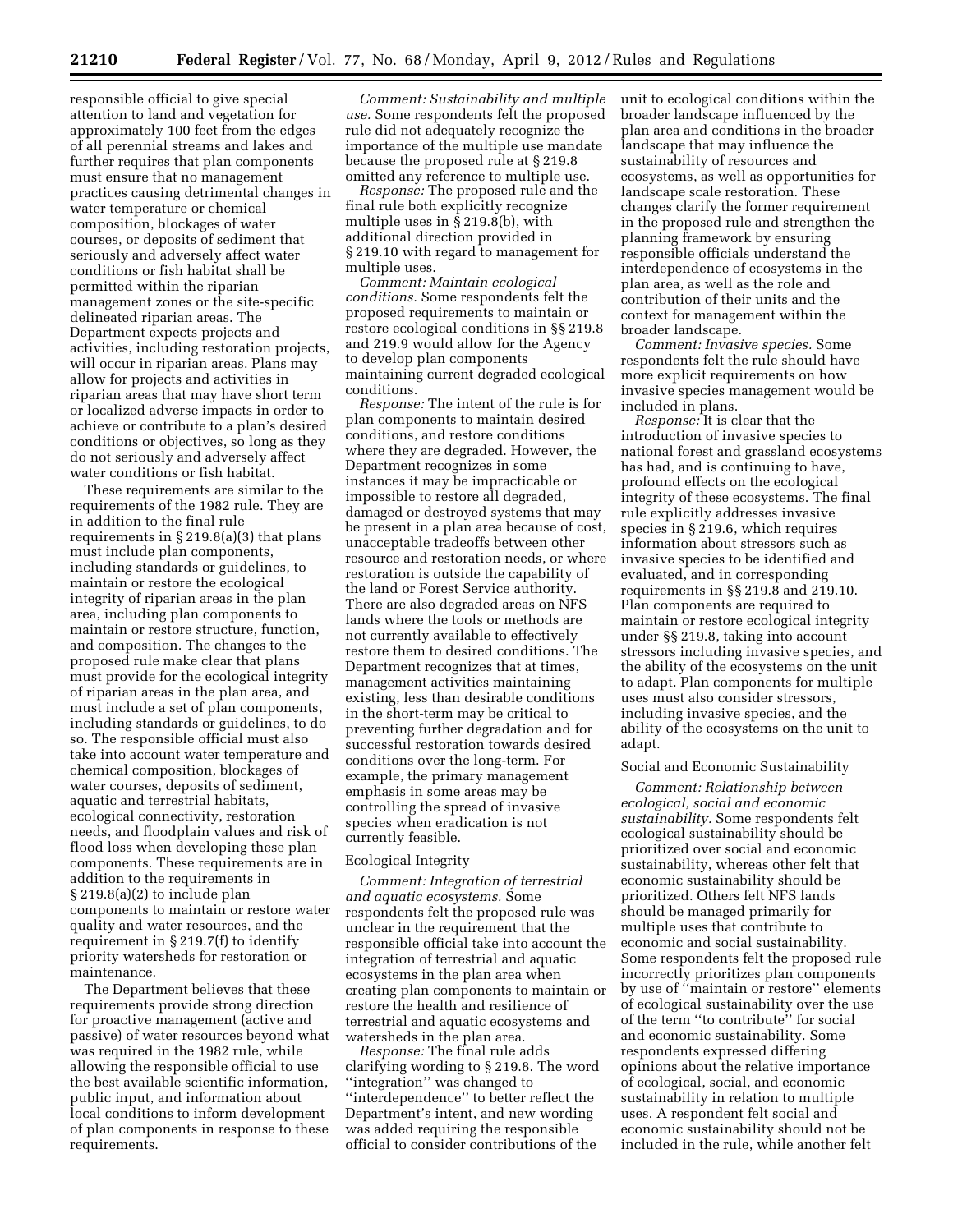responsible official to give special attention to land and vegetation for approximately 100 feet from the edges of all perennial streams and lakes and further requires that plan components must ensure that no management practices causing detrimental changes in water temperature or chemical composition, blockages of water courses, or deposits of sediment that seriously and adversely affect water conditions or fish habitat shall be permitted within the riparian management zones or the site-specific delineated riparian areas. The Department expects projects and activities, including restoration projects, will occur in riparian areas. Plans may allow for projects and activities in riparian areas that may have short term or localized adverse impacts in order to achieve or contribute to a plan's desired conditions or objectives, so long as they do not seriously and adversely affect water conditions or fish habitat.

These requirements are similar to the requirements of the 1982 rule. They are in addition to the final rule requirements in § 219.8(a)(3) that plans must include plan components, including standards or guidelines, to maintain or restore the ecological integrity of riparian areas in the plan area, including plan components to maintain or restore structure, function, and composition. The changes to the proposed rule make clear that plans must provide for the ecological integrity of riparian areas in the plan area, and must include a set of plan components, including standards or guidelines, to do so. The responsible official must also take into account water temperature and chemical composition, blockages of water courses, deposits of sediment, aquatic and terrestrial habitats, ecological connectivity, restoration needs, and floodplain values and risk of flood loss when developing these plan components. These requirements are in addition to the requirements in § 219.8(a)(2) to include plan components to maintain or restore water quality and water resources, and the requirement in § 219.7(f) to identify priority watersheds for restoration or maintenance.

The Department believes that these requirements provide strong direction for proactive management (active and passive) of water resources beyond what was required in the 1982 rule, while allowing the responsible official to use the best available scientific information, public input, and information about local conditions to inform development of plan components in response to these requirements.

*Comment: Sustainability and multiple use.* Some respondents felt the proposed rule did not adequately recognize the importance of the multiple use mandate because the proposed rule at § 219.8 omitted any reference to multiple use.

*Response:* The proposed rule and the final rule both explicitly recognize multiple uses in § 219.8(b), with additional direction provided in § 219.10 with regard to management for multiple uses.

*Comment: Maintain ecological conditions.* Some respondents felt the proposed requirements to maintain or restore ecological conditions in §§ 219.8 and 219.9 would allow for the Agency to develop plan components maintaining current degraded ecological conditions.

*Response:* The intent of the rule is for plan components to maintain desired conditions, and restore conditions where they are degraded. However, the Department recognizes in some instances it may be impracticable or impossible to restore all degraded, damaged or destroyed systems that may be present in a plan area because of cost, unacceptable tradeoffs between other resource and restoration needs, or where restoration is outside the capability of the land or Forest Service authority. There are also degraded areas on NFS lands where the tools or methods are not currently available to effectively restore them to desired conditions. The Department recognizes that at times, management activities maintaining existing, less than desirable conditions in the short-term may be critical to preventing further degradation and for successful restoration towards desired conditions over the long-term. For example, the primary management emphasis in some areas may be controlling the spread of invasive species when eradication is not currently feasible.

Ecological Integrity

*Comment: Integration of terrestrial and aquatic ecosystems.* Some respondents felt the proposed rule was unclear in the requirement that the responsible official take into account the integration of terrestrial and aquatic ecosystems in the plan area when creating plan components to maintain or restore the health and resilience of terrestrial and aquatic ecosystems and watersheds in the plan area.

*Response:* The final rule adds clarifying wording to § 219.8. The word ''integration'' was changed to ''interdependence'' to better reflect the Department's intent, and new wording was added requiring the responsible official to consider contributions of the unit to ecological conditions within the broader landscape influenced by the plan area and conditions in the broader landscape that may influence the sustainability of resources and ecosystems, as well as opportunities for landscape scale restoration. These changes clarify the former requirement in the proposed rule and strengthen the planning framework by ensuring responsible officials understand the interdependence of ecosystems in the plan area, as well as the role and contribution of their units and the context for management within the broader landscape.

*Comment: Invasive species.* Some respondents felt the rule should have more explicit requirements on how invasive species management would be included in plans.

*Response:* It is clear that the introduction of invasive species to national forest and grassland ecosystems has had, and is continuing to have, profound effects on the ecological integrity of these ecosystems. The final rule explicitly addresses invasive species in § 219.6, which requires information about stressors such as invasive species to be identified and evaluated, and in corresponding requirements in §§ 219.8 and 219.10. Plan components are required to maintain or restore ecological integrity under §§ 219.8, taking into account stressors including invasive species, and the ability of the ecosystems on the unit to adapt. Plan components for multiple uses must also consider stressors, including invasive species, and the ability of the ecosystems on the unit to adapt.

Social and Economic Sustainability

*Comment: Relationship between ecological, social and economic sustainability.* Some respondents felt ecological sustainability should be prioritized over social and economic sustainability, whereas other felt that economic sustainability should be prioritized. Others felt NFS lands should be managed primarily for multiple uses that contribute to economic and social sustainability. Some respondents felt the proposed rule incorrectly prioritizes plan components by use of ''maintain or restore'' elements of ecological sustainability over the use of the term ''to contribute'' for social and economic sustainability. Some respondents expressed differing opinions about the relative importance of ecological, social, and economic sustainability in relation to multiple uses. A respondent felt social and economic sustainability should not be included in the rule, while another felt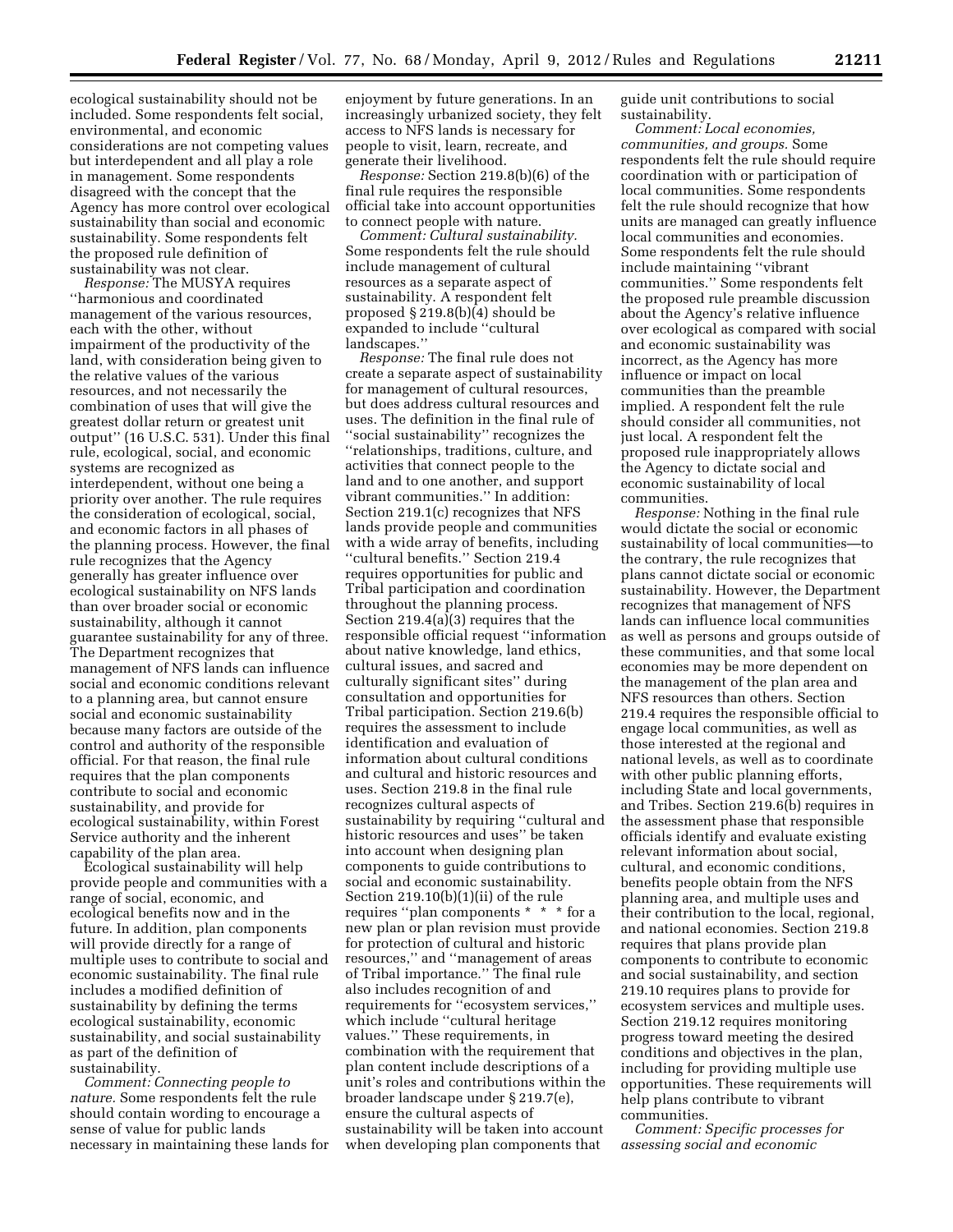ecological sustainability should not be included. Some respondents felt social, environmental, and economic considerations are not competing values but interdependent and all play a role in management. Some respondents disagreed with the concept that the Agency has more control over ecological sustainability than social and economic sustainability. Some respondents felt the proposed rule definition of sustainability was not clear.

*Response:* The MUSYA requires ''harmonious and coordinated management of the various resources, each with the other, without impairment of the productivity of the land, with consideration being given to the relative values of the various resources, and not necessarily the combination of uses that will give the greatest dollar return or greatest unit output'' (16 U.S.C. 531). Under this final rule, ecological, social, and economic systems are recognized as interdependent, without one being a priority over another. The rule requires the consideration of ecological, social, and economic factors in all phases of the planning process. However, the final rule recognizes that the Agency generally has greater influence over ecological sustainability on NFS lands than over broader social or economic sustainability, although it cannot guarantee sustainability for any of three. The Department recognizes that management of NFS lands can influence social and economic conditions relevant to a planning area, but cannot ensure social and economic sustainability because many factors are outside of the control and authority of the responsible official. For that reason, the final rule requires that the plan components contribute to social and economic sustainability, and provide for ecological sustainability, within Forest Service authority and the inherent capability of the plan area.

Ecological sustainability will help provide people and communities with a range of social, economic, and ecological benefits now and in the future. In addition, plan components will provide directly for a range of multiple uses to contribute to social and economic sustainability. The final rule includes a modified definition of sustainability by defining the terms ecological sustainability, economic sustainability, and social sustainability as part of the definition of sustainability.

*Comment: Connecting people to nature.* Some respondents felt the rule should contain wording to encourage a sense of value for public lands necessary in maintaining these lands for enjoyment by future generations. In an increasingly urbanized society, they felt access to NFS lands is necessary for people to visit, learn, recreate, and generate their livelihood.

*Response:* Section 219.8(b)(6) of the final rule requires the responsible official take into account opportunities to connect people with nature.

*Comment: Cultural sustainability.* Some respondents felt the rule should include management of cultural resources as a separate aspect of sustainability. A respondent felt proposed § 219.8(b)(4) should be expanded to include ''cultural landscapes.''

*Response:* The final rule does not create a separate aspect of sustainability for management of cultural resources, but does address cultural resources and uses. The definition in the final rule of ''social sustainability'' recognizes the ''relationships, traditions, culture, and activities that connect people to the land and to one another, and support vibrant communities.'' In addition: Section 219.1(c) recognizes that NFS lands provide people and communities with a wide array of benefits, including ''cultural benefits.'' Section 219.4 requires opportunities for public and Tribal participation and coordination throughout the planning process. Section 219.4(a)(3) requires that the responsible official request ''information about native knowledge, land ethics, cultural issues, and sacred and culturally significant sites'' during consultation and opportunities for Tribal participation. Section 219.6(b) requires the assessment to include identification and evaluation of information about cultural conditions and cultural and historic resources and uses. Section 219.8 in the final rule recognizes cultural aspects of sustainability by requiring ''cultural and historic resources and uses'' be taken into account when designing plan components to guide contributions to social and economic sustainability. Section 219.10(b)(1)(ii) of the rule requires ''plan components * * * for a new plan or plan revision must provide for protection of cultural and historic resources,'' and ''management of areas of Tribal importance.'' The final rule also includes recognition of and requirements for ''ecosystem services,'' which include ''cultural heritage values.'' These requirements, in combination with the requirement that plan content include descriptions of a unit's roles and contributions within the broader landscape under § 219.7(e), ensure the cultural aspects of sustainability will be taken into account when developing plan components that guide unit contributions to social sustainability.

*Comment: Local economies, communities, and groups.* Some respondents felt the rule should require coordination with or participation of local communities. Some respondents felt the rule should recognize that how units are managed can greatly influence local communities and economies. Some respondents felt the rule should include maintaining ''vibrant communities.'' Some respondents felt the proposed rule preamble discussion about the Agency's relative influence over ecological as compared with social and economic sustainability was incorrect, as the Agency has more influence or impact on local communities than the preamble implied. A respondent felt the rule should consider all communities, not just local. A respondent felt the proposed rule inappropriately allows the Agency to dictate social and economic sustainability of local communities.

*Response:* Nothing in the final rule would dictate the social or economic sustainability of local communities—to the contrary, the rule recognizes that plans cannot dictate social or economic sustainability. However, the Department recognizes that management of NFS lands can influence local communities as well as persons and groups outside of these communities, and that some local economies may be more dependent on the management of the plan area and NFS resources than others. Section 219.4 requires the responsible official to engage local communities, as well as those interested at the regional and national levels, as well as to coordinate with other public planning efforts, including State and local governments, and Tribes. Section 219.6(b) requires in the assessment phase that responsible officials identify and evaluate existing relevant information about social, cultural, and economic conditions, benefits people obtain from the NFS planning area, and multiple uses and their contribution to the local, regional, and national economies. Section 219.8 requires that plans provide plan components to contribute to economic and social sustainability, and section 219.10 requires plans to provide for ecosystem services and multiple uses. Section 219.12 requires monitoring progress toward meeting the desired conditions and objectives in the plan, including for providing multiple use opportunities. These requirements will help plans contribute to vibrant communities.

*Comment: Specific processes for assessing social and economic*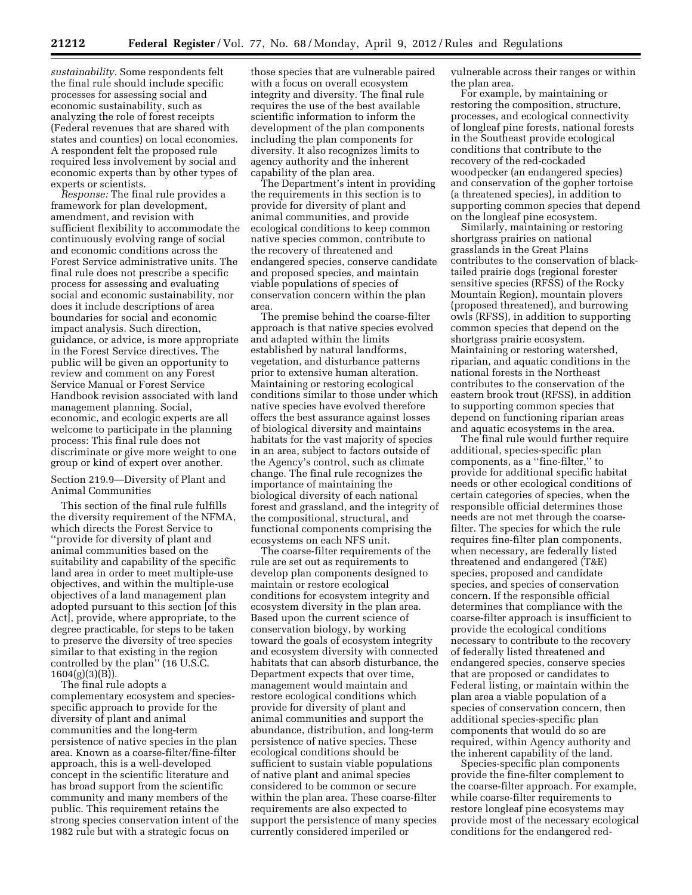*sustainability.* Some respondents felt the final rule should include specific processes for assessing social and economic sustainability, such as analyzing the role of forest receipts (Federal revenues that are shared with states and counties) on local economies. A respondent felt the proposed rule required less involvement by social and economic experts than by other types of experts or scientists.

*Response:* The final rule provides a framework for plan development, amendment, and revision with sufficient flexibility to accommodate the continuously evolving range of social and economic conditions across the Forest Service administrative units. The final rule does not prescribe a specific process for assessing and evaluating social and economic sustainability, nor does it include descriptions of area boundaries for social and economic impact analysis. Such direction, guidance, or advice, is more appropriate in the Forest Service directives. The public will be given an opportunity to review and comment on any Forest Service Manual or Forest Service Handbook revision associated with land management planning. Social, economic, and ecologic experts are all welcome to participate in the planning process: This final rule does not discriminate or give more weight to one group or kind of expert over another.

Section 219.9—Diversity of Plant and Animal Communities

This section of the final rule fulfills the diversity requirement of the NFMA, which directs the Forest Service to ''provide for diversity of plant and animal communities based on the suitability and capability of the specific land area in order to meet multiple-use objectives, and within the multiple-use objectives of a land management plan adopted pursuant to this section [of this Act], provide, where appropriate, to the degree practicable, for steps to be taken to preserve the diversity of tree species similar to that existing in the region controlled by the plan'' (16 U.S.C. 1604(g)(3)(B)).

The final rule adopts a complementary ecosystem and species-specific approach to provide for the diversity of plant and animal communities and the long-term persistence of native species in the plan area. Known as a coarse-filter/fine-filter approach, this is a well-developed concept in the scientific literature and has broad support from the scientific community and many members of the public. This requirement retains the strong species conservation intent of the 1982 rule but with a strategic focus on those species that are vulnerable paired with a focus on overall ecosystem integrity and diversity. The final rule requires the use of the best available scientific information to inform the development of the plan components including the plan components for diversity. It also recognizes limits to agency authority and the inherent capability of the plan area.

The Department's intent in providing the requirements in this section is to provide for diversity of plant and animal communities, and provide ecological conditions to keep common native species common, contribute to the recovery of threatened and endangered species, conserve candidate and proposed species, and maintain viable populations of species of conservation concern within the plan area.

The premise behind the coarse-filter approach is that native species evolved and adapted within the limits established by natural landforms, vegetation, and disturbance patterns prior to extensive human alteration. Maintaining or restoring ecological conditions similar to those under which native species have evolved therefore offers the best assurance against losses of biological diversity and maintains habitats for the vast majority of species in an area, subject to factors outside of the Agency's control, such as climate change. The final rule recognizes the importance of maintaining the biological diversity of each national forest and grassland, and the integrity of the compositional, structural, and functional components comprising the ecosystems on each NFS unit.

The coarse-filter requirements of the rule are set out as requirements to develop plan components designed to maintain or restore ecological conditions for ecosystem integrity and ecosystem diversity in the plan area. Based upon the current science of conservation biology, by working toward the goals of ecosystem integrity and ecosystem diversity with connected habitats that can absorb disturbance, the Department expects that over time, management would maintain and restore ecological conditions which provide for diversity of plant and animal communities and support the abundance, distribution, and long-term persistence of native species. These ecological conditions should be sufficient to sustain viable populations of native plant and animal species considered to be common or secure within the plan area. These coarse-filter requirements are also expected to support the persistence of many species currently considered imperiled or vulnerable across their ranges or within the plan area.

For example, by maintaining or restoring the composition, structure, processes, and ecological connectivity of longleaf pine forests, national forests in the Southeast provide ecological conditions that contribute to the recovery of the red-cockaded woodpecker (an endangered species) and conservation of the gopher tortoise (a threatened species), in addition to supporting common species that depend on the longleaf pine ecosystem.

Similarly, maintaining or restoring shortgrass prairies on national grasslands in the Great Plains contributes to the conservation of black-tailed prairie dogs (regional forester sensitive species (RFSS) of the Rocky Mountain Region), mountain plovers (proposed threatened), and burrowing owls (RFSS), in addition to supporting common species that depend on the shortgrass prairie ecosystem. Maintaining or restoring watershed, riparian, and aquatic conditions in the national forests in the Northeast contributes to the conservation of the eastern brook trout (RFSS), in addition to supporting common species that depend on functioning riparian areas and aquatic ecosystems in the area.

The final rule would further require additional, species-specific plan components, as a ''fine-filter,'' to provide for additional specific habitat needs or other ecological conditions of certain categories of species, when the responsible official determines those needs are not met through the coarse-filter. The species for which the rule requires fine-filter plan components, when necessary, are federally listed threatened and endangered (T&E) species, proposed and candidate species, and species of conservation concern. If the responsible official determines that compliance with the coarse-filter approach is insufficient to provide the ecological conditions necessary to contribute to the recovery of federally listed threatened and endangered species, conserve species that are proposed or candidates to Federal listing, or maintain within the plan area a viable population of a species of conservation concern, then additional species-specific plan components that would do so are required, within Agency authority and the inherent capability of the land.

Species-specific plan components provide the fine-filter complement to the coarse-filter approach. For example, while coarse-filter requirements to restore longleaf pine ecosystems may provide most of the necessary ecological conditions for the endangered red-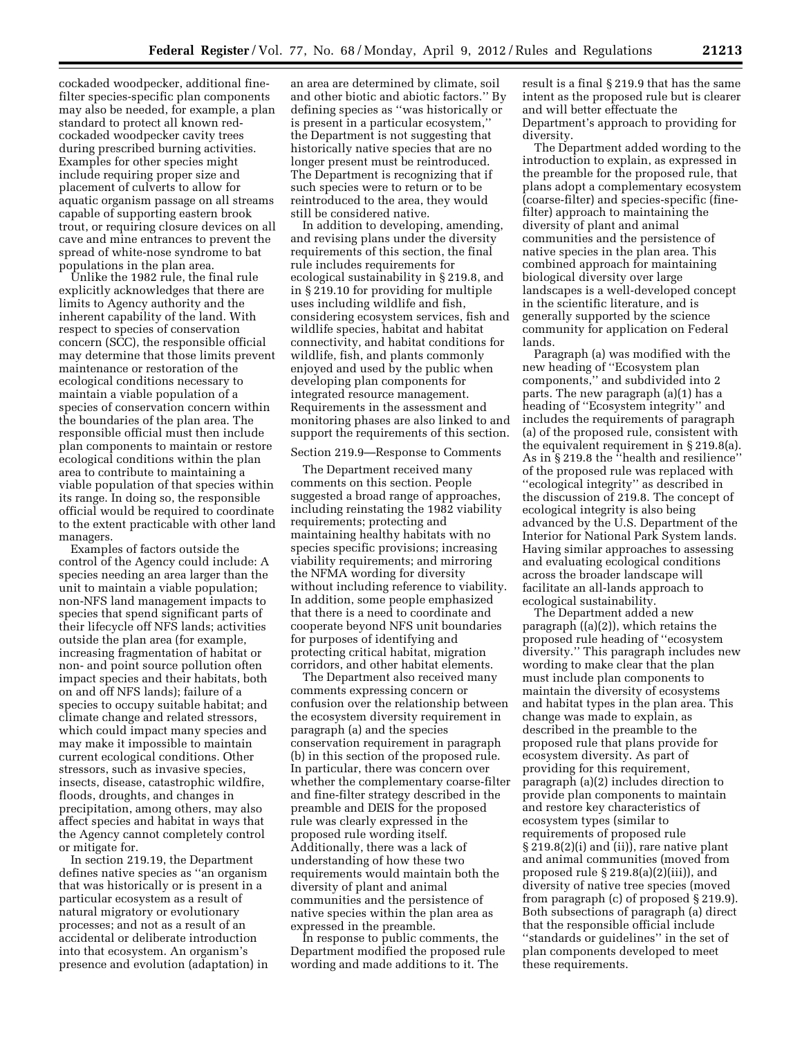cockaded woodpecker, additional fine-filter species-specific plan components may also be needed, for example, a plan standard to protect all known red-cockaded woodpecker cavity trees during prescribed burning activities. Examples for other species might include requiring proper size and placement of culverts to allow for aquatic organism passage on all streams capable of supporting eastern brook trout, or requiring closure devices on all cave and mine entrances to prevent the spread of white-nose syndrome to bat populations in the plan area.

Unlike the 1982 rule, the final rule explicitly acknowledges that there are limits to Agency authority and the inherent capability of the land. With respect to species of conservation concern (SCC), the responsible official may determine that those limits prevent maintenance or restoration of the ecological conditions necessary to maintain a viable population of a species of conservation concern within the boundaries of the plan area. The responsible official must then include plan components to maintain or restore ecological conditions within the plan area to contribute to maintaining a viable population of that species within its range. In doing so, the responsible official would be required to coordinate to the extent practicable with other land managers.

Examples of factors outside the control of the Agency could include: A species needing an area larger than the unit to maintain a viable population; non-NFS land management impacts to species that spend significant parts of their lifecycle off NFS lands; activities outside the plan area (for example, increasing fragmentation of habitat or non- and point source pollution often impact species and their habitats, both on and off NFS lands); failure of a species to occupy suitable habitat; and climate change and related stressors, which could impact many species and may make it impossible to maintain current ecological conditions. Other stressors, such as invasive species, insects, disease, catastrophic wildfire, floods, droughts, and changes in precipitation, among others, may also affect species and habitat in ways that the Agency cannot completely control or mitigate for.

In section 219.19, the Department defines native species as ''an organism that was historically or is present in a particular ecosystem as a result of natural migratory or evolutionary processes; and not as a result of an accidental or deliberate introduction into that ecosystem. An organism's presence and evolution (adaptation) in an area are determined by climate, soil and other biotic and abiotic factors.'' By defining species as ''was historically or is present in a particular ecosystem,'' the Department is not suggesting that historically native species that are no longer present must be reintroduced. The Department is recognizing that if such species were to return or to be reintroduced to the area, they would still be considered native.

In addition to developing, amending, and revising plans under the diversity requirements of this section, the final rule includes requirements for ecological sustainability in § 219.8, and in § 219.10 for providing for multiple uses including wildlife and fish, considering ecosystem services, fish and wildlife species, habitat and habitat connectivity, and habitat conditions for wildlife, fish, and plants commonly enjoyed and used by the public when developing plan components for integrated resource management. Requirements in the assessment and monitoring phases are also linked to and support the requirements of this section.

Section 219.9—Response to Comments

The Department received many comments on this section. People suggested a broad range of approaches, including reinstating the 1982 viability requirements; protecting and maintaining healthy habitats with no species specific provisions; increasing viability requirements; and mirroring the NFMA wording for diversity without including reference to viability. In addition, some people emphasized that there is a need to coordinate and cooperate beyond NFS unit boundaries for purposes of identifying and protecting critical habitat, migration corridors, and other habitat elements.

The Department also received many comments expressing concern or confusion over the relationship between the ecosystem diversity requirement in paragraph (a) and the species conservation requirement in paragraph (b) in this section of the proposed rule. In particular, there was concern over whether the complementary coarse-filter and fine-filter strategy described in the preamble and DEIS for the proposed rule was clearly expressed in the proposed rule wording itself. Additionally, there was a lack of understanding of how these two requirements would maintain both the diversity of plant and animal communities and the persistence of native species within the plan area as expressed in the preamble.

In response to public comments, the Department modified the proposed rule wording and made additions to it. The result is a final § 219.9 that has the same intent as the proposed rule but is clearer and will better effectuate the Department's approach to providing for diversity.

The Department added wording to the introduction to explain, as expressed in the preamble for the proposed rule, that plans adopt a complementary ecosystem (coarse-filter) and species-specific (fine-filter) approach to maintaining the diversity of plant and animal communities and the persistence of native species in the plan area. This combined approach for maintaining biological diversity over large landscapes is a well-developed concept in the scientific literature, and is generally supported by the science community for application on Federal lands.

Paragraph (a) was modified with the new heading of ''Ecosystem plan components,'' and subdivided into 2 parts. The new paragraph (a)(1) has a heading of ''Ecosystem integrity'' and includes the requirements of paragraph (a) of the proposed rule, consistent with the equivalent requirement in § 219.8(a). As in § 219.8 the ''health and resilience'' of the proposed rule was replaced with ''ecological integrity'' as described in the discussion of 219.8. The concept of ecological integrity is also being advanced by the U.S. Department of the Interior for National Park System lands. Having similar approaches to assessing and evaluating ecological conditions across the broader landscape will facilitate an all-lands approach to ecological sustainability.

The Department added a new paragraph ((a)(2)), which retains the proposed rule heading of ''ecosystem diversity.'' This paragraph includes new wording to make clear that the plan must include plan components to maintain the diversity of ecosystems and habitat types in the plan area. This change was made to explain, as described in the preamble to the proposed rule that plans provide for ecosystem diversity. As part of providing for this requirement, paragraph (a)(2) includes direction to provide plan components to maintain and restore key characteristics of ecosystem types (similar to requirements of proposed rule § 219.8(2)(i) and (ii)), rare native plant and animal communities (moved from proposed rule § 219.8(a)(2)(iii)), and diversity of native tree species (moved from paragraph (c) of proposed § 219.9). Both subsections of paragraph (a) direct that the responsible official include ''standards or guidelines'' in the set of plan components developed to meet these requirements.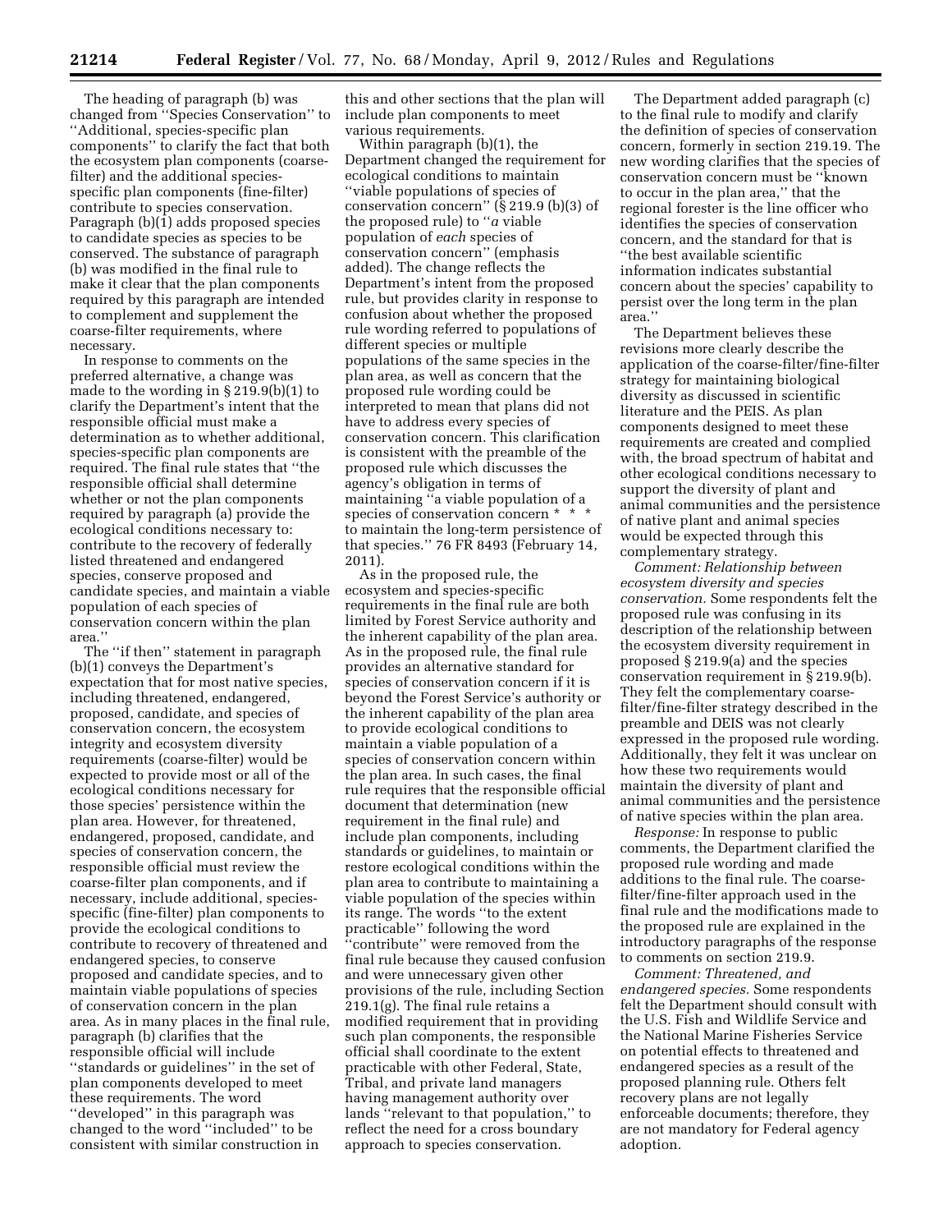The heading of paragraph (b) was changed from ''Species Conservation'' to ''Additional, species-specific plan components'' to clarify the fact that both the ecosystem plan components (coarse-filter) and the additional species-specific plan components (fine-filter) contribute to species conservation. Paragraph (b)(1) adds proposed species to candidate species as species to be conserved. The substance of paragraph (b) was modified in the final rule to make it clear that the plan components required by this paragraph are intended to complement and supplement the coarse-filter requirements, where necessary.

In response to comments on the preferred alternative, a change was made to the wording in § 219.9(b)(1) to clarify the Department's intent that the responsible official must make a determination as to whether additional, species-specific plan components are required. The final rule states that ''the responsible official shall determine whether or not the plan components required by paragraph (a) provide the ecological conditions necessary to: contribute to the recovery of federally listed threatened and endangered species, conserve proposed and candidate species, and maintain a viable population of each species of conservation concern within the plan area.''

The ''if then'' statement in paragraph (b)(1) conveys the Department's expectation that for most native species, including threatened, endangered, proposed, candidate, and species of conservation concern, the ecosystem integrity and ecosystem diversity requirements (coarse-filter) would be expected to provide most or all of the ecological conditions necessary for those species' persistence within the plan area. However, for threatened, endangered, proposed, candidate, and species of conservation concern, the responsible official must review the coarse-filter plan components, and if necessary, include additional, species-specific (fine-filter) plan components to provide the ecological conditions to contribute to recovery of threatened and endangered species, to conserve proposed and candidate species, and to maintain viable populations of species of conservation concern in the plan area. As in many places in the final rule, paragraph (b) clarifies that the responsible official will include ''standards or guidelines'' in the set of plan components developed to meet these requirements. The word ''developed'' in this paragraph was changed to the word ''included'' to be consistent with similar construction in this and other sections that the plan will include plan components to meet various requirements.

Within paragraph (b)(1), the Department changed the requirement for ecological conditions to maintain ''viable populations of species of conservation concern'' (§ 219.9 (b)(3) of the proposed rule) to ''*a* viable population of *each* species of conservation concern'' (emphasis added). The change reflects the Department's intent from the proposed rule, but provides clarity in response to confusion about whether the proposed rule wording referred to populations of different species or multiple populations of the same species in the plan area, as well as concern that the proposed rule wording could be interpreted to mean that plans did not have to address every species of conservation concern. This clarification is consistent with the preamble of the proposed rule which discusses the agency's obligation in terms of maintaining ''a viable population of a species of conservation concern * * * to maintain the long-term persistence of that species.'' 76 FR 8493 (February 14, 2011).

As in the proposed rule, the ecosystem and species-specific requirements in the final rule are both limited by Forest Service authority and the inherent capability of the plan area. As in the proposed rule, the final rule provides an alternative standard for species of conservation concern if it is beyond the Forest Service's authority or the inherent capability of the plan area to provide ecological conditions to maintain a viable population of a species of conservation concern within the plan area. In such cases, the final rule requires that the responsible official document that determination (new requirement in the final rule) and include plan components, including standards or guidelines, to maintain or restore ecological conditions within the plan area to contribute to maintaining a viable population of the species within its range. The words ''to the extent practicable'' following the word ''contribute'' were removed from the final rule because they caused confusion and were unnecessary given other provisions of the rule, including Section 219.1(g). The final rule retains a modified requirement that in providing such plan components, the responsible official shall coordinate to the extent practicable with other Federal, State, Tribal, and private land managers having management authority over lands ''relevant to that population,'' to reflect the need for a cross boundary approach to species conservation.

The Department added paragraph (c) to the final rule to modify and clarify the definition of species of conservation concern, formerly in section 219.19. The new wording clarifies that the species of conservation concern must be ''known to occur in the plan area,'' that the regional forester is the line officer who identifies the species of conservation concern, and the standard for that is ''the best available scientific information indicates substantial concern about the species' capability to persist over the long term in the plan area.''

The Department believes these revisions more clearly describe the application of the coarse-filter/fine-filter strategy for maintaining biological diversity as discussed in scientific literature and the PEIS. As plan components designed to meet these requirements are created and complied with, the broad spectrum of habitat and other ecological conditions necessary to support the diversity of plant and animal communities and the persistence of native plant and animal species would be expected through this complementary strategy.

*Comment: Relationship between ecosystem diversity and species conservation.* Some respondents felt the proposed rule was confusing in its description of the relationship between the ecosystem diversity requirement in proposed § 219.9(a) and the species conservation requirement in § 219.9(b). They felt the complementary coarse-filter/fine-filter strategy described in the preamble and DEIS was not clearly expressed in the proposed rule wording. Additionally, they felt it was unclear on how these two requirements would maintain the diversity of plant and animal communities and the persistence of native species within the plan area.

*Response:* In response to public comments, the Department clarified the proposed rule wording and made additions to the final rule. The coarse-filter/fine-filter approach used in the final rule and the modifications made to the proposed rule are explained in the introductory paragraphs of the response to comments on section 219.9.

*Comment: Threatened, and endangered species.* Some respondents felt the Department should consult with the U.S. Fish and Wildlife Service and the National Marine Fisheries Service on potential effects to threatened and endangered species as a result of the proposed planning rule. Others felt recovery plans are not legally enforceable documents; therefore, they are not mandatory for Federal agency adoption.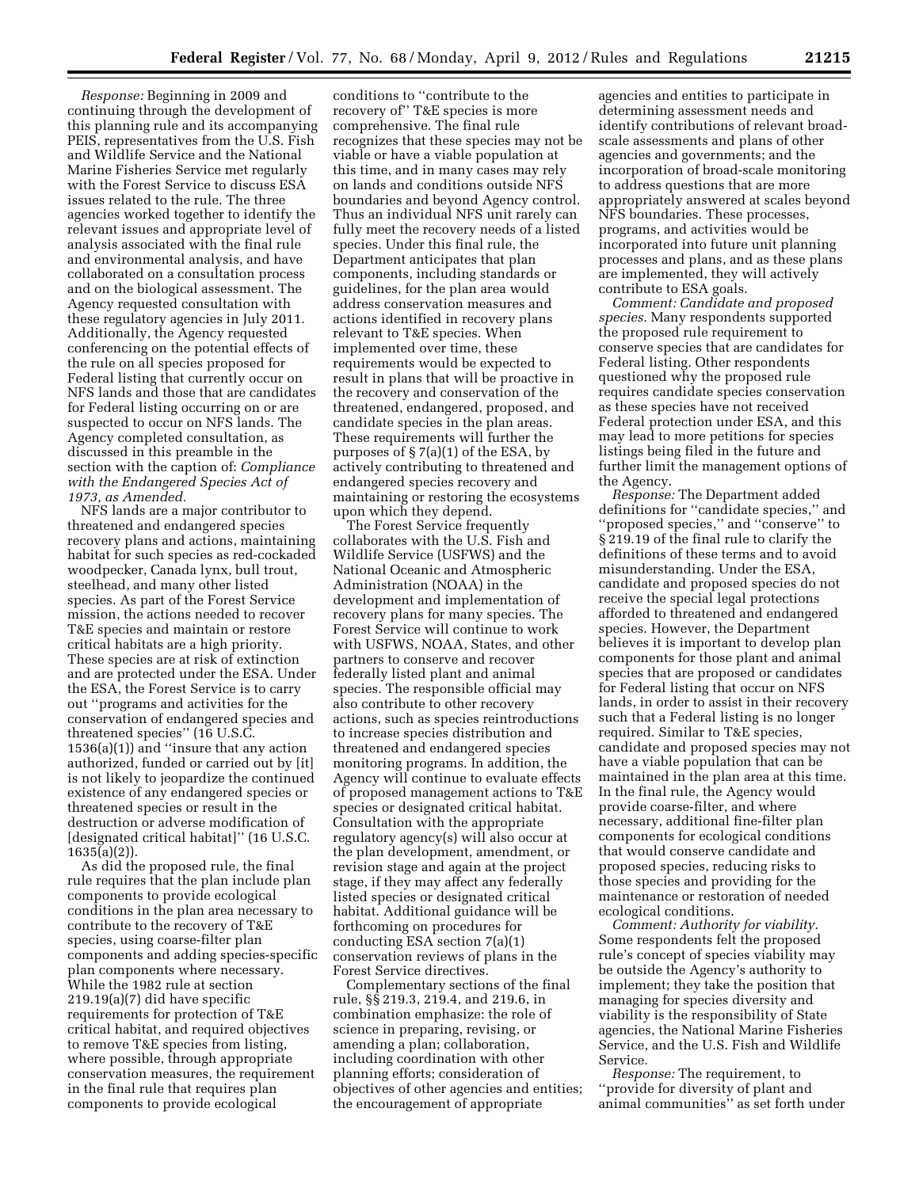*Response:* Beginning in 2009 and continuing through the development of this planning rule and its accompanying PEIS, representatives from the U.S. Fish and Wildlife Service and the National Marine Fisheries Service met regularly with the Forest Service to discuss ESA issues related to the rule. The three agencies worked together to identify the relevant issues and appropriate level of analysis associated with the final rule and environmental analysis, and have collaborated on a consultation process and on the biological assessment. The Agency requested consultation with these regulatory agencies in July 2011. Additionally, the Agency requested conferencing on the potential effects of the rule on all species proposed for Federal listing that currently occur on NFS lands and those that are candidates for Federal listing occurring on or are suspected to occur on NFS lands. The Agency completed consultation, as discussed in this preamble in the section with the caption of: *Compliance with the Endangered Species Act of 1973, as Amended.*

NFS lands are a major contributor to threatened and endangered species recovery plans and actions, maintaining habitat for such species as red-cockaded woodpecker, Canada lynx, bull trout, steelhead, and many other listed species. As part of the Forest Service mission, the actions needed to recover T&E species and maintain or restore critical habitats are a high priority. These species are at risk of extinction and are protected under the ESA. Under the ESA, the Forest Service is to carry out ''programs and activities for the conservation of endangered species and threatened species'' (16 U.S.C. 1536(a)(1)) and ''insure that any action authorized, funded or carried out by [it] is not likely to jeopardize the continued existence of any endangered species or threatened species or result in the destruction or adverse modification of [designated critical habitat]'' (16 U.S.C. 1635(a)(2)).

As did the proposed rule, the final rule requires that the plan include plan components to provide ecological conditions in the plan area necessary to contribute to the recovery of T&E species, using coarse-filter plan components and adding species-specific plan components where necessary. While the 1982 rule at section 219.19(a)(7) did have specific requirements for protection of T&E critical habitat, and required objectives to remove T&E species from listing, where possible, through appropriate conservation measures, the requirement in the final rule that requires plan components to provide ecological conditions to ''contribute to the recovery of'' T&E species is more comprehensive. The final rule recognizes that these species may not be viable or have a viable population at this time, and in many cases may rely on lands and conditions outside NFS boundaries and beyond Agency control. Thus an individual NFS unit rarely can fully meet the recovery needs of a listed species. Under this final rule, the Department anticipates that plan components, including standards or guidelines, for the plan area would address conservation measures and actions identified in recovery plans relevant to T&E species. When implemented over time, these requirements would be expected to result in plans that will be proactive in the recovery and conservation of the threatened, endangered, proposed, and candidate species in the plan areas. These requirements will further the purposes of § 7(a)(1) of the ESA, by actively contributing to threatened and endangered species recovery and maintaining or restoring the ecosystems upon which they depend.

The Forest Service frequently collaborates with the U.S. Fish and Wildlife Service (USFWS) and the National Oceanic and Atmospheric Administration (NOAA) in the development and implementation of recovery plans for many species. The Forest Service will continue to work with USFWS, NOAA, States, and other partners to conserve and recover federally listed plant and animal species. The responsible official may also contribute to other recovery actions, such as species reintroductions to increase species distribution and threatened and endangered species monitoring programs. In addition, the Agency will continue to evaluate effects of proposed management actions to T&E species or designated critical habitat. Consultation with the appropriate regulatory agency(s) will also occur at the plan development, amendment, or revision stage and again at the project stage, if they may affect any federally listed species or designated critical habitat. Additional guidance will be forthcoming on procedures for conducting ESA section 7(a)(1) conservation reviews of plans in the Forest Service directives.

Complementary sections of the final rule, §§ 219.3, 219.4, and 219.6, in combination emphasize: the role of science in preparing, revising, or amending a plan; collaboration, including coordination with other planning efforts; consideration of objectives of other agencies and entities; the encouragement of appropriate agencies and entities to participate in determining assessment needs and identify contributions of relevant broad-scale assessments and plans of other agencies and governments; and the incorporation of broad-scale monitoring to address questions that are more appropriately answered at scales beyond NFS boundaries. These processes, programs, and activities would be incorporated into future unit planning processes and plans, and as these plans are implemented, they will actively contribute to ESA goals.

*Comment: Candidate and proposed species.* Many respondents supported the proposed rule requirement to conserve species that are candidates for Federal listing. Other respondents questioned why the proposed rule requires candidate species conservation as these species have not received Federal protection under ESA, and this may lead to more petitions for species listings being filed in the future and further limit the management options of the Agency.

*Response:* The Department added definitions for ''candidate species,'' and ''proposed species,'' and ''conserve'' to § 219.19 of the final rule to clarify the definitions of these terms and to avoid misunderstanding. Under the ESA, candidate and proposed species do not receive the special legal protections afforded to threatened and endangered species. However, the Department believes it is important to develop plan components for those plant and animal species that are proposed or candidates for Federal listing that occur on NFS lands, in order to assist in their recovery such that a Federal listing is no longer required. Similar to T&E species, candidate and proposed species may not have a viable population that can be maintained in the plan area at this time. In the final rule, the Agency would provide coarse-filter, and where necessary, additional fine-filter plan components for ecological conditions that would conserve candidate and proposed species, reducing risks to those species and providing for the maintenance or restoration of needed ecological conditions.

*Comment: Authority for viability.* Some respondents felt the proposed rule's concept of species viability may be outside the Agency's authority to implement; they take the position that managing for species diversity and viability is the responsibility of State agencies, the National Marine Fisheries Service, and the U.S. Fish and Wildlife Service.

*Response:* The requirement, to ''provide for diversity of plant and animal communities'' as set forth under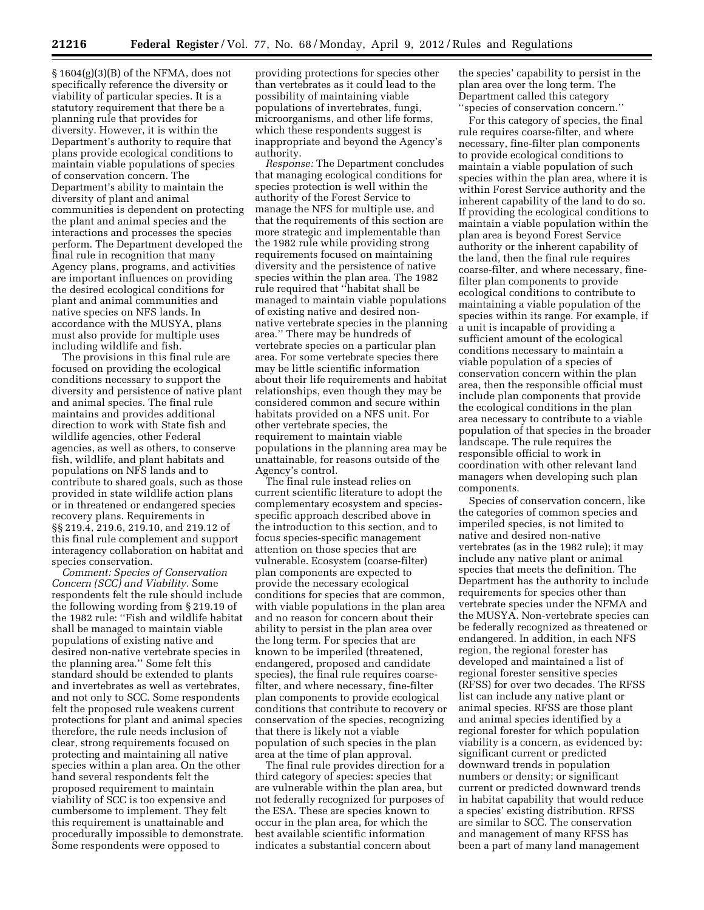§ 1604(g)(3)(B) of the NFMA, does not specifically reference the diversity or viability of particular species. It is a statutory requirement that there be a planning rule that provides for diversity. However, it is within the Department's authority to require that plans provide ecological conditions to maintain viable populations of species of conservation concern. The Department's ability to maintain the diversity of plant and animal communities is dependent on protecting the plant and animal species and the interactions and processes the species perform. The Department developed the final rule in recognition that many Agency plans, programs, and activities are important influences on providing the desired ecological conditions for plant and animal communities and native species on NFS lands. In accordance with the MUSYA, plans must also provide for multiple uses including wildlife and fish.

The provisions in this final rule are focused on providing the ecological conditions necessary to support the diversity and persistence of native plant and animal species. The final rule maintains and provides additional direction to work with State fish and wildlife agencies, other Federal agencies, as well as others, to conserve fish, wildlife, and plant habitats and populations on NFS lands and to contribute to shared goals, such as those provided in state wildlife action plans or in threatened or endangered species recovery plans. Requirements in §§ 219.4, 219.6, 219.10, and 219.12 of this final rule complement and support interagency collaboration on habitat and species conservation.

*Comment: Species of Conservation Concern (SCC) and Viability.* Some respondents felt the rule should include the following wording from § 219.19 of the 1982 rule: ''Fish and wildlife habitat shall be managed to maintain viable populations of existing native and desired non-native vertebrate species in the planning area.'' Some felt this standard should be extended to plants and invertebrates as well as vertebrates, and not only to SCC. Some respondents felt the proposed rule weakens current protections for plant and animal species therefore, the rule needs inclusion of clear, strong requirements focused on protecting and maintaining all native species within a plan area. On the other hand several respondents felt the proposed requirement to maintain viability of SCC is too expensive and cumbersome to implement. They felt this requirement is unattainable and procedurally impossible to demonstrate. Some respondents were opposed to providing protections for species other than vertebrates as it could lead to the possibility of maintaining viable populations of invertebrates, fungi, microorganisms, and other life forms, which these respondents suggest is inappropriate and beyond the Agency's authority.

*Response:* The Department concludes that managing ecological conditions for species protection is well within the authority of the Forest Service to manage the NFS for multiple use, and that the requirements of this section are more strategic and implementable than the 1982 rule while providing strong requirements focused on maintaining diversity and the persistence of native species within the plan area. The 1982 rule required that ''habitat shall be managed to maintain viable populations of existing native and desired non-native vertebrate species in the planning area.'' There may be hundreds of vertebrate species on a particular plan area. For some vertebrate species there may be little scientific information about their life requirements and habitat relationships, even though they may be considered common and secure within habitats provided on a NFS unit. For other vertebrate species, the requirement to maintain viable populations in the planning area may be unattainable, for reasons outside of the Agency's control.

The final rule instead relies on current scientific literature to adopt the complementary ecosystem and species-specific approach described above in the introduction to this section, and to focus species-specific management attention on those species that are vulnerable. Ecosystem (coarse-filter) plan components are expected to provide the necessary ecological conditions for species that are common, with viable populations in the plan area and no reason for concern about their ability to persist in the plan area over the long term. For species that are known to be imperiled (threatened, endangered, proposed and candidate species), the final rule requires coarse-filter, and where necessary, fine-filter plan components to provide ecological conditions that contribute to recovery or conservation of the species, recognizing that there is likely not a viable population of such species in the plan area at the time of plan approval.

The final rule provides direction for a third category of species: species that are vulnerable within the plan area, but not federally recognized for purposes of the ESA. These are species known to occur in the plan area, for which the best available scientific information indicates a substantial concern about the species' capability to persist in the plan area over the long term. The Department called this category ''species of conservation concern.''

For this category of species, the final rule requires coarse-filter, and where necessary, fine-filter plan components to provide ecological conditions to maintain a viable population of such species within the plan area, where it is within Forest Service authority and the inherent capability of the land to do so. If providing the ecological conditions to maintain a viable population within the plan area is beyond Forest Service authority or the inherent capability of the land, then the final rule requires coarse-filter, and where necessary, fine-filter plan components to provide ecological conditions to contribute to maintaining a viable population of the species within its range. For example, if a unit is incapable of providing a sufficient amount of the ecological conditions necessary to maintain a viable population of a species of conservation concern within the plan area, then the responsible official must include plan components that provide the ecological conditions in the plan area necessary to contribute to a viable population of that species in the broader landscape. The rule requires the responsible official to work in coordination with other relevant land managers when developing such plan components.

Species of conservation concern, like the categories of common species and imperiled species, is not limited to native and desired non-native vertebrates (as in the 1982 rule); it may include any native plant or animal species that meets the definition. The Department has the authority to include requirements for species other than vertebrate species under the NFMA and the MUSYA. Non-vertebrate species can be federally recognized as threatened or endangered. In addition, in each NFS region, the regional forester has developed and maintained a list of regional forester sensitive species (RFSS) for over two decades. The RFSS list can include any native plant or animal species. RFSS are those plant and animal species identified by a regional forester for which population viability is a concern, as evidenced by: significant current or predicted downward trends in population numbers or density; or significant current or predicted downward trends in habitat capability that would reduce a species' existing distribution. RFSS are similar to SCC. The conservation and management of many RFSS has been a part of many land management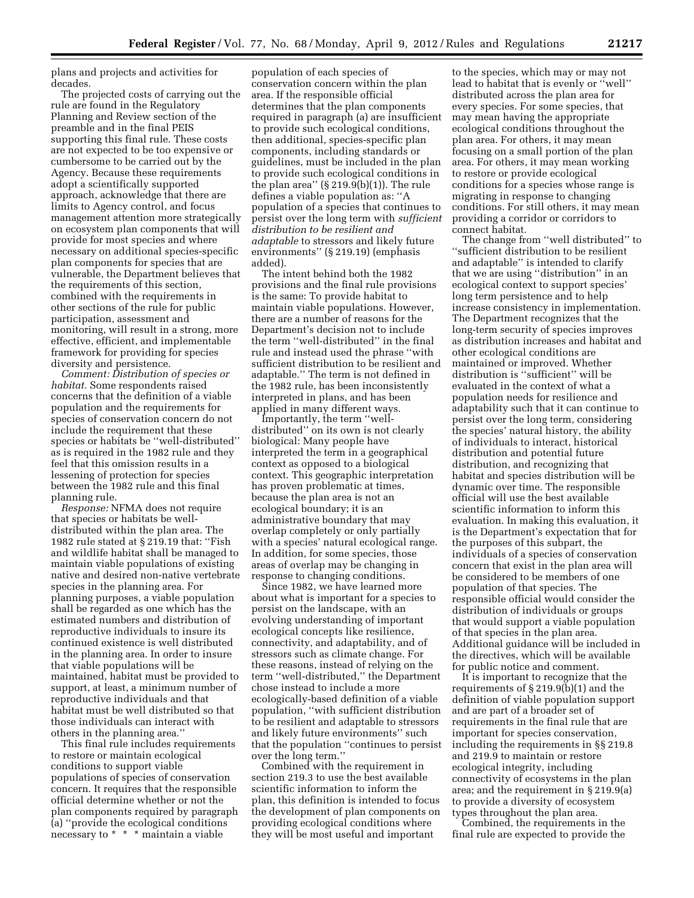plans and projects and activities for decades.

The projected costs of carrying out the rule are found in the Regulatory Planning and Review section of the preamble and in the final PEIS supporting this final rule. These costs are not expected to be too expensive or cumbersome to be carried out by the Agency. Because these requirements adopt a scientifically supported approach, acknowledge that there are limits to Agency control, and focus management attention more strategically on ecosystem plan components that will provide for most species and where necessary on additional species-specific plan components for species that are vulnerable, the Department believes that the requirements of this section, combined with the requirements in other sections of the rule for public participation, assessment and monitoring, will result in a strong, more effective, efficient, and implementable framework for providing for species diversity and persistence.

*Comment: Distribution of species or habitat.* Some respondents raised concerns that the definition of a viable population and the requirements for species of conservation concern do not include the requirement that these species or habitats be ''well-distributed'' as is required in the 1982 rule and they feel that this omission results in a lessening of protection for species between the 1982 rule and this final planning rule.

*Response:* NFMA does not require that species or habitats be well-distributed within the plan area. The 1982 rule stated at § 219.19 that: ''Fish and wildlife habitat shall be managed to maintain viable populations of existing native and desired non-native vertebrate species in the planning area. For planning purposes, a viable population shall be regarded as one which has the estimated numbers and distribution of reproductive individuals to insure its continued existence is well distributed in the planning area. In order to insure that viable populations will be maintained, habitat must be provided to support, at least, a minimum number of reproductive individuals and that habitat must be well distributed so that those individuals can interact with others in the planning area.''

This final rule includes requirements to restore or maintain ecological conditions to support viable populations of species of conservation concern. It requires that the responsible official determine whether or not the plan components required by paragraph (a) ''provide the ecological conditions necessary to * * * maintain a viable population of each species of conservation concern within the plan area. If the responsible official determines that the plan components required in paragraph (a) are insufficient to provide such ecological conditions, then additional, species-specific plan components, including standards or guidelines, must be included in the plan to provide such ecological conditions in the plan area'' (§ 219.9(b)(1)). The rule defines a viable population as: ''A population of a species that continues to persist over the long term with *sufficient distribution to be resilient and adaptable* to stressors and likely future environments'' (§ 219.19) (emphasis added).

The intent behind both the 1982 provisions and the final rule provisions is the same: To provide habitat to maintain viable populations. However, there are a number of reasons for the Department's decision not to include the term ''well-distributed'' in the final rule and instead used the phrase ''with sufficient distribution to be resilient and adaptable.'' The term is not defined in the 1982 rule, has been inconsistently interpreted in plans, and has been applied in many different ways.

Importantly, the term ''well-distributed'' on its own is not clearly biological: Many people have interpreted the term in a geographical context as opposed to a biological context. This geographic interpretation has proven problematic at times, because the plan area is not an ecological boundary; it is an administrative boundary that may overlap completely or only partially with a species' natural ecological range. In addition, for some species, those areas of overlap may be changing in response to changing conditions.

Since 1982, we have learned more about what is important for a species to persist on the landscape, with an evolving understanding of important ecological concepts like resilience, connectivity, and adaptability, and of stressors such as climate change. For these reasons, instead of relying on the term ''well-distributed,'' the Department chose instead to include a more ecologically-based definition of a viable population, ''with sufficient distribution to be resilient and adaptable to stressors and likely future environments'' such that the population ''continues to persist over the long term.''

Combined with the requirement in section 219.3 to use the best available scientific information to inform the plan, this definition is intended to focus the development of plan components on providing ecological conditions where they will be most useful and important to the species, which may or may not lead to habitat that is evenly or ''well'' distributed across the plan area for every species. For some species, that may mean having the appropriate ecological conditions throughout the plan area. For others, it may mean focusing on a small portion of the plan area. For others, it may mean working to restore or provide ecological conditions for a species whose range is migrating in response to changing conditions. For still others, it may mean providing a corridor or corridors to connect habitat.

The change from ''well distributed'' to ''sufficient distribution to be resilient and adaptable'' is intended to clarify that we are using ''distribution'' in an ecological context to support species' long term persistence and to help increase consistency in implementation. The Department recognizes that the long-term security of species improves as distribution increases and habitat and other ecological conditions are maintained or improved. Whether distribution is ''sufficient'' will be evaluated in the context of what a population needs for resilience and adaptability such that it can continue to persist over the long term, considering the species' natural history, the ability of individuals to interact, historical distribution and potential future distribution, and recognizing that habitat and species distribution will be dynamic over time. The responsible official will use the best available scientific information to inform this evaluation. In making this evaluation, it is the Department's expectation that for the purposes of this subpart, the individuals of a species of conservation concern that exist in the plan area will be considered to be members of one population of that species. The responsible official would consider the distribution of individuals or groups that would support a viable population of that species in the plan area. Additional guidance will be included in the directives, which will be available for public notice and comment.

It is important to recognize that the requirements of § 219.9(b)(1) and the definition of viable population support and are part of a broader set of requirements in the final rule that are important for species conservation, including the requirements in §§ 219.8 and 219.9 to maintain or restore ecological integrity, including connectivity of ecosystems in the plan area; and the requirement in § 219.9(a) to provide a diversity of ecosystem types throughout the plan area.

Combined, the requirements in the final rule are expected to provide the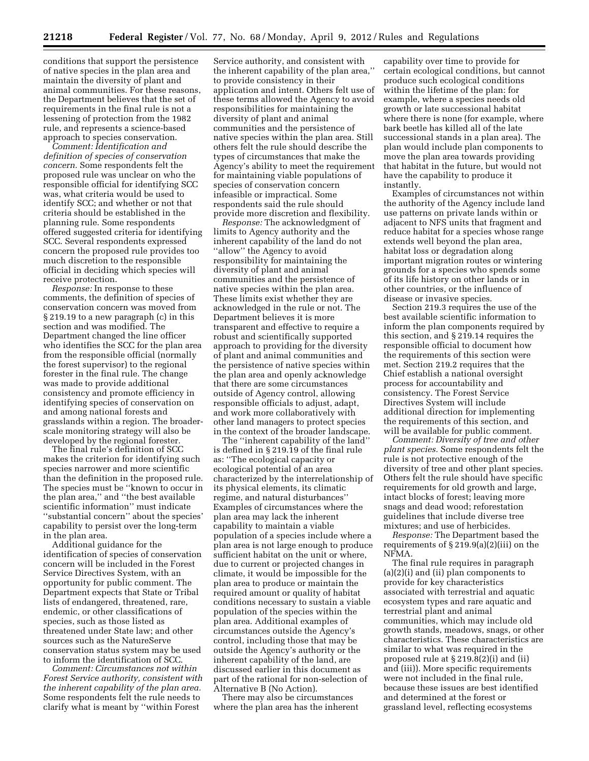conditions that support the persistence of native species in the plan area and maintain the diversity of plant and animal communities. For these reasons, the Department believes that the set of requirements in the final rule is not a lessening of protection from the 1982 rule, and represents a science-based approach to species conservation.

*Comment: Identification and definition of species of conservation concern.* Some respondents felt the proposed rule was unclear on who the responsible official for identifying SCC was, what criteria would be used to identify SCC; and whether or not that criteria should be established in the planning rule. Some respondents offered suggested criteria for identifying SCC. Several respondents expressed concern the proposed rule provides too much discretion to the responsible official in deciding which species will receive protection.

*Response:* In response to these comments, the definition of species of conservation concern was moved from § 219.19 to a new paragraph (c) in this section and was modified. The Department changed the line officer who identifies the SCC for the plan area from the responsible official (normally the forest supervisor) to the regional forester in the final rule. The change was made to provide additional consistency and promote efficiency in identifying species of conservation on and among national forests and grasslands within a region. The broader-scale monitoring strategy will also be developed by the regional forester.

The final rule's definition of SCC makes the criterion for identifying such species narrower and more scientific than the definition in the proposed rule. The species must be ''known to occur in the plan area,'' and ''the best available scientific information'' must indicate ''substantial concern'' about the species' capability to persist over the long-term in the plan area.

Additional guidance for the identification of species of conservation concern will be included in the Forest Service Directives System, with an opportunity for public comment. The Department expects that State or Tribal lists of endangered, threatened, rare, endemic, or other classifications of species, such as those listed as threatened under State law; and other sources such as the NatureServe conservation status system may be used to inform the identification of SCC.

*Comment: Circumstances not within Forest Service authority, consistent with the inherent capability of the plan area.* Some respondents felt the rule needs to clarify what is meant by ''within Forest Service authority, and consistent with the inherent capability of the plan area,'' to provide consistency in their application and intent. Others felt use of these terms allowed the Agency to avoid responsibilities for maintaining the diversity of plant and animal communities and the persistence of native species within the plan area. Still others felt the rule should describe the types of circumstances that make the Agency's ability to meet the requirement for maintaining viable populations of species of conservation concern infeasible or impractical. Some respondents said the rule should provide more discretion and flexibility.

*Response:* The acknowledgment of limits to Agency authority and the inherent capability of the land do not ''allow'' the Agency to avoid responsibility for maintaining the diversity of plant and animal communities and the persistence of native species within the plan area. These limits exist whether they are acknowledged in the rule or not. The Department believes it is more transparent and effective to require a robust and scientifically supported approach to providing for the diversity of plant and animal communities and the persistence of native species within the plan area and openly acknowledge that there are some circumstances outside of Agency control, allowing responsible officials to adjust, adapt, and work more collaboratively with other land managers to protect species in the context of the broader landscape.

The ''inherent capability of the land'' is defined in § 219.19 of the final rule as: ''The ecological capacity or ecological potential of an area characterized by the interrelationship of its physical elements, its climatic regime, and natural disturbances'' Examples of circumstances where the plan area may lack the inherent capability to maintain a viable population of a species include where a plan area is not large enough to produce sufficient habitat on the unit or where, due to current or projected changes in climate, it would be impossible for the plan area to produce or maintain the required amount or quality of habitat conditions necessary to sustain a viable population of the species within the plan area. Additional examples of circumstances outside the Agency's control, including those that may be outside the Agency's authority or the inherent capability of the land, are discussed earlier in this document as part of the rational for non-selection of Alternative B (No Action).

There may also be circumstances where the plan area has the inherent capability over time to provide for certain ecological conditions, but cannot produce such ecological conditions within the lifetime of the plan: for example, where a species needs old growth or late successional habitat where there is none (for example, where bark beetle has killed all of the late successional stands in a plan area). The plan would include plan components to move the plan area towards providing that habitat in the future, but would not have the capability to produce it instantly.

Examples of circumstances not within the authority of the Agency include land use patterns on private lands within or adjacent to NFS units that fragment and reduce habitat for a species whose range extends well beyond the plan area, habitat loss or degradation along important migration routes or wintering grounds for a species who spends some of its life history on other lands or in other countries, or the influence of disease or invasive species.

Section 219.3 requires the use of the best available scientific information to inform the plan components required by this section, and § 219.14 requires the responsible official to document how the requirements of this section were met. Section 219.2 requires that the Chief establish a national oversight process for accountability and consistency. The Forest Service Directives System will include additional direction for implementing the requirements of this section, and will be available for public comment.

*Comment: Diversity of tree and other plant species.* Some respondents felt the rule is not protective enough of the diversity of tree and other plant species. Others felt the rule should have specific requirements for old growth and large, intact blocks of forest; leaving more snags and dead wood; reforestation guidelines that include diverse tree mixtures; and use of herbicides.

*Response:* The Department based the requirements of § 219.9(a)(2)(iii) on the NFMA.

The final rule requires in paragraph (a)(2)(i) and (ii) plan components to provide for key characteristics associated with terrestrial and aquatic ecosystem types and rare aquatic and terrestrial plant and animal communities, which may include old growth stands, meadows, snags, or other characteristics. These characteristics are similar to what was required in the proposed rule at § 219.8(2)(i) and (ii) and (iii)). More specific requirements were not included in the final rule, because these issues are best identified and determined at the forest or grassland level, reflecting ecosystems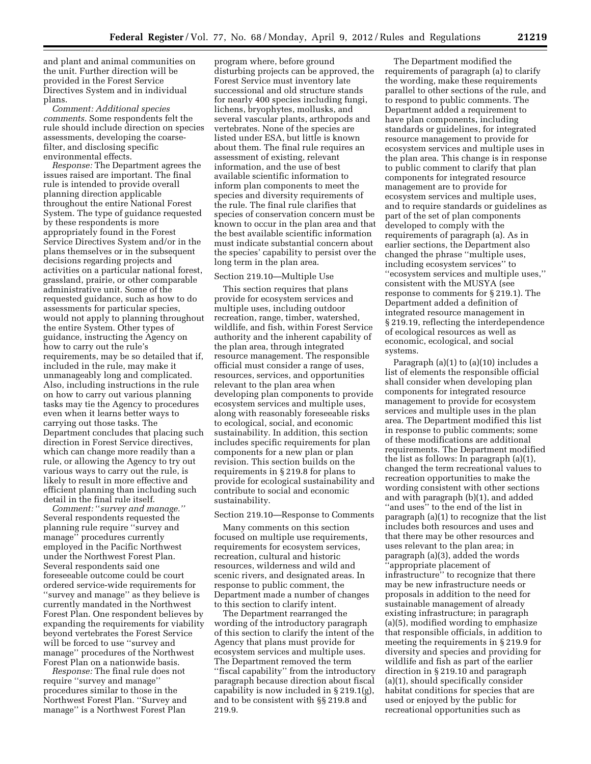and plant and animal communities on the unit. Further direction will be provided in the Forest Service Directives System and in individual plans.

*Comment: Additional species comments.* Some respondents felt the rule should include direction on species assessments, developing the coarse-filter, and disclosing specific environmental effects.

*Response:* The Department agrees the issues raised are important. The final rule is intended to provide overall planning direction applicable throughout the entire National Forest System. The type of guidance requested by these respondents is more appropriately found in the Forest Service Directives System and/or in the plans themselves or in the subsequent decisions regarding projects and activities on a particular national forest, grassland, prairie, or other comparable administrative unit. Some of the requested guidance, such as how to do assessments for particular species, would not apply to planning throughout the entire System. Other types of guidance, instructing the Agency on how to carry out the rule's requirements, may be so detailed that if, included in the rule, may make it unmanageably long and complicated. Also, including instructions in the rule on how to carry out various planning tasks may tie the Agency to procedures even when it learns better ways to carrying out those tasks. The Department concludes that placing such direction in Forest Service directives, which can change more readily than a rule, or allowing the Agency to try out various ways to carry out the rule, is likely to result in more effective and efficient planning than including such detail in the final rule itself.

*Comment: ''survey and manage.''* Several respondents requested the planning rule require ''survey and manage'' procedures currently employed in the Pacific Northwest under the Northwest Forest Plan. Several respondents said one foreseeable outcome could be court ordered service-wide requirements for ''survey and manage'' as they believe is currently mandated in the Northwest Forest Plan. One respondent believes by expanding the requirements for viability beyond vertebrates the Forest Service will be forced to use ''survey and manage'' procedures of the Northwest Forest Plan on a nationwide basis.

*Response:* The final rule does not require ''survey and manage'' procedures similar to those in the Northwest Forest Plan. ''Survey and manage'' is a Northwest Forest Plan program where, before ground disturbing projects can be approved, the Forest Service must inventory late successional and old structure stands for nearly 400 species including fungi, lichens, bryophytes, mollusks, and several vascular plants, arthropods and vertebrates. None of the species are listed under ESA, but little is known about them. The final rule requires an assessment of existing, relevant information, and the use of best available scientific information to inform plan components to meet the species and diversity requirements of the rule. The final rule clarifies that species of conservation concern must be known to occur in the plan area and that the best available scientific information must indicate substantial concern about the species' capability to persist over the long term in the plan area.

Section 219.10—Multiple Use

This section requires that plans provide for ecosystem services and multiple uses, including outdoor recreation, range, timber, watershed, wildlife, and fish, within Forest Service authority and the inherent capability of the plan area, through integrated resource management. The responsible official must consider a range of uses, resources, services, and opportunities relevant to the plan area when developing plan components to provide ecosystem services and multiple uses, along with reasonably foreseeable risks to ecological, social, and economic sustainability. In addition, this section includes specific requirements for plan components for a new plan or plan revision. This section builds on the requirements in § 219.8 for plans to provide for ecological sustainability and contribute to social and economic sustainability.

Section 219.10—Response to Comments

Many comments on this section focused on multiple use requirements, requirements for ecosystem services, recreation, cultural and historic resources, wilderness and wild and scenic rivers, and designated areas. In response to public comment, the Department made a number of changes to this section to clarify intent.

The Department rearranged the wording of the introductory paragraph of this section to clarify the intent of the Agency that plans must provide for ecosystem services and multiple uses. The Department removed the term ''fiscal capability'' from the introductory paragraph because direction about fiscal capability is now included in § 219.1(g), and to be consistent with §§ 219.8 and 219.9.

The Department modified the requirements of paragraph (a) to clarify the wording, make these requirements parallel to other sections of the rule, and to respond to public comments. The Department added a requirement to have plan components, including standards or guidelines, for integrated resource management to provide for ecosystem services and multiple uses in the plan area. This change is in response to public comment to clarify that plan components for integrated resource management are to provide for ecosystem services and multiple uses, and to require standards or guidelines as part of the set of plan components developed to comply with the requirements of paragraph (a). As in earlier sections, the Department also changed the phrase ''multiple uses, including ecosystem services'' to ''ecosystem services and multiple uses,'' consistent with the MUSYA (see response to comments for § 219.1). The Department added a definition of integrated resource management in § 219.19, reflecting the interdependence of ecological resources as well as economic, ecological, and social systems.

Paragraph (a)(1) to (a)(10) includes a list of elements the responsible official shall consider when developing plan components for integrated resource management to provide for ecosystem services and multiple uses in the plan area. The Department modified this list in response to public comments; some of these modifications are additional requirements. The Department modified the list as follows: In paragraph (a)(1), changed the term recreational values to recreation opportunities to make the wording consistent with other sections and with paragraph (b)(1), and added ''and uses'' to the end of the list in paragraph (a)(1) to recognize that the list includes both resources and uses and that there may be other resources and uses relevant to the plan area; in paragraph (a)(3), added the words ''appropriate placement of infrastructure'' to recognize that there may be new infrastructure needs or proposals in addition to the need for sustainable management of already existing infrastructure; in paragraph (a)(5), modified wording to emphasize that responsible officials, in addition to meeting the requirements in § 219.9 for diversity and species and providing for wildlife and fish as part of the earlier direction in § 219.10 and paragraph (a)(1), should specifically consider habitat conditions for species that are used or enjoyed by the public for recreational opportunities such as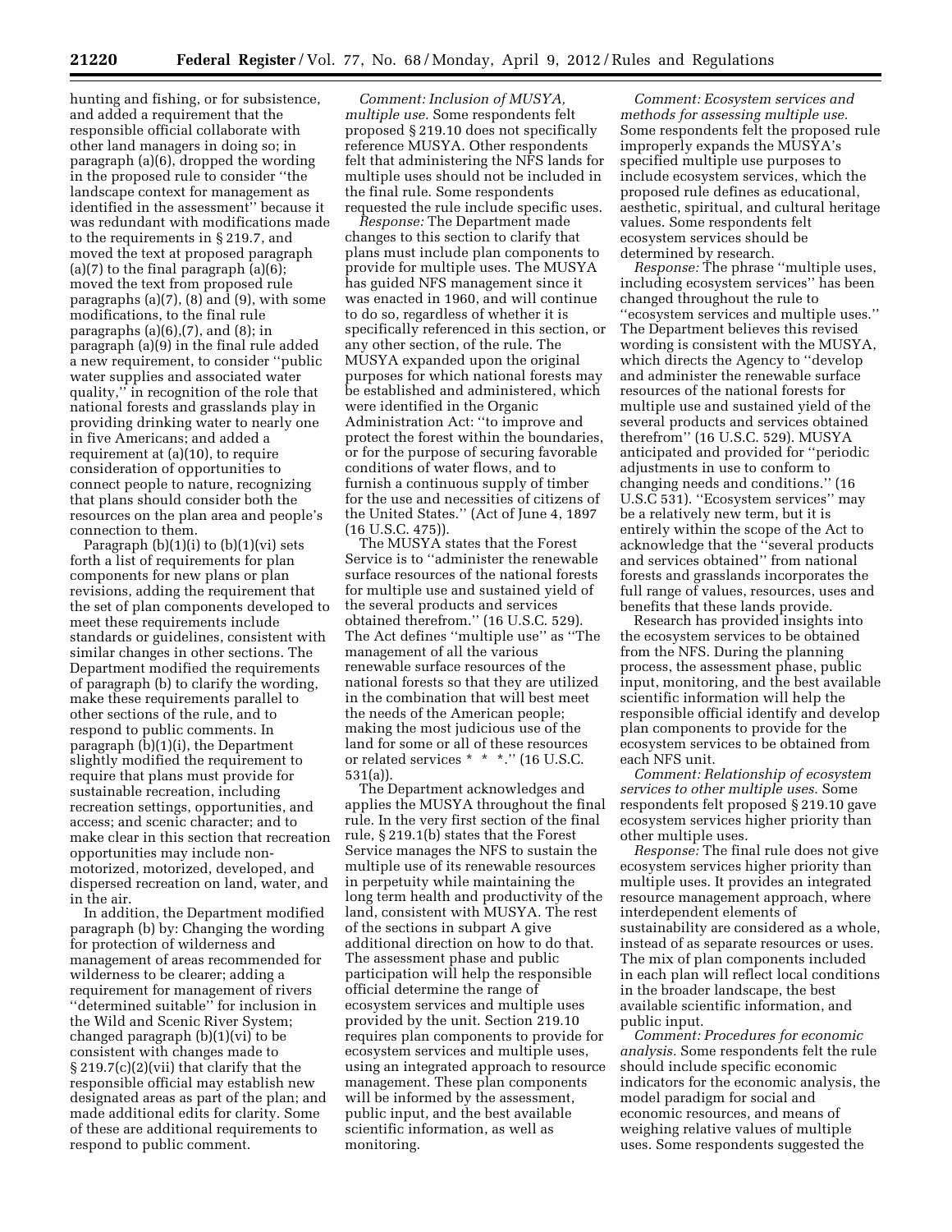hunting and fishing, or for subsistence, and added a requirement that the responsible official collaborate with other land managers in doing so; in paragraph (a)(6), dropped the wording in the proposed rule to consider ''the landscape context for management as identified in the assessment'' because it was redundant with modifications made to the requirements in § 219.7, and moved the text at proposed paragraph (a)(7) to the final paragraph (a)(6); moved the text from proposed rule paragraphs (a)(7), (8) and (9), with some modifications, to the final rule paragraphs (a)(6),(7), and (8); in paragraph (a)(9) in the final rule added a new requirement, to consider ''public water supplies and associated water quality,'' in recognition of the role that national forests and grasslands play in providing drinking water to nearly one in five Americans; and added a requirement at (a)(10), to require consideration of opportunities to connect people to nature, recognizing that plans should consider both the resources on the plan area and people's connection to them.

Paragraph (b)(1)(i) to (b)(1)(vi) sets forth a list of requirements for plan components for new plans or plan revisions, adding the requirement that the set of plan components developed to meet these requirements include standards or guidelines, consistent with similar changes in other sections. The Department modified the requirements of paragraph (b) to clarify the wording, make these requirements parallel to other sections of the rule, and to respond to public comments. In paragraph (b)(1)(i), the Department slightly modified the requirement to require that plans must provide for sustainable recreation, including recreation settings, opportunities, and access; and scenic character; and to make clear in this section that recreation opportunities may include non-motorized, motorized, developed, and dispersed recreation on land, water, and in the air.

In addition, the Department modified paragraph (b) by: Changing the wording for protection of wilderness and management of areas recommended for wilderness to be clearer; adding a requirement for management of rivers ''determined suitable'' for inclusion in the Wild and Scenic River System; changed paragraph (b)(1)(vi) to be consistent with changes made to § 219.7(c)(2)(vii) that clarify that the responsible official may establish new designated areas as part of the plan; and made additional edits for clarity. Some of these are additional requirements to respond to public comment.

*Comment: Inclusion of MUSYA, multiple use.* Some respondents felt proposed § 219.10 does not specifically reference MUSYA. Other respondents felt that administering the NFS lands for multiple uses should not be included in the final rule. Some respondents requested the rule include specific uses.

*Response:* The Department made changes to this section to clarify that plans must include plan components to provide for multiple uses. The MUSYA has guided NFS management since it was enacted in 1960, and will continue to do so, regardless of whether it is specifically referenced in this section, or any other section, of the rule. The MUSYA expanded upon the original purposes for which national forests may be established and administered, which were identified in the Organic Administration Act: ''to improve and protect the forest within the boundaries, or for the purpose of securing favorable conditions of water flows, and to furnish a continuous supply of timber for the use and necessities of citizens of the United States.'' (Act of June 4, 1897 (16 U.S.C. 475)).

The MUSYA states that the Forest Service is to ''administer the renewable surface resources of the national forests for multiple use and sustained yield of the several products and services obtained therefrom.'' (16 U.S.C. 529). The Act defines ''multiple use'' as ''The management of all the various renewable surface resources of the national forests so that they are utilized in the combination that will best meet the needs of the American people; making the most judicious use of the land for some or all of these resources or related services * * *.'' (16 U.S.C. 531(a)).

The Department acknowledges and applies the MUSYA throughout the final rule. In the very first section of the final rule, § 219.1(b) states that the Forest Service manages the NFS to sustain the multiple use of its renewable resources in perpetuity while maintaining the long term health and productivity of the land, consistent with MUSYA. The rest of the sections in subpart A give additional direction on how to do that. The assessment phase and public participation will help the responsible official determine the range of ecosystem services and multiple uses provided by the unit. Section 219.10 requires plan components to provide for ecosystem services and multiple uses, using an integrated approach to resource management. These plan components will be informed by the assessment, public input, and the best available scientific information, as well as monitoring.

*Comment: Ecosystem services and methods for assessing multiple use.* Some respondents felt the proposed rule improperly expands the MUSYA's specified multiple use purposes to include ecosystem services, which the proposed rule defines as educational, aesthetic, spiritual, and cultural heritage values. Some respondents felt ecosystem services should be determined by research.

*Response:* The phrase ''multiple uses, including ecosystem services'' has been changed throughout the rule to ''ecosystem services and multiple uses.'' The Department believes this revised wording is consistent with the MUSYA, which directs the Agency to ''develop and administer the renewable surface resources of the national forests for multiple use and sustained yield of the several products and services obtained therefrom'' (16 U.S.C. 529). MUSYA anticipated and provided for ''periodic adjustments in use to conform to changing needs and conditions.'' (16 U.S.C 531). ''Ecosystem services'' may be a relatively new term, but it is entirely within the scope of the Act to acknowledge that the ''several products and services obtained'' from national forests and grasslands incorporates the full range of values, resources, uses and benefits that these lands provide.

Research has provided insights into the ecosystem services to be obtained from the NFS. During the planning process, the assessment phase, public input, monitoring, and the best available scientific information will help the responsible official identify and develop plan components to provide for the ecosystem services to be obtained from each NFS unit.

*Comment: Relationship of ecosystem services to other multiple uses.* Some respondents felt proposed § 219.10 gave ecosystem services higher priority than other multiple uses.

*Response:* The final rule does not give ecosystem services higher priority than multiple uses. It provides an integrated resource management approach, where interdependent elements of sustainability are considered as a whole, instead of as separate resources or uses. The mix of plan components included in each plan will reflect local conditions in the broader landscape, the best available scientific information, and public input.

*Comment: Procedures for economic analysis.* Some respondents felt the rule should include specific economic indicators for the economic analysis, the model paradigm for social and economic resources, and means of weighing relative values of multiple uses. Some respondents suggested the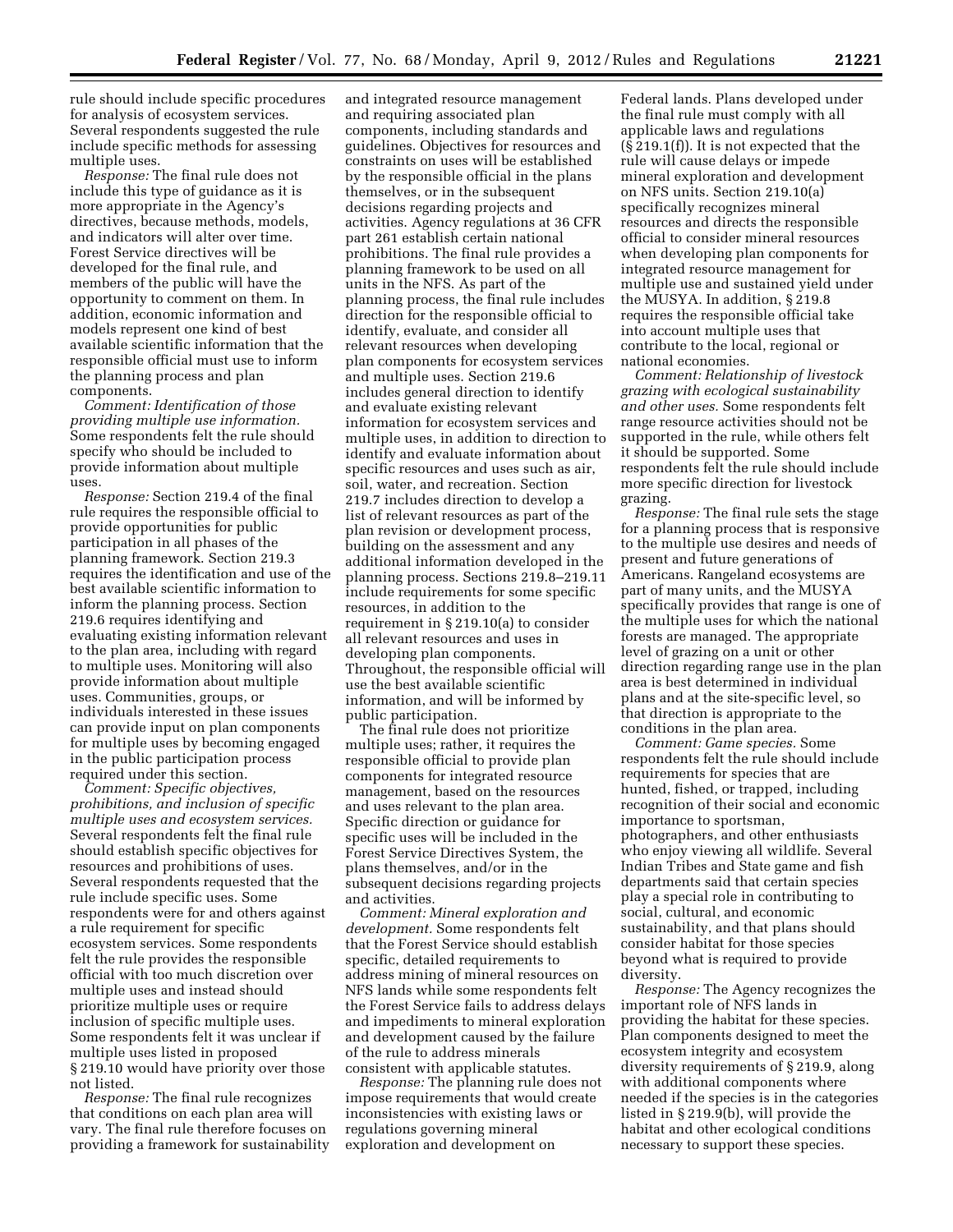rule should include specific procedures for analysis of ecosystem services. Several respondents suggested the rule include specific methods for assessing multiple uses.

*Response:* The final rule does not include this type of guidance as it is more appropriate in the Agency's directives, because methods, models, and indicators will alter over time. Forest Service directives will be developed for the final rule, and members of the public will have the opportunity to comment on them. In addition, economic information and models represent one kind of best available scientific information that the responsible official must use to inform the planning process and plan components.

*Comment: Identification of those providing multiple use information.* Some respondents felt the rule should specify who should be included to provide information about multiple uses.

*Response:* Section 219.4 of the final rule requires the responsible official to provide opportunities for public participation in all phases of the planning framework. Section 219.3 requires the identification and use of the best available scientific information to inform the planning process. Section 219.6 requires identifying and evaluating existing information relevant to the plan area, including with regard to multiple uses. Monitoring will also provide information about multiple uses. Communities, groups, or individuals interested in these issues can provide input on plan components for multiple uses by becoming engaged in the public participation process required under this section.

*Comment: Specific objectives, prohibitions, and inclusion of specific multiple uses and ecosystem services.* Several respondents felt the final rule should establish specific objectives for resources and prohibitions of uses. Several respondents requested that the rule include specific uses. Some respondents were for and others against a rule requirement for specific ecosystem services. Some respondents felt the rule provides the responsible official with too much discretion over multiple uses and instead should prioritize multiple uses or require inclusion of specific multiple uses. Some respondents felt it was unclear if multiple uses listed in proposed § 219.10 would have priority over those not listed.

*Response:* The final rule recognizes that conditions on each plan area will vary. The final rule therefore focuses on providing a framework for sustainability and integrated resource management and requiring associated plan components, including standards and guidelines. Objectives for resources and constraints on uses will be established by the responsible official in the plans themselves, or in the subsequent decisions regarding projects and activities. Agency regulations at 36 CFR part 261 establish certain national prohibitions. The final rule provides a planning framework to be used on all units in the NFS. As part of the planning process, the final rule includes direction for the responsible official to identify, evaluate, and consider all relevant resources when developing plan components for ecosystem services and multiple uses. Section 219.6 includes general direction to identify and evaluate existing relevant information for ecosystem services and multiple uses, in addition to direction to identify and evaluate information about specific resources and uses such as air, soil, water, and recreation. Section 219.7 includes direction to develop a list of relevant resources as part of the plan revision or development process, building on the assessment and any additional information developed in the planning process. Sections 219.8–219.11 include requirements for some specific resources, in addition to the requirement in § 219.10(a) to consider all relevant resources and uses in developing plan components. Throughout, the responsible official will use the best available scientific information, and will be informed by public participation.

The final rule does not prioritize multiple uses; rather, it requires the responsible official to provide plan components for integrated resource management, based on the resources and uses relevant to the plan area. Specific direction or guidance for specific uses will be included in the Forest Service Directives System, the plans themselves, and/or in the subsequent decisions regarding projects and activities.

*Comment: Mineral exploration and development.* Some respondents felt that the Forest Service should establish specific, detailed requirements to address mining of mineral resources on NFS lands while some respondents felt the Forest Service fails to address delays and impediments to mineral exploration and development caused by the failure of the rule to address minerals consistent with applicable statutes.

*Response:* The planning rule does not impose requirements that would create inconsistencies with existing laws or regulations governing mineral exploration and development on Federal lands. Plans developed under the final rule must comply with all applicable laws and regulations (§ 219.1(f)). It is not expected that the rule will cause delays or impede mineral exploration and development on NFS units. Section 219.10(a) specifically recognizes mineral resources and directs the responsible official to consider mineral resources when developing plan components for integrated resource management for multiple use and sustained yield under the MUSYA. In addition, § 219.8 requires the responsible official take into account multiple uses that contribute to the local, regional or national economies.

*Comment: Relationship of livestock grazing with ecological sustainability and other uses.* Some respondents felt range resource activities should not be supported in the rule, while others felt it should be supported. Some respondents felt the rule should include more specific direction for livestock grazing.

*Response:* The final rule sets the stage for a planning process that is responsive to the multiple use desires and needs of present and future generations of Americans. Rangeland ecosystems are part of many units, and the MUSYA specifically provides that range is one of the multiple uses for which the national forests are managed. The appropriate level of grazing on a unit or other direction regarding range use in the plan area is best determined in individual plans and at the site-specific level, so that direction is appropriate to the conditions in the plan area.

*Comment: Game species.* Some respondents felt the rule should include requirements for species that are hunted, fished, or trapped, including recognition of their social and economic importance to sportsman, photographers, and other enthusiasts who enjoy viewing all wildlife. Several Indian Tribes and State game and fish departments said that certain species play a special role in contributing to social, cultural, and economic sustainability, and that plans should consider habitat for those species beyond what is required to provide diversity.

*Response:* The Agency recognizes the important role of NFS lands in providing the habitat for these species. Plan components designed to meet the ecosystem integrity and ecosystem diversity requirements of § 219.9, along with additional components where needed if the species is in the categories listed in § 219.9(b), will provide the habitat and other ecological conditions necessary to support these species.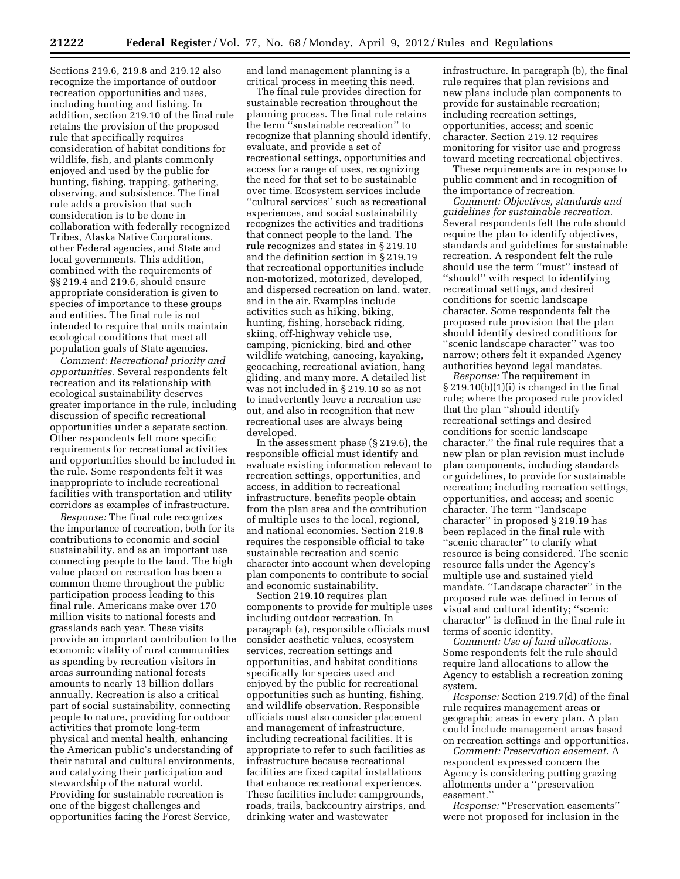Sections 219.6, 219.8 and 219.12 also recognize the importance of outdoor recreation opportunities and uses, including hunting and fishing. In addition, section 219.10 of the final rule retains the provision of the proposed rule that specifically requires consideration of habitat conditions for wildlife, fish, and plants commonly enjoyed and used by the public for hunting, fishing, trapping, gathering, observing, and subsistence. The final rule adds a provision that such consideration is to be done in collaboration with federally recognized Tribes, Alaska Native Corporations, other Federal agencies, and State and local governments. This addition, combined with the requirements of §§ 219.4 and 219.6, should ensure appropriate consideration is given to species of importance to these groups and entities. The final rule is not intended to require that units maintain ecological conditions that meet all population goals of State agencies.

*Comment: Recreational priority and opportunities.* Several respondents felt recreation and its relationship with ecological sustainability deserves greater importance in the rule, including discussion of specific recreational opportunities under a separate section. Other respondents felt more specific requirements for recreational activities and opportunities should be included in the rule. Some respondents felt it was inappropriate to include recreational facilities with transportation and utility corridors as examples of infrastructure.

*Response:* The final rule recognizes the importance of recreation, both for its contributions to economic and social sustainability, and as an important use connecting people to the land. The high value placed on recreation has been a common theme throughout the public participation process leading to this final rule. Americans make over 170 million visits to national forests and grasslands each year. These visits provide an important contribution to the economic vitality of rural communities as spending by recreation visitors in areas surrounding national forests amounts to nearly 13 billion dollars annually. Recreation is also a critical part of social sustainability, connecting people to nature, providing for outdoor activities that promote long-term physical and mental health, enhancing the American public's understanding of their natural and cultural environments, and catalyzing their participation and stewardship of the natural world. Providing for sustainable recreation is one of the biggest challenges and opportunities facing the Forest Service, and land management planning is a critical process in meeting this need.

The final rule provides direction for sustainable recreation throughout the planning process. The final rule retains the term ''sustainable recreation'' to recognize that planning should identify, evaluate, and provide a set of recreational settings, opportunities and access for a range of uses, recognizing the need for that set to be sustainable over time. Ecosystem services include ''cultural services'' such as recreational experiences, and social sustainability recognizes the activities and traditions that connect people to the land. The rule recognizes and states in § 219.10 and the definition section in § 219.19 that recreational opportunities include non-motorized, motorized, developed, and dispersed recreation on land, water, and in the air. Examples include activities such as hiking, biking, hunting, fishing, horseback riding, skiing, off-highway vehicle use, camping, picnicking, bird and other wildlife watching, canoeing, kayaking, geocaching, recreational aviation, hang gliding, and many more. A detailed list was not included in § 219.10 so as not to inadvertently leave a recreation use out, and also in recognition that new recreational uses are always being developed.

In the assessment phase (§ 219.6), the responsible official must identify and evaluate existing information relevant to recreation settings, opportunities, and access, in addition to recreational infrastructure, benefits people obtain from the plan area and the contribution of multiple uses to the local, regional, and national economies. Section 219.8 requires the responsible official to take sustainable recreation and scenic character into account when developing plan components to contribute to social and economic sustainability.

Section 219.10 requires plan components to provide for multiple uses including outdoor recreation. In paragraph (a), responsible officials must consider aesthetic values, ecosystem services, recreation settings and opportunities, and habitat conditions specifically for species used and enjoyed by the public for recreational opportunities such as hunting, fishing, and wildlife observation. Responsible officials must also consider placement and management of infrastructure, including recreational facilities. It is appropriate to refer to such facilities as infrastructure because recreational facilities are fixed capital installations that enhance recreational experiences. These facilities include: campgrounds, roads, trails, backcountry airstrips, and drinking water and wastewater infrastructure. In paragraph (b), the final rule requires that plan revisions and new plans include plan components to provide for sustainable recreation; including recreation settings, opportunities, access; and scenic character. Section 219.12 requires monitoring for visitor use and progress toward meeting recreational objectives.

These requirements are in response to public comment and in recognition of the importance of recreation.

*Comment: Objectives, standards and guidelines for sustainable recreation.* Several respondents felt the rule should require the plan to identify objectives, standards and guidelines for sustainable recreation. A respondent felt the rule should use the term ''must'' instead of ''should'' with respect to identifying recreational settings, and desired conditions for scenic landscape character. Some respondents felt the proposed rule provision that the plan should identify desired conditions for ''scenic landscape character'' was too narrow; others felt it expanded Agency authorities beyond legal mandates.

*Response:* The requirement in § 219.10(b)(1)(i) is changed in the final rule; where the proposed rule provided that the plan ''should identify recreational settings and desired conditions for scenic landscape character,'' the final rule requires that a new plan or plan revision must include plan components, including standards or guidelines, to provide for sustainable recreation; including recreation settings, opportunities, and access; and scenic character. The term ''landscape character'' in proposed § 219.19 has been replaced in the final rule with ''scenic character'' to clarify what resource is being considered. The scenic resource falls under the Agency's multiple use and sustained yield mandate. ''Landscape character'' in the proposed rule was defined in terms of visual and cultural identity; ''scenic character'' is defined in the final rule in terms of scenic identity.

*Comment: Use of land allocations.* Some respondents felt the rule should require land allocations to allow the Agency to establish a recreation zoning system.

*Response:* Section 219.7(d) of the final rule requires management areas or geographic areas in every plan. A plan could include management areas based on recreation settings and opportunities.

*Comment: Preservation easement.* A respondent expressed concern the Agency is considering putting grazing allotments under a ''preservation easement.''

*Response:* ''Preservation easements'' were not proposed for inclusion in the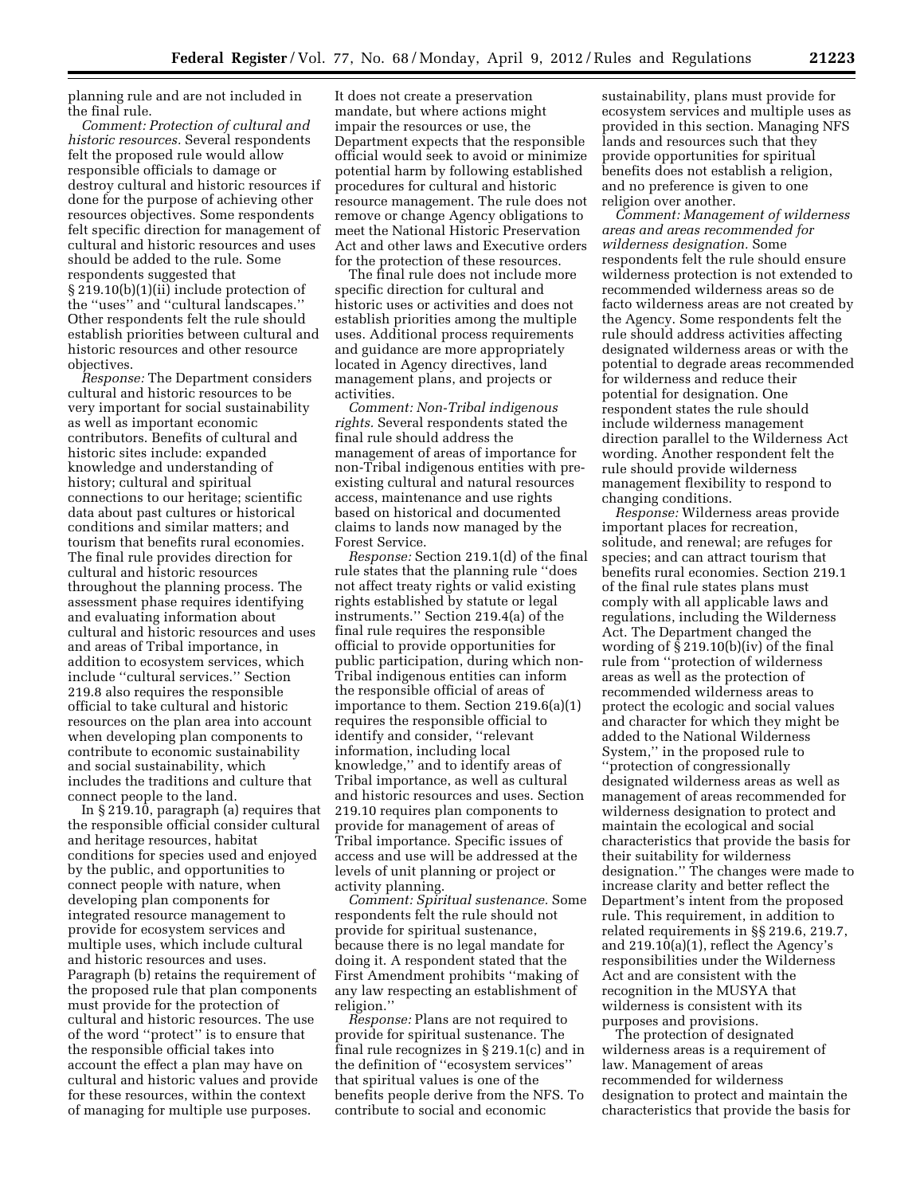planning rule and are not included in the final rule.

*Comment: Protection of cultural and historic resources.* Several respondents felt the proposed rule would allow responsible officials to damage or destroy cultural and historic resources if done for the purpose of achieving other resources objectives. Some respondents felt specific direction for management of cultural and historic resources and uses should be added to the rule. Some respondents suggested that § 219.10(b)(1)(ii) include protection of the ''uses'' and ''cultural landscapes.'' Other respondents felt the rule should establish priorities between cultural and historic resources and other resource objectives.

*Response:* The Department considers cultural and historic resources to be very important for social sustainability as well as important economic contributors. Benefits of cultural and historic sites include: expanded knowledge and understanding of history; cultural and spiritual connections to our heritage; scientific data about past cultures or historical conditions and similar matters; and tourism that benefits rural economies. The final rule provides direction for cultural and historic resources throughout the planning process. The assessment phase requires identifying and evaluating information about cultural and historic resources and uses and areas of Tribal importance, in addition to ecosystem services, which include ''cultural services.'' Section 219.8 also requires the responsible official to take cultural and historic resources on the plan area into account when developing plan components to contribute to economic sustainability and social sustainability, which includes the traditions and culture that connect people to the land.

In § 219.10, paragraph (a) requires that the responsible official consider cultural and heritage resources, habitat conditions for species used and enjoyed by the public, and opportunities to connect people with nature, when developing plan components for integrated resource management to provide for ecosystem services and multiple uses, which include cultural and historic resources and uses. Paragraph (b) retains the requirement of the proposed rule that plan components must provide for the protection of cultural and historic resources. The use of the word ''protect'' is to ensure that the responsible official takes into account the effect a plan may have on cultural and historic values and provide for these resources, within the context of managing for multiple use purposes. It does not create a preservation mandate, but where actions might impair the resources or use, the Department expects that the responsible official would seek to avoid or minimize potential harm by following established procedures for cultural and historic resource management. The rule does not remove or change Agency obligations to meet the National Historic Preservation Act and other laws and Executive orders for the protection of these resources.

The final rule does not include more specific direction for cultural and historic uses or activities and does not establish priorities among the multiple uses. Additional process requirements and guidance are more appropriately located in Agency directives, land management plans, and projects or activities.

*Comment: Non-Tribal indigenous rights.* Several respondents stated the final rule should address the management of areas of importance for non-Tribal indigenous entities with pre-existing cultural and natural resources access, maintenance and use rights based on historical and documented claims to lands now managed by the Forest Service.

*Response:* Section 219.1(d) of the final rule states that the planning rule ''does not affect treaty rights or valid existing rights established by statute or legal instruments.'' Section 219.4(a) of the final rule requires the responsible official to provide opportunities for public participation, during which non-Tribal indigenous entities can inform the responsible official of areas of importance to them. Section 219.6(a)(1) requires the responsible official to identify and consider, ''relevant information, including local knowledge,'' and to identify areas of Tribal importance, as well as cultural and historic resources and uses. Section 219.10 requires plan components to provide for management of areas of Tribal importance. Specific issues of access and use will be addressed at the levels of unit planning or project or activity planning.

*Comment: Spiritual sustenance.* Some respondents felt the rule should not provide for spiritual sustenance, because there is no legal mandate for doing it. A respondent stated that the First Amendment prohibits ''making of any law respecting an establishment of religion.''

*Response:* Plans are not required to provide for spiritual sustenance. The final rule recognizes in § 219.1(c) and in the definition of ''ecosystem services'' that spiritual values is one of the benefits people derive from the NFS. To contribute to social and economic sustainability, plans must provide for ecosystem services and multiple uses as provided in this section. Managing NFS lands and resources such that they provide opportunities for spiritual benefits does not establish a religion, and no preference is given to one religion over another.

*Comment: Management of wilderness areas and areas recommended for wilderness designation.* Some respondents felt the rule should ensure wilderness protection is not extended to recommended wilderness areas so de facto wilderness areas are not created by the Agency. Some respondents felt the rule should address activities affecting designated wilderness areas or with the potential to degrade areas recommended for wilderness and reduce their potential for designation. One respondent states the rule should include wilderness management direction parallel to the Wilderness Act wording. Another respondent felt the rule should provide wilderness management flexibility to respond to changing conditions.

*Response:* Wilderness areas provide important places for recreation, solitude, and renewal; are refuges for species; and can attract tourism that benefits rural economies. Section 219.1 of the final rule states plans must comply with all applicable laws and regulations, including the Wilderness Act. The Department changed the wording of § 219.10(b)(iv) of the final rule from ''protection of wilderness areas as well as the protection of recommended wilderness areas to protect the ecologic and social values and character for which they might be added to the National Wilderness System,'' in the proposed rule to ''protection of congressionally designated wilderness areas as well as management of areas recommended for wilderness designation to protect and maintain the ecological and social characteristics that provide the basis for their suitability for wilderness designation.'' The changes were made to increase clarity and better reflect the Department's intent from the proposed rule. This requirement, in addition to related requirements in §§ 219.6, 219.7, and 219.10(a)(1), reflect the Agency's responsibilities under the Wilderness Act and are consistent with the recognition in the MUSYA that wilderness is consistent with its purposes and provisions.

The protection of designated wilderness areas is a requirement of law. Management of areas recommended for wilderness designation to protect and maintain the characteristics that provide the basis for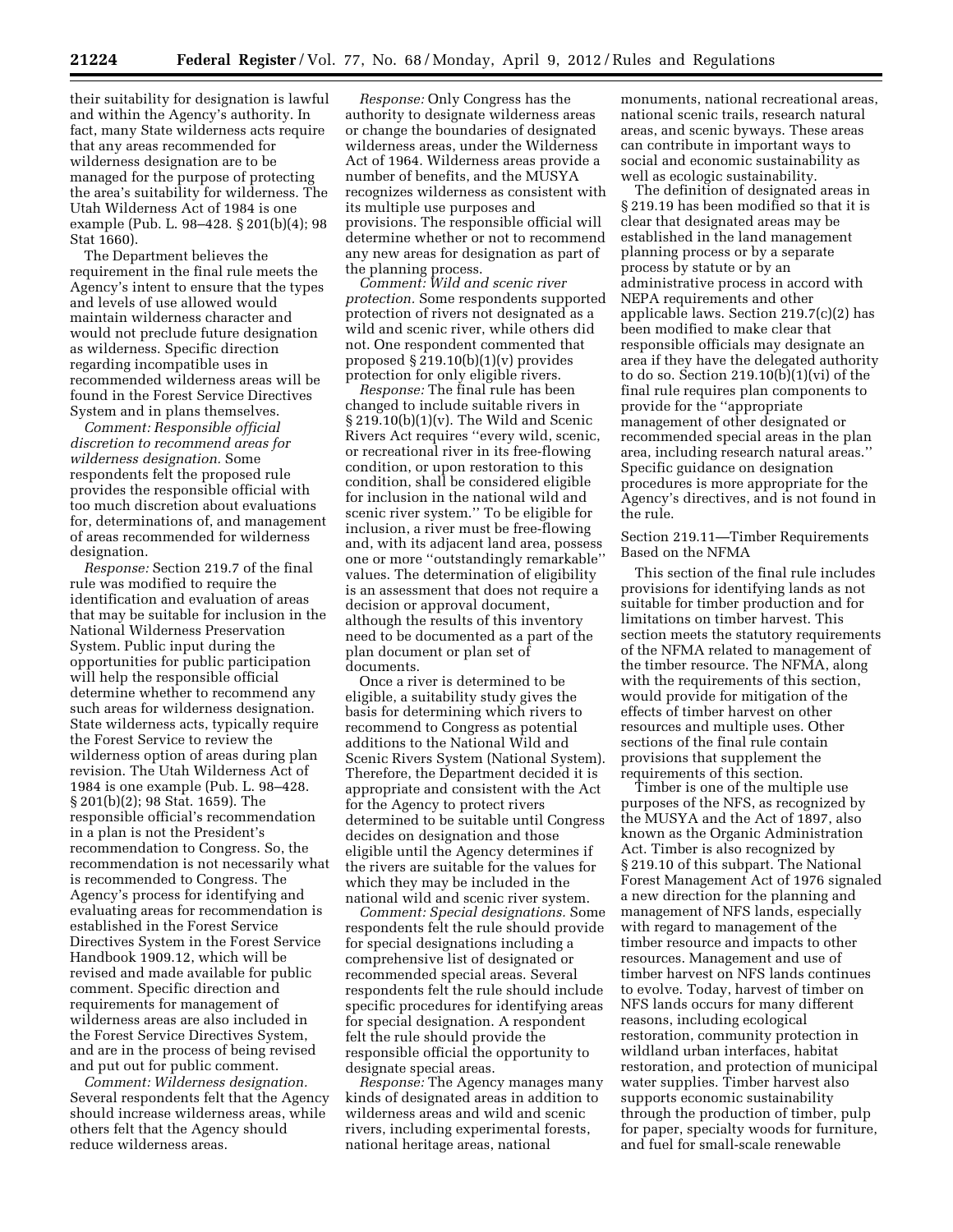their suitability for designation is lawful and within the Agency's authority. In fact, many State wilderness acts require that any areas recommended for wilderness designation are to be managed for the purpose of protecting the area's suitability for wilderness. The Utah Wilderness Act of 1984 is one example (Pub. L. 98–428. § 201(b)(4); 98 Stat 1660).

The Department believes the requirement in the final rule meets the Agency's intent to ensure that the types and levels of use allowed would maintain wilderness character and would not preclude future designation as wilderness. Specific direction regarding incompatible uses in recommended wilderness areas will be found in the Forest Service Directives System and in plans themselves.

*Comment: Responsible official discretion to recommend areas for wilderness designation.* Some respondents felt the proposed rule provides the responsible official with too much discretion about evaluations for, determinations of, and management of areas recommended for wilderness designation.

*Response:* Section 219.7 of the final rule was modified to require the identification and evaluation of areas that may be suitable for inclusion in the National Wilderness Preservation System. Public input during the opportunities for public participation will help the responsible official determine whether to recommend any such areas for wilderness designation. State wilderness acts, typically require the Forest Service to review the wilderness option of areas during plan revision. The Utah Wilderness Act of 1984 is one example (Pub. L. 98–428. § 201(b)(2); 98 Stat. 1659). The responsible official's recommendation in a plan is not the President's recommendation to Congress. So, the recommendation is not necessarily what is recommended to Congress. The Agency's process for identifying and evaluating areas for recommendation is established in the Forest Service Directives System in the Forest Service Handbook 1909.12, which will be revised and made available for public comment. Specific direction and requirements for management of wilderness areas are also included in the Forest Service Directives System, and are in the process of being revised and put out for public comment.

*Comment: Wilderness designation.* Several respondents felt that the Agency should increase wilderness areas, while others felt that the Agency should reduce wilderness areas.

*Response:* Only Congress has the authority to designate wilderness areas or change the boundaries of designated wilderness areas, under the Wilderness Act of 1964. Wilderness areas provide a number of benefits, and the MUSYA recognizes wilderness as consistent with its multiple use purposes and provisions. The responsible official will determine whether or not to recommend any new areas for designation as part of the planning process.

*Comment: Wild and scenic river protection.* Some respondents supported protection of rivers not designated as a wild and scenic river, while others did not. One respondent commented that proposed § 219.10(b)(1)(v) provides protection for only eligible rivers.

*Response:* The final rule has been changed to include suitable rivers in § 219.10(b)(1)(v). The Wild and Scenic Rivers Act requires "every wild, scenic, or recreational river in its free-flowing condition, or upon restoration to this condition, shall be considered eligible for inclusion in the national wild and scenic river system." To be eligible for inclusion, a river must be free-flowing and, with its adjacent land area, possess one or more "outstandingly remarkable" values. The determination of eligibility is an assessment that does not require a decision or approval document, although the results of this inventory need to be documented as a part of the plan document or plan set of documents.

Once a river is determined to be eligible, a suitability study gives the basis for determining which rivers to recommend to Congress as potential additions to the National Wild and Scenic Rivers System (National System). Therefore, the Department decided it is appropriate and consistent with the Act for the Agency to protect rivers determined to be suitable until Congress decides on designation and those eligible until the Agency determines if the rivers are suitable for the values for which they may be included in the national wild and scenic river system.

*Comment: Special designations.* Some respondents felt the rule should provide for special designations including a comprehensive list of designated or recommended special areas. Several respondents felt the rule should include specific procedures for identifying areas for special designation. A respondent felt the rule should provide the responsible official the opportunity to designate special areas.

*Response:* The Agency manages many kinds of designated areas in addition to wilderness areas and wild and scenic rivers, including experimental forests, national heritage areas, national monuments, national recreational areas, national scenic trails, research natural areas, and scenic byways. These areas can contribute in important ways to social and economic sustainability as well as ecologic sustainability.

The definition of designated areas in § 219.19 has been modified so that it is clear that designated areas may be established in the land management planning process or by a separate process by statute or by an administrative process in accord with NEPA requirements and other applicable laws. Section 219.7(c)(2) has been modified to make clear that responsible officials may designate an area if they have the delegated authority to do so. Section 219.10(b)(1)(vi) of the final rule requires plan components to provide for the "appropriate management of other designated or recommended special areas in the plan area, including research natural areas." Specific guidance on designation procedures is more appropriate for the Agency's directives, and is not found in the rule.

Section 219.11—Timber Requirements Based on the NFMA

This section of the final rule includes provisions for identifying lands as not suitable for timber production and for limitations on timber harvest. This section meets the statutory requirements of the NFMA related to management of the timber resource. The NFMA, along with the requirements of this section, would provide for mitigation of the effects of timber harvest on other resources and multiple uses. Other sections of the final rule contain provisions that supplement the requirements of this section.

Timber is one of the multiple use purposes of the NFS, as recognized by the MUSYA and the Act of 1897, also known as the Organic Administration Act. Timber is also recognized by § 219.10 of this subpart. The National Forest Management Act of 1976 signaled a new direction for the planning and management of NFS lands, especially with regard to management of the timber resource and impacts to other resources. Management and use of timber harvest on NFS lands continues to evolve. Today, harvest of timber on NFS lands occurs for many different reasons, including ecological restoration, community protection in wildland urban interfaces, habitat restoration, and protection of municipal water supplies. Timber harvest also supports economic sustainability through the production of timber, pulp for paper, specialty woods for furniture, and fuel for small-scale renewable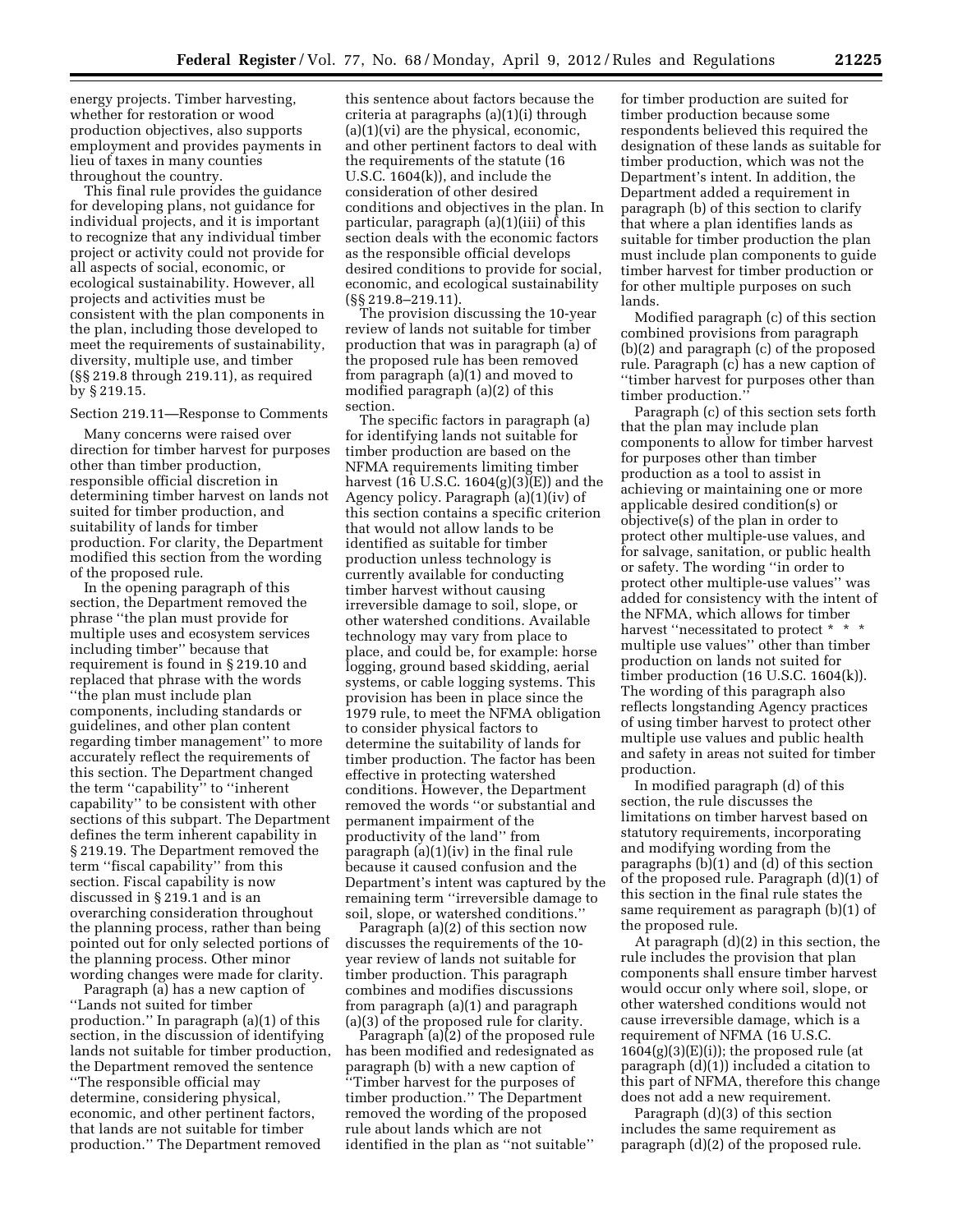energy projects. Timber harvesting, whether for restoration or wood production objectives, also supports employment and provides payments in lieu of taxes in many counties throughout the country.

This final rule provides the guidance for developing plans, not guidance for individual projects, and it is important to recognize that any individual timber project or activity could not provide for all aspects of social, economic, or ecological sustainability. However, all projects and activities must be consistent with the plan components in the plan, including those developed to meet the requirements of sustainability, diversity, multiple use, and timber (§§ 219.8 through 219.11), as required by § 219.15.

Section 219.11—Response to Comments

Many concerns were raised over direction for timber harvest for purposes other than timber production, responsible official discretion in determining timber harvest on lands not suited for timber production, and suitability of lands for timber production. For clarity, the Department modified this section from the wording of the proposed rule.

In the opening paragraph of this section, the Department removed the phrase "the plan must provide for multiple uses and ecosystem services including timber" because that requirement is found in § 219.10 and replaced that phrase with the words "the plan must include plan components, including standards or guidelines, and other plan content regarding timber management" to more accurately reflect the requirements of this section. The Department changed the term "capability" to "inherent capability" to be consistent with other sections of this subpart. The Department defines the term inherent capability in § 219.19. The Department removed the term "fiscal capability" from this section. Fiscal capability is now discussed in § 219.1 and is an overarching consideration throughout the planning process, rather than being pointed out for only selected portions of the planning process. Other minor wording changes were made for clarity.

Paragraph (a) has a new caption of "Lands not suited for timber production." In paragraph (a)(1) of this section, in the discussion of identifying lands not suitable for timber production, the Department removed the sentence "The responsible official may determine, considering physical, economic, and other pertinent factors, that lands are not suitable for timber production." The Department removed this sentence about factors because the criteria at paragraphs (a)(1)(i) through (a)(1)(vi) are the physical, economic, and other pertinent factors to deal with the requirements of the statute (16 U.S.C. 1604(k)), and include the consideration of other desired conditions and objectives in the plan. In particular, paragraph (a)(1)(iii) of this section deals with the economic factors as the responsible official develops desired conditions to provide for social, economic, and ecological sustainability (§§ 219.8–219.11).

The provision discussing the 10-year review of lands not suitable for timber production that was in paragraph (a) of the proposed rule has been removed from paragraph (a)(1) and moved to modified paragraph (a)(2) of this section.

The specific factors in paragraph (a) for identifying lands not suitable for timber production are based on the NFMA requirements limiting timber harvest (16 U.S.C. 1604(g)(3)(E)) and the Agency policy. Paragraph (a)(1)(iv) of this section contains a specific criterion that would not allow lands to be identified as suitable for timber production unless technology is currently available for conducting timber harvest without causing irreversible damage to soil, slope, or other watershed conditions. Available technology may vary from place to place, and could be, for example: horse logging, ground based skidding, aerial systems, or cable logging systems. This provision has been in place since the 1979 rule, to meet the NFMA obligation to consider physical factors to determine the suitability of lands for timber production. The factor has been effective in protecting watershed conditions. However, the Department removed the words "or substantial and permanent impairment of the productivity of the land" from paragraph (a)(1)(iv) in the final rule because it caused confusion and the Department's intent was captured by the remaining term "irreversible damage to soil, slope, or watershed conditions."

Paragraph (a)(2) of this section now discusses the requirements of the 10-year review of lands not suitable for timber production. This paragraph combines and modifies discussions from paragraph (a)(1) and paragraph (a)(3) of the proposed rule for clarity.

Paragraph (a)(2) of the proposed rule has been modified and redesignated as paragraph (b) with a new caption of "Timber harvest for the purposes of timber production." The Department removed the wording of the proposed rule about lands which are not identified in the plan as "not suitable" for timber production are suited for timber production because some respondents believed this required the designation of these lands as suitable for timber production, which was not the Department's intent. In addition, the Department added a requirement in paragraph (b) of this section to clarify that where a plan identifies lands as suitable for timber production the plan must include plan components to guide timber harvest for timber production or for other multiple purposes on such lands.

Modified paragraph (c) of this section combined provisions from paragraph (b)(2) and paragraph (c) of the proposed rule. Paragraph (c) has a new caption of "timber harvest for purposes other than timber production."

Paragraph (c) of this section sets forth that the plan may include plan components to allow for timber harvest for purposes other than timber production as a tool to assist in achieving or maintaining one or more applicable desired condition(s) or objective(s) of the plan in order to protect other multiple-use values, and for salvage, sanitation, or public health or safety. The wording "in order to protect other multiple-use values" was added for consistency with the intent of the NFMA, which allows for timber harvest "necessitated to protect * * * multiple use values" other than timber production on lands not suited for timber production (16 U.S.C. 1604(k)). The wording of this paragraph also reflects longstanding Agency practices of using timber harvest to protect other multiple use values and public health and safety in areas not suited for timber production.

In modified paragraph (d) of this section, the rule discusses the limitations on timber harvest based on statutory requirements, incorporating and modifying wording from the paragraphs (b)(1) and (d) of this section of the proposed rule. Paragraph (d)(1) of this section in the final rule states the same requirement as paragraph (b)(1) of the proposed rule.

At paragraph (d)(2) in this section, the rule includes the provision that plan components shall ensure timber harvest would occur only where soil, slope, or other watershed conditions would not cause irreversible damage, which is a requirement of NFMA (16 U.S.C. 1604(g)(3)(E)(i)); the proposed rule (at paragraph (d)(1)) included a citation to this part of NFMA, therefore this change does not add a new requirement.

Paragraph (d)(3) of this section includes the same requirement as paragraph (d)(2) of the proposed rule.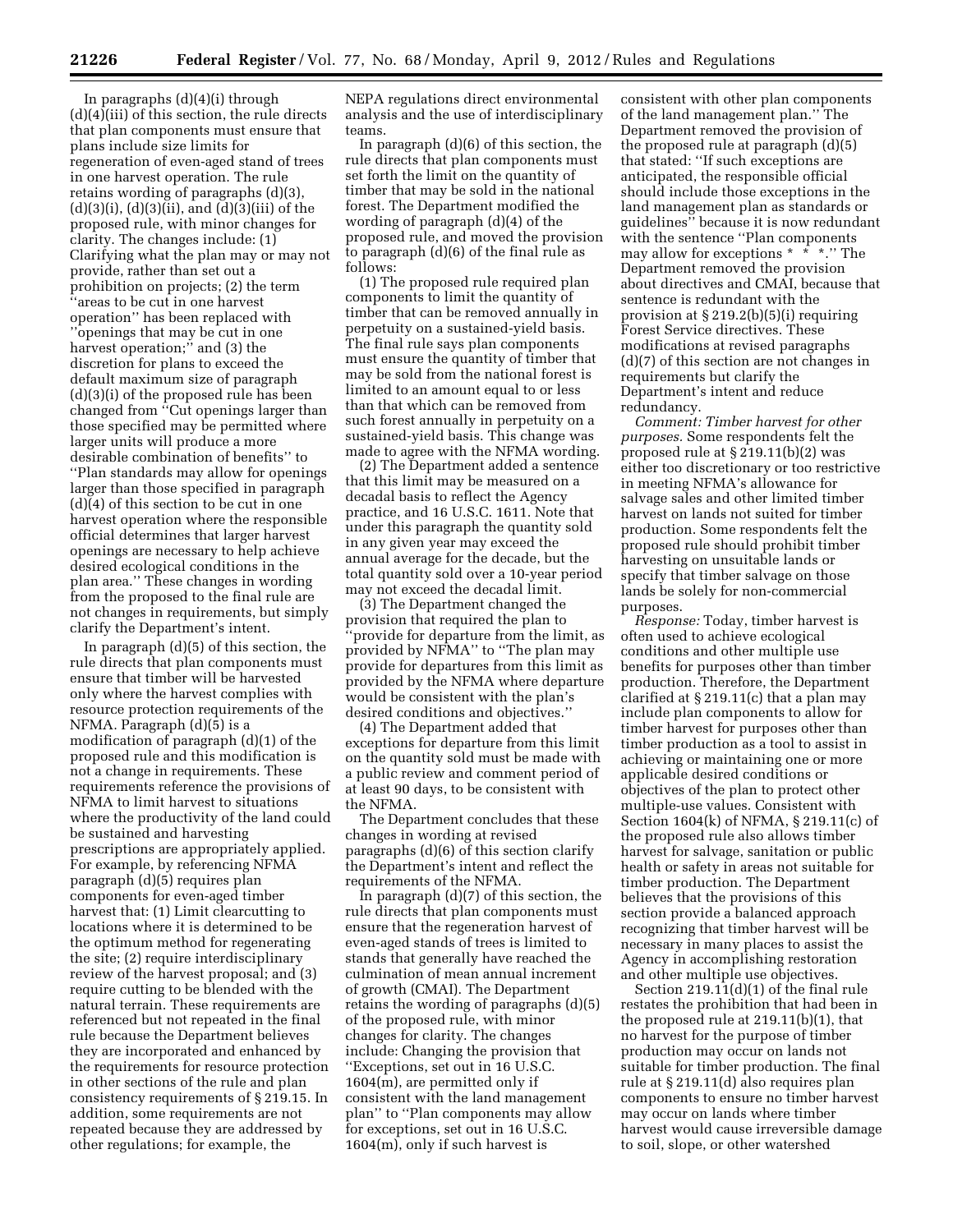In paragraphs (d)(4)(i) through (d)(4)(iii) of this section, the rule directs that plan components must ensure that plans include size limits for regeneration of even-aged stand of trees in one harvest operation. The rule retains wording of paragraphs (d)(3), (d)(3)(i), (d)(3)(ii), and (d)(3)(iii) of the proposed rule, with minor changes for clarity. The changes include: (1) Clarifying what the plan may or may not provide, rather than set out a prohibition on projects; (2) the term ''areas to be cut in one harvest operation'' has been replaced with ''openings that may be cut in one harvest operation;'' and (3) the discretion for plans to exceed the default maximum size of paragraph (d)(3)(i) of the proposed rule has been changed from ''Cut openings larger than those specified may be permitted where larger units will produce a more desirable combination of benefits'' to ''Plan standards may allow for openings larger than those specified in paragraph (d)(4) of this section to be cut in one harvest operation where the responsible official determines that larger harvest openings are necessary to help achieve desired ecological conditions in the plan area.'' These changes in wording from the proposed to the final rule are not changes in requirements, but simply clarify the Department's intent.

In paragraph (d)(5) of this section, the rule directs that plan components must ensure that timber will be harvested only where the harvest complies with resource protection requirements of the NFMA. Paragraph (d)(5) is a modification of paragraph (d)(1) of the proposed rule and this modification is not a change in requirements. These requirements reference the provisions of NFMA to limit harvest to situations where the productivity of the land could be sustained and harvesting prescriptions are appropriately applied. For example, by referencing NFMA paragraph (d)(5) requires plan components for even-aged timber harvest that: (1) Limit clearcutting to locations where it is determined to be the optimum method for regenerating the site; (2) require interdisciplinary review of the harvest proposal; and (3) require cutting to be blended with the natural terrain. These requirements are referenced but not repeated in the final rule because the Department believes they are incorporated and enhanced by the requirements for resource protection in other sections of the rule and plan consistency requirements of § 219.15. In addition, some requirements are not repeated because they are addressed by other regulations; for example, the NEPA regulations direct environmental analysis and the use of interdisciplinary teams.

In paragraph (d)(6) of this section, the rule directs that plan components must set forth the limit on the quantity of timber that may be sold in the national forest. The Department modified the wording of paragraph (d)(4) of the proposed rule, and moved the provision to paragraph (d)(6) of the final rule as follows:

(1) The proposed rule required plan components to limit the quantity of timber that can be removed annually in perpetuity on a sustained-yield basis. The final rule says plan components must ensure the quantity of timber that may be sold from the national forest is limited to an amount equal to or less than that which can be removed from such forest annually in perpetuity on a sustained-yield basis. This change was made to agree with the NFMA wording.

(2) The Department added a sentence that this limit may be measured on a decadal basis to reflect the Agency practice, and 16 U.S.C. 1611. Note that under this paragraph the quantity sold in any given year may exceed the annual average for the decade, but the total quantity sold over a 10-year period may not exceed the decadal limit.

(3) The Department changed the provision that required the plan to ''provide for departure from the limit, as provided by NFMA'' to ''The plan may provide for departures from this limit as provided by the NFMA where departure would be consistent with the plan's desired conditions and objectives.''

(4) The Department added that exceptions for departure from this limit on the quantity sold must be made with a public review and comment period of at least 90 days, to be consistent with the NFMA.

The Department concludes that these changes in wording at revised paragraphs (d)(6) of this section clarify the Department's intent and reflect the requirements of the NFMA.

In paragraph (d)(7) of this section, the rule directs that plan components must ensure that the regeneration harvest of even-aged stands of trees is limited to stands that generally have reached the culmination of mean annual increment of growth (CMAI). The Department retains the wording of paragraphs (d)(5) of the proposed rule, with minor changes for clarity. The changes include: Changing the provision that ''Exceptions, set out in 16 U.S.C. 1604(m), are permitted only if consistent with the land management plan'' to ''Plan components may allow for exceptions, set out in 16 U.S.C. 1604(m), only if such harvest is consistent with other plan components of the land management plan.'' The Department removed the provision of the proposed rule at paragraph (d)(5) that stated: ''If such exceptions are anticipated, the responsible official should include those exceptions in the land management plan as standards or guidelines'' because it is now redundant with the sentence ''Plan components may allow for exceptions * * *.'' The Department removed the provision about directives and CMAI, because that sentence is redundant with the provision at § 219.2(b)(5)(i) requiring Forest Service directives. These modifications at revised paragraphs (d)(7) of this section are not changes in requirements but clarify the Department's intent and reduce redundancy.

*Comment: Timber harvest for other purposes.* Some respondents felt the proposed rule at § 219.11(b)(2) was either too discretionary or too restrictive in meeting NFMA's allowance for salvage sales and other limited timber harvest on lands not suited for timber production. Some respondents felt the proposed rule should prohibit timber harvesting on unsuitable lands or specify that timber salvage on those lands be solely for non-commercial purposes.

*Response:* Today, timber harvest is often used to achieve ecological conditions and other multiple use benefits for purposes other than timber production. Therefore, the Department clarified at § 219.11(c) that a plan may include plan components to allow for timber harvest for purposes other than timber production as a tool to assist in achieving or maintaining one or more applicable desired conditions or objectives of the plan to protect other multiple-use values. Consistent with Section 1604(k) of NFMA, § 219.11(c) of the proposed rule also allows timber harvest for salvage, sanitation or public health or safety in areas not suitable for timber production. The Department believes that the provisions of this section provide a balanced approach recognizing that timber harvest will be necessary in many places to assist the Agency in accomplishing restoration and other multiple use objectives.

Section 219.11(d)(1) of the final rule restates the prohibition that had been in the proposed rule at 219.11(b)(1), that no harvest for the purpose of timber production may occur on lands not suitable for timber production. The final rule at § 219.11(d) also requires plan components to ensure no timber harvest may occur on lands where timber harvest would cause irreversible damage to soil, slope, or other watershed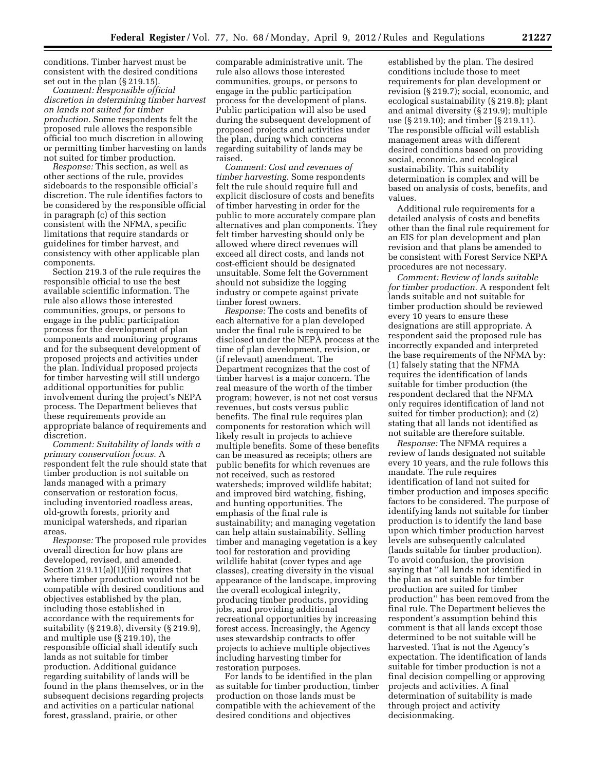conditions. Timber harvest must be consistent with the desired conditions set out in the plan (§ 219.15).

*Comment: Responsible official discretion in determining timber harvest on lands not suited for timber production.* Some respondents felt the proposed rule allows the responsible official too much discretion in allowing or permitting timber harvesting on lands not suited for timber production.

*Response:* This section, as well as other sections of the rule, provides sideboards to the responsible official's discretion. The rule identifies factors to be considered by the responsible official in paragraph (c) of this section consistent with the NFMA, specific limitations that require standards or guidelines for timber harvest, and consistency with other applicable plan components.

Section 219.3 of the rule requires the responsible official to use the best available scientific information. The rule also allows those interested communities, groups, or persons to engage in the public participation process for the development of plan components and monitoring programs and for the subsequent development of proposed projects and activities under the plan. Individual proposed projects for timber harvesting will still undergo additional opportunities for public involvement during the project's NEPA process. The Department believes that these requirements provide an appropriate balance of requirements and discretion.

*Comment: Suitability of lands with a primary conservation focus.* A respondent felt the rule should state that timber production is not suitable on lands managed with a primary conservation or restoration focus, including inventoried roadless areas, old-growth forests, priority and municipal watersheds, and riparian areas.

*Response:* The proposed rule provides overall direction for how plans are developed, revised, and amended. Section 219.11(a)(1)(iii) requires that where timber production would not be compatible with desired conditions and objectives established by the plan, including those established in accordance with the requirements for suitability (§ 219.8), diversity (§ 219.9), and multiple use (§ 219.10), the responsible official shall identify such lands as not suitable for timber production. Additional guidance regarding suitability of lands will be found in the plans themselves, or in the subsequent decisions regarding projects and activities on a particular national forest, grassland, prairie, or other comparable administrative unit. The rule also allows those interested communities, groups, or persons to engage in the public participation process for the development of plans. Public participation will also be used during the subsequent development of proposed projects and activities under the plan, during which concerns regarding suitability of lands may be raised.

*Comment: Cost and revenues of timber harvesting.* Some respondents felt the rule should require full and explicit disclosure of costs and benefits of timber harvesting in order for the public to more accurately compare plan alternatives and plan components. They felt timber harvesting should only be allowed where direct revenues will exceed all direct costs, and lands not cost-efficient should be designated unsuitable. Some felt the Government should not subsidize the logging industry or compete against private timber forest owners.

*Response:* The costs and benefits of each alternative for a plan developed under the final rule is required to be disclosed under the NEPA process at the time of plan development, revision, or (if relevant) amendment. The Department recognizes that the cost of timber harvest is a major concern. The real measure of the worth of the timber program; however, is not net cost versus revenues, but costs versus public benefits. The final rule requires plan components for restoration which will likely result in projects to achieve multiple benefits. Some of these benefits can be measured as receipts; others are public benefits for which revenues are not received, such as restored watersheds; improved wildlife habitat; and improved bird watching, fishing, and hunting opportunities. The emphasis of the final rule is sustainability; and managing vegetation can help attain sustainability. Selling timber and managing vegetation is a key tool for restoration and providing wildlife habitat (cover types and age classes), creating diversity in the visual appearance of the landscape, improving the overall ecological integrity, producing timber products, providing jobs, and providing additional recreational opportunities by increasing forest access. Increasingly, the Agency uses stewardship contracts to offer projects to achieve multiple objectives including harvesting timber for restoration purposes.

For lands to be identified in the plan as suitable for timber production, timber production on those lands must be compatible with the achievement of the desired conditions and objectives established by the plan. The desired conditions include those to meet requirements for plan development or revision (§ 219.7); social, economic, and ecological sustainability (§ 219.8); plant and animal diversity (§ 219.9); multiple use (§ 219.10); and timber (§ 219.11). The responsible official will establish management areas with different desired conditions based on providing social, economic, and ecological sustainability. This suitability determination is complex and will be based on analysis of costs, benefits, and values.

Additional rule requirements for a detailed analysis of costs and benefits other than the final rule requirement for an EIS for plan development and plan revision and that plans be amended to be consistent with Forest Service NEPA procedures are not necessary.

*Comment: Review of lands suitable for timber production.* A respondent felt lands suitable and not suitable for timber production should be reviewed every 10 years to ensure these designations are still appropriate. A respondent said the proposed rule has incorrectly expanded and interpreted the base requirements of the NFMA by: (1) falsely stating that the NFMA requires the identification of lands suitable for timber production (the respondent declared that the NFMA only requires identification of land not suited for timber production); and (2) stating that all lands not identified as not suitable are therefore suitable.

*Response:* The NFMA requires a review of lands designated not suitable every 10 years, and the rule follows this mandate. The rule requires identification of land not suited for timber production and imposes specific factors to be considered. The purpose of identifying lands not suitable for timber production is to identify the land base upon which timber production harvest levels are subsequently calculated (lands suitable for timber production). To avoid confusion, the provision saying that "all lands not identified in the plan as not suitable for timber production are suited for timber production" has been removed from the final rule. The Department believes the respondent's assumption behind this comment is that all lands except those determined to be not suitable will be harvested. That is not the Agency's expectation. The identification of lands suitable for timber production is not a final decision compelling or approving projects and activities. A final determination of suitability is made through project and activity decisionmaking.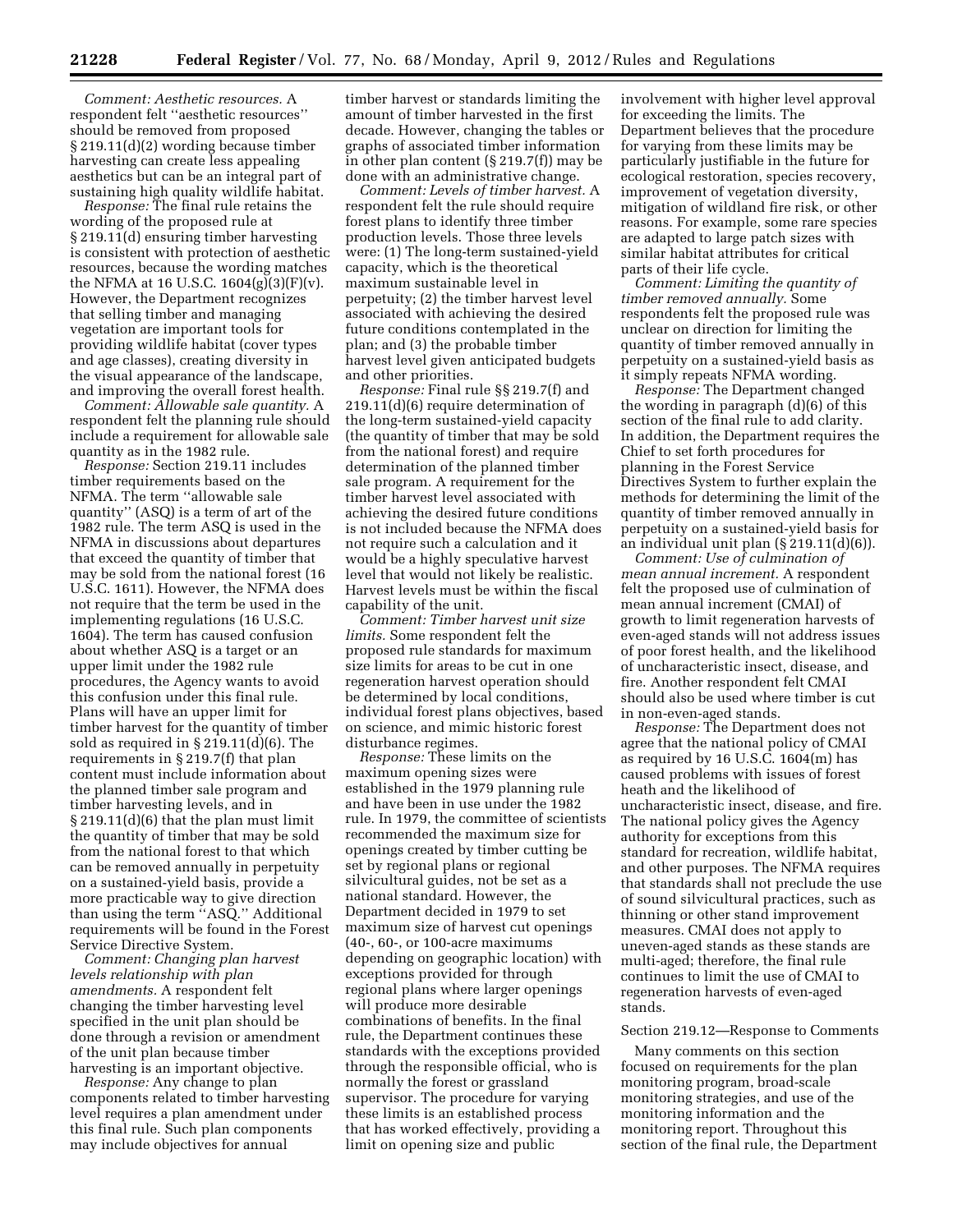*Comment: Aesthetic resources.* A respondent felt ''aesthetic resources'' should be removed from proposed § 219.11(d)(2) wording because timber harvesting can create less appealing aesthetics but can be an integral part of sustaining high quality wildlife habitat.

*Response:* The final rule retains the wording of the proposed rule at § 219.11(d) ensuring timber harvesting is consistent with protection of aesthetic resources, because the wording matches the NFMA at 16 U.S.C. 1604(g)(3)(F)(v). However, the Department recognizes that selling timber and managing vegetation are important tools for providing wildlife habitat (cover types and age classes), creating diversity in the visual appearance of the landscape, and improving the overall forest health.

*Comment: Allowable sale quantity.* A respondent felt the planning rule should include a requirement for allowable sale quantity as in the 1982 rule.

*Response:* Section 219.11 includes timber requirements based on the NFMA. The term ''allowable sale quantity'' (ASQ) is a term of art of the 1982 rule. The term ASQ is used in the NFMA in discussions about departures that exceed the quantity of timber that may be sold from the national forest (16 U.S.C. 1611). However, the NFMA does not require that the term be used in the implementing regulations (16 U.S.C. 1604). The term has caused confusion about whether ASQ is a target or an upper limit under the 1982 rule procedures, the Agency wants to avoid this confusion under this final rule. Plans will have an upper limit for timber harvest for the quantity of timber sold as required in § 219.11(d)(6). The requirements in § 219.7(f) that plan content must include information about the planned timber sale program and timber harvesting levels, and in § 219.11(d)(6) that the plan must limit the quantity of timber that may be sold from the national forest to that which can be removed annually in perpetuity on a sustained-yield basis, provide a more practicable way to give direction than using the term ''ASQ.'' Additional requirements will be found in the Forest Service Directive System.

*Comment: Changing plan harvest levels relationship with plan amendments.* A respondent felt changing the timber harvesting level specified in the unit plan should be done through a revision or amendment of the unit plan because timber harvesting is an important objective.

*Response:* Any change to plan components related to timber harvesting level requires a plan amendment under this final rule. Such plan components may include objectives for annual timber harvest or standards limiting the amount of timber harvested in the first decade. However, changing the tables or graphs of associated timber information in other plan content (§ 219.7(f)) may be done with an administrative change.

*Comment: Levels of timber harvest.* A respondent felt the rule should require forest plans to identify three timber production levels. Those three levels were: (1) The long-term sustained-yield capacity, which is the theoretical maximum sustainable level in perpetuity; (2) the timber harvest level associated with achieving the desired future conditions contemplated in the plan; and (3) the probable timber harvest level given anticipated budgets and other priorities.

*Response:* Final rule §§ 219.7(f) and 219.11(d)(6) require determination of the long-term sustained-yield capacity (the quantity of timber that may be sold from the national forest) and require determination of the planned timber sale program. A requirement for the timber harvest level associated with achieving the desired future conditions is not included because the NFMA does not require such a calculation and it would be a highly speculative harvest level that would not likely be realistic. Harvest levels must be within the fiscal capability of the unit.

*Comment: Timber harvest unit size limits.* Some respondent felt the proposed rule standards for maximum size limits for areas to be cut in one regeneration harvest operation should be determined by local conditions, individual forest plans objectives, based on science, and mimic historic forest disturbance regimes.

*Response:* These limits on the maximum opening sizes were established in the 1979 planning rule and have been in use under the 1982 rule. In 1979, the committee of scientists recommended the maximum size for openings created by timber cutting be set by regional plans or regional silvicultural guides, not be set as a national standard. However, the Department decided in 1979 to set maximum size of harvest cut openings (40-, 60-, or 100-acre maximums depending on geographic location) with exceptions provided for through regional plans where larger openings will produce more desirable combinations of benefits. In the final rule, the Department continues these standards with the exceptions provided through the responsible official, who is normally the forest or grassland supervisor. The procedure for varying these limits is an established process that has worked effectively, providing a limit on opening size and public involvement with higher level approval for exceeding the limits. The Department believes that the procedure for varying from these limits may be particularly justifiable in the future for ecological restoration, species recovery, improvement of vegetation diversity, mitigation of wildland fire risk, or other reasons. For example, some rare species are adapted to large patch sizes with similar habitat attributes for critical parts of their life cycle.

*Comment: Limiting the quantity of timber removed annually.* Some respondents felt the proposed rule was unclear on direction for limiting the quantity of timber removed annually in perpetuity on a sustained-yield basis as it simply repeats NFMA wording.

*Response:* The Department changed the wording in paragraph (d)(6) of this section of the final rule to add clarity. In addition, the Department requires the Chief to set forth procedures for planning in the Forest Service Directives System to further explain the methods for determining the limit of the quantity of timber removed annually in perpetuity on a sustained-yield basis for an individual unit plan (§ 219.11(d)(6)).

*Comment: Use of culmination of mean annual increment.* A respondent felt the proposed use of culmination of mean annual increment (CMAI) of growth to limit regeneration harvests of even-aged stands will not address issues of poor forest health, and the likelihood of uncharacteristic insect, disease, and fire. Another respondent felt CMAI should also be used where timber is cut in non-even-aged stands.

*Response:* The Department does not agree that the national policy of CMAI as required by 16 U.S.C. 1604(m) has caused problems with issues of forest heath and the likelihood of uncharacteristic insect, disease, and fire. The national policy gives the Agency authority for exceptions from this standard for recreation, wildlife habitat, and other purposes. The NFMA requires that standards shall not preclude the use of sound silvicultural practices, such as thinning or other stand improvement measures. CMAI does not apply to uneven-aged stands as these stands are multi-aged; therefore, the final rule continues to limit the use of CMAI to regeneration harvests of even-aged stands.

Section 219.12—Response to Comments

Many comments on this section focused on requirements for the plan monitoring program, broad-scale monitoring strategies, and use of the monitoring information and the monitoring report. Throughout this section of the final rule, the Department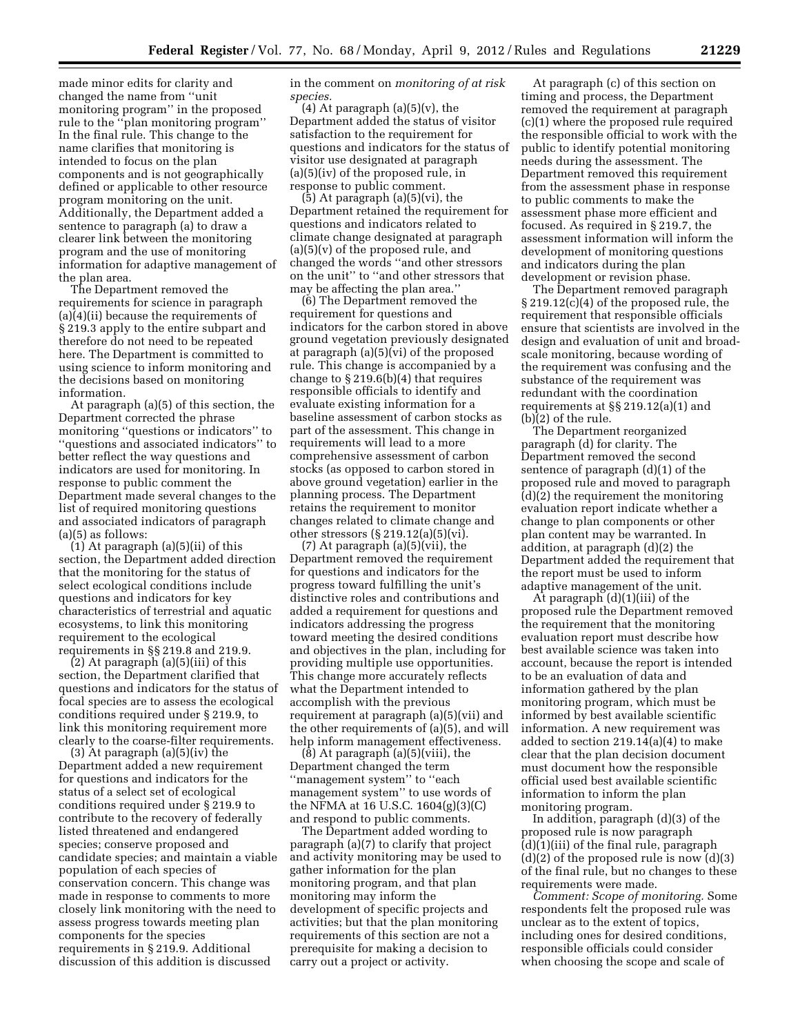made minor edits for clarity and changed the name from ''unit monitoring program'' in the proposed rule to the ''plan monitoring program'' In the final rule. This change to the name clarifies that monitoring is intended to focus on the plan components and is not geographically defined or applicable to other resource program monitoring on the unit. Additionally, the Department added a sentence to paragraph (a) to draw a clearer link between the monitoring program and the use of monitoring information for adaptive management of the plan area.

The Department removed the requirements for science in paragraph (a)(4)(ii) because the requirements of § 219.3 apply to the entire subpart and therefore do not need to be repeated here. The Department is committed to using science to inform monitoring and the decisions based on monitoring information.

At paragraph (a)(5) of this section, the Department corrected the phrase monitoring ''questions or indicators'' to ''questions and associated indicators'' to better reflect the way questions and indicators are used for monitoring. In response to public comment the Department made several changes to the list of required monitoring questions and associated indicators of paragraph (a)(5) as follows:

(1) At paragraph (a)(5)(ii) of this section, the Department added direction that the monitoring for the status of select ecological conditions include questions and indicators for key characteristics of terrestrial and aquatic ecosystems, to link this monitoring requirement to the ecological requirements in §§ 219.8 and 219.9.

(2) At paragraph (a)(5)(iii) of this section, the Department clarified that questions and indicators for the status of focal species are to assess the ecological conditions required under § 219.9, to link this monitoring requirement more clearly to the coarse-filter requirements.

(3) At paragraph (a)(5)(iv) the Department added a new requirement for questions and indicators for the status of a select set of ecological conditions required under § 219.9 to contribute to the recovery of federally listed threatened and endangered species; conserve proposed and candidate species; and maintain a viable population of each species of conservation concern. This change was made in response to comments to more closely link monitoring with the need to assess progress towards meeting plan components for the species requirements in § 219.9. Additional discussion of this addition is discussed in the comment on *monitoring of at risk species.*

(4) At paragraph (a)(5)(v), the Department added the status of visitor satisfaction to the requirement for questions and indicators for the status of visitor use designated at paragraph (a)(5)(iv) of the proposed rule, in response to public comment.

(5) At paragraph (a)(5)(vi), the Department retained the requirement for questions and indicators related to climate change designated at paragraph (a)(5)(v) of the proposed rule, and changed the words ''and other stressors on the unit'' to ''and other stressors that may be affecting the plan area.''

(6) The Department removed the requirement for questions and indicators for the carbon stored in above ground vegetation previously designated at paragraph (a)(5)(vi) of the proposed rule. This change is accompanied by a change to § 219.6(b)(4) that requires responsible officials to identify and evaluate existing information for a baseline assessment of carbon stocks as part of the assessment. This change in requirements will lead to a more comprehensive assessment of carbon stocks (as opposed to carbon stored in above ground vegetation) earlier in the planning process. The Department retains the requirement to monitor changes related to climate change and other stressors (§ 219.12(a)(5)(vi).

(7) At paragraph (a)(5)(vii), the Department removed the requirement for questions and indicators for the progress toward fulfilling the unit's distinctive roles and contributions and added a requirement for questions and indicators addressing the progress toward meeting the desired conditions and objectives in the plan, including for providing multiple use opportunities. This change more accurately reflects what the Department intended to accomplish with the previous requirement at paragraph (a)(5)(vii) and the other requirements of (a)(5), and will help inform management effectiveness.

(8) At paragraph (a)(5)(viii), the Department changed the term ''management system'' to ''each management system'' to use words of the NFMA at 16 U.S.C. 1604(g)(3)(C) and respond to public comments.

The Department added wording to paragraph (a)(7) to clarify that project and activity monitoring may be used to gather information for the plan monitoring program, and that plan monitoring may inform the development of specific projects and activities; but that the plan monitoring requirements of this section are not a prerequisite for making a decision to carry out a project or activity.

At paragraph (c) of this section on timing and process, the Department removed the requirement at paragraph (c)(1) where the proposed rule required the responsible official to work with the public to identify potential monitoring needs during the assessment. The Department removed this requirement from the assessment phase in response to public comments to make the assessment phase more efficient and focused. As required in § 219.7, the assessment information will inform the development of monitoring questions and indicators during the plan development or revision phase.

The Department removed paragraph § 219.12(c)(4) of the proposed rule, the requirement that responsible officials ensure that scientists are involved in the design and evaluation of unit and broad-scale monitoring, because wording of the requirement was confusing and the substance of the requirement was redundant with the coordination requirements at §§ 219.12(a)(1) and (b)(2) of the rule.

The Department reorganized paragraph (d) for clarity. The Department removed the second sentence of paragraph (d)(1) of the proposed rule and moved to paragraph (d)(2) the requirement the monitoring evaluation report indicate whether a change to plan components or other plan content may be warranted. In addition, at paragraph (d)(2) the Department added the requirement that the report must be used to inform adaptive management of the unit.

At paragraph (d)(1)(iii) of the proposed rule the Department removed the requirement that the monitoring evaluation report must describe how best available science was taken into account, because the report is intended to be an evaluation of data and information gathered by the plan monitoring program, which must be informed by best available scientific information. A new requirement was added to section 219.14(a)(4) to make clear that the plan decision document must document how the responsible official used best available scientific information to inform the plan monitoring program.

In addition, paragraph (d)(3) of the proposed rule is now paragraph (d)(1)(iii) of the final rule, paragraph (d)(2) of the proposed rule is now (d)(3) of the final rule, but no changes to these requirements were made.

*Comment: Scope of monitoring.* Some respondents felt the proposed rule was unclear as to the extent of topics, including ones for desired conditions, responsible officials could consider when choosing the scope and scale of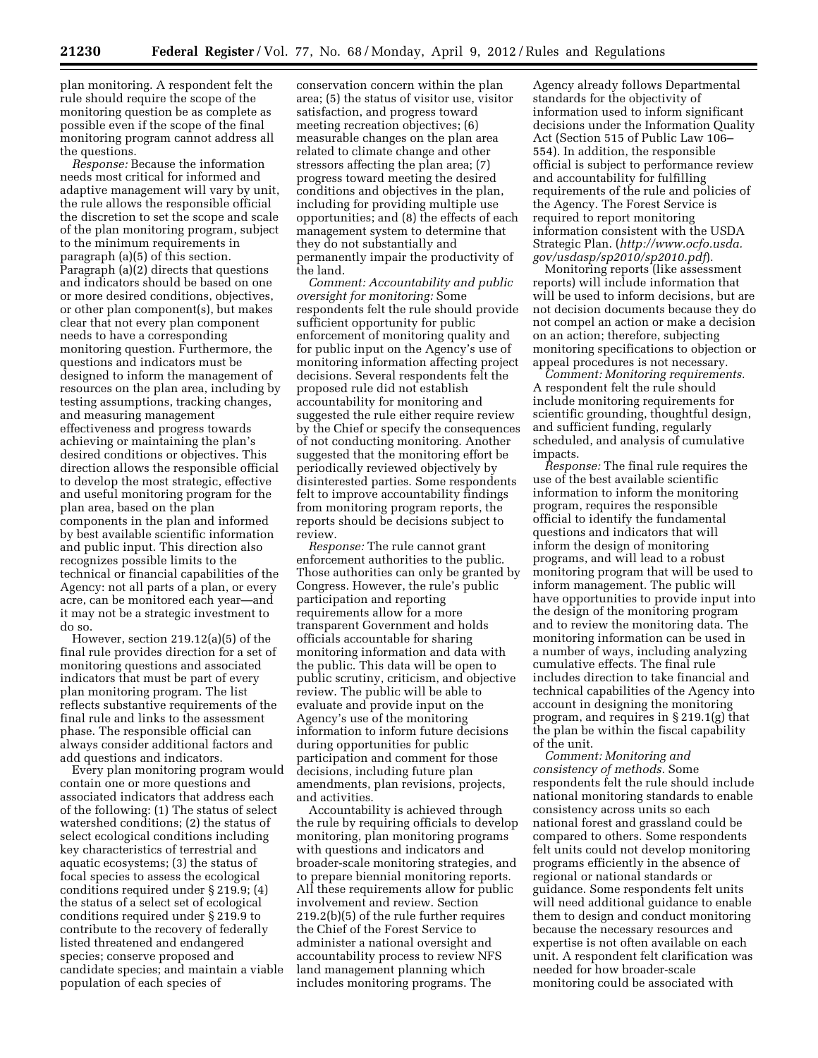plan monitoring. A respondent felt the rule should require the scope of the monitoring question be as complete as possible even if the scope of the final monitoring program cannot address all the questions.

*Response:* Because the information needs most critical for informed and adaptive management will vary by unit, the rule allows the responsible official the discretion to set the scope and scale of the plan monitoring program, subject to the minimum requirements in paragraph (a)(5) of this section. Paragraph (a)(2) directs that questions and indicators should be based on one or more desired conditions, objectives, or other plan component(s), but makes clear that not every plan component needs to have a corresponding monitoring question. Furthermore, the questions and indicators must be designed to inform the management of resources on the plan area, including by testing assumptions, tracking changes, and measuring management effectiveness and progress towards achieving or maintaining the plan's desired conditions or objectives. This direction allows the responsible official to develop the most strategic, effective and useful monitoring program for the plan area, based on the plan components in the plan and informed by best available scientific information and public input. This direction also recognizes possible limits to the technical or financial capabilities of the Agency: not all parts of a plan, or every acre, can be monitored each year—and it may not be a strategic investment to do so.

However, section 219.12(a)(5) of the final rule provides direction for a set of monitoring questions and associated indicators that must be part of every plan monitoring program. The list reflects substantive requirements of the final rule and links to the assessment phase. The responsible official can always consider additional factors and add questions and indicators.

Every plan monitoring program would contain one or more questions and associated indicators that address each of the following: (1) The status of select watershed conditions; (2) the status of select ecological conditions including key characteristics of terrestrial and aquatic ecosystems; (3) the status of focal species to assess the ecological conditions required under § 219.9; (4) the status of a select set of ecological conditions required under § 219.9 to contribute to the recovery of federally listed threatened and endangered species; conserve proposed and candidate species; and maintain a viable population of each species of conservation concern within the plan area; (5) the status of visitor use, visitor satisfaction, and progress toward meeting recreation objectives; (6) measurable changes on the plan area related to climate change and other stressors affecting the plan area; (7) progress toward meeting the desired conditions and objectives in the plan, including for providing multiple use opportunities; and (8) the effects of each management system to determine that they do not substantially and permanently impair the productivity of the land.

*Comment: Accountability and public oversight for monitoring:* Some respondents felt the rule should provide sufficient opportunity for public enforcement of monitoring quality and for public input on the Agency's use of monitoring information affecting project decisions. Several respondents felt the proposed rule did not establish accountability for monitoring and suggested the rule either require review by the Chief or specify the consequences of not conducting monitoring. Another suggested that the monitoring effort be periodically reviewed objectively by disinterested parties. Some respondents felt to improve accountability findings from monitoring program reports, the reports should be decisions subject to review.

*Response:* The rule cannot grant enforcement authorities to the public. Those authorities can only be granted by Congress. However, the rule's public participation and reporting requirements allow for a more transparent Government and holds officials accountable for sharing monitoring information and data with the public. This data will be open to public scrutiny, criticism, and objective review. The public will be able to evaluate and provide input on the Agency's use of the monitoring information to inform future decisions during opportunities for public participation and comment for those decisions, including future plan amendments, plan revisions, projects, and activities.

Accountability is achieved through the rule by requiring officials to develop monitoring, plan monitoring programs with questions and indicators and broader-scale monitoring strategies, and to prepare biennial monitoring reports. All these requirements allow for public involvement and review. Section 219.2(b)(5) of the rule further requires the Chief of the Forest Service to administer a national oversight and accountability process to review NFS land management planning which includes monitoring programs. The Agency already follows Departmental standards for the objectivity of information used to inform significant decisions under the Information Quality Act (Section 515 of Public Law 106–554). In addition, the responsible official is subject to performance review and accountability for fulfilling requirements of the rule and policies of the Agency. The Forest Service is required to report monitoring information consistent with the USDA Strategic Plan. (*http://www.ocfo.usda.gov/usdasp/sp2010/sp2010.pdf*).

Monitoring reports (like assessment reports) will include information that will be used to inform decisions, but are not decision documents because they do not compel an action or make a decision on an action; therefore, subjecting monitoring specifications to objection or appeal procedures is not necessary.

*Comment: Monitoring requirements.* A respondent felt the rule should include monitoring requirements for scientific grounding, thoughtful design, and sufficient funding, regularly scheduled, and analysis of cumulative impacts.

*Response:* The final rule requires the use of the best available scientific information to inform the monitoring program, requires the responsible official to identify the fundamental questions and indicators that will inform the design of monitoring programs, and will lead to a robust monitoring program that will be used to inform management. The public will have opportunities to provide input into the design of the monitoring program and to review the monitoring data. The monitoring information can be used in a number of ways, including analyzing cumulative effects. The final rule includes direction to take financial and technical capabilities of the Agency into account in designing the monitoring program, and requires in § 219.1(g) that the plan be within the fiscal capability of the unit.

*Comment: Monitoring and consistency of methods.* Some respondents felt the rule should include national monitoring standards to enable consistency across units so each national forest and grassland could be compared to others. Some respondents felt units could not develop monitoring programs efficiently in the absence of regional or national standards or guidance. Some respondents felt units will need additional guidance to enable them to design and conduct monitoring because the necessary resources and expertise is not often available on each unit. A respondent felt clarification was needed for how broader-scale monitoring could be associated with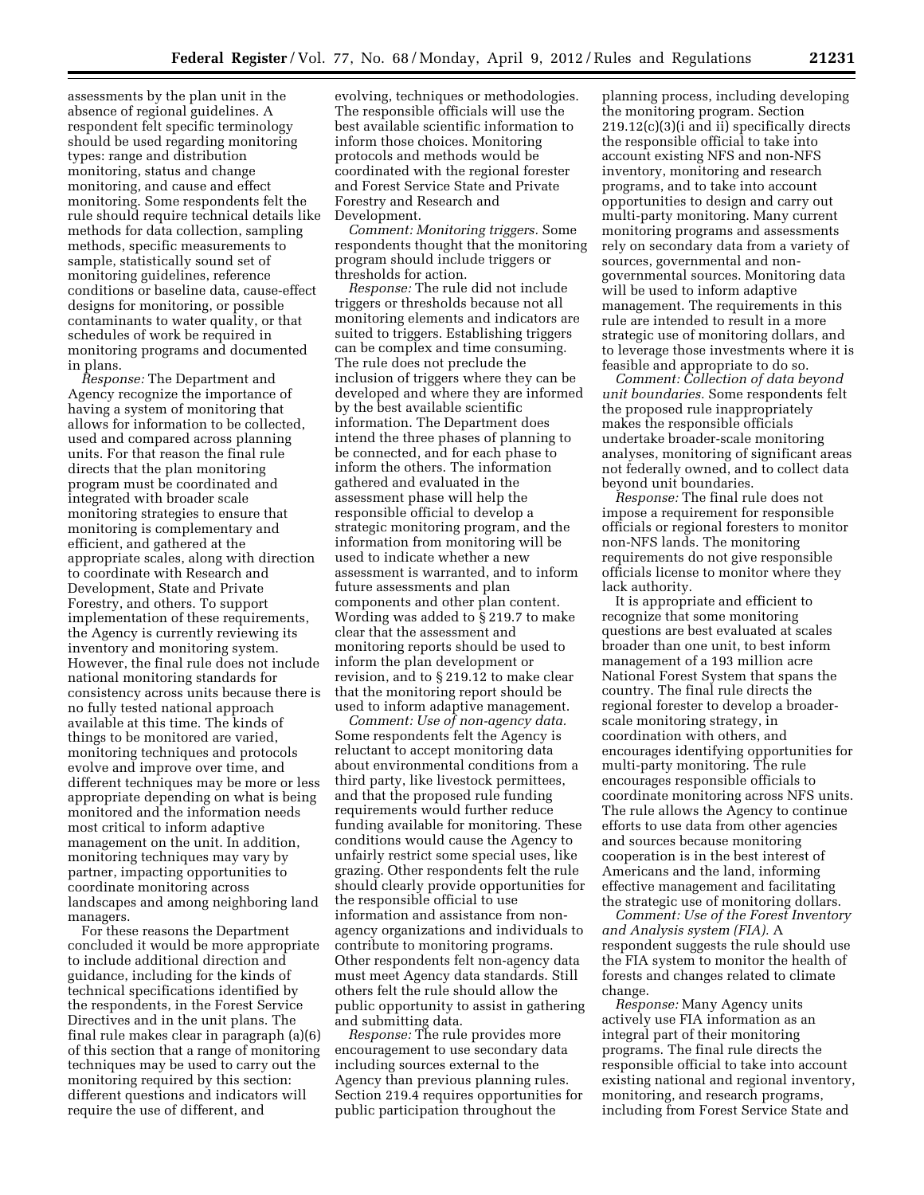assessments by the plan unit in the absence of regional guidelines. A respondent felt specific terminology should be used regarding monitoring types: range and distribution monitoring, status and change monitoring, and cause and effect monitoring. Some respondents felt the rule should require technical details like methods for data collection, sampling methods, specific measurements to sample, statistically sound set of monitoring guidelines, reference conditions or baseline data, cause-effect designs for monitoring, or possible contaminants to water quality, or that schedules of work be required in monitoring programs and documented in plans.

*Response:* The Department and Agency recognize the importance of having a system of monitoring that allows for information to be collected, used and compared across planning units. For that reason the final rule directs that the plan monitoring program must be coordinated and integrated with broader scale monitoring strategies to ensure that monitoring is complementary and efficient, and gathered at the appropriate scales, along with direction to coordinate with Research and Development, State and Private Forestry, and others. To support implementation of these requirements, the Agency is currently reviewing its inventory and monitoring system. However, the final rule does not include national monitoring standards for consistency across units because there is no fully tested national approach available at this time. The kinds of things to be monitored are varied, monitoring techniques and protocols evolve and improve over time, and different techniques may be more or less appropriate depending on what is being monitored and the information needs most critical to inform adaptive management on the unit. In addition, monitoring techniques may vary by partner, impacting opportunities to coordinate monitoring across landscapes and among neighboring land managers.

For these reasons the Department concluded it would be more appropriate to include additional direction and guidance, including for the kinds of technical specifications identified by the respondents, in the Forest Service Directives and in the unit plans. The final rule makes clear in paragraph (a)(6) of this section that a range of monitoring techniques may be used to carry out the monitoring required by this section: different questions and indicators will require the use of different, and evolving, techniques or methodologies. The responsible officials will use the best available scientific information to inform those choices. Monitoring protocols and methods would be coordinated with the regional forester and Forest Service State and Private Forestry and Research and Development.

*Comment: Monitoring triggers.* Some respondents thought that the monitoring program should include triggers or thresholds for action.

*Response:* The rule did not include triggers or thresholds because not all monitoring elements and indicators are suited to triggers. Establishing triggers can be complex and time consuming. The rule does not preclude the inclusion of triggers where they can be developed and where they are informed by the best available scientific information. The Department does intend the three phases of planning to be connected, and for each phase to inform the others. The information gathered and evaluated in the assessment phase will help the responsible official to develop a strategic monitoring program, and the information from monitoring will be used to indicate whether a new assessment is warranted, and to inform future assessments and plan components and other plan content. Wording was added to § 219.7 to make clear that the assessment and monitoring reports should be used to inform the plan development or revision, and to § 219.12 to make clear that the monitoring report should be used to inform adaptive management.

*Comment: Use of non-agency data.* Some respondents felt the Agency is reluctant to accept monitoring data about environmental conditions from a third party, like livestock permittees, and that the proposed rule funding requirements would further reduce funding available for monitoring. These conditions would cause the Agency to unfairly restrict some special uses, like grazing. Other respondents felt the rule should clearly provide opportunities for the responsible official to use information and assistance from non-agency organizations and individuals to contribute to monitoring programs. Other respondents felt non-agency data must meet Agency data standards. Still others felt the rule should allow the public opportunity to assist in gathering and submitting data.

*Response:* The rule provides more encouragement to use secondary data including sources external to the Agency than previous planning rules. Section 219.4 requires opportunities for public participation throughout the planning process, including developing the monitoring program. Section 219.12(c)(3)(i and ii) specifically directs the responsible official to take into account existing NFS and non-NFS inventory, monitoring and research programs, and to take into account opportunities to design and carry out multi-party monitoring. Many current monitoring programs and assessments rely on secondary data from a variety of sources, governmental and non-governmental sources. Monitoring data will be used to inform adaptive management. The requirements in this rule are intended to result in a more strategic use of monitoring dollars, and to leverage those investments where it is feasible and appropriate to do so.

*Comment: Collection of data beyond unit boundaries.* Some respondents felt the proposed rule inappropriately makes the responsible officials undertake broader-scale monitoring analyses, monitoring of significant areas not federally owned, and to collect data beyond unit boundaries.

*Response:* The final rule does not impose a requirement for responsible officials or regional foresters to monitor non-NFS lands. The monitoring requirements do not give responsible officials license to monitor where they lack authority.

It is appropriate and efficient to recognize that some monitoring questions are best evaluated at scales broader than one unit, to best inform management of a 193 million acre National Forest System that spans the country. The final rule directs the regional forester to develop a broader-scale monitoring strategy, in coordination with others, and encourages identifying opportunities for multi-party monitoring. The rule encourages responsible officials to coordinate monitoring across NFS units. The rule allows the Agency to continue efforts to use data from other agencies and sources because monitoring cooperation is in the best interest of Americans and the land, informing effective management and facilitating the strategic use of monitoring dollars.

*Comment: Use of the Forest Inventory and Analysis system (FIA).* A respondent suggests the rule should use the FIA system to monitor the health of forests and changes related to climate change.

*Response:* Many Agency units actively use FIA information as an integral part of their monitoring programs. The final rule directs the responsible official to take into account existing national and regional inventory, monitoring, and research programs, including from Forest Service State and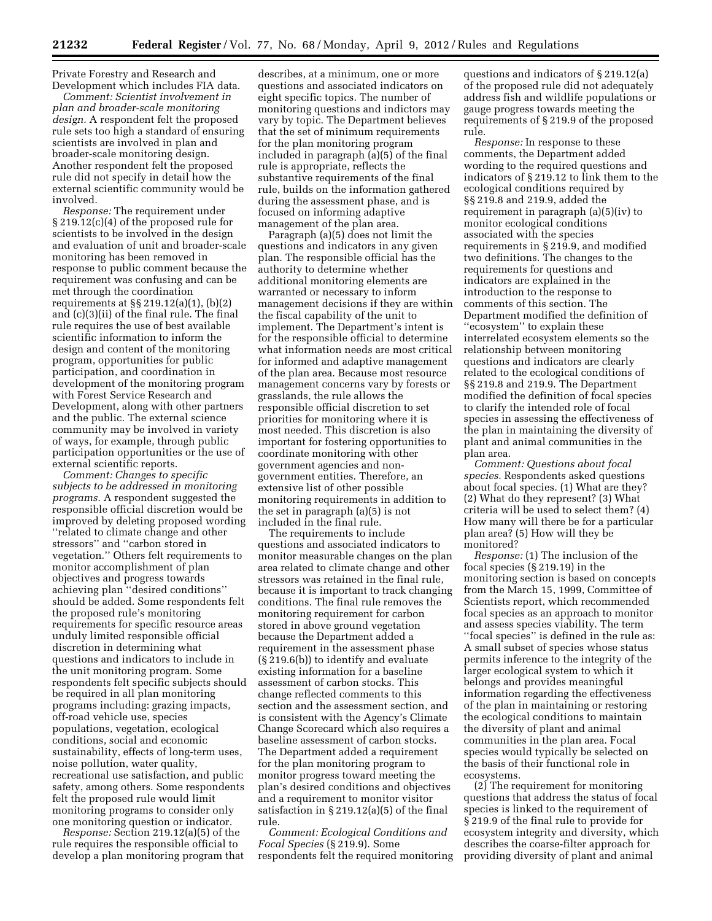Private Forestry and Research and Development which includes FIA data.

*Comment: Scientist involvement in plan and broader-scale monitoring design.* A respondent felt the proposed rule sets too high a standard of ensuring scientists are involved in plan and broader-scale monitoring design. Another respondent felt the proposed rule did not specify in detail how the external scientific community would be involved.

*Response:* The requirement under § 219.12(c)(4) of the proposed rule for scientists to be involved in the design and evaluation of unit and broader-scale monitoring has been removed in response to public comment because the requirement was confusing and can be met through the coordination requirements at §§ 219.12(a)(1), (b)(2) and (c)(3)(ii) of the final rule. The final rule requires the use of best available scientific information to inform the design and content of the monitoring program, opportunities for public participation, and coordination in development of the monitoring program with Forest Service Research and Development, along with other partners and the public. The external science community may be involved in variety of ways, for example, through public participation opportunities or the use of external scientific reports.

*Comment: Changes to specific subjects to be addressed in monitoring programs.* A respondent suggested the responsible official discretion would be improved by deleting proposed wording ''related to climate change and other stressors'' and ''carbon stored in vegetation.'' Others felt requirements to monitor accomplishment of plan objectives and progress towards achieving plan ''desired conditions'' should be added. Some respondents felt the proposed rule's monitoring requirements for specific resource areas unduly limited responsible official discretion in determining what questions and indicators to include in the unit monitoring program. Some respondents felt specific subjects should be required in all plan monitoring programs including: grazing impacts, off-road vehicle use, species populations, vegetation, ecological conditions, social and economic sustainability, effects of long-term uses, noise pollution, water quality, recreational use satisfaction, and public safety, among others. Some respondents felt the proposed rule would limit monitoring programs to consider only one monitoring question or indicator.

*Response:* Section 219.12(a)(5) of the rule requires the responsible official to develop a plan monitoring program that describes, at a minimum, one or more questions and associated indicators on eight specific topics. The number of monitoring questions and indictors may vary by topic. The Department believes that the set of minimum requirements for the plan monitoring program included in paragraph (a)(5) of the final rule is appropriate, reflects the substantive requirements of the final rule, builds on the information gathered during the assessment phase, and is focused on informing adaptive management of the plan area.

Paragraph (a)(5) does not limit the questions and indicators in any given plan. The responsible official has the authority to determine whether additional monitoring elements are warranted or necessary to inform management decisions if they are within the fiscal capability of the unit to implement. The Department's intent is for the responsible official to determine what information needs are most critical for informed and adaptive management of the plan area. Because most resource management concerns vary by forests or grasslands, the rule allows the responsible official discretion to set priorities for monitoring where it is most needed. This discretion is also important for fostering opportunities to coordinate monitoring with other government agencies and non-government entities. Therefore, an extensive list of other possible monitoring requirements in addition to the set in paragraph (a)(5) is not included in the final rule.

The requirements to include questions and associated indicators to monitor measurable changes on the plan area related to climate change and other stressors was retained in the final rule, because it is important to track changing conditions. The final rule removes the monitoring requirement for carbon stored in above ground vegetation because the Department added a requirement in the assessment phase (§ 219.6(b)) to identify and evaluate existing information for a baseline assessment of carbon stocks. This change reflected comments to this section and the assessment section, and is consistent with the Agency's Climate Change Scorecard which also requires a baseline assessment of carbon stocks. The Department added a requirement for the plan monitoring program to monitor progress toward meeting the plan's desired conditions and objectives and a requirement to monitor visitor satisfaction in § 219.12(a)(5) of the final rule.

*Comment: Ecological Conditions and Focal Species* (§ 219.9). Some respondents felt the required monitoring questions and indicators of § 219.12(a) of the proposed rule did not adequately address fish and wildlife populations or gauge progress towards meeting the requirements of § 219.9 of the proposed rule.

*Response:* In response to these comments, the Department added wording to the required questions and indicators of § 219.12 to link them to the ecological conditions required by §§ 219.8 and 219.9, added the requirement in paragraph (a)(5)(iv) to monitor ecological conditions associated with the species requirements in § 219.9, and modified two definitions. The changes to the requirements for questions and indicators are explained in the introduction to the response to comments of this section. The Department modified the definition of ''ecosystem'' to explain these interrelated ecosystem elements so the relationship between monitoring questions and indicators are clearly related to the ecological conditions of §§ 219.8 and 219.9. The Department modified the definition of focal species to clarify the intended role of focal species in assessing the effectiveness of the plan in maintaining the diversity of plant and animal communities in the plan area.

*Comment: Questions about focal species.* Respondents asked questions about focal species. (1) What are they? (2) What do they represent? (3) What criteria will be used to select them? (4) How many will there be for a particular plan area? (5) How will they be monitored?

*Response:* (1) The inclusion of the focal species (§ 219.19) in the monitoring section is based on concepts from the March 15, 1999, Committee of Scientists report, which recommended focal species as an approach to monitor and assess species viability. The term ''focal species'' is defined in the rule as: A small subset of species whose status permits inference to the integrity of the larger ecological system to which it belongs and provides meaningful information regarding the effectiveness of the plan in maintaining or restoring the ecological conditions to maintain the diversity of plant and animal communities in the plan area. Focal species would typically be selected on the basis of their functional role in ecosystems.

(2) The requirement for monitoring questions that address the status of focal species is linked to the requirement of § 219.9 of the final rule to provide for ecosystem integrity and diversity, which describes the coarse-filter approach for providing diversity of plant and animal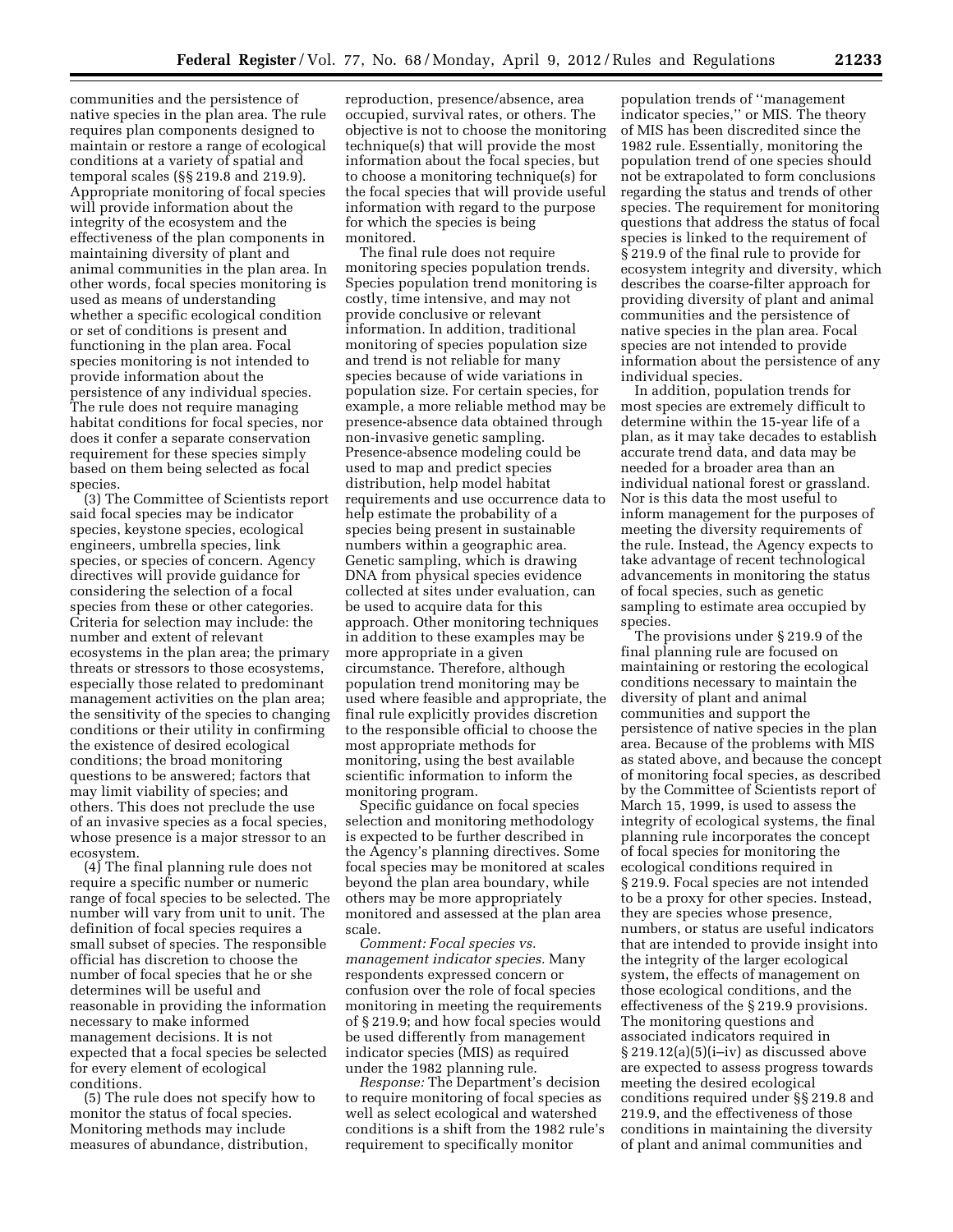communities and the persistence of native species in the plan area. The rule requires plan components designed to maintain or restore a range of ecological conditions at a variety of spatial and temporal scales (§§ 219.8 and 219.9). Appropriate monitoring of focal species will provide information about the integrity of the ecosystem and the effectiveness of the plan components in maintaining diversity of plant and animal communities in the plan area. In other words, focal species monitoring is used as means of understanding whether a specific ecological condition or set of conditions is present and functioning in the plan area. Focal species monitoring is not intended to provide information about the persistence of any individual species. The rule does not require managing habitat conditions for focal species, nor does it confer a separate conservation requirement for these species simply based on them being selected as focal species.

(3) The Committee of Scientists report said focal species may be indicator species, keystone species, ecological engineers, umbrella species, link species, or species of concern. Agency directives will provide guidance for considering the selection of a focal species from these or other categories. Criteria for selection may include: the number and extent of relevant ecosystems in the plan area; the primary threats or stressors to those ecosystems, especially those related to predominant management activities on the plan area; the sensitivity of the species to changing conditions or their utility in confirming the existence of desired ecological conditions; the broad monitoring questions to be answered; factors that may limit viability of species; and others. This does not preclude the use of an invasive species as a focal species, whose presence is a major stressor to an ecosystem.

(4) The final planning rule does not require a specific number or numeric range of focal species to be selected. The number will vary from unit to unit. The definition of focal species requires a small subset of species. The responsible official has discretion to choose the number of focal species that he or she determines will be useful and reasonable in providing the information necessary to make informed management decisions. It is not expected that a focal species be selected for every element of ecological conditions.

(5) The rule does not specify how to monitor the status of focal species. Monitoring methods may include measures of abundance, distribution, reproduction, presence/absence, area occupied, survival rates, or others. The objective is not to choose the monitoring technique(s) that will provide the most information about the focal species, but to choose a monitoring technique(s) for the focal species that will provide useful information with regard to the purpose for which the species is being monitored.

The final rule does not require monitoring species population trends. Species population trend monitoring is costly, time intensive, and may not provide conclusive or relevant information. In addition, traditional monitoring of species population size and trend is not reliable for many species because of wide variations in population size. For certain species, for example, a more reliable method may be presence-absence data obtained through non-invasive genetic sampling. Presence-absence modeling could be used to map and predict species distribution, help model habitat requirements and use occurrence data to help estimate the probability of a species being present in sustainable numbers within a geographic area. Genetic sampling, which is drawing DNA from physical species evidence collected at sites under evaluation, can be used to acquire data for this approach. Other monitoring techniques in addition to these examples may be more appropriate in a given circumstance. Therefore, although population trend monitoring may be used where feasible and appropriate, the final rule explicitly provides discretion to the responsible official to choose the most appropriate methods for monitoring, using the best available scientific information to inform the monitoring program.

Specific guidance on focal species selection and monitoring methodology is expected to be further described in the Agency's planning directives. Some focal species may be monitored at scales beyond the plan area boundary, while others may be more appropriately monitored and assessed at the plan area scale.

*Comment: Focal species vs. management indicator species.* Many respondents expressed concern or confusion over the role of focal species monitoring in meeting the requirements of § 219.9; and how focal species would be used differently from management indicator species (MIS) as required under the 1982 planning rule.

*Response:* The Department's decision to require monitoring of focal species as well as select ecological and watershed conditions is a shift from the 1982 rule's requirement to specifically monitor population trends of "management indicator species," or MIS. The theory of MIS has been discredited since the 1982 rule. Essentially, monitoring the population trend of one species should not be extrapolated to form conclusions regarding the status and trends of other species. The requirement for monitoring questions that address the status of focal species is linked to the requirement of § 219.9 of the final rule to provide for ecosystem integrity and diversity, which describes the coarse-filter approach for providing diversity of plant and animal communities and the persistence of native species in the plan area. Focal species are not intended to provide information about the persistence of any individual species.

In addition, population trends for most species are extremely difficult to determine within the 15-year life of a plan, as it may take decades to establish accurate trend data, and data may be needed for a broader area than an individual national forest or grassland. Nor is this data the most useful to inform management for the purposes of meeting the diversity requirements of the rule. Instead, the Agency expects to take advantage of recent technological advancements in monitoring the status of focal species, such as genetic sampling to estimate area occupied by species.

The provisions under § 219.9 of the final planning rule are focused on maintaining or restoring the ecological conditions necessary to maintain the diversity of plant and animal communities and support the persistence of native species in the plan area. Because of the problems with MIS as stated above, and because the concept of monitoring focal species, as described by the Committee of Scientists report of March 15, 1999, is used to assess the integrity of ecological systems, the final planning rule incorporates the concept of focal species for monitoring the ecological conditions required in § 219.9. Focal species are not intended to be a proxy for other species. Instead, they are species whose presence, numbers, or status are useful indicators that are intended to provide insight into the integrity of the larger ecological system, the effects of management on those ecological conditions, and the effectiveness of the § 219.9 provisions. The monitoring questions and associated indicators required in § 219.12(a)(5)(i–iv) as discussed above are expected to assess progress towards meeting the desired ecological conditions required under §§ 219.8 and 219.9, and the effectiveness of those conditions in maintaining the diversity of plant and animal communities and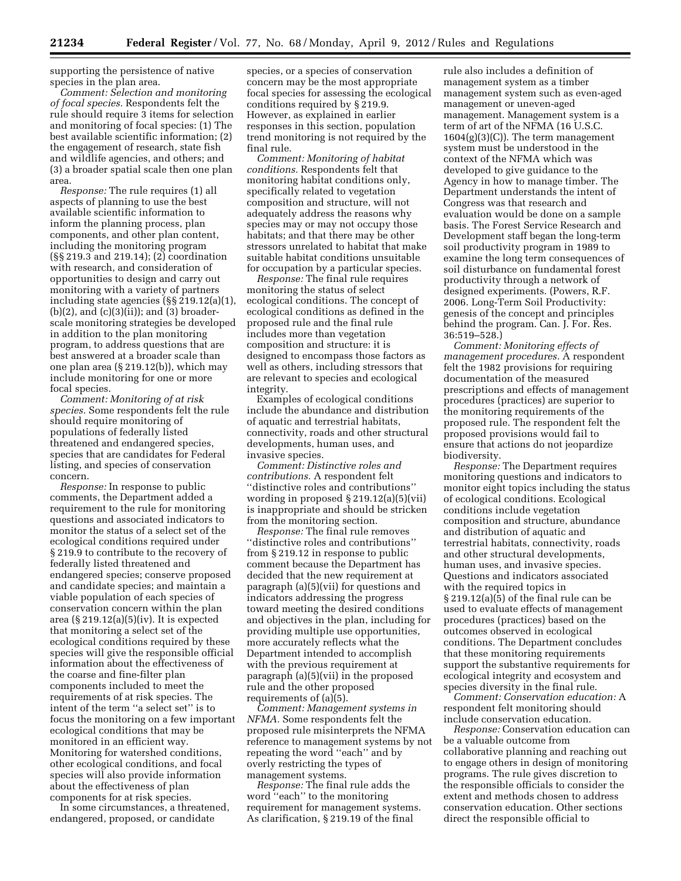supporting the persistence of native species in the plan area.

*Comment: Selection and monitoring of focal species.* Respondents felt the rule should require 3 items for selection and monitoring of focal species: (1) The best available scientific information; (2) the engagement of research, state fish and wildlife agencies, and others; and (3) a broader spatial scale then one plan area.

*Response:* The rule requires (1) all aspects of planning to use the best available scientific information to inform the planning process, plan components, and other plan content, including the monitoring program (§§ 219.3 and 219.14); (2) coordination with research, and consideration of opportunities to design and carry out monitoring with a variety of partners including state agencies (§§ 219.12(a)(1), (b)(2), and (c)(3)(ii)); and (3) broader-scale monitoring strategies be developed in addition to the plan monitoring program, to address questions that are best answered at a broader scale than one plan area (§ 219.12(b)), which may include monitoring for one or more focal species.

*Comment: Monitoring of at risk species.* Some respondents felt the rule should require monitoring of populations of federally listed threatened and endangered species, species that are candidates for Federal listing, and species of conservation concern.

*Response:* In response to public comments, the Department added a requirement to the rule for monitoring questions and associated indicators to monitor the status of a select set of the ecological conditions required under § 219.9 to contribute to the recovery of federally listed threatened and endangered species; conserve proposed and candidate species; and maintain a viable population of each species of conservation concern within the plan area (§ 219.12(a)(5)(iv). It is expected that monitoring a select set of the ecological conditions required by these species will give the responsible official information about the effectiveness of the coarse and fine-filter plan components included to meet the requirements of at risk species. The intent of the term ''a select set'' is to focus the monitoring on a few important ecological conditions that may be monitored in an efficient way. Monitoring for watershed conditions, other ecological conditions, and focal species will also provide information about the effectiveness of plan components for at risk species.

In some circumstances, a threatened, endangered, proposed, or candidate species, or a species of conservation concern may be the most appropriate focal species for assessing the ecological conditions required by § 219.9. However, as explained in earlier responses in this section, population trend monitoring is not required by the final rule.

*Comment: Monitoring of habitat conditions.* Respondents felt that monitoring habitat conditions only, specifically related to vegetation composition and structure, will not adequately address the reasons why species may or may not occupy those habitats; and that there may be other stressors unrelated to habitat that make suitable habitat conditions unsuitable for occupation by a particular species.

*Response:* The final rule requires monitoring the status of select ecological conditions. The concept of ecological conditions as defined in the proposed rule and the final rule includes more than vegetation composition and structure: it is designed to encompass those factors as well as others, including stressors that are relevant to species and ecological integrity.

Examples of ecological conditions include the abundance and distribution of aquatic and terrestrial habitats, connectivity, roads and other structural developments, human uses, and invasive species.

*Comment: Distinctive roles and contributions.* A respondent felt ''distinctive roles and contributions'' wording in proposed § 219.12(a)(5)(vii) is inappropriate and should be stricken from the monitoring section.

*Response:* The final rule removes ''distinctive roles and contributions'' from § 219.12 in response to public comment because the Department has decided that the new requirement at paragraph (a)(5)(vii) for questions and indicators addressing the progress toward meeting the desired conditions and objectives in the plan, including for providing multiple use opportunities, more accurately reflects what the Department intended to accomplish with the previous requirement at paragraph (a)(5)(vii) in the proposed rule and the other proposed requirements of (a)(5).

*Comment: Management systems in NFMA.* Some respondents felt the proposed rule misinterprets the NFMA reference to management systems by not repeating the word ''each'' and by overly restricting the types of management systems.

*Response:* The final rule adds the word ''each'' to the monitoring requirement for management systems. As clarification, § 219.19 of the final rule also includes a definition of management system as a timber management system such as even-aged management or uneven-aged management. Management system is a term of art of the NFMA (16 U.S.C. 1604(g)(3)(C)). The term management system must be understood in the context of the NFMA which was developed to give guidance to the Agency in how to manage timber. The Department understands the intent of Congress was that research and evaluation would be done on a sample basis. The Forest Service Research and Development staff began the long-term soil productivity program in 1989 to examine the long term consequences of soil disturbance on fundamental forest productivity through a network of designed experiments. (Powers, R.F. 2006. Long-Term Soil Productivity: genesis of the concept and principles behind the program. Can. J. For. Res. 36:519–528.)

*Comment: Monitoring effects of management procedures.* A respondent felt the 1982 provisions for requiring documentation of the measured prescriptions and effects of management procedures (practices) are superior to the monitoring requirements of the proposed rule. The respondent felt the proposed provisions would fail to ensure that actions do not jeopardize biodiversity.

*Response:* The Department requires monitoring questions and indicators to monitor eight topics including the status of ecological conditions. Ecological conditions include vegetation composition and structure, abundance and distribution of aquatic and terrestrial habitats, connectivity, roads and other structural developments, human uses, and invasive species. Questions and indicators associated with the required topics in § 219.12(a)(5) of the final rule can be used to evaluate effects of management procedures (practices) based on the outcomes observed in ecological conditions. The Department concludes that these monitoring requirements support the substantive requirements for ecological integrity and ecosystem and species diversity in the final rule.

*Comment: Conservation education:* A respondent felt monitoring should include conservation education.

*Response:* Conservation education can be a valuable outcome from collaborative planning and reaching out to engage others in design of monitoring programs. The rule gives discretion to the responsible officials to consider the extent and methods chosen to address conservation education. Other sections direct the responsible official to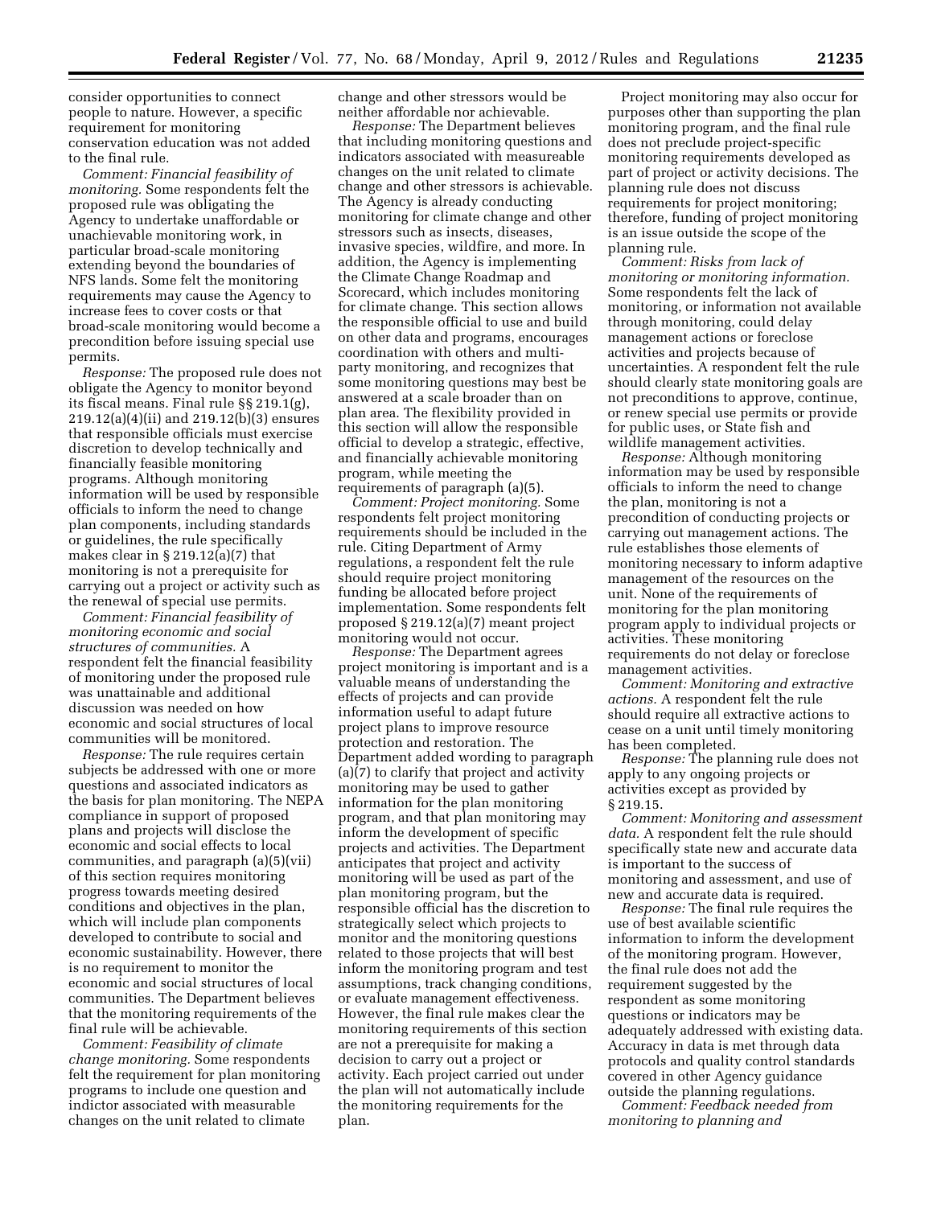consider opportunities to connect people to nature. However, a specific requirement for monitoring conservation education was not added to the final rule.

*Comment: Financial feasibility of monitoring.* Some respondents felt the proposed rule was obligating the Agency to undertake unaffordable or unachievable monitoring work, in particular broad-scale monitoring extending beyond the boundaries of NFS lands. Some felt the monitoring requirements may cause the Agency to increase fees to cover costs or that broad-scale monitoring would become a precondition before issuing special use permits.

*Response:* The proposed rule does not obligate the Agency to monitor beyond its fiscal means. Final rule §§ 219.1(g), 219.12(a)(4)(ii) and 219.12(b)(3) ensures that responsible officials must exercise discretion to develop technically and financially feasible monitoring programs. Although monitoring information will be used by responsible officials to inform the need to change plan components, including standards or guidelines, the rule specifically makes clear in § 219.12(a)(7) that monitoring is not a prerequisite for carrying out a project or activity such as the renewal of special use permits.

*Comment: Financial feasibility of monitoring economic and social structures of communities.* A respondent felt the financial feasibility of monitoring under the proposed rule was unattainable and additional discussion was needed on how economic and social structures of local communities will be monitored.

*Response:* The rule requires certain subjects be addressed with one or more questions and associated indicators as the basis for plan monitoring. The NEPA compliance in support of proposed plans and projects will disclose the economic and social effects to local communities, and paragraph (a)(5)(vii) of this section requires monitoring progress towards meeting desired conditions and objectives in the plan, which will include plan components developed to contribute to social and economic sustainability. However, there is no requirement to monitor the economic and social structures of local communities. The Department believes that the monitoring requirements of the final rule will be achievable.

*Comment: Feasibility of climate change monitoring.* Some respondents felt the requirement for plan monitoring programs to include one question and indictor associated with measurable changes on the unit related to climate change and other stressors would be neither affordable nor achievable.

*Response:* The Department believes that including monitoring questions and indicators associated with measureable changes on the unit related to climate change and other stressors is achievable. The Agency is already conducting monitoring for climate change and other stressors such as insects, diseases, invasive species, wildfire, and more. In addition, the Agency is implementing the Climate Change Roadmap and Scorecard, which includes monitoring for climate change. This section allows the responsible official to use and build on other data and programs, encourages coordination with others and multi-party monitoring, and recognizes that some monitoring questions may best be answered at a scale broader than on plan area. The flexibility provided in this section will allow the responsible official to develop a strategic, effective, and financially achievable monitoring program, while meeting the requirements of paragraph (a)(5).

*Comment: Project monitoring.* Some respondents felt project monitoring requirements should be included in the rule. Citing Department of Army regulations, a respondent felt the rule should require project monitoring funding be allocated before project implementation. Some respondents felt proposed § 219.12(a)(7) meant project monitoring would not occur.

*Response:* The Department agrees project monitoring is important and is a valuable means of understanding the effects of projects and can provide information useful to adapt future project plans to improve resource protection and restoration. The Department added wording to paragraph (a)(7) to clarify that project and activity monitoring may be used to gather information for the plan monitoring program, and that plan monitoring may inform the development of specific projects and activities. The Department anticipates that project and activity monitoring will be used as part of the plan monitoring program, but the responsible official has the discretion to strategically select which projects to monitor and the monitoring questions related to those projects that will best inform the monitoring program and test assumptions, track changing conditions, or evaluate management effectiveness. However, the final rule makes clear the monitoring requirements of this section are not a prerequisite for making a decision to carry out a project or activity. Each project carried out under the plan will not automatically include the monitoring requirements for the plan.

Project monitoring may also occur for purposes other than supporting the plan monitoring program, and the final rule does not preclude project-specific monitoring requirements developed as part of project or activity decisions. The planning rule does not discuss requirements for project monitoring; therefore, funding of project monitoring is an issue outside the scope of the planning rule.

*Comment: Risks from lack of monitoring or monitoring information.* Some respondents felt the lack of monitoring, or information not available through monitoring, could delay management actions or foreclose activities and projects because of uncertainties. A respondent felt the rule should clearly state monitoring goals are not preconditions to approve, continue, or renew special use permits or provide for public uses, or State fish and wildlife management activities.

*Response:* Although monitoring information may be used by responsible officials to inform the need to change the plan, monitoring is not a precondition of conducting projects or carrying out management actions. The rule establishes those elements of monitoring necessary to inform adaptive management of the resources on the unit. None of the requirements of monitoring for the plan monitoring program apply to individual projects or activities. These monitoring requirements do not delay or foreclose management activities.

*Comment: Monitoring and extractive actions.* A respondent felt the rule should require all extractive actions to cease on a unit until timely monitoring has been completed.

*Response:* The planning rule does not apply to any ongoing projects or activities except as provided by § 219.15.

*Comment: Monitoring and assessment data.* A respondent felt the rule should specifically state new and accurate data is important to the success of monitoring and assessment, and use of new and accurate data is required.

*Response:* The final rule requires the use of best available scientific information to inform the development of the monitoring program. However, the final rule does not add the requirement suggested by the respondent as some monitoring questions or indicators may be adequately addressed with existing data. Accuracy in data is met through data protocols and quality control standards covered in other Agency guidance outside the planning regulations.

*Comment: Feedback needed from monitoring to planning and*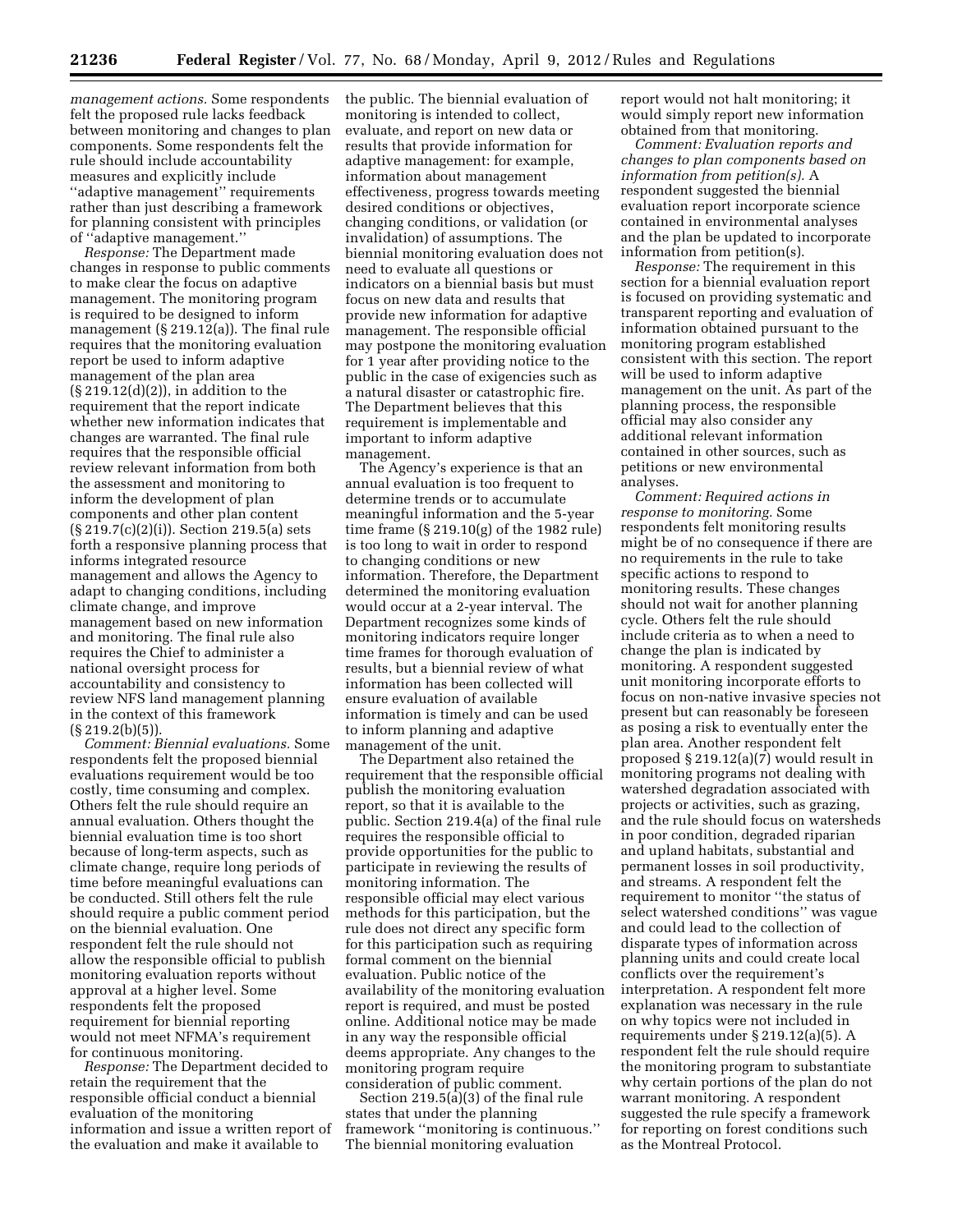*management actions.* Some respondents felt the proposed rule lacks feedback between monitoring and changes to plan components. Some respondents felt the rule should include accountability measures and explicitly include ''adaptive management'' requirements rather than just describing a framework for planning consistent with principles of ''adaptive management.''

*Response:* The Department made changes in response to public comments to make clear the focus on adaptive management. The monitoring program is required to be designed to inform management (§ 219.12(a)). The final rule requires that the monitoring evaluation report be used to inform adaptive management of the plan area (§ 219.12(d)(2)), in addition to the requirement that the report indicate whether new information indicates that changes are warranted. The final rule requires that the responsible official review relevant information from both the assessment and monitoring to inform the development of plan components and other plan content (§ 219.7(c)(2)(i)). Section 219.5(a) sets forth a responsive planning process that informs integrated resource management and allows the Agency to adapt to changing conditions, including climate change, and improve management based on new information and monitoring. The final rule also requires the Chief to administer a national oversight process for accountability and consistency to review NFS land management planning in the context of this framework (§ 219.2(b)(5)).

*Comment: Biennial evaluations.* Some respondents felt the proposed biennial evaluations requirement would be too costly, time consuming and complex. Others felt the rule should require an annual evaluation. Others thought the biennial evaluation time is too short because of long-term aspects, such as climate change, require long periods of time before meaningful evaluations can be conducted. Still others felt the rule should require a public comment period on the biennial evaluation. One respondent felt the rule should not allow the responsible official to publish monitoring evaluation reports without approval at a higher level. Some respondents felt the proposed requirement for biennial reporting would not meet NFMA's requirement for continuous monitoring.

*Response:* The Department decided to retain the requirement that the responsible official conduct a biennial evaluation of the monitoring information and issue a written report of the evaluation and make it available to the public. The biennial evaluation of monitoring is intended to collect, evaluate, and report on new data or results that provide information for adaptive management: for example, information about management effectiveness, progress towards meeting desired conditions or objectives, changing conditions, or validation (or invalidation) of assumptions. The biennial monitoring evaluation does not need to evaluate all questions or indicators on a biennial basis but must focus on new data and results that provide new information for adaptive management. The responsible official may postpone the monitoring evaluation for 1 year after providing notice to the public in the case of exigencies such as a natural disaster or catastrophic fire. The Department believes that this requirement is implementable and important to inform adaptive management.

The Agency's experience is that an annual evaluation is too frequent to determine trends or to accumulate meaningful information and the 5-year time frame (§ 219.10(g) of the 1982 rule) is too long to wait in order to respond to changing conditions or new information. Therefore, the Department determined the monitoring evaluation would occur at a 2-year interval. The Department recognizes some kinds of monitoring indicators require longer time frames for thorough evaluation of results, but a biennial review of what information has been collected will ensure evaluation of available information is timely and can be used to inform planning and adaptive management of the unit.

The Department also retained the requirement that the responsible official publish the monitoring evaluation report, so that it is available to the public. Section 219.4(a) of the final rule requires the responsible official to provide opportunities for the public to participate in reviewing the results of monitoring information. The responsible official may elect various methods for this participation, but the rule does not direct any specific form for this participation such as requiring formal comment on the biennial evaluation. Public notice of the availability of the monitoring evaluation report is required, and must be posted online. Additional notice may be made in any way the responsible official deems appropriate. Any changes to the monitoring program require consideration of public comment.

Section 219.5(a)(3) of the final rule states that under the planning framework ''monitoring is continuous.'' The biennial monitoring evaluation report would not halt monitoring; it would simply report new information obtained from that monitoring.

*Comment: Evaluation reports and changes to plan components based on information from petition(s).* A respondent suggested the biennial evaluation report incorporate science contained in environmental analyses and the plan be updated to incorporate information from petition(s).

*Response:* The requirement in this section for a biennial evaluation report is focused on providing systematic and transparent reporting and evaluation of information obtained pursuant to the monitoring program established consistent with this section. The report will be used to inform adaptive management on the unit. As part of the planning process, the responsible official may also consider any additional relevant information contained in other sources, such as petitions or new environmental analyses.

*Comment: Required actions in response to monitoring.* Some respondents felt monitoring results might be of no consequence if there are no requirements in the rule to take specific actions to respond to monitoring results. These changes should not wait for another planning cycle. Others felt the rule should include criteria as to when a need to change the plan is indicated by monitoring. A respondent suggested unit monitoring incorporate efforts to focus on non-native invasive species not present but can reasonably be foreseen as posing a risk to eventually enter the plan area. Another respondent felt proposed § 219.12(a)(7) would result in monitoring programs not dealing with watershed degradation associated with projects or activities, such as grazing, and the rule should focus on watersheds in poor condition, degraded riparian and upland habitats, substantial and permanent losses in soil productivity, and streams. A respondent felt the requirement to monitor ''the status of select watershed conditions'' was vague and could lead to the collection of disparate types of information across planning units and could create local conflicts over the requirement's interpretation. A respondent felt more explanation was necessary in the rule on why topics were not included in requirements under § 219.12(a)(5). A respondent felt the rule should require the monitoring program to substantiate why certain portions of the plan do not warrant monitoring. A respondent suggested the rule specify a framework for reporting on forest conditions such as the Montreal Protocol.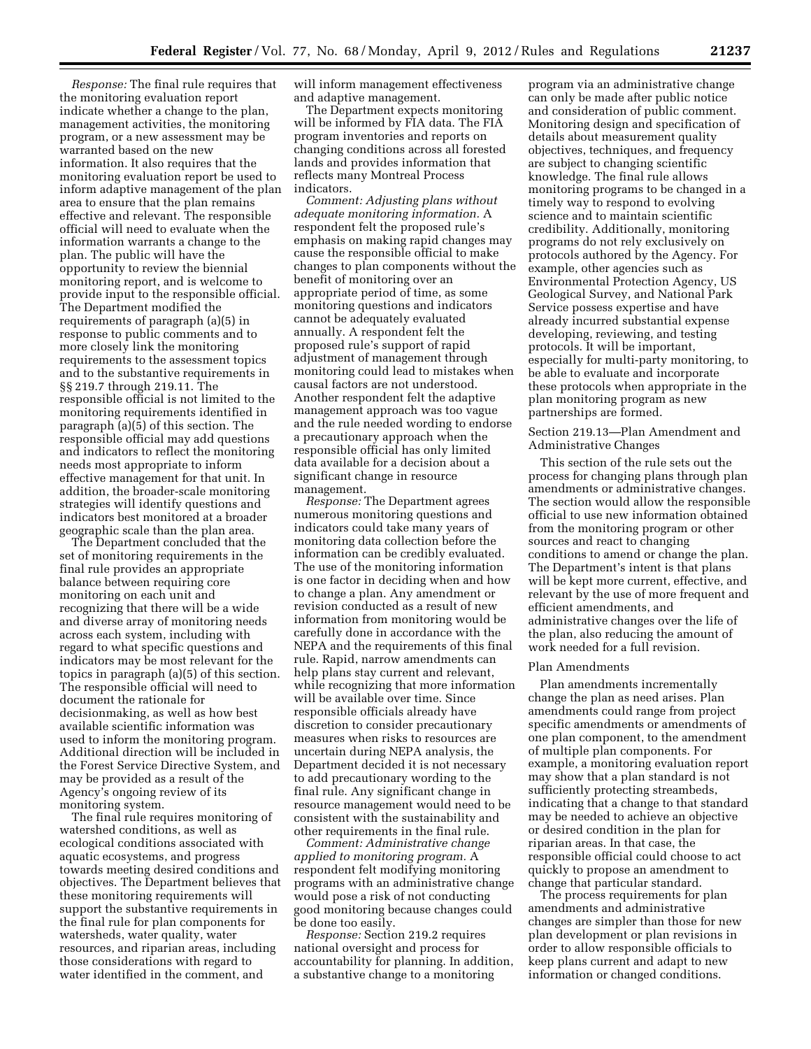*Response:* The final rule requires that the monitoring evaluation report indicate whether a change to the plan, management activities, the monitoring program, or a new assessment may be warranted based on the new information. It also requires that the monitoring evaluation report be used to inform adaptive management of the plan area to ensure that the plan remains effective and relevant. The responsible official will need to evaluate when the information warrants a change to the plan. The public will have the opportunity to review the biennial monitoring report, and is welcome to provide input to the responsible official. The Department modified the requirements of paragraph (a)(5) in response to public comments and to more closely link the monitoring requirements to the assessment topics and to the substantive requirements in §§ 219.7 through 219.11. The responsible official is not limited to the monitoring requirements identified in paragraph (a)(5) of this section. The responsible official may add questions and indicators to reflect the monitoring needs most appropriate to inform effective management for that unit. In addition, the broader-scale monitoring strategies will identify questions and indicators best monitored at a broader geographic scale than the plan area.

The Department concluded that the set of monitoring requirements in the final rule provides an appropriate balance between requiring core monitoring on each unit and recognizing that there will be a wide and diverse array of monitoring needs across each system, including with regard to what specific questions and indicators may be most relevant for the topics in paragraph (a)(5) of this section. The responsible official will need to document the rationale for decisionmaking, as well as how best available scientific information was used to inform the monitoring program. Additional direction will be included in the Forest Service Directive System, and may be provided as a result of the Agency's ongoing review of its monitoring system.

The final rule requires monitoring of watershed conditions, as well as ecological conditions associated with aquatic ecosystems, and progress towards meeting desired conditions and objectives. The Department believes that these monitoring requirements will support the substantive requirements in the final rule for plan components for watersheds, water quality, water resources, and riparian areas, including those considerations with regard to water identified in the comment, and will inform management effectiveness and adaptive management.

The Department expects monitoring will be informed by FIA data. The FIA program inventories and reports on changing conditions across all forested lands and provides information that reflects many Montreal Process indicators.

*Comment: Adjusting plans without adequate monitoring information.* A respondent felt the proposed rule's emphasis on making rapid changes may cause the responsible official to make changes to plan components without the benefit of monitoring over an appropriate period of time, as some monitoring questions and indicators cannot be adequately evaluated annually. A respondent felt the proposed rule's support of rapid adjustment of management through monitoring could lead to mistakes when causal factors are not understood. Another respondent felt the adaptive management approach was too vague and the rule needed wording to endorse a precautionary approach when the responsible official has only limited data available for a decision about a significant change in resource management.

*Response:* The Department agrees numerous monitoring questions and indicators could take many years of monitoring data collection before the information can be credibly evaluated. The use of the monitoring information is one factor in deciding when and how to change a plan. Any amendment or revision conducted as a result of new information from monitoring would be carefully done in accordance with the NEPA and the requirements of this final rule. Rapid, narrow amendments can help plans stay current and relevant, while recognizing that more information will be available over time. Since responsible officials already have discretion to consider precautionary measures when risks to resources are uncertain during NEPA analysis, the Department decided it is not necessary to add precautionary wording to the final rule. Any significant change in resource management would need to be consistent with the sustainability and other requirements in the final rule.

*Comment: Administrative change applied to monitoring program.* A respondent felt modifying monitoring programs with an administrative change would pose a risk of not conducting good monitoring because changes could be done too easily.

*Response:* Section 219.2 requires national oversight and process for accountability for planning. In addition, a substantive change to a monitoring program via an administrative change can only be made after public notice and consideration of public comment. Monitoring design and specification of details about measurement quality objectives, techniques, and frequency are subject to changing scientific knowledge. The final rule allows monitoring programs to be changed in a timely way to respond to evolving science and to maintain scientific credibility. Additionally, monitoring programs do not rely exclusively on protocols authored by the Agency. For example, other agencies such as Environmental Protection Agency, US Geological Survey, and National Park Service possess expertise and have already incurred substantial expense developing, reviewing, and testing protocols. It will be important, especially for multi-party monitoring, to be able to evaluate and incorporate these protocols when appropriate in the plan monitoring program as new partnerships are formed.

Section 219.13—Plan Amendment and Administrative Changes

This section of the rule sets out the process for changing plans through plan amendments or administrative changes. The section would allow the responsible official to use new information obtained from the monitoring program or other sources and react to changing conditions to amend or change the plan. The Department's intent is that plans will be kept more current, effective, and relevant by the use of more frequent and efficient amendments, and administrative changes over the life of the plan, also reducing the amount of work needed for a full revision.

Plan Amendments

Plan amendments incrementally change the plan as need arises. Plan amendments could range from project specific amendments or amendments of one plan component, to the amendment of multiple plan components. For example, a monitoring evaluation report may show that a plan standard is not sufficiently protecting streambeds, indicating that a change to that standard may be needed to achieve an objective or desired condition in the plan for riparian areas. In that case, the responsible official could choose to act quickly to propose an amendment to change that particular standard.

The process requirements for plan amendments and administrative changes are simpler than those for new plan development or plan revisions in order to allow responsible officials to keep plans current and adapt to new information or changed conditions.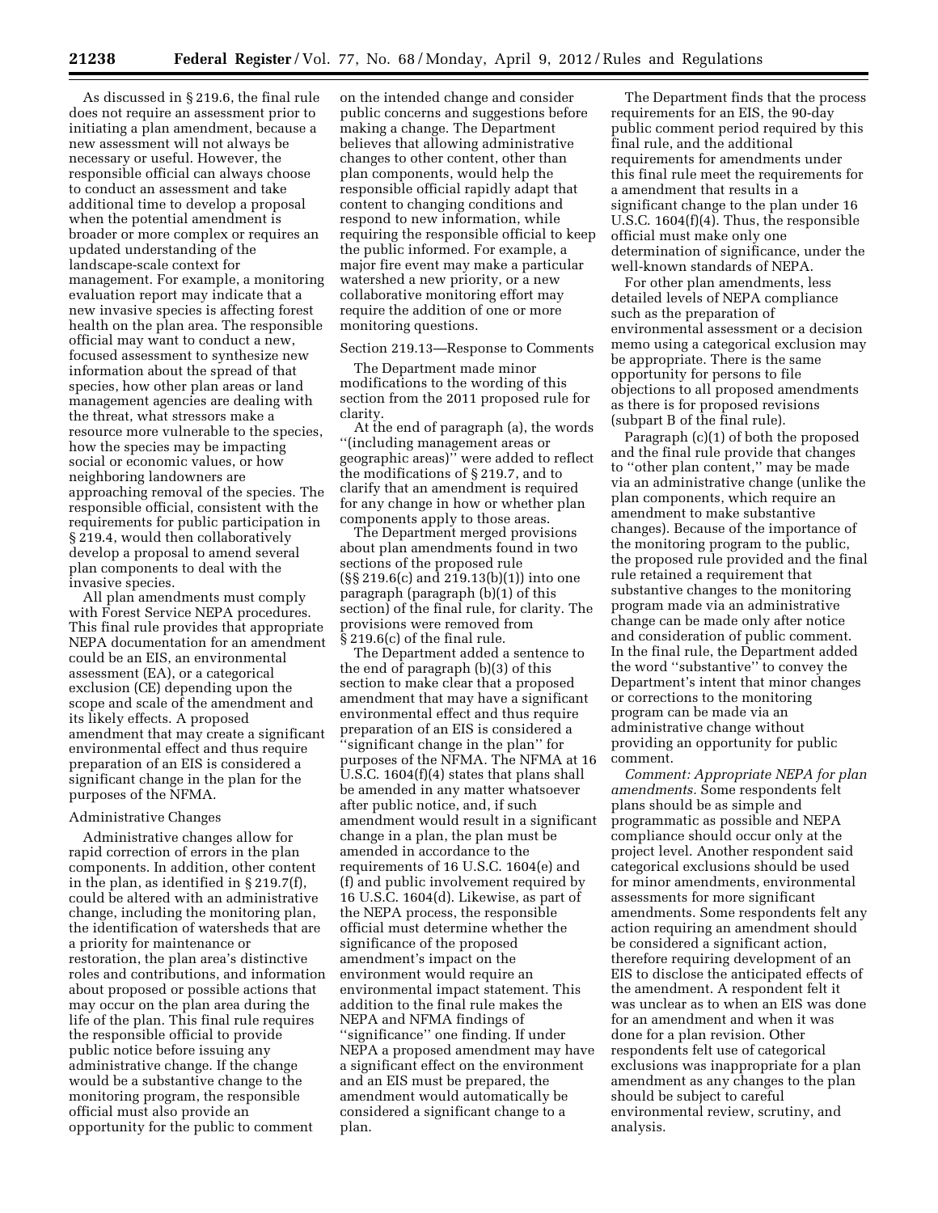As discussed in § 219.6, the final rule does not require an assessment prior to initiating a plan amendment, because a new assessment will not always be necessary or useful. However, the responsible official can always choose to conduct an assessment and take additional time to develop a proposal when the potential amendment is broader or more complex or requires an updated understanding of the landscape-scale context for management. For example, a monitoring evaluation report may indicate that a new invasive species is affecting forest health on the plan area. The responsible official may want to conduct a new, focused assessment to synthesize new information about the spread of that species, how other plan areas or land management agencies are dealing with the threat, what stressors make a resource more vulnerable to the species, how the species may be impacting social or economic values, or how neighboring landowners are approaching removal of the species. The responsible official, consistent with the requirements for public participation in § 219.4, would then collaboratively develop a proposal to amend several plan components to deal with the invasive species.

All plan amendments must comply with Forest Service NEPA procedures. This final rule provides that appropriate NEPA documentation for an amendment could be an EIS, an environmental assessment (EA), or a categorical exclusion (CE) depending upon the scope and scale of the amendment and its likely effects. A proposed amendment that may create a significant environmental effect and thus require preparation of an EIS is considered a significant change in the plan for the purposes of the NFMA.

Administrative Changes

Administrative changes allow for rapid correction of errors in the plan components. In addition, other content in the plan, as identified in § 219.7(f), could be altered with an administrative change, including the monitoring plan, the identification of watersheds that are a priority for maintenance or restoration, the plan area's distinctive roles and contributions, and information about proposed or possible actions that may occur on the plan area during the life of the plan. This final rule requires the responsible official to provide public notice before issuing any administrative change. If the change would be a substantive change to the monitoring program, the responsible official must also provide an opportunity for the public to comment on the intended change and consider public concerns and suggestions before making a change. The Department believes that allowing administrative changes to other content, other than plan components, would help the responsible official rapidly adapt that content to changing conditions and respond to new information, while requiring the responsible official to keep the public informed. For example, a major fire event may make a particular watershed a new priority, or a new collaborative monitoring effort may require the addition of one or more monitoring questions.

Section 219.13—Response to Comments

The Department made minor modifications to the wording of this section from the 2011 proposed rule for clarity.

At the end of paragraph (a), the words "(including management areas or geographic areas)" were added to reflect the modifications of § 219.7, and to clarify that an amendment is required for any change in how or whether plan components apply to those areas.

The Department merged provisions about plan amendments found in two sections of the proposed rule (§§ 219.6(c) and 219.13(b)(1)) into one paragraph (paragraph (b)(1) of this section) of the final rule, for clarity. The provisions were removed from § 219.6(c) of the final rule.

The Department added a sentence to the end of paragraph (b)(3) of this section to make clear that a proposed amendment that may have a significant environmental effect and thus require preparation of an EIS is considered a "significant change in the plan" for purposes of the NFMA. The NFMA at 16 U.S.C. 1604(f)(4) states that plans shall be amended in any matter whatsoever after public notice, and, if such amendment would result in a significant change in a plan, the plan must be amended in accordance to the requirements of 16 U.S.C. 1604(e) and (f) and public involvement required by 16 U.S.C. 1604(d). Likewise, as part of the NEPA process, the responsible official must determine whether the significance of the proposed amendment's impact on the environment would require an environmental impact statement. This addition to the final rule makes the NEPA and NFMA findings of "significance" one finding. If under NEPA a proposed amendment may have a significant effect on the environment and an EIS must be prepared, the amendment would automatically be considered a significant change to a plan.

The Department finds that the process requirements for an EIS, the 90-day public comment period required by this final rule, and the additional requirements for amendments under this final rule meet the requirements for a amendment that results in a significant change to the plan under 16 U.S.C. 1604(f)(4). Thus, the responsible official must make only one determination of significance, under the well-known standards of NEPA.

For other plan amendments, less detailed levels of NEPA compliance such as the preparation of environmental assessment or a decision memo using a categorical exclusion may be appropriate. There is the same opportunity for persons to file objections to all proposed amendments as there is for proposed revisions (subpart B of the final rule).

Paragraph (c)(1) of both the proposed and the final rule provide that changes to "other plan content," may be made via an administrative change (unlike the plan components, which require an amendment to make substantive changes). Because of the importance of the monitoring program to the public, the proposed rule provided and the final rule retained a requirement that substantive changes to the monitoring program made via an administrative change can be made only after notice and consideration of public comment. In the final rule, the Department added the word "substantive" to convey the Department's intent that minor changes or corrections to the monitoring program can be made via an administrative change without providing an opportunity for public comment.

*Comment: Appropriate NEPA for plan amendments.* Some respondents felt plans should be as simple and programmatic as possible and NEPA compliance should occur only at the project level. Another respondent said categorical exclusions should be used for minor amendments, environmental assessments for more significant amendments. Some respondents felt any action requiring an amendment should be considered a significant action, therefore requiring development of an EIS to disclose the anticipated effects of the amendment. A respondent felt it was unclear as to when an EIS was done for an amendment and when it was done for a plan revision. Other respondents felt use of categorical exclusions was inappropriate for a plan amendment as any changes to the plan should be subject to careful environmental review, scrutiny, and analysis.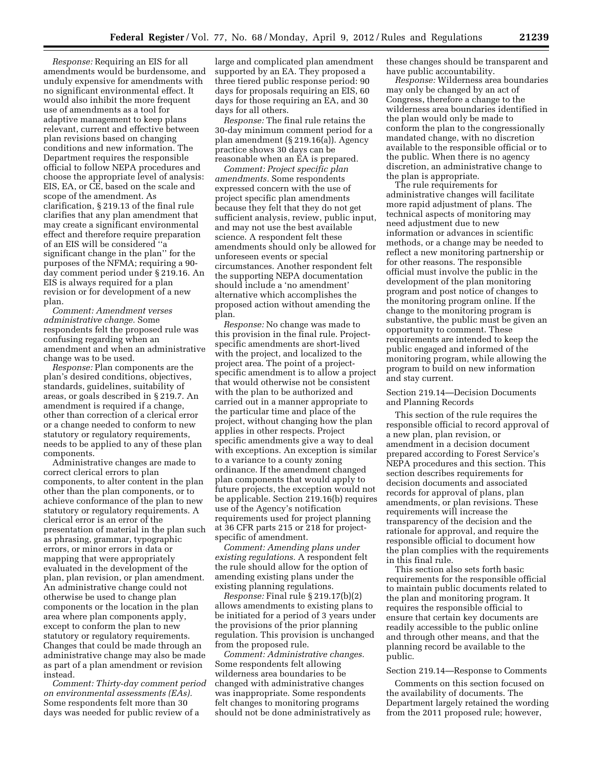*Response:* Requiring an EIS for all amendments would be burdensome, and unduly expensive for amendments with no significant environmental effect. It would also inhibit the more frequent use of amendments as a tool for adaptive management to keep plans relevant, current and effective between plan revisions based on changing conditions and new information. The Department requires the responsible official to follow NEPA procedures and choose the appropriate level of analysis: EIS, EA, or CE, based on the scale and scope of the amendment. As clarification, § 219.13 of the final rule clarifies that any plan amendment that may create a significant environmental effect and therefore require preparation of an EIS will be considered ''a significant change in the plan'' for the purposes of the NFMA; requiring a 90-day comment period under § 219.16. An EIS is always required for a plan revision or for development of a new plan.

*Comment: Amendment verses administrative change.* Some respondents felt the proposed rule was confusing regarding when an amendment and when an administrative change was to be used.

*Response:* Plan components are the plan's desired conditions, objectives, standards, guidelines, suitability of areas, or goals described in § 219.7. An amendment is required if a change, other than correction of a clerical error or a change needed to conform to new statutory or regulatory requirements, needs to be applied to any of these plan components.

Administrative changes are made to correct clerical errors to plan components, to alter content in the plan other than the plan components, or to achieve conformance of the plan to new statutory or regulatory requirements. A clerical error is an error of the presentation of material in the plan such as phrasing, grammar, typographic errors, or minor errors in data or mapping that were appropriately evaluated in the development of the plan, plan revision, or plan amendment. An administrative change could not otherwise be used to change plan components or the location in the plan area where plan components apply, except to conform the plan to new statutory or regulatory requirements. Changes that could be made through an administrative change may also be made as part of a plan amendment or revision instead.

*Comment: Thirty-day comment period on environmental assessments (EAs).* Some respondents felt more than 30 days was needed for public review of a large and complicated plan amendment supported by an EA. They proposed a three tiered public response period: 90 days for proposals requiring an EIS, 60 days for those requiring an EA, and 30 days for all others.

*Response:* The final rule retains the 30-day minimum comment period for a plan amendment (§ 219.16(a)). Agency practice shows 30 days can be reasonable when an EA is prepared.

*Comment: Project specific plan amendments.* Some respondents expressed concern with the use of project specific plan amendments because they felt that they do not get sufficient analysis, review, public input, and may not use the best available science. A respondent felt these amendments should only be allowed for unforeseen events or special circumstances. Another respondent felt the supporting NEPA documentation should include a 'no amendment' alternative which accomplishes the proposed action without amending the plan.

*Response:* No change was made to this provision in the final rule. Project-specific amendments are short-lived with the project, and localized to the project area. The point of a project-specific amendment is to allow a project that would otherwise not be consistent with the plan to be authorized and carried out in a manner appropriate to the particular time and place of the project, without changing how the plan applies in other respects. Project specific amendments give a way to deal with exceptions. An exception is similar to a variance to a county zoning ordinance. If the amendment changed plan components that would apply to future projects, the exception would not be applicable. Section 219.16(b) requires use of the Agency's notification requirements used for project planning at 36 CFR parts 215 or 218 for project-specific of amendment.

*Comment: Amending plans under existing regulations.* A respondent felt the rule should allow for the option of amending existing plans under the existing planning regulations.

*Response:* Final rule § 219.17(b)(2) allows amendments to existing plans to be initiated for a period of 3 years under the provisions of the prior planning regulation. This provision is unchanged from the proposed rule.

*Comment: Administrative changes.* Some respondents felt allowing wilderness area boundaries to be changed with administrative changes was inappropriate. Some respondents felt changes to monitoring programs should not be done administratively as these changes should be transparent and have public accountability.

*Response:* Wilderness area boundaries may only be changed by an act of Congress, therefore a change to the wilderness area boundaries identified in the plan would only be made to conform the plan to the congressionally mandated change, with no discretion available to the responsible official or to the public. When there is no agency discretion, an administrative change to the plan is appropriate.

The rule requirements for administrative changes will facilitate more rapid adjustment of plans. The technical aspects of monitoring may need adjustment due to new information or advances in scientific methods, or a change may be needed to reflect a new monitoring partnership or for other reasons. The responsible official must involve the public in the development of the plan monitoring program and post notice of changes to the monitoring program online. If the change to the monitoring program is substantive, the public must be given an opportunity to comment. These requirements are intended to keep the public engaged and informed of the monitoring program, while allowing the program to build on new information and stay current.

Section 219.14—Decision Documents and Planning Records

This section of the rule requires the responsible official to record approval of a new plan, plan revision, or amendment in a decision document prepared according to Forest Service's NEPA procedures and this section. This section describes requirements for decision documents and associated records for approval of plans, plan amendments, or plan revisions. These requirements will increase the transparency of the decision and the rationale for approval, and require the responsible official to document how the plan complies with the requirements in this final rule.

This section also sets forth basic requirements for the responsible official to maintain public documents related to the plan and monitoring program. It requires the responsible official to ensure that certain key documents are readily accessible to the public online and through other means, and that the planning record be available to the public.

Section 219.14—Response to Comments

Comments on this section focused on the availability of documents. The Department largely retained the wording from the 2011 proposed rule; however,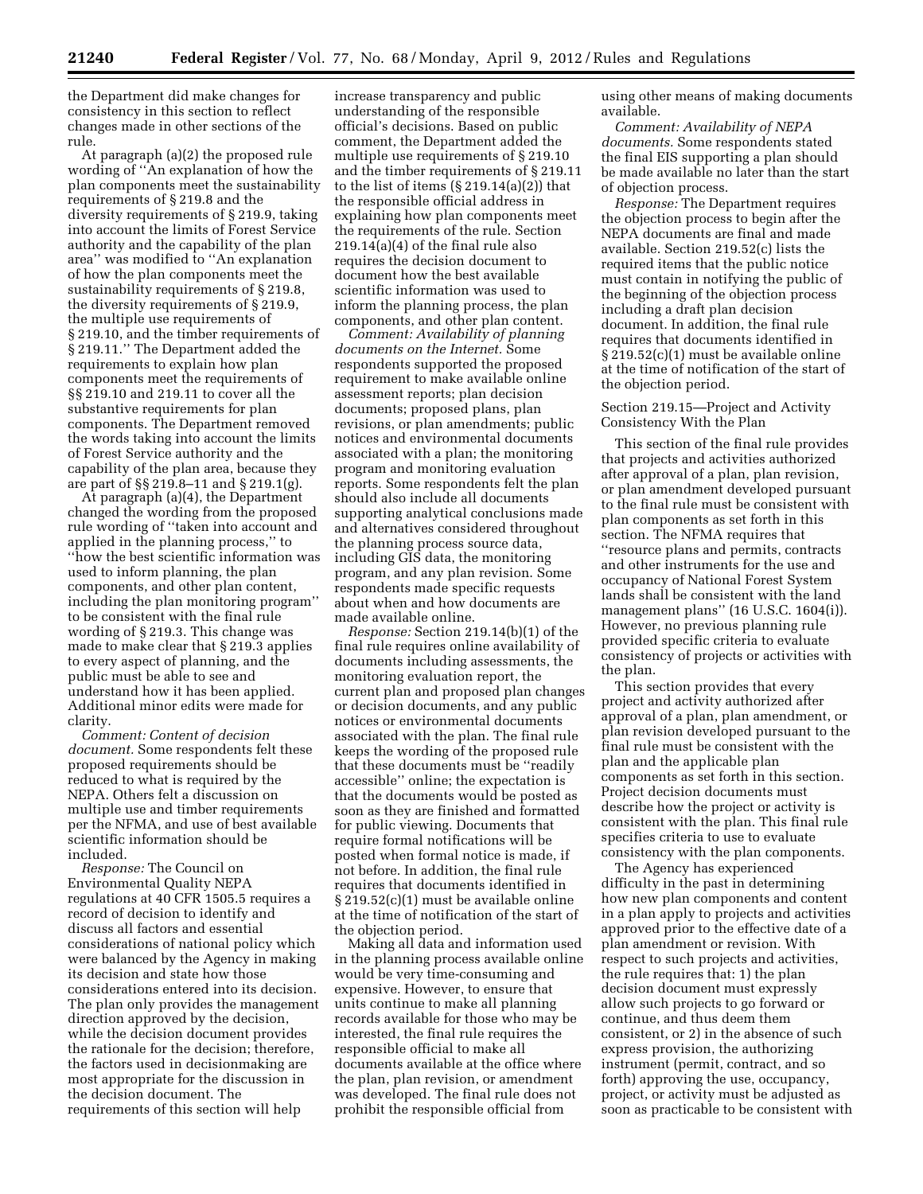the Department did make changes for consistency in this section to reflect changes made in other sections of the rule.

At paragraph (a)(2) the proposed rule wording of ''An explanation of how the plan components meet the sustainability requirements of § 219.8 and the diversity requirements of § 219.9, taking into account the limits of Forest Service authority and the capability of the plan area'' was modified to ''An explanation of how the plan components meet the sustainability requirements of § 219.8, the diversity requirements of § 219.9, the multiple use requirements of § 219.10, and the timber requirements of § 219.11.'' The Department added the requirements to explain how plan components meet the requirements of §§ 219.10 and 219.11 to cover all the substantive requirements for plan components. The Department removed the words taking into account the limits of Forest Service authority and the capability of the plan area, because they are part of §§ 219.8–11 and § 219.1(g).

At paragraph (a)(4), the Department changed the wording from the proposed rule wording of ''taken into account and applied in the planning process,'' to ''how the best scientific information was used to inform planning, the plan components, and other plan content, including the plan monitoring program'' to be consistent with the final rule wording of § 219.3. This change was made to make clear that § 219.3 applies to every aspect of planning, and the public must be able to see and understand how it has been applied. Additional minor edits were made for clarity.

*Comment: Content of decision document.* Some respondents felt these proposed requirements should be reduced to what is required by the NEPA. Others felt a discussion on multiple use and timber requirements per the NFMA, and use of best available scientific information should be included.

*Response:* The Council on Environmental Quality NEPA regulations at 40 CFR 1505.5 requires a record of decision to identify and discuss all factors and essential considerations of national policy which were balanced by the Agency in making its decision and state how those considerations entered into its decision. The plan only provides the management direction approved by the decision, while the decision document provides the rationale for the decision; therefore, the factors used in decisionmaking are most appropriate for the discussion in the decision document. The requirements of this section will help increase transparency and public understanding of the responsible official's decisions. Based on public comment, the Department added the multiple use requirements of § 219.10 and the timber requirements of § 219.11 to the list of items (§ 219.14(a)(2)) that the responsible official address in explaining how plan components meet the requirements of the rule. Section 219.14(a)(4) of the final rule also requires the decision document to document how the best available scientific information was used to inform the planning process, the plan components, and other plan content.

*Comment: Availability of planning documents on the Internet.* Some respondents supported the proposed requirement to make available online assessment reports; plan decision documents; proposed plans, plan revisions, or plan amendments; public notices and environmental documents associated with a plan; the monitoring program and monitoring evaluation reports. Some respondents felt the plan should also include all documents supporting analytical conclusions made and alternatives considered throughout the planning process source data, including GIS data, the monitoring program, and any plan revision. Some respondents made specific requests about when and how documents are made available online.

*Response:* Section 219.14(b)(1) of the final rule requires online availability of documents including assessments, the monitoring evaluation report, the current plan and proposed plan changes or decision documents, and any public notices or environmental documents associated with the plan. The final rule keeps the wording of the proposed rule that these documents must be ''readily accessible'' online; the expectation is that the documents would be posted as soon as they are finished and formatted for public viewing. Documents that require formal notifications will be posted when formal notice is made, if not before. In addition, the final rule requires that documents identified in § 219.52(c)(1) must be available online at the time of notification of the start of the objection period.

Making all data and information used in the planning process available online would be very time-consuming and expensive. However, to ensure that units continue to make all planning records available for those who may be interested, the final rule requires the responsible official to make all documents available at the office where the plan, plan revision, or amendment was developed. The final rule does not prohibit the responsible official from using other means of making documents available.

*Comment: Availability of NEPA documents.* Some respondents stated the final EIS supporting a plan should be made available no later than the start of objection process.

*Response:* The Department requires the objection process to begin after the NEPA documents are final and made available. Section 219.52(c) lists the required items that the public notice must contain in notifying the public of the beginning of the objection process including a draft plan decision document. In addition, the final rule requires that documents identified in § 219.52(c)(1) must be available online at the time of notification of the start of the objection period.

Section 219.15—Project and Activity Consistency With the Plan

This section of the final rule provides that projects and activities authorized after approval of a plan, plan revision, or plan amendment developed pursuant to the final rule must be consistent with plan components as set forth in this section. The NFMA requires that ''resource plans and permits, contracts and other instruments for the use and occupancy of National Forest System lands shall be consistent with the land management plans'' (16 U.S.C. 1604(i)). However, no previous planning rule provided specific criteria to evaluate consistency of projects or activities with the plan.

This section provides that every project and activity authorized after approval of a plan, plan amendment, or plan revision developed pursuant to the final rule must be consistent with the plan and the applicable plan components as set forth in this section. Project decision documents must describe how the project or activity is consistent with the plan. This final rule specifies criteria to use to evaluate consistency with the plan components.

The Agency has experienced difficulty in the past in determining how new plan components and content in a plan apply to projects and activities approved prior to the effective date of a plan amendment or revision. With respect to such projects and activities, the rule requires that: 1) the plan decision document must expressly allow such projects to go forward or continue, and thus deem them consistent, or 2) in the absence of such express provision, the authorizing instrument (permit, contract, and so forth) approving the use, occupancy, project, or activity must be adjusted as soon as practicable to be consistent with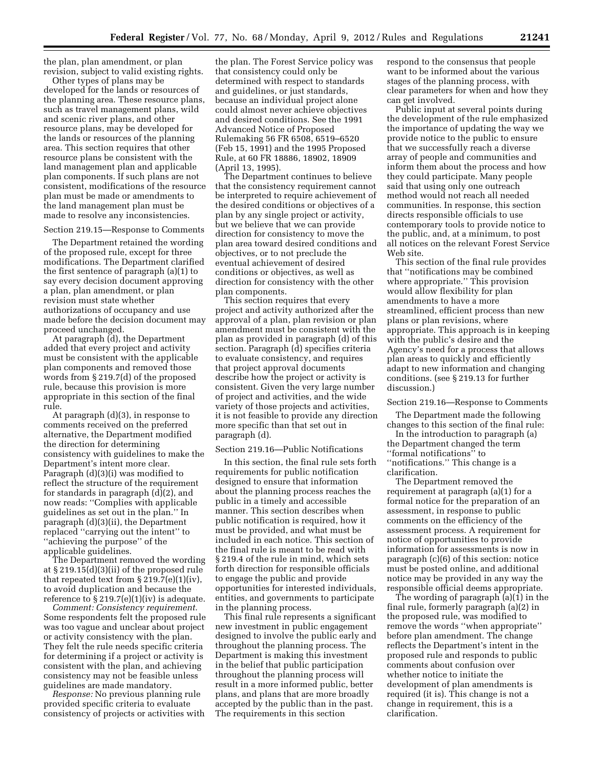the plan, plan amendment, or plan revision, subject to valid existing rights.

Other types of plans may be developed for the lands or resources of the planning area. These resource plans, such as travel management plans, wild and scenic river plans, and other resource plans, may be developed for the lands or resources of the planning area. This section requires that other resource plans be consistent with the land management plan and applicable plan components. If such plans are not consistent, modifications of the resource plan must be made or amendments to the land management plan must be made to resolve any inconsistencies.

Section 219.15—Response to Comments

The Department retained the wording of the proposed rule, except for three modifications. The Department clarified the first sentence of paragraph (a)(1) to say every decision document approving a plan, plan amendment, or plan revision must state whether authorizations of occupancy and use made before the decision document may proceed unchanged.

At paragraph (d), the Department added that every project and activity must be consistent with the applicable plan components and removed those words from § 219.7(d) of the proposed rule, because this provision is more appropriate in this section of the final rule.

At paragraph (d)(3), in response to comments received on the preferred alternative, the Department modified the direction for determining consistency with guidelines to make the Department's intent more clear. Paragraph (d)(3)(i) was modified to reflect the structure of the requirement for standards in paragraph (d)(2), and now reads: ''Complies with applicable guidelines as set out in the plan.'' In paragraph (d)(3)(ii), the Department replaced ''carrying out the intent'' to ''achieving the purpose'' of the applicable guidelines.

The Department removed the wording at § 219.15(d)(3)(ii) of the proposed rule that repeated text from § 219.7(e)(1)(iv), to avoid duplication and because the reference to § 219.7(e)(1)(iv) is adequate.

*Comment: Consistency requirement.* Some respondents felt the proposed rule was too vague and unclear about project or activity consistency with the plan. They felt the rule needs specific criteria for determining if a project or activity is consistent with the plan, and achieving consistency may not be feasible unless guidelines are made mandatory.

*Response:* No previous planning rule provided specific criteria to evaluate consistency of projects or activities with the plan. The Forest Service policy was that consistency could only be determined with respect to standards and guidelines, or just standards, because an individual project alone could almost never achieve objectives and desired conditions. See the 1991 Advanced Notice of Proposed Rulemaking 56 FR 6508, 6519–6520 (Feb 15, 1991) and the 1995 Proposed Rule, at 60 FR 18886, 18902, 18909 (April 13, 1995).

The Department continues to believe that the consistency requirement cannot be interpreted to require achievement of the desired conditions or objectives of a plan by any single project or activity, but we believe that we can provide direction for consistency to move the plan area toward desired conditions and objectives, or to not preclude the eventual achievement of desired conditions or objectives, as well as direction for consistency with the other plan components.

This section requires that every project and activity authorized after the approval of a plan, plan revision or plan amendment must be consistent with the plan as provided in paragraph (d) of this section. Paragraph (d) specifies criteria to evaluate consistency, and requires that project approval documents describe how the project or activity is consistent. Given the very large number of project and activities, and the wide variety of those projects and activities, it is not feasible to provide any direction more specific than that set out in paragraph (d).

Section 219.16—Public Notifications

In this section, the final rule sets forth requirements for public notification designed to ensure that information about the planning process reaches the public in a timely and accessible manner. This section describes when public notification is required, how it must be provided, and what must be included in each notice. This section of the final rule is meant to be read with § 219.4 of the rule in mind, which sets forth direction for responsible officials to engage the public and provide opportunities for interested individuals, entities, and governments to participate in the planning process.

This final rule represents a significant new investment in public engagement designed to involve the public early and throughout the planning process. The Department is making this investment in the belief that public participation throughout the planning process will result in a more informed public, better plans, and plans that are more broadly accepted by the public than in the past. The requirements in this section respond to the consensus that people want to be informed about the various stages of the planning process, with clear parameters for when and how they can get involved.

Public input at several points during the development of the rule emphasized the importance of updating the way we provide notice to the public to ensure that we successfully reach a diverse array of people and communities and inform them about the process and how they could participate. Many people said that using only one outreach method would not reach all needed communities. In response, this section directs responsible officials to use contemporary tools to provide notice to the public, and, at a minimum, to post all notices on the relevant Forest Service Web site.

This section of the final rule provides that ''notifications may be combined where appropriate.'' This provision would allow flexibility for plan amendments to have a more streamlined, efficient process than new plans or plan revisions, where appropriate. This approach is in keeping with the public's desire and the Agency's need for a process that allows plan areas to quickly and efficiently adapt to new information and changing conditions. (see § 219.13 for further discussion.)

Section 219.16—Response to Comments

The Department made the following changes to this section of the final rule:

In the introduction to paragraph (a) the Department changed the term ''formal notifications'' to ''notifications.'' This change is a clarification.

The Department removed the requirement at paragraph (a)(1) for a formal notice for the preparation of an assessment, in response to public comments on the efficiency of the assessment process. A requirement for notice of opportunities to provide information for assessments is now in paragraph (c)(6) of this section: notice must be posted online, and additional notice may be provided in any way the responsible official deems appropriate.

The wording of paragraph (a)(1) in the final rule, formerly paragraph (a)(2) in the proposed rule, was modified to remove the words ''when appropriate'' before plan amendment. The change reflects the Department's intent in the proposed rule and responds to public comments about confusion over whether notice to initiate the development of plan amendments is required (it is). This change is not a change in requirement, this is a clarification.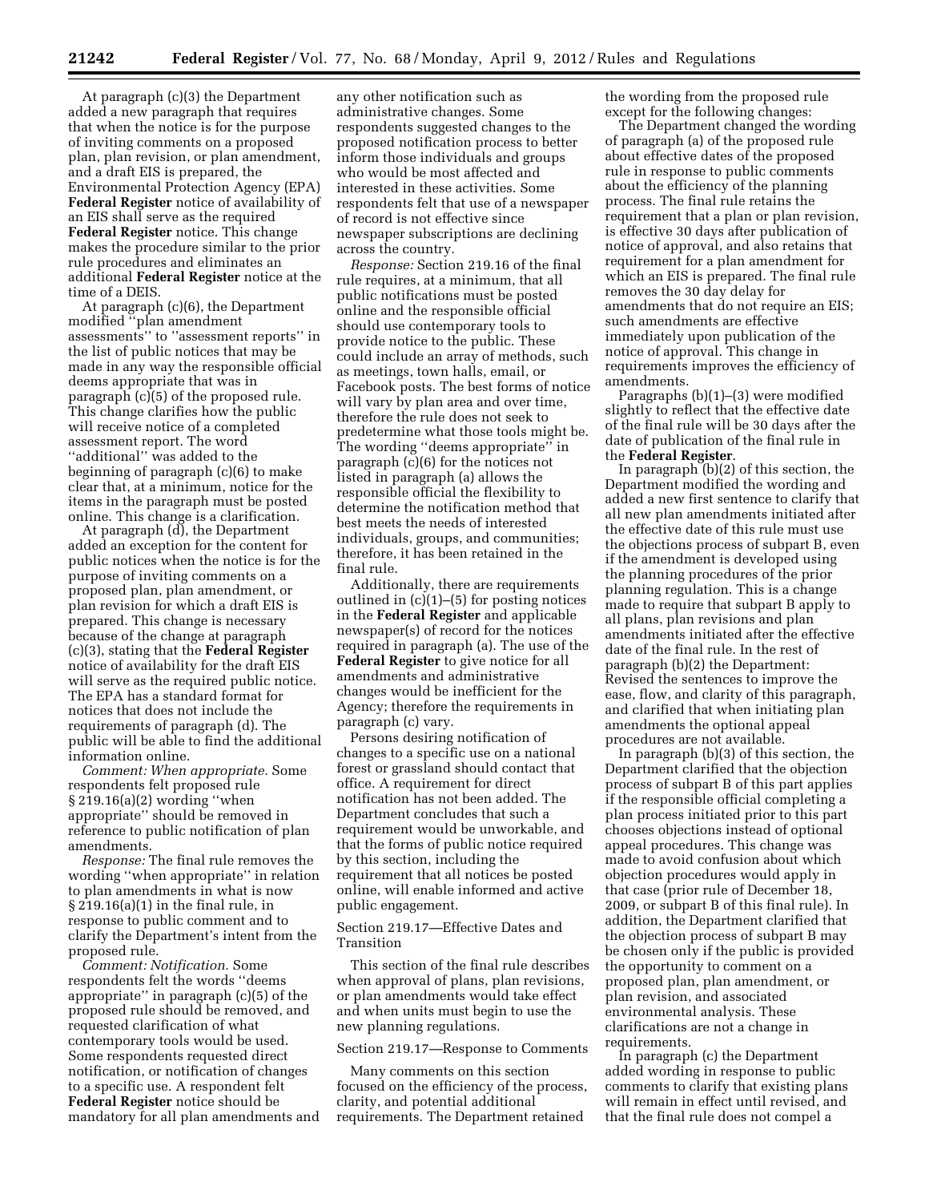At paragraph (c)(3) the Department added a new paragraph that requires that when the notice is for the purpose of inviting comments on a proposed plan, plan revision, or plan amendment, and a draft EIS is prepared, the Environmental Protection Agency (EPA) **Federal Register** notice of availability of an EIS shall serve as the required **Federal Register** notice. This change makes the procedure similar to the prior rule procedures and eliminates an additional **Federal Register** notice at the time of a DEIS.

At paragraph (c)(6), the Department modified ''plan amendment assessments'' to ''assessment reports'' in the list of public notices that may be made in any way the responsible official deems appropriate that was in paragraph (c)(5) of the proposed rule. This change clarifies how the public will receive notice of a completed assessment report. The word ''additional'' was added to the beginning of paragraph (c)(6) to make clear that, at a minimum, notice for the items in the paragraph must be posted online. This change is a clarification.

At paragraph (d), the Department added an exception for the content for public notices when the notice is for the purpose of inviting comments on a proposed plan, plan amendment, or plan revision for which a draft EIS is prepared. This change is necessary because of the change at paragraph (c)(3), stating that the **Federal Register** notice of availability for the draft EIS will serve as the required public notice. The EPA has a standard format for notices that does not include the requirements of paragraph (d). The public will be able to find the additional information online.

*Comment: When appropriate.* Some respondents felt proposed rule § 219.16(a)(2) wording ''when appropriate'' should be removed in reference to public notification of plan amendments.

*Response:* The final rule removes the wording ''when appropriate'' in relation to plan amendments in what is now § 219.16(a)(1) in the final rule, in response to public comment and to clarify the Department's intent from the proposed rule.

*Comment: Notification.* Some respondents felt the words ''deems appropriate'' in paragraph (c)(5) of the proposed rule should be removed, and requested clarification of what contemporary tools would be used. Some respondents requested direct notification, or notification of changes to a specific use. A respondent felt **Federal Register** notice should be mandatory for all plan amendments and any other notification such as administrative changes. Some respondents suggested changes to the proposed notification process to better inform those individuals and groups who would be most affected and interested in these activities. Some respondents felt that use of a newspaper of record is not effective since newspaper subscriptions are declining across the country.

*Response:* Section 219.16 of the final rule requires, at a minimum, that all public notifications must be posted online and the responsible official should use contemporary tools to provide notice to the public. These could include an array of methods, such as meetings, town halls, email, or Facebook posts. The best forms of notice will vary by plan area and over time, therefore the rule does not seek to predetermine what those tools might be. The wording ''deems appropriate'' in paragraph (c)(6) for the notices not listed in paragraph (a) allows the responsible official the flexibility to determine the notification method that best meets the needs of interested individuals, groups, and communities; therefore, it has been retained in the final rule.

Additionally, there are requirements outlined in (c)(1)–(5) for posting notices in the **Federal Register** and applicable newspaper(s) of record for the notices required in paragraph (a). The use of the **Federal Register** to give notice for all amendments and administrative changes would be inefficient for the Agency; therefore the requirements in paragraph (c) vary.

Persons desiring notification of changes to a specific use on a national forest or grassland should contact that office. A requirement for direct notification has not been added. The Department concludes that such a requirement would be unworkable, and that the forms of public notice required by this section, including the requirement that all notices be posted online, will enable informed and active public engagement.

Section 219.17—Effective Dates and Transition

This section of the final rule describes when approval of plans, plan revisions, or plan amendments would take effect and when units must begin to use the new planning regulations.

Section 219.17—Response to Comments

Many comments on this section focused on the efficiency of the process, clarity, and potential additional requirements. The Department retained the wording from the proposed rule except for the following changes:

The Department changed the wording of paragraph (a) of the proposed rule about effective dates of the proposed rule in response to public comments about the efficiency of the planning process. The final rule retains the requirement that a plan or plan revision, is effective 30 days after publication of notice of approval, and also retains that requirement for a plan amendment for which an EIS is prepared. The final rule removes the 30 day delay for amendments that do not require an EIS; such amendments are effective immediately upon publication of the notice of approval. This change in requirements improves the efficiency of amendments.

Paragraphs (b)(1)–(3) were modified slightly to reflect that the effective date of the final rule will be 30 days after the date of publication of the final rule in the **Federal Register**.

In paragraph (b)(2) of this section, the Department modified the wording and added a new first sentence to clarify that all new plan amendments initiated after the effective date of this rule must use the objections process of subpart B, even if the amendment is developed using the planning procedures of the prior planning regulation. This is a change made to require that subpart B apply to all plans, plan revisions and plan amendments initiated after the effective date of the final rule. In the rest of paragraph (b)(2) the Department: Revised the sentences to improve the ease, flow, and clarity of this paragraph, and clarified that when initiating plan amendments the optional appeal procedures are not available.

In paragraph (b)(3) of this section, the Department clarified that the objection process of subpart B of this part applies if the responsible official completing a plan process initiated prior to this part chooses objections instead of optional appeal procedures. This change was made to avoid confusion about which objection procedures would apply in that case (prior rule of December 18, 2009, or subpart B of this final rule). In addition, the Department clarified that the objection process of subpart B may be chosen only if the public is provided the opportunity to comment on a proposed plan, plan amendment, or plan revision, and associated environmental analysis. These clarifications are not a change in requirements.

In paragraph (c) the Department added wording in response to public comments to clarify that existing plans will remain in effect until revised, and that the final rule does not compel a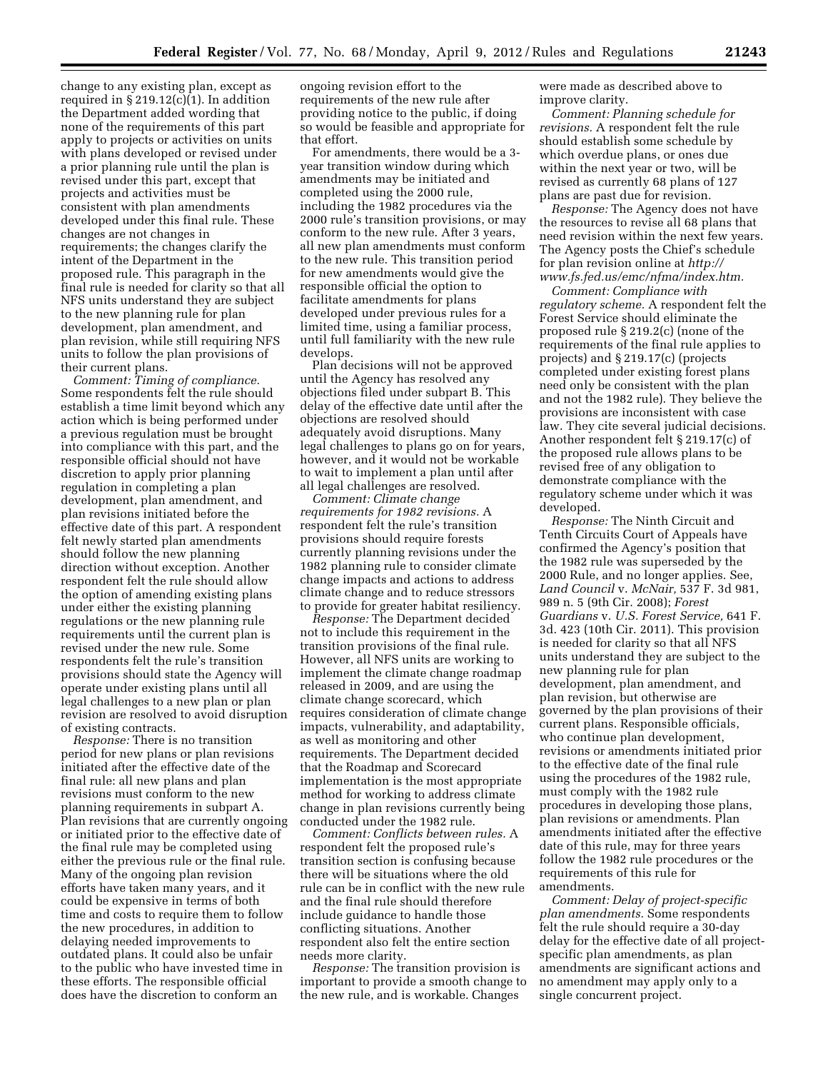change to any existing plan, except as required in § 219.12(c)(1). In addition the Department added wording that none of the requirements of this part apply to projects or activities on units with plans developed or revised under a prior planning rule until the plan is revised under this part, except that projects and activities must be consistent with plan amendments developed under this final rule. These changes are not changes in requirements; the changes clarify the intent of the Department in the proposed rule. This paragraph in the final rule is needed for clarity so that all NFS units understand they are subject to the new planning rule for plan development, plan amendment, and plan revision, while still requiring NFS units to follow the plan provisions of their current plans.

*Comment: Timing of compliance.* Some respondents felt the rule should establish a time limit beyond which any action which is being performed under a previous regulation must be brought into compliance with this part, and the responsible official should not have discretion to apply prior planning regulation in completing a plan development, plan amendment, and plan revisions initiated before the effective date of this part. A respondent felt newly started plan amendments should follow the new planning direction without exception. Another respondent felt the rule should allow the option of amending existing plans under either the existing planning regulations or the new planning rule requirements until the current plan is revised under the new rule. Some respondents felt the rule's transition provisions should state the Agency will operate under existing plans until all legal challenges to a new plan or plan revision are resolved to avoid disruption of existing contracts.

*Response:* There is no transition period for new plans or plan revisions initiated after the effective date of the final rule: all new plans and plan revisions must conform to the new planning requirements in subpart A. Plan revisions that are currently ongoing or initiated prior to the effective date of the final rule may be completed using either the previous rule or the final rule. Many of the ongoing plan revision efforts have taken many years, and it could be expensive in terms of both time and costs to require them to follow the new procedures, in addition to delaying needed improvements to outdated plans. It could also be unfair to the public who have invested time in these efforts. The responsible official does have the discretion to conform an ongoing revision effort to the requirements of the new rule after providing notice to the public, if doing so would be feasible and appropriate for that effort.

For amendments, there would be a 3-year transition window during which amendments may be initiated and completed using the 2000 rule, including the 1982 procedures via the 2000 rule's transition provisions, or may conform to the new rule. After 3 years, all new plan amendments must conform to the new rule. This transition period for new amendments would give the responsible official the option to facilitate amendments for plans developed under previous rules for a limited time, using a familiar process, until full familiarity with the new rule develops.

Plan decisions will not be approved until the Agency has resolved any objections filed under subpart B. This delay of the effective date until after the objections are resolved should adequately avoid disruptions. Many legal challenges to plans go on for years, however, and it would not be workable to wait to implement a plan until after all legal challenges are resolved.

*Comment: Climate change requirements for 1982 revisions.* A respondent felt the rule's transition provisions should require forests currently planning revisions under the 1982 planning rule to consider climate change impacts and actions to address climate change and to reduce stressors to provide for greater habitat resiliency.

*Response:* The Department decided not to include this requirement in the transition provisions of the final rule. However, all NFS units are working to implement the climate change roadmap released in 2009, and are using the climate change scorecard, which requires consideration of climate change impacts, vulnerability, and adaptability, as well as monitoring and other requirements. The Department decided that the Roadmap and Scorecard implementation is the most appropriate method for working to address climate change in plan revisions currently being conducted under the 1982 rule.

*Comment: Conflicts between rules.* A respondent felt the proposed rule's transition section is confusing because there will be situations where the old rule can be in conflict with the new rule and the final rule should therefore include guidance to handle those conflicting situations. Another respondent also felt the entire section needs more clarity.

*Response:* The transition provision is important to provide a smooth change to the new rule, and is workable. Changes were made as described above to improve clarity.

*Comment: Planning schedule for revisions.* A respondent felt the rule should establish some schedule by which overdue plans, or ones due within the next year or two, will be revised as currently 68 plans of 127 plans are past due for revision.

*Response:* The Agency does not have the resources to revise all 68 plans that need revision within the next few years. The Agency posts the Chief's schedule for plan revision online at *http://www.fs.fed.us/emc/nfma/index.htm.*

*Comment: Compliance with regulatory scheme.* A respondent felt the Forest Service should eliminate the proposed rule § 219.2(c) (none of the requirements of the final rule applies to projects) and § 219.17(c) (projects completed under existing forest plans need only be consistent with the plan and not the 1982 rule). They believe the provisions are inconsistent with case law. They cite several judicial decisions. Another respondent felt § 219.17(c) of the proposed rule allows plans to be revised free of any obligation to demonstrate compliance with the regulatory scheme under which it was developed.

*Response:* The Ninth Circuit and Tenth Circuits Court of Appeals have confirmed the Agency's position that the 1982 rule was superseded by the 2000 Rule, and no longer applies. See, *Land Council* v. *McNair,* 537 F. 3d 981, 989 n. 5 (9th Cir. 2008); *Forest Guardians* v. *U.S. Forest Service,* 641 F. 3d. 423 (10th Cir. 2011). This provision is needed for clarity so that all NFS units understand they are subject to the new planning rule for plan development, plan amendment, and plan revision, but otherwise are governed by the plan provisions of their current plans. Responsible officials, who continue plan development, revisions or amendments initiated prior to the effective date of the final rule using the procedures of the 1982 rule, must comply with the 1982 rule procedures in developing those plans, plan revisions or amendments. Plan amendments initiated after the effective date of this rule, may for three years follow the 1982 rule procedures or the requirements of this rule for amendments.

*Comment: Delay of project-specific plan amendments.* Some respondents felt the rule should require a 30-day delay for the effective date of all project-specific plan amendments, as plan amendments are significant actions and no amendment may apply only to a single concurrent project.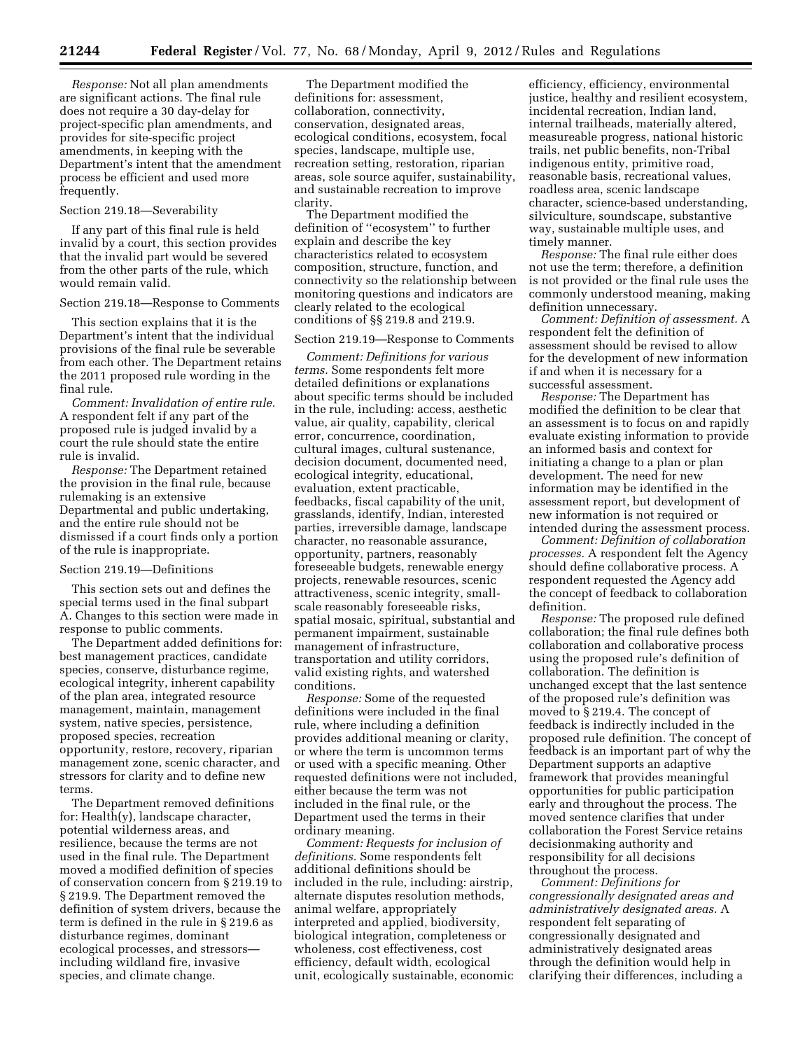*Response:* Not all plan amendments are significant actions. The final rule does not require a 30 day-delay for project-specific plan amendments, and provides for site-specific project amendments, in keeping with the Department's intent that the amendment process be efficient and used more frequently.

Section 219.18—Severability

If any part of this final rule is held invalid by a court, this section provides that the invalid part would be severed from the other parts of the rule, which would remain valid.

Section 219.18—Response to Comments

This section explains that it is the Department's intent that the individual provisions of the final rule be severable from each other. The Department retains the 2011 proposed rule wording in the final rule.

*Comment: Invalidation of entire rule.* A respondent felt if any part of the proposed rule is judged invalid by a court the rule should state the entire rule is invalid.

*Response:* The Department retained the provision in the final rule, because rulemaking is an extensive Departmental and public undertaking, and the entire rule should not be dismissed if a court finds only a portion of the rule is inappropriate.

Section 219.19—Definitions

This section sets out and defines the special terms used in the final subpart A. Changes to this section were made in response to public comments.

The Department added definitions for: best management practices, candidate species, conserve, disturbance regime, ecological integrity, inherent capability of the plan area, integrated resource management, maintain, management system, native species, persistence, proposed species, recreation opportunity, restore, recovery, riparian management zone, scenic character, and stressors for clarity and to define new terms.

The Department removed definitions for: Health(y), landscape character, potential wilderness areas, and resilience, because the terms are not used in the final rule. The Department moved a modified definition of species of conservation concern from § 219.19 to § 219.9. The Department removed the definition of system drivers, because the term is defined in the rule in § 219.6 as disturbance regimes, dominant ecological processes, and stressors—including wildland fire, invasive species, and climate change.

The Department modified the definitions for: assessment, collaboration, connectivity, conservation, designated areas, ecological conditions, ecosystem, focal species, landscape, multiple use, recreation setting, restoration, riparian areas, sole source aquifer, sustainability, and sustainable recreation to improve clarity.

The Department modified the definition of ''ecosystem'' to further explain and describe the key characteristics related to ecosystem composition, structure, function, and connectivity so the relationship between monitoring questions and indicators are clearly related to the ecological conditions of §§ 219.8 and 219.9.

Section 219.19—Response to Comments

*Comment: Definitions for various terms.* Some respondents felt more detailed definitions or explanations about specific terms should be included in the rule, including: access, aesthetic value, air quality, capability, clerical error, concurrence, coordination, cultural images, cultural sustenance, decision document, documented need, ecological integrity, educational, evaluation, extent practicable, feedbacks, fiscal capability of the unit, grasslands, identify, Indian, interested parties, irreversible damage, landscape character, no reasonable assurance, opportunity, partners, reasonably foreseeable budgets, renewable energy projects, renewable resources, scenic attractiveness, scenic integrity, small-scale reasonably foreseeable risks, spatial mosaic, spiritual, substantial and permanent impairment, sustainable management of infrastructure, transportation and utility corridors, valid existing rights, and watershed conditions.

*Response:* Some of the requested definitions were included in the final rule, where including a definition provides additional meaning or clarity, or where the term is uncommon terms or used with a specific meaning. Other requested definitions were not included, either because the term was not included in the final rule, or the Department used the terms in their ordinary meaning.

*Comment: Requests for inclusion of definitions.* Some respondents felt additional definitions should be included in the rule, including: airstrip, alternate disputes resolution methods, animal welfare, appropriately interpreted and applied, biodiversity, biological integration, completeness or wholeness, cost effectiveness, cost efficiency, default width, ecological unit, ecologically sustainable, economic efficiency, efficiency, environmental justice, healthy and resilient ecosystem, incidental recreation, Indian land, internal trailheads, materially altered, measureable progress, national historic trails, net public benefits, non-Tribal indigenous entity, primitive road, reasonable basis, recreational values, roadless area, scenic landscape character, science-based understanding, silviculture, soundscape, substantive way, sustainable multiple uses, and timely manner.

*Response:* The final rule either does not use the term; therefore, a definition is not provided or the final rule uses the commonly understood meaning, making definition unnecessary.

*Comment: Definition of assessment.* A respondent felt the definition of assessment should be revised to allow for the development of new information if and when it is necessary for a successful assessment.

*Response:* The Department has modified the definition to be clear that an assessment is to focus on and rapidly evaluate existing information to provide an informed basis and context for initiating a change to a plan or plan development. The need for new information may be identified in the assessment report, but development of new information is not required or intended during the assessment process.

*Comment: Definition of collaboration processes.* A respondent felt the Agency should define collaborative process. A respondent requested the Agency add the concept of feedback to collaboration definition.

*Response:* The proposed rule defined collaboration; the final rule defines both collaboration and collaborative process using the proposed rule's definition of collaboration. The definition is unchanged except that the last sentence of the proposed rule's definition was moved to § 219.4. The concept of feedback is indirectly included in the proposed rule definition. The concept of feedback is an important part of why the Department supports an adaptive framework that provides meaningful opportunities for public participation early and throughout the process. The moved sentence clarifies that under collaboration the Forest Service retains decisionmaking authority and responsibility for all decisions throughout the process.

*Comment: Definitions for congressionally designated areas and administratively designated areas.* A respondent felt separating of congressionally designated and administratively designated areas through the definition would help in clarifying their differences, including a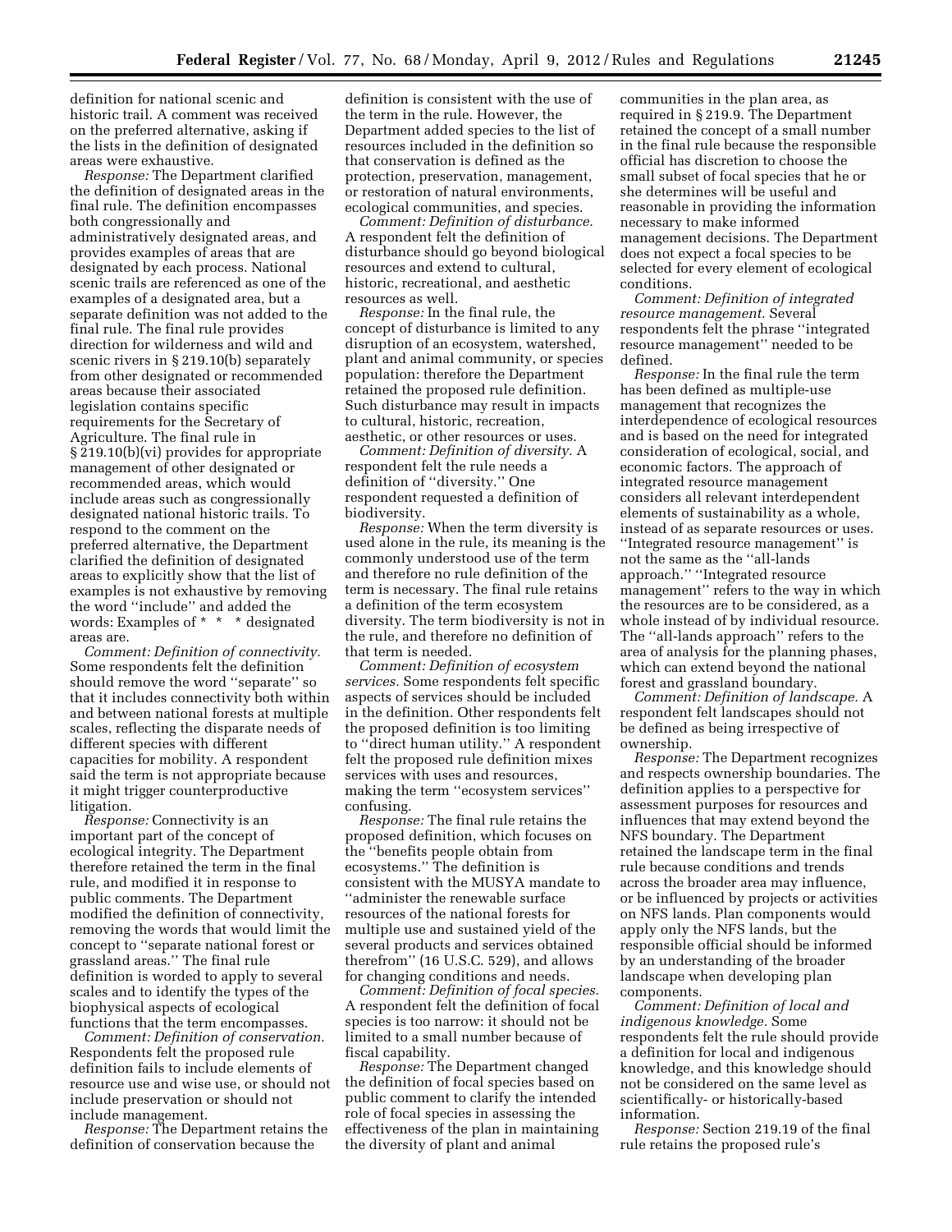definition for national scenic and historic trail. A comment was received on the preferred alternative, asking if the lists in the definition of designated areas were exhaustive.

*Response:* The Department clarified the definition of designated areas in the final rule. The definition encompasses both congressionally and administratively designated areas, and provides examples of areas that are designated by each process. National scenic trails are referenced as one of the examples of a designated area, but a separate definition was not added to the final rule. The final rule provides direction for wilderness and wild and scenic rivers in § 219.10(b) separately from other designated or recommended areas because their associated legislation contains specific requirements for the Secretary of Agriculture. The final rule in § 219.10(b)(vi) provides for appropriate management of other designated or recommended areas, which would include areas such as congressionally designated national historic trails. To respond to the comment on the preferred alternative, the Department clarified the definition of designated areas to explicitly show that the list of examples is not exhaustive by removing the word ''include'' and added the words: Examples of * * * designated areas are.

*Comment: Definition of connectivity.* Some respondents felt the definition should remove the word ''separate'' so that it includes connectivity both within and between national forests at multiple scales, reflecting the disparate needs of different species with different capacities for mobility. A respondent said the term is not appropriate because it might trigger counterproductive litigation.

*Response:* Connectivity is an important part of the concept of ecological integrity. The Department therefore retained the term in the final rule, and modified it in response to public comments. The Department modified the definition of connectivity, removing the words that would limit the concept to ''separate national forest or grassland areas.'' The final rule definition is worded to apply to several scales and to identify the types of the biophysical aspects of ecological functions that the term encompasses.

*Comment: Definition of conservation.* Respondents felt the proposed rule definition fails to include elements of resource use and wise use, or should not include preservation or should not include management.

*Response:* The Department retains the definition of conservation because the definition is consistent with the use of the term in the rule. However, the Department added species to the list of resources included in the definition so that conservation is defined as the protection, preservation, management, or restoration of natural environments, ecological communities, and species.

*Comment: Definition of disturbance.* A respondent felt the definition of disturbance should go beyond biological resources and extend to cultural, historic, recreational, and aesthetic resources as well.

*Response:* In the final rule, the concept of disturbance is limited to any disruption of an ecosystem, watershed, plant and animal community, or species population: therefore the Department retained the proposed rule definition. Such disturbance may result in impacts to cultural, historic, recreation, aesthetic, or other resources or uses.

*Comment: Definition of diversity.* A respondent felt the rule needs a definition of ''diversity.'' One respondent requested a definition of biodiversity.

*Response:* When the term diversity is used alone in the rule, its meaning is the commonly understood use of the term and therefore no rule definition of the term is necessary. The final rule retains a definition of the term ecosystem diversity. The term biodiversity is not in the rule, and therefore no definition of that term is needed.

*Comment: Definition of ecosystem services.* Some respondents felt specific aspects of services should be included in the definition. Other respondents felt the proposed definition is too limiting to ''direct human utility.'' A respondent felt the proposed rule definition mixes services with uses and resources, making the term ''ecosystem services'' confusing.

*Response:* The final rule retains the proposed definition, which focuses on the ''benefits people obtain from ecosystems.'' The definition is consistent with the MUSYA mandate to ''administer the renewable surface resources of the national forests for multiple use and sustained yield of the several products and services obtained therefrom'' (16 U.S.C. 529), and allows for changing conditions and needs.

*Comment: Definition of focal species.* A respondent felt the definition of focal species is too narrow: it should not be limited to a small number because of fiscal capability.

*Response:* The Department changed the definition of focal species based on public comment to clarify the intended role of focal species in assessing the effectiveness of the plan in maintaining the diversity of plant and animal communities in the plan area, as required in § 219.9. The Department retained the concept of a small number in the final rule because the responsible official has discretion to choose the small subset of focal species that he or she determines will be useful and reasonable in providing the information necessary to make informed management decisions. The Department does not expect a focal species to be selected for every element of ecological conditions.

*Comment: Definition of integrated resource management.* Several respondents felt the phrase ''integrated resource management'' needed to be defined.

*Response:* In the final rule the term has been defined as multiple-use management that recognizes the interdependence of ecological resources and is based on the need for integrated consideration of ecological, social, and economic factors. The approach of integrated resource management considers all relevant interdependent elements of sustainability as a whole, instead of as separate resources or uses. ''Integrated resource management'' is not the same as the ''all-lands approach.'' ''Integrated resource management'' refers to the way in which the resources are to be considered, as a whole instead of by individual resource. The ''all-lands approach'' refers to the area of analysis for the planning phases, which can extend beyond the national forest and grassland boundary.

*Comment: Definition of landscape.* A respondent felt landscapes should not be defined as being irrespective of ownership.

*Response:* The Department recognizes and respects ownership boundaries. The definition applies to a perspective for assessment purposes for resources and influences that may extend beyond the NFS boundary. The Department retained the landscape term in the final rule because conditions and trends across the broader area may influence, or be influenced by projects or activities on NFS lands. Plan components would apply only the NFS lands, but the responsible official should be informed by an understanding of the broader landscape when developing plan components.

*Comment: Definition of local and indigenous knowledge.* Some respondents felt the rule should provide a definition for local and indigenous knowledge, and this knowledge should not be considered on the same level as scientifically- or historically-based information.

*Response:* Section 219.19 of the final rule retains the proposed rule's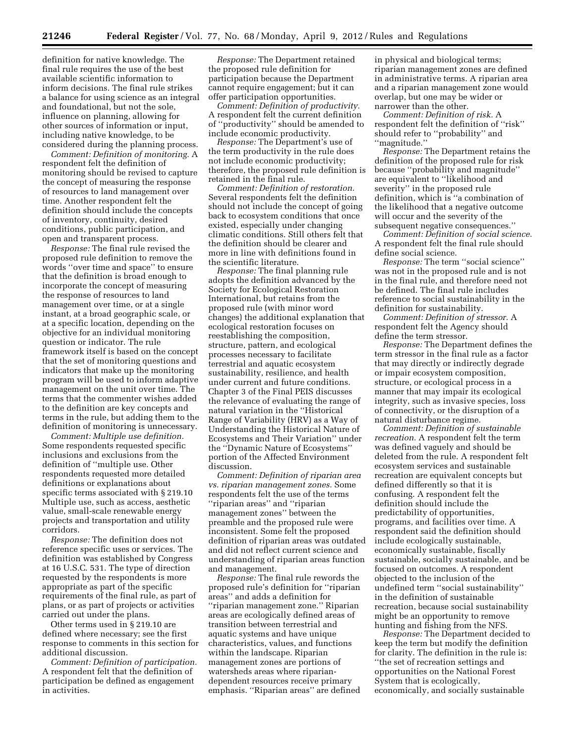definition for native knowledge. The final rule requires the use of the best available scientific information to inform decisions. The final rule strikes a balance for using science as an integral and foundational, but not the sole, influence on planning, allowing for other sources of information or input, including native knowledge, to be considered during the planning process.

*Comment: Definition of monitoring.* A respondent felt the definition of monitoring should be revised to capture the concept of measuring the response of resources to land management over time. Another respondent felt the definition should include the concepts of inventory, continuity, desired conditions, public participation, and open and transparent process.

*Response:* The final rule revised the proposed rule definition to remove the words ''over time and space'' to ensure that the definition is broad enough to incorporate the concept of measuring the response of resources to land management over time, or at a single instant, at a broad geographic scale, or at a specific location, depending on the objective for an individual monitoring question or indicator. The rule framework itself is based on the concept that the set of monitoring questions and indicators that make up the monitoring program will be used to inform adaptive management on the unit over time. The terms that the commenter wishes added to the definition are key concepts and terms in the rule, but adding them to the definition of monitoring is unnecessary.

*Comment: Multiple use definition.* Some respondents requested specific inclusions and exclusions from the definition of ''multiple use. Other respondents requested more detailed definitions or explanations about specific terms associated with § 219.10 Multiple use, such as access, aesthetic value, small-scale renewable energy projects and transportation and utility corridors.

*Response:* The definition does not reference specific uses or services. The definition was established by Congress at 16 U.S.C. 531. The type of direction requested by the respondents is more appropriate as part of the specific requirements of the final rule, as part of plans, or as part of projects or activities carried out under the plans.

Other terms used in § 219.10 are defined where necessary; see the first response to comments in this section for additional discussion.

*Comment: Definition of participation.* A respondent felt that the definition of participation be defined as engagement in activities.

*Response:* The Department retained the proposed rule definition for participation because the Department cannot require engagement; but it can offer participation opportunities.

*Comment: Definition of productivity.* A respondent felt the current definition of ''productivity'' should be amended to include economic productivity.

*Response:* The Department's use of the term productivity in the rule does not include economic productivity; therefore, the proposed rule definition is retained in the final rule.

*Comment: Definition of restoration.* Several respondents felt the definition should not include the concept of going back to ecosystem conditions that once existed, especially under changing climatic conditions. Still others felt that the definition should be clearer and more in line with definitions found in the scientific literature.

*Response:* The final planning rule adopts the definition advanced by the Society for Ecological Restoration International, but retains from the proposed rule (with minor word changes) the additional explanation that ecological restoration focuses on reestablishing the composition, structure, pattern, and ecological processes necessary to facilitate terrestrial and aquatic ecosystem sustainability, resilience, and health under current and future conditions. Chapter 3 of the Final PEIS discusses the relevance of evaluating the range of natural variation in the ''Historical Range of Variability (HRV) as a Way of Understanding the Historical Nature of Ecosystems and Their Variation'' under the ''Dynamic Nature of Ecosystems'' portion of the Affected Environment discussion.

*Comment: Definition of riparian area vs. riparian management zones.* Some respondents felt the use of the terms ''riparian areas'' and ''riparian management zones'' between the preamble and the proposed rule were inconsistent. Some felt the proposed definition of riparian areas was outdated and did not reflect current science and understanding of riparian areas function and management.

*Response:* The final rule rewords the proposed rule's definition for ''riparian areas'' and adds a definition for ''riparian management zone.'' Riparian areas are ecologically defined areas of transition between terrestrial and aquatic systems and have unique characteristics, values, and functions within the landscape. Riparian management zones are portions of watersheds areas where riparian-dependent resources receive primary emphasis. ''Riparian areas'' are defined in physical and biological terms; riparian management zones are defined in administrative terms. A riparian area and a riparian management zone would overlap, but one may be wider or narrower than the other.

*Comment: Definition of risk.* A respondent felt the definition of ''risk'' should refer to ''probability'' and ''magnitude.''

*Response:* The Department retains the definition of the proposed rule for risk because ''probability and magnitude'' are equivalent to ''likelihood and severity'' in the proposed rule definition, which is ''a combination of the likelihood that a negative outcome will occur and the severity of the subsequent negative consequences.''

*Comment: Definition of social science.* A respondent felt the final rule should define social science.

*Response:* The term ''social science'' was not in the proposed rule and is not in the final rule, and therefore need not be defined. The final rule includes reference to social sustainability in the definition for sustainability.

*Comment: Definition of stressor.* A respondent felt the Agency should define the term stressor.

*Response:* The Department defines the term stressor in the final rule as a factor that may directly or indirectly degrade or impair ecosystem composition, structure, or ecological process in a manner that may impair its ecological integrity, such as invasive species, loss of connectivity, or the disruption of a natural disturbance regime.

*Comment: Definition of sustainable recreation.* A respondent felt the term was defined vaguely and should be deleted from the rule. A respondent felt ecosystem services and sustainable recreation are equivalent concepts but defined differently so that it is confusing. A respondent felt the definition should include the predictability of opportunities, programs, and facilities over time. A respondent said the definition should include ecologically sustainable, economically sustainable, fiscally sustainable, socially sustainable, and be focused on outcomes. A respondent objected to the inclusion of the undefined term ''social sustainability'' in the definition of sustainable recreation, because social sustainability might be an opportunity to remove hunting and fishing from the NFS.

*Response:* The Department decided to keep the term but modify the definition for clarity. The definition in the rule is: ''the set of recreation settings and opportunities on the National Forest System that is ecologically, economically, and socially sustainable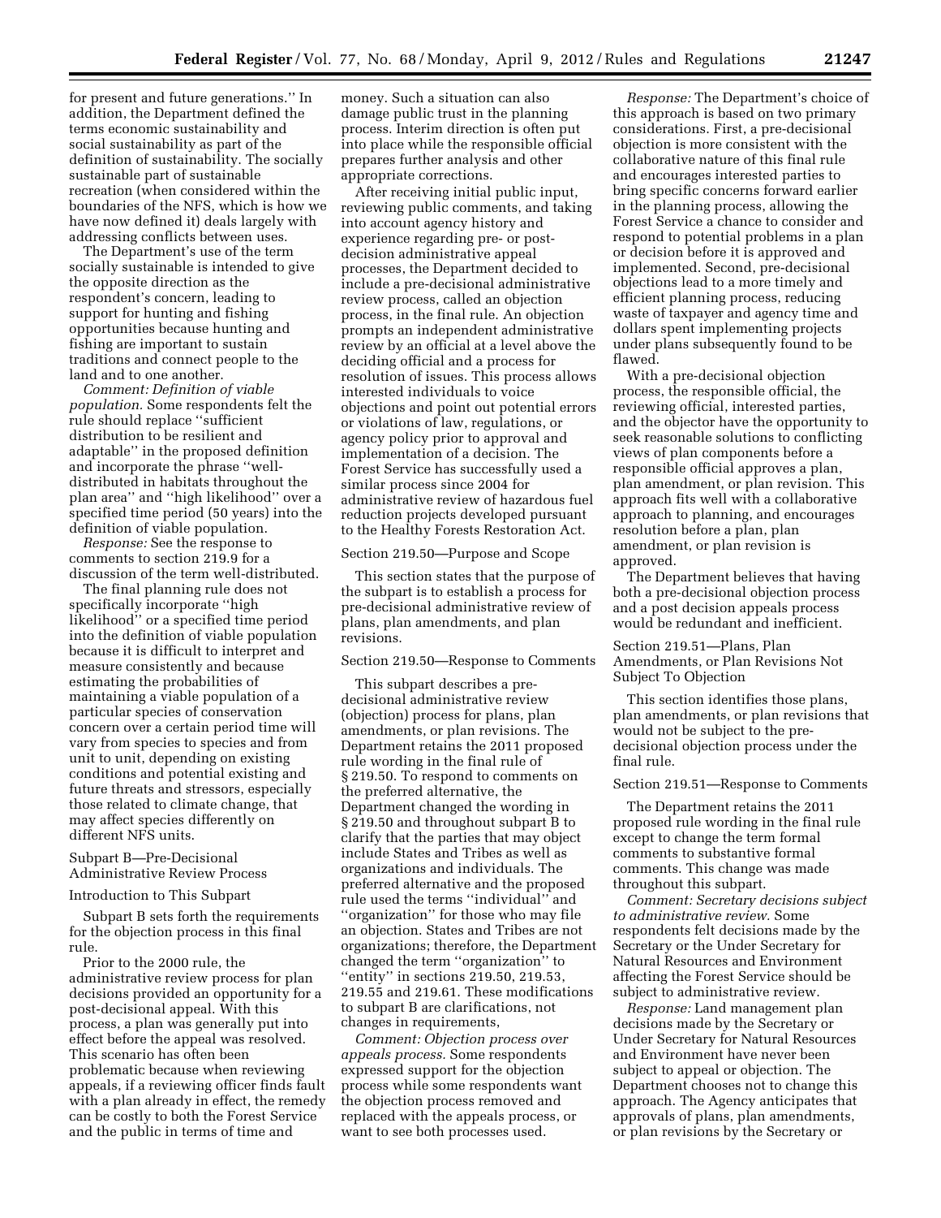for present and future generations.'' In addition, the Department defined the terms economic sustainability and social sustainability as part of the definition of sustainability. The socially sustainable part of sustainable recreation (when considered within the boundaries of the NFS, which is how we have now defined it) deals largely with addressing conflicts between uses.

The Department's use of the term socially sustainable is intended to give the opposite direction as the respondent's concern, leading to support for hunting and fishing opportunities because hunting and fishing are important to sustain traditions and connect people to the land and to one another.

*Comment: Definition of viable population.* Some respondents felt the rule should replace ''sufficient distribution to be resilient and adaptable'' in the proposed definition and incorporate the phrase ''well-distributed in habitats throughout the plan area'' and ''high likelihood'' over a specified time period (50 years) into the definition of viable population.

*Response:* See the response to comments to section 219.9 for a discussion of the term well-distributed.

The final planning rule does not specifically incorporate ''high likelihood'' or a specified time period into the definition of viable population because it is difficult to interpret and measure consistently and because estimating the probabilities of maintaining a viable population of a particular species of conservation concern over a certain period time will vary from species to species and from unit to unit, depending on existing conditions and potential existing and future threats and stressors, especially those related to climate change, that may affect species differently on different NFS units.

Subpart B—Pre-Decisional Administrative Review Process

Introduction to This Subpart

Subpart B sets forth the requirements for the objection process in this final rule.

Prior to the 2000 rule, the administrative review process for plan decisions provided an opportunity for a post-decisional appeal. With this process, a plan was generally put into effect before the appeal was resolved. This scenario has often been problematic because when reviewing appeals, if a reviewing officer finds fault with a plan already in effect, the remedy can be costly to both the Forest Service and the public in terms of time and money. Such a situation can also damage public trust in the planning process. Interim direction is often put into place while the responsible official prepares further analysis and other appropriate corrections.

After receiving initial public input, reviewing public comments, and taking into account agency history and experience regarding pre- or post-decision administrative appeal processes, the Department decided to include a pre-decisional administrative review process, called an objection process, in the final rule. An objection prompts an independent administrative review by an official at a level above the deciding official and a process for resolution of issues. This process allows interested individuals to voice objections and point out potential errors or violations of law, regulations, or agency policy prior to approval and implementation of a decision. The Forest Service has successfully used a similar process since 2004 for administrative review of hazardous fuel reduction projects developed pursuant to the Healthy Forests Restoration Act.

Section 219.50—Purpose and Scope

This section states that the purpose of the subpart is to establish a process for pre-decisional administrative review of plans, plan amendments, and plan revisions.

Section 219.50—Response to Comments

This subpart describes a pre-decisional administrative review (objection) process for plans, plan amendments, or plan revisions. The Department retains the 2011 proposed rule wording in the final rule of § 219.50. To respond to comments on the preferred alternative, the Department changed the wording in § 219.50 and throughout subpart B to clarify that the parties that may object include States and Tribes as well as organizations and individuals. The preferred alternative and the proposed rule used the terms ''individual'' and ''organization'' for those who may file an objection. States and Tribes are not organizations; therefore, the Department changed the term ''organization'' to ''entity'' in sections 219.50, 219.53, 219.55 and 219.61. These modifications to subpart B are clarifications, not changes in requirements,

*Comment: Objection process over appeals process.* Some respondents expressed support for the objection process while some respondents want the objection process removed and replaced with the appeals process, or want to see both processes used.

*Response:* The Department's choice of this approach is based on two primary considerations. First, a pre-decisional objection is more consistent with the collaborative nature of this final rule and encourages interested parties to bring specific concerns forward earlier in the planning process, allowing the Forest Service a chance to consider and respond to potential problems in a plan or decision before it is approved and implemented. Second, pre-decisional objections lead to a more timely and efficient planning process, reducing waste of taxpayer and agency time and dollars spent implementing projects under plans subsequently found to be flawed.

With a pre-decisional objection process, the responsible official, the reviewing official, interested parties, and the objector have the opportunity to seek reasonable solutions to conflicting views of plan components before a responsible official approves a plan, plan amendment, or plan revision. This approach fits well with a collaborative approach to planning, and encourages resolution before a plan, plan amendment, or plan revision is approved.

The Department believes that having both a pre-decisional objection process and a post decision appeals process would be redundant and inefficient.

Section 219.51—Plans, Plan Amendments, or Plan Revisions Not Subject To Objection

This section identifies those plans, plan amendments, or plan revisions that would not be subject to the pre-decisional objection process under the final rule.

Section 219.51—Response to Comments

The Department retains the 2011 proposed rule wording in the final rule except to change the term formal comments to substantive formal comments. This change was made throughout this subpart.

*Comment: Secretary decisions subject to administrative review.* Some respondents felt decisions made by the Secretary or the Under Secretary for Natural Resources and Environment affecting the Forest Service should be subject to administrative review.

*Response:* Land management plan decisions made by the Secretary or Under Secretary for Natural Resources and Environment have never been subject to appeal or objection. The Department chooses not to change this approach. The Agency anticipates that approvals of plans, plan amendments, or plan revisions by the Secretary or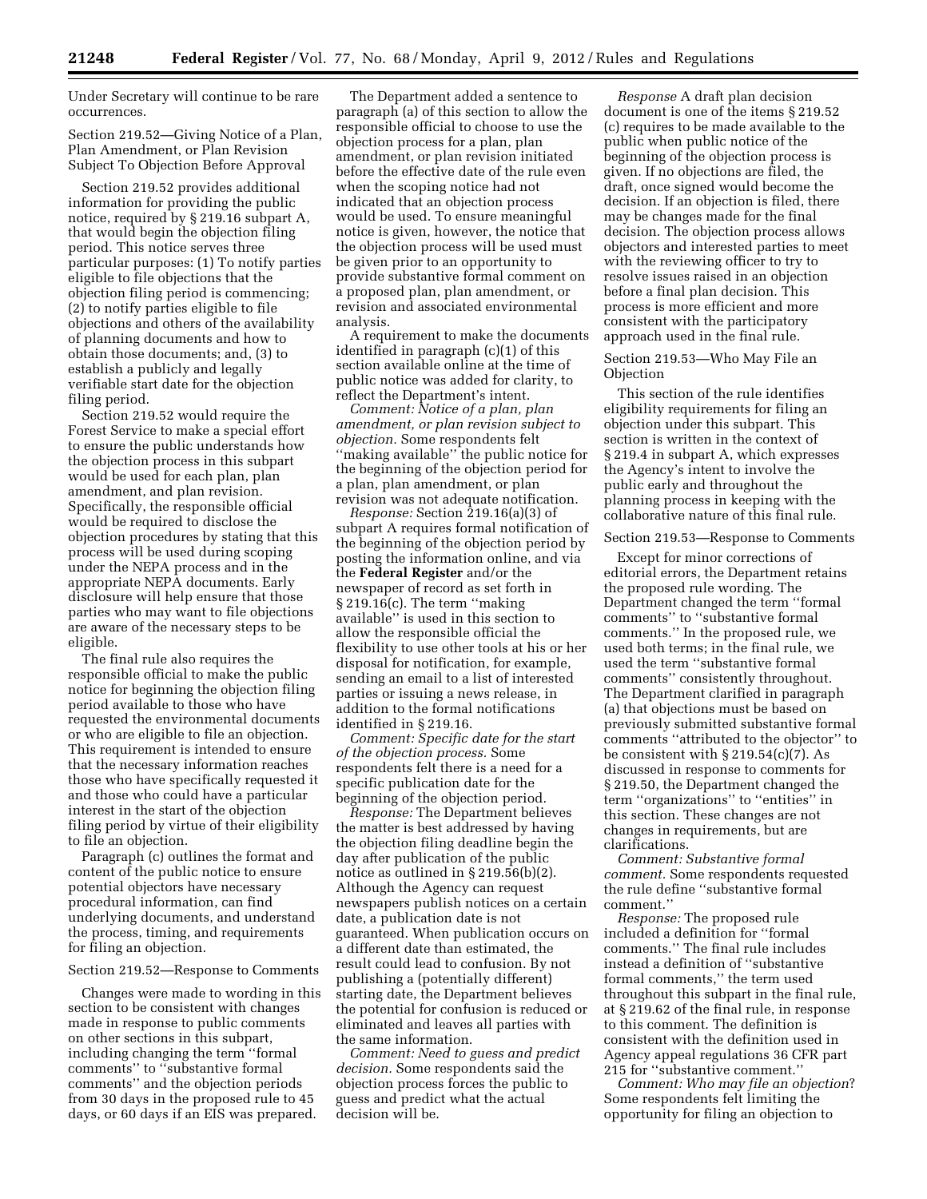Under Secretary will continue to be rare occurrences.

Section 219.52—Giving Notice of a Plan, Plan Amendment, or Plan Revision Subject To Objection Before Approval

Section 219.52 provides additional information for providing the public notice, required by § 219.16 subpart A, that would begin the objection filing period. This notice serves three particular purposes: (1) To notify parties eligible to file objections that the objection filing period is commencing; (2) to notify parties eligible to file objections and others of the availability of planning documents and how to obtain those documents; and, (3) to establish a publicly and legally verifiable start date for the objection filing period.

Section 219.52 would require the Forest Service to make a special effort to ensure the public understands how the objection process in this subpart would be used for each plan, plan amendment, and plan revision. Specifically, the responsible official would be required to disclose the objection procedures by stating that this process will be used during scoping under the NEPA process and in the appropriate NEPA documents. Early disclosure will help ensure that those parties who may want to file objections are aware of the necessary steps to be eligible.

The final rule also requires the responsible official to make the public notice for beginning the objection filing period available to those who have requested the environmental documents or who are eligible to file an objection. This requirement is intended to ensure that the necessary information reaches those who have specifically requested it and those who could have a particular interest in the start of the objection filing period by virtue of their eligibility to file an objection.

Paragraph (c) outlines the format and content of the public notice to ensure potential objectors have necessary procedural information, can find underlying documents, and understand the process, timing, and requirements for filing an objection.

Section 219.52—Response to Comments

Changes were made to wording in this section to be consistent with changes made in response to public comments on other sections in this subpart, including changing the term ''formal comments'' to ''substantive formal comments'' and the objection periods from 30 days in the proposed rule to 45 days, or 60 days if an EIS was prepared.

The Department added a sentence to paragraph (a) of this section to allow the responsible official to choose to use the objection process for a plan, plan amendment, or plan revision initiated before the effective date of the rule even when the scoping notice had not indicated that an objection process would be used. To ensure meaningful notice is given, however, the notice that the objection process will be used must be given prior to an opportunity to provide substantive formal comment on a proposed plan, plan amendment, or revision and associated environmental analysis.

A requirement to make the documents identified in paragraph (c)(1) of this section available online at the time of public notice was added for clarity, to reflect the Department's intent.

*Comment: Notice of a plan, plan amendment, or plan revision subject to objection.* Some respondents felt ''making available'' the public notice for the beginning of the objection period for a plan, plan amendment, or plan revision was not adequate notification.

*Response:* Section 219.16(a)(3) of subpart A requires formal notification of the beginning of the objection period by posting the information online, and via the **Federal Register** and/or the newspaper of record as set forth in § 219.16(c). The term ''making available'' is used in this section to allow the responsible official the flexibility to use other tools at his or her disposal for notification, for example, sending an email to a list of interested parties or issuing a news release, in addition to the formal notifications identified in § 219.16.

*Comment: Specific date for the start of the objection process.* Some respondents felt there is a need for a specific publication date for the beginning of the objection period.

*Response:* The Department believes the matter is best addressed by having the objection filing deadline begin the day after publication of the public notice as outlined in § 219.56(b)(2). Although the Agency can request newspapers publish notices on a certain date, a publication date is not guaranteed. When publication occurs on a different date than estimated, the result could lead to confusion. By not publishing a (potentially different) starting date, the Department believes the potential for confusion is reduced or eliminated and leaves all parties with the same information.

*Comment: Need to guess and predict decision.* Some respondents said the objection process forces the public to guess and predict what the actual decision will be.

*Response* A draft plan decision document is one of the items § 219.52 (c) requires to be made available to the public when public notice of the beginning of the objection process is given. If no objections are filed, the draft, once signed would become the decision. If an objection is filed, there may be changes made for the final decision. The objection process allows objectors and interested parties to meet with the reviewing officer to try to resolve issues raised in an objection before a final plan decision. This process is more efficient and more consistent with the participatory approach used in the final rule.

Section 219.53—Who May File an Objection

This section of the rule identifies eligibility requirements for filing an objection under this subpart. This section is written in the context of § 219.4 in subpart A, which expresses the Agency's intent to involve the public early and throughout the planning process in keeping with the collaborative nature of this final rule.

Section 219.53—Response to Comments

Except for minor corrections of editorial errors, the Department retains the proposed rule wording. The Department changed the term ''formal comments'' to ''substantive formal comments.'' In the proposed rule, we used both terms; in the final rule, we used the term ''substantive formal comments'' consistently throughout. The Department clarified in paragraph (a) that objections must be based on previously submitted substantive formal comments ''attributed to the objector'' to be consistent with § 219.54(c)(7). As discussed in response to comments for § 219.50, the Department changed the term ''organizations'' to ''entities'' in this section. These changes are not changes in requirements, but are clarifications.

*Comment: Substantive formal comment.* Some respondents requested the rule define ''substantive formal comment.''

*Response:* The proposed rule included a definition for ''formal comments.'' The final rule includes instead a definition of ''substantive formal comments,'' the term used throughout this subpart in the final rule, at § 219.62 of the final rule, in response to this comment. The definition is consistent with the definition used in Agency appeal regulations 36 CFR part 215 for ''substantive comment.''

*Comment: Who may file an objection*? Some respondents felt limiting the opportunity for filing an objection to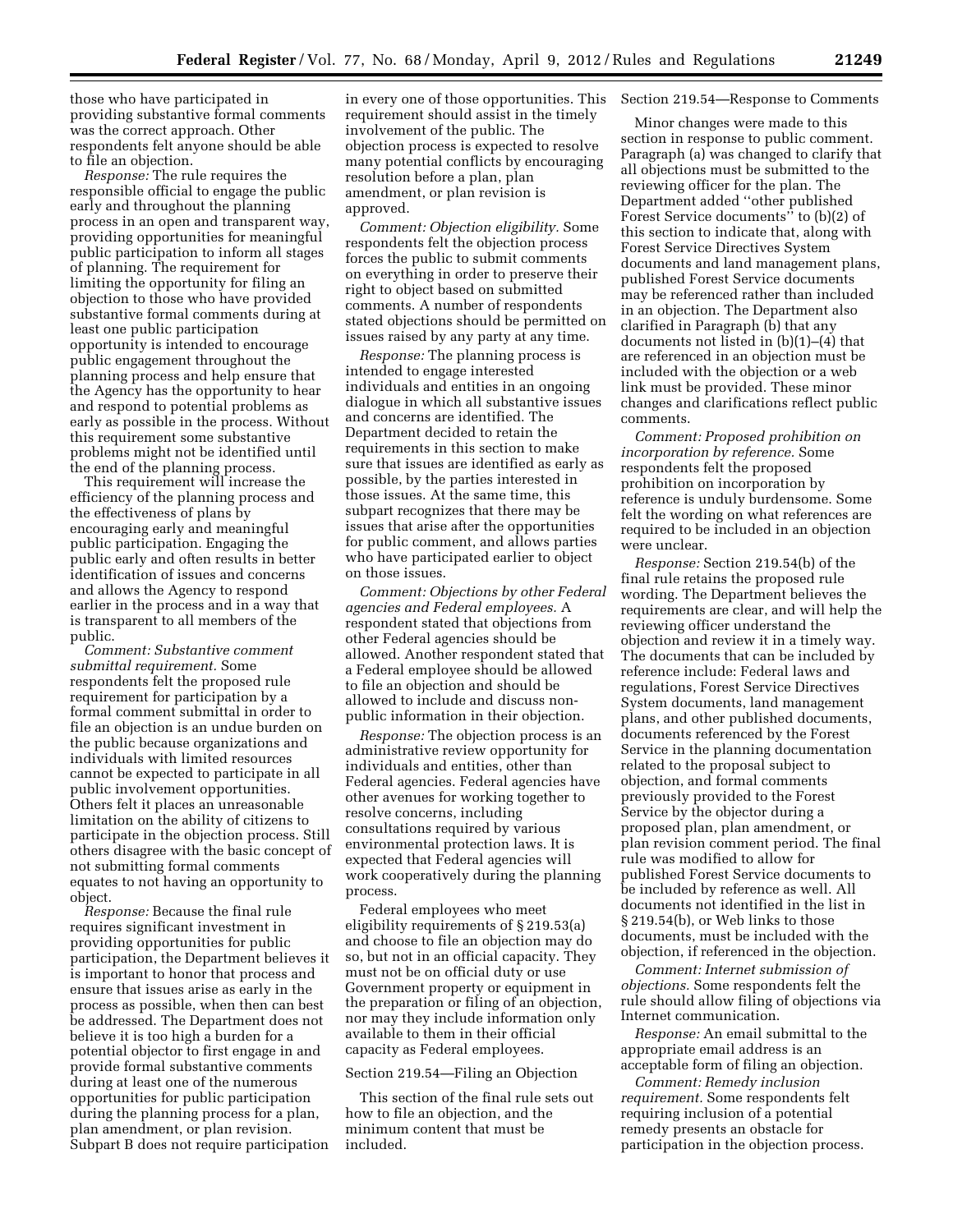those who have participated in providing substantive formal comments was the correct approach. Other respondents felt anyone should be able to file an objection.

*Response:* The rule requires the responsible official to engage the public early and throughout the planning process in an open and transparent way, providing opportunities for meaningful public participation to inform all stages of planning. The requirement for limiting the opportunity for filing an objection to those who have provided substantive formal comments during at least one public participation opportunity is intended to encourage public engagement throughout the planning process and help ensure that the Agency has the opportunity to hear and respond to potential problems as early as possible in the process. Without this requirement some substantive problems might not be identified until the end of the planning process.

This requirement will increase the efficiency of the planning process and the effectiveness of plans by encouraging early and meaningful public participation. Engaging the public early and often results in better identification of issues and concerns and allows the Agency to respond earlier in the process and in a way that is transparent to all members of the public.

*Comment: Substantive comment submittal requirement.* Some respondents felt the proposed rule requirement for participation by a formal comment submittal in order to file an objection is an undue burden on the public because organizations and individuals with limited resources cannot be expected to participate in all public involvement opportunities. Others felt it places an unreasonable limitation on the ability of citizens to participate in the objection process. Still others disagree with the basic concept of not submitting formal comments equates to not having an opportunity to object.

*Response:* Because the final rule requires significant investment in providing opportunities for public participation, the Department believes it is important to honor that process and ensure that issues arise as early in the process as possible, when then can best be addressed. The Department does not believe it is too high a burden for a potential objector to first engage in and provide formal substantive comments during at least one of the numerous opportunities for public participation during the planning process for a plan, plan amendment, or plan revision. Subpart B does not require participation in every one of those opportunities. This requirement should assist in the timely involvement of the public. The objection process is expected to resolve many potential conflicts by encouraging resolution before a plan, plan amendment, or plan revision is approved.

*Comment: Objection eligibility.* Some respondents felt the objection process forces the public to submit comments on everything in order to preserve their right to object based on submitted comments. A number of respondents stated objections should be permitted on issues raised by any party at any time.

*Response:* The planning process is intended to engage interested individuals and entities in an ongoing dialogue in which all substantive issues and concerns are identified. The Department decided to retain the requirements in this section to make sure that issues are identified as early as possible, by the parties interested in those issues. At the same time, this subpart recognizes that there may be issues that arise after the opportunities for public comment, and allows parties who have participated earlier to object on those issues.

*Comment: Objections by other Federal agencies and Federal employees.* A respondent stated that objections from other Federal agencies should be allowed. Another respondent stated that a Federal employee should be allowed to file an objection and should be allowed to include and discuss non-public information in their objection.

*Response:* The objection process is an administrative review opportunity for individuals and entities, other than Federal agencies. Federal agencies have other avenues for working together to resolve concerns, including consultations required by various environmental protection laws. It is expected that Federal agencies will work cooperatively during the planning process.

Federal employees who meet eligibility requirements of § 219.53(a) and choose to file an objection may do so, but not in an official capacity. They must not be on official duty or use Government property or equipment in the preparation or filing of an objection, nor may they include information only available to them in their official capacity as Federal employees.

Section 219.54—Filing an Objection

This section of the final rule sets out how to file an objection, and the minimum content that must be included.

Section 219.54—Response to Comments

Minor changes were made to this section in response to public comment. Paragraph (a) was changed to clarify that all objections must be submitted to the reviewing officer for the plan. The Department added "other published Forest Service documents" to (b)(2) of this section to indicate that, along with Forest Service Directives System documents and land management plans, published Forest Service documents may be referenced rather than included in an objection. The Department also clarified in Paragraph (b) that any documents not listed in (b)(1)–(4) that are referenced in an objection must be included with the objection or a web link must be provided. These minor changes and clarifications reflect public comments.

*Comment: Proposed prohibition on incorporation by reference.* Some respondents felt the proposed prohibition on incorporation by reference is unduly burdensome. Some felt the wording on what references are required to be included in an objection were unclear.

*Response:* Section 219.54(b) of the final rule retains the proposed rule wording. The Department believes the requirements are clear, and will help the reviewing officer understand the objection and review it in a timely way. The documents that can be included by reference include: Federal laws and regulations, Forest Service Directives System documents, land management plans, and other published documents, documents referenced by the Forest Service in the planning documentation related to the proposal subject to objection, and formal comments previously provided to the Forest Service by the objector during a proposed plan, plan amendment, or plan revision comment period. The final rule was modified to allow for published Forest Service documents to be included by reference as well. All documents not identified in the list in § 219.54(b), or Web links to those documents, must be included with the objection, if referenced in the objection.

*Comment: Internet submission of objections.* Some respondents felt the rule should allow filing of objections via Internet communication.

*Response:* An email submittal to the appropriate email address is an acceptable form of filing an objection.

*Comment: Remedy inclusion requirement.* Some respondents felt requiring inclusion of a potential remedy presents an obstacle for participation in the objection process.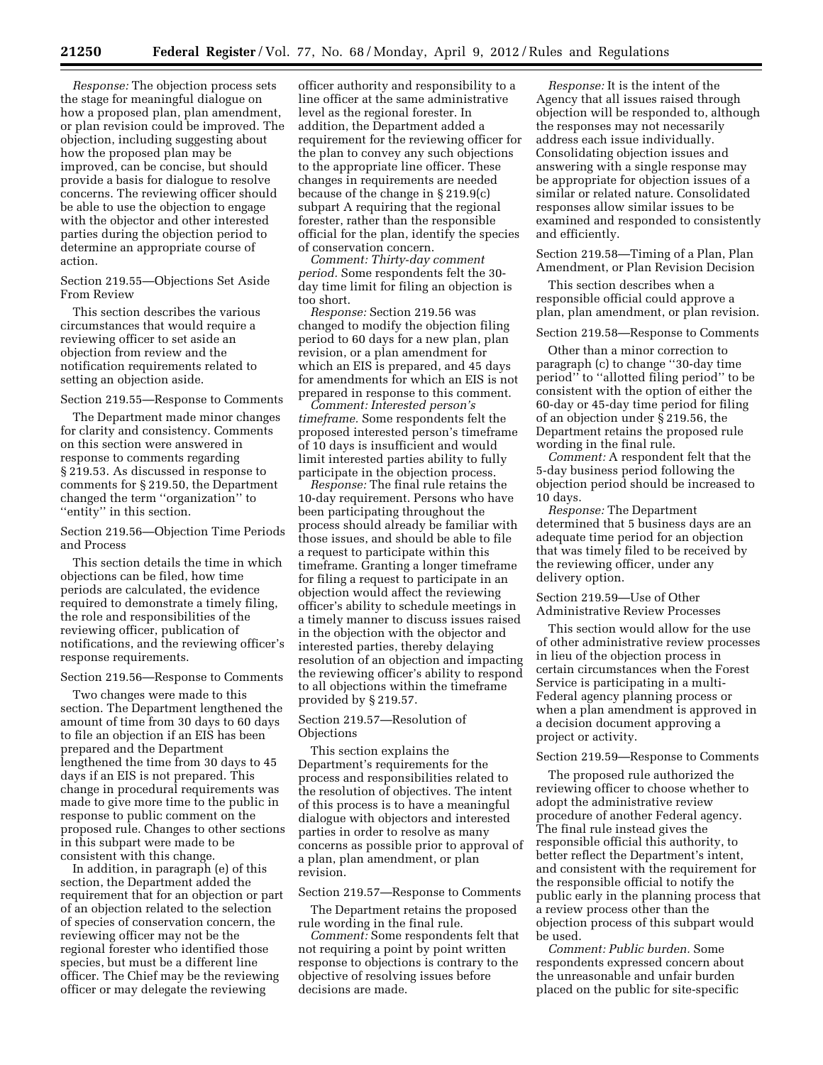*Response:* The objection process sets the stage for meaningful dialogue on how a proposed plan, plan amendment, or plan revision could be improved. The objection, including suggesting about how the proposed plan may be improved, can be concise, but should provide a basis for dialogue to resolve concerns. The reviewing officer should be able to use the objection to engage with the objector and other interested parties during the objection period to determine an appropriate course of action.

Section 219.55—Objections Set Aside From Review

This section describes the various circumstances that would require a reviewing officer to set aside an objection from review and the notification requirements related to setting an objection aside.

Section 219.55—Response to Comments

The Department made minor changes for clarity and consistency. Comments on this section were answered in response to comments regarding § 219.53. As discussed in response to comments for § 219.50, the Department changed the term ''organization'' to ''entity'' in this section.

Section 219.56—Objection Time Periods and Process

This section details the time in which objections can be filed, how time periods are calculated, the evidence required to demonstrate a timely filing, the role and responsibilities of the reviewing officer, publication of notifications, and the reviewing officer's response requirements.

Section 219.56—Response to Comments

Two changes were made to this section. The Department lengthened the amount of time from 30 days to 60 days to file an objection if an EIS has been prepared and the Department lengthened the time from 30 days to 45 days if an EIS is not prepared. This change in procedural requirements was made to give more time to the public in response to public comment on the proposed rule. Changes to other sections in this subpart were made to be consistent with this change.

In addition, in paragraph (e) of this section, the Department added the requirement that for an objection or part of an objection related to the selection of species of conservation concern, the reviewing officer may not be the regional forester who identified those species, but must be a different line officer. The Chief may be the reviewing officer or may delegate the reviewing officer authority and responsibility to a line officer at the same administrative level as the regional forester. In addition, the Department added a requirement for the reviewing officer for the plan to convey any such objections to the appropriate line officer. These changes in requirements are needed because of the change in § 219.9(c) subpart A requiring that the regional forester, rather than the responsible official for the plan, identify the species of conservation concern.

*Comment: Thirty-day comment period.* Some respondents felt the 30-day time limit for filing an objection is too short.

*Response:* Section 219.56 was changed to modify the objection filing period to 60 days for a new plan, plan revision, or a plan amendment for which an EIS is prepared, and 45 days for amendments for which an EIS is not prepared in response to this comment.

*Comment: Interested person's timeframe.* Some respondents felt the proposed interested person's timeframe of 10 days is insufficient and would limit interested parties ability to fully participate in the objection process.

*Response:* The final rule retains the 10-day requirement. Persons who have been participating throughout the process should already be familiar with those issues, and should be able to file a request to participate within this timeframe. Granting a longer timeframe for filing a request to participate in an objection would affect the reviewing officer's ability to schedule meetings in a timely manner to discuss issues raised in the objection with the objector and interested parties, thereby delaying resolution of an objection and impacting the reviewing officer's ability to respond to all objections within the timeframe provided by § 219.57.

Section 219.57—Resolution of Objections

This section explains the Department's requirements for the process and responsibilities related to the resolution of objectives. The intent of this process is to have a meaningful dialogue with objectors and interested parties in order to resolve as many concerns as possible prior to approval of a plan, plan amendment, or plan revision.

Section 219.57—Response to Comments

The Department retains the proposed rule wording in the final rule.

*Comment:* Some respondents felt that not requiring a point by point written response to objections is contrary to the objective of resolving issues before decisions are made.

*Response:* It is the intent of the Agency that all issues raised through objection will be responded to, although the responses may not necessarily address each issue individually. Consolidating objection issues and answering with a single response may be appropriate for objection issues of a similar or related nature. Consolidated responses allow similar issues to be examined and responded to consistently and efficiently.

Section 219.58—Timing of a Plan, Plan Amendment, or Plan Revision Decision

This section describes when a responsible official could approve a plan, plan amendment, or plan revision.

Section 219.58—Response to Comments

Other than a minor correction to paragraph (c) to change ''30-day time period'' to ''allotted filing period'' to be consistent with the option of either the 60-day or 45-day time period for filing of an objection under § 219.56, the Department retains the proposed rule wording in the final rule.

*Comment:* A respondent felt that the 5-day business period following the objection period should be increased to 10 days.

*Response:* The Department determined that 5 business days are an adequate time period for an objection that was timely filed to be received by the reviewing officer, under any delivery option.

Section 219.59—Use of Other Administrative Review Processes

This section would allow for the use of other administrative review processes in lieu of the objection process in certain circumstances when the Forest Service is participating in a multi-Federal agency planning process or when a plan amendment is approved in a decision document approving a project or activity.

Section 219.59—Response to Comments

The proposed rule authorized the reviewing officer to choose whether to adopt the administrative review procedure of another Federal agency. The final rule instead gives the responsible official this authority, to better reflect the Department's intent, and consistent with the requirement for the responsible official to notify the public early in the planning process that a review process other than the objection process of this subpart would be used.

*Comment: Public burden.* Some respondents expressed concern about the unreasonable and unfair burden placed on the public for site-specific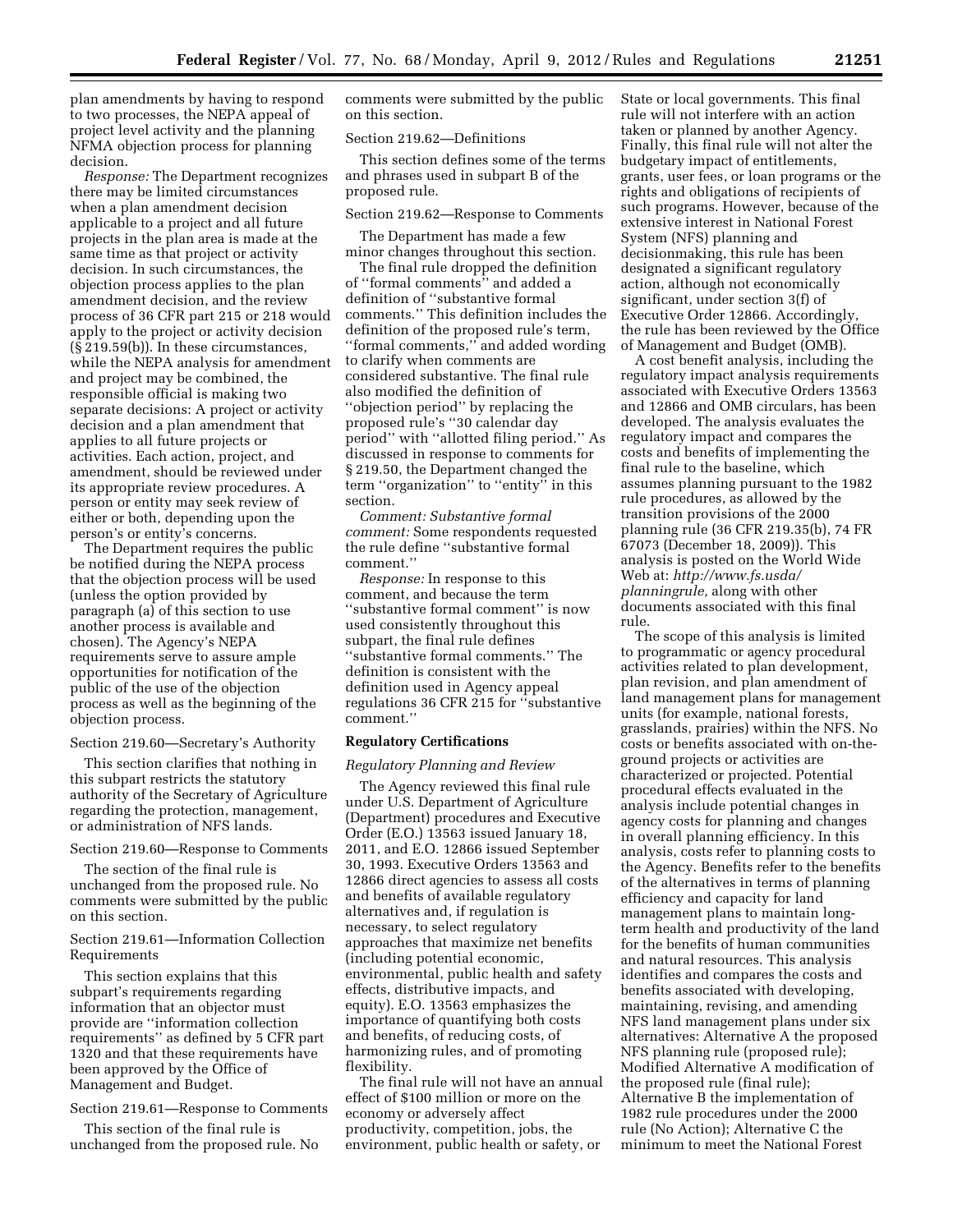plan amendments by having to respond to two processes, the NEPA appeal of project level activity and the planning NFMA objection process for planning decision.

*Response:* The Department recognizes there may be limited circumstances when a plan amendment decision applicable to a project and all future projects in the plan area is made at the same time as that project or activity decision. In such circumstances, the objection process applies to the plan amendment decision, and the review process of 36 CFR part 215 or 218 would apply to the project or activity decision (§ 219.59(b)). In these circumstances, while the NEPA analysis for amendment and project may be combined, the responsible official is making two separate decisions: A project or activity decision and a plan amendment that applies to all future projects or activities. Each action, project, and amendment, should be reviewed under its appropriate review procedures. A person or entity may seek review of either or both, depending upon the person's or entity's concerns.

The Department requires the public be notified during the NEPA process that the objection process will be used (unless the option provided by paragraph (a) of this section to use another process is available and chosen). The Agency's NEPA requirements serve to assure ample opportunities for notification of the public of the use of the objection process as well as the beginning of the objection process.

Section 219.60—Secretary's Authority

This section clarifies that nothing in this subpart restricts the statutory authority of the Secretary of Agriculture regarding the protection, management, or administration of NFS lands.

Section 219.60—Response to Comments

The section of the final rule is unchanged from the proposed rule. No comments were submitted by the public on this section.

Section 219.61—Information Collection Requirements

This section explains that this subpart's requirements regarding information that an objector must provide are ''information collection requirements'' as defined by 5 CFR part 1320 and that these requirements have been approved by the Office of Management and Budget.

Section 219.61—Response to Comments

This section of the final rule is unchanged from the proposed rule. No comments were submitted by the public on this section.

Section 219.62—Definitions

This section defines some of the terms and phrases used in subpart B of the proposed rule.

Section 219.62—Response to Comments

The Department has made a few minor changes throughout this section.

The final rule dropped the definition of ''formal comments'' and added a definition of ''substantive formal comments.'' This definition includes the definition of the proposed rule's term, ''formal comments,'' and added wording to clarify when comments are considered substantive. The final rule also modified the definition of ''objection period'' by replacing the proposed rule's ''30 calendar day period'' with ''allotted filing period.'' As discussed in response to comments for § 219.50, the Department changed the term ''organization'' to ''entity'' in this section.

*Comment: Substantive formal comment:* Some respondents requested the rule define ''substantive formal comment.''

*Response:* In response to this comment, and because the term ''substantive formal comment'' is now used consistently throughout this subpart, the final rule defines ''substantive formal comments.'' The definition is consistent with the definition used in Agency appeal regulations 36 CFR 215 for ''substantive comment.''

**Regulatory Certifications**

*Regulatory Planning and Review*

The Agency reviewed this final rule under U.S. Department of Agriculture (Department) procedures and Executive Order (E.O.) 13563 issued January 18, 2011, and E.O. 12866 issued September 30, 1993. Executive Orders 13563 and 12866 direct agencies to assess all costs and benefits of available regulatory alternatives and, if regulation is necessary, to select regulatory approaches that maximize net benefits (including potential economic, environmental, public health and safety effects, distributive impacts, and equity). E.O. 13563 emphasizes the importance of quantifying both costs and benefits, of reducing costs, of harmonizing rules, and of promoting flexibility.

The final rule will not have an annual effect of $100 million or more on the economy or adversely affect productivity, competition, jobs, the environment, public health or safety, or State or local governments. This final rule will not interfere with an action taken or planned by another Agency. Finally, this final rule will not alter the budgetary impact of entitlements, grants, user fees, or loan programs or the rights and obligations of recipients of such programs. However, because of the extensive interest in National Forest System (NFS) planning and decisionmaking, this rule has been designated a significant regulatory action, although not economically significant, under section 3(f) of Executive Order 12866. Accordingly, the rule has been reviewed by the Office of Management and Budget (OMB).

A cost benefit analysis, including the regulatory impact analysis requirements associated with Executive Orders 13563 and 12866 and OMB circulars, has been developed. The analysis evaluates the regulatory impact and compares the costs and benefits of implementing the final rule to the baseline, which assumes planning pursuant to the 1982 rule procedures, as allowed by the transition provisions of the 2000 planning rule (36 CFR 219.35(b), 74 FR 67073 (December 18, 2009)). This analysis is posted on the World Wide Web at: *http://www.fs.usda/planningrule,* along with other documents associated with this final rule.

The scope of this analysis is limited to programmatic or agency procedural activities related to plan development, plan revision, and plan amendment of land management plans for management units (for example, national forests, grasslands, prairies) within the NFS. No costs or benefits associated with on-the-ground projects or activities are characterized or projected. Potential procedural effects evaluated in the analysis include potential changes in agency costs for planning and changes in overall planning efficiency. In this analysis, costs refer to planning costs to the Agency. Benefits refer to the benefits of the alternatives in terms of planning efficiency and capacity for land management plans to maintain long-term health and productivity of the land for the benefits of human communities and natural resources. This analysis identifies and compares the costs and benefits associated with developing, maintaining, revising, and amending NFS land management plans under six alternatives: Alternative A the proposed NFS planning rule (proposed rule); Modified Alternative A modification of the proposed rule (final rule); Alternative B the implementation of 1982 rule procedures under the 2000 rule (No Action); Alternative C the minimum to meet the National Forest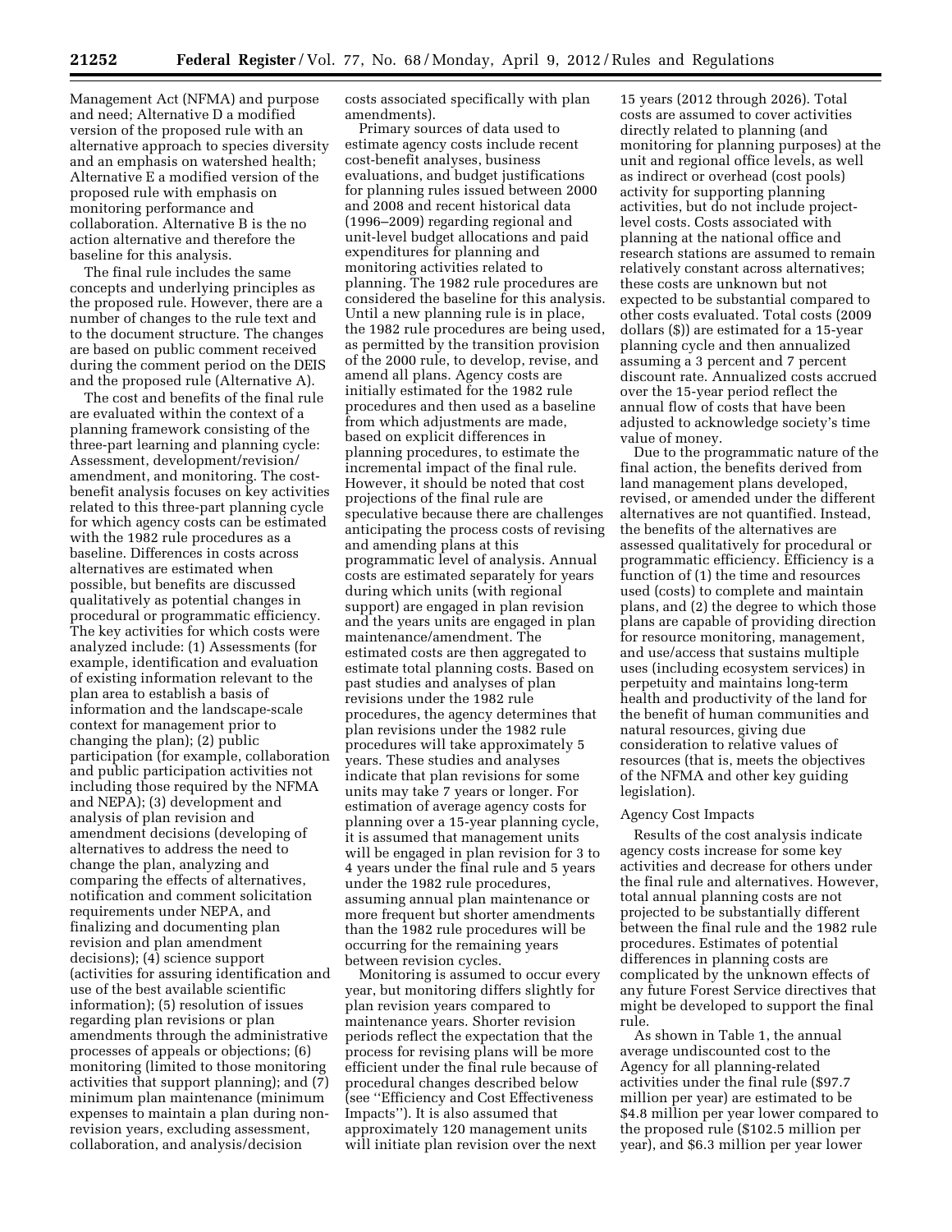Management Act (NFMA) and purpose and need; Alternative D a modified version of the proposed rule with an alternative approach to species diversity and an emphasis on watershed health; Alternative E a modified version of the proposed rule with emphasis on monitoring performance and collaboration. Alternative B is the no action alternative and therefore the baseline for this analysis.

The final rule includes the same concepts and underlying principles as the proposed rule. However, there are a number of changes to the rule text and to the document structure. The changes are based on public comment received during the comment period on the DEIS and the proposed rule (Alternative A).

The cost and benefits of the final rule are evaluated within the context of a planning framework consisting of the three-part learning and planning cycle: Assessment, development/revision/amendment, and monitoring. The cost-benefit analysis focuses on key activities related to this three-part planning cycle for which agency costs can be estimated with the 1982 rule procedures as a baseline. Differences in costs across alternatives are estimated when possible, but benefits are discussed qualitatively as potential changes in procedural or programmatic efficiency. The key activities for which costs were analyzed include: (1) Assessments (for example, identification and evaluation of existing information relevant to the plan area to establish a basis of information and the landscape-scale context for management prior to changing the plan); (2) public participation (for example, collaboration and public participation activities not including those required by the NFMA and NEPA); (3) development and analysis of plan revision and amendment decisions (developing of alternatives to address the need to change the plan, analyzing and comparing the effects of alternatives, notification and comment solicitation requirements under NEPA, and finalizing and documenting plan revision and plan amendment decisions); (4) science support (activities for assuring identification and use of the best available scientific information); (5) resolution of issues regarding plan revisions or plan amendments through the administrative processes of appeals or objections; (6) monitoring (limited to those monitoring activities that support planning); and (7) minimum plan maintenance (minimum expenses to maintain a plan during non-revision years, excluding assessment, collaboration, and analysis/decision costs associated specifically with plan amendments).

Primary sources of data used to estimate agency costs include recent cost-benefit analyses, business evaluations, and budget justifications for planning rules issued between 2000 and 2008 and recent historical data (1996–2009) regarding regional and unit-level budget allocations and paid expenditures for planning and monitoring activities related to planning. The 1982 rule procedures are considered the baseline for this analysis. Until a new planning rule is in place, the 1982 rule procedures are being used, as permitted by the transition provision of the 2000 rule, to develop, revise, and amend all plans. Agency costs are initially estimated for the 1982 rule procedures and then used as a baseline from which adjustments are made, based on explicit differences in planning procedures, to estimate the incremental impact of the final rule. However, it should be noted that cost projections of the final rule are speculative because there are challenges anticipating the process costs of revising and amending plans at this programmatic level of analysis. Annual costs are estimated separately for years during which units (with regional support) are engaged in plan revision and the years units are engaged in plan maintenance/amendment. The estimated costs are then aggregated to estimate total planning costs. Based on past studies and analyses of plan revisions under the 1982 rule procedures, the agency determines that plan revisions under the 1982 rule procedures will take approximately 5 years. These studies and analyses indicate that plan revisions for some units may take 7 years or longer. For estimation of average agency costs for planning over a 15-year planning cycle, it is assumed that management units will be engaged in plan revision for 3 to 4 years under the final rule and 5 years under the 1982 rule procedures, assuming annual plan maintenance or more frequent but shorter amendments than the 1982 rule procedures will be occurring for the remaining years between revision cycles.

Monitoring is assumed to occur every year, but monitoring differs slightly for plan revision years compared to maintenance years. Shorter revision periods reflect the expectation that the process for revising plans will be more efficient under the final rule because of procedural changes described below (see ''Efficiency and Cost Effectiveness Impacts''). It is also assumed that approximately 120 management units will initiate plan revision over the next 15 years (2012 through 2026). Total costs are assumed to cover activities directly related to planning (and monitoring for planning purposes) at the unit and regional office levels, as well as indirect or overhead (cost pools) activity for supporting planning activities, but do not include project-level costs. Costs associated with planning at the national office and research stations are assumed to remain relatively constant across alternatives; these costs are unknown but not expected to be substantial compared to other costs evaluated. Total costs (2009 dollars ($)) are estimated for a 15-year planning cycle and then annualized assuming a 3 percent and 7 percent discount rate. Annualized costs accrued over the 15-year period reflect the annual flow of costs that have been adjusted to acknowledge society's time value of money.

Due to the programmatic nature of the final action, the benefits derived from land management plans developed, revised, or amended under the different alternatives are not quantified. Instead, the benefits of the alternatives are assessed qualitatively for procedural or programmatic efficiency. Efficiency is a function of (1) the time and resources used (costs) to complete and maintain plans, and (2) the degree to which those plans are capable of providing direction for resource monitoring, management, and use/access that sustains multiple uses (including ecosystem services) in perpetuity and maintains long-term health and productivity of the land for the benefit of human communities and natural resources, giving due consideration to relative values of resources (that is, meets the objectives of the NFMA and other key guiding legislation).

Agency Cost Impacts

Results of the cost analysis indicate agency costs increase for some key activities and decrease for others under the final rule and alternatives. However, total annual planning costs are not projected to be substantially different between the final rule and the 1982 rule procedures. Estimates of potential differences in planning costs are complicated by the unknown effects of any future Forest Service directives that might be developed to support the final rule.

As shown in Table 1, the annual average undiscounted cost to the Agency for all planning-related activities under the final rule ($97.7 million per year) are estimated to be $4.8 million per year lower compared to the proposed rule ($102.5 million per year), and $6.3 million per year lower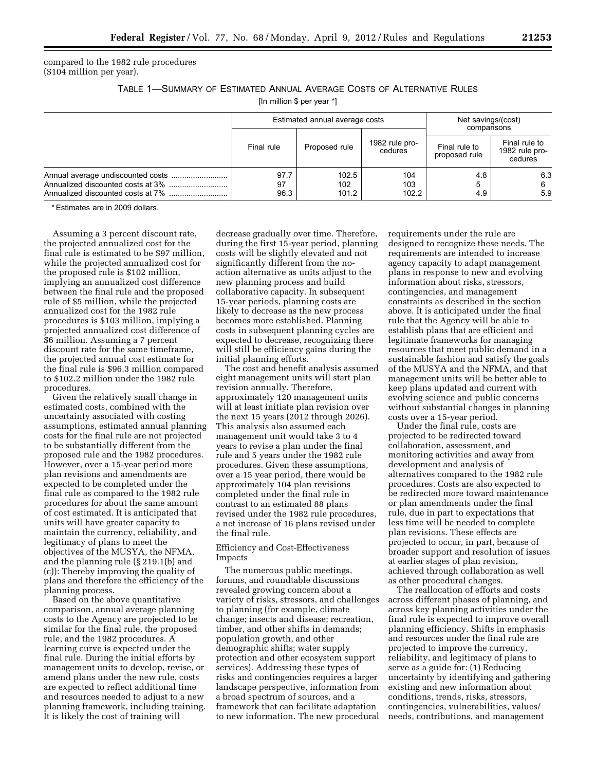compared to the 1982 rule procedures ($104 million per year).

TABLE 1—SUMMARY OF ESTIMATED ANNUAL AVERAGE COSTS OF ALTERNATIVE RULES

[In million $ per year *]

| | Estimated annual average costs | | | Net savings/(cost) comparisons | |
|---|---|---|---|---|---|
| | Final rule | Proposed rule | 1982 rule procedures | Final rule to proposed rule | Final rule to 1982 rule procedures |
| Annual average undiscounted costs | 97.7 | 102.5 | 104 | 4.8 | 6.3 |
| Annualized discounted costs at 3% | 97 | 102 | 103 | 5 | 6 |
| Annualized discounted costs at 7% | 96.3 | 101.2 | 102.2 | 4.9 | 5.9 |

* Estimates are in 2009 dollars.

Assuming a 3 percent discount rate, the projected annualized cost for the final rule is estimated to be $97 million, while the projected annualized cost for the proposed rule is $102 million, implying an annualized cost difference between the final rule and the proposed rule of $5 million, while the projected annualized cost for the 1982 rule procedures is $103 million, implying a projected annualized cost difference of $6 million. Assuming a 7 percent discount rate for the same timeframe, the projected annual cost estimate for the final rule is $96.3 million compared to $102.2 million under the 1982 rule procedures.

Given the relatively small change in estimated costs, combined with the uncertainty associated with costing assumptions, estimated annual planning costs for the final rule are not projected to be substantially different from the proposed rule and the 1982 procedures. However, over a 15-year period more plan revisions and amendments are expected to be completed under the final rule as compared to the 1982 rule procedures for about the same amount of cost estimated. It is anticipated that units will have greater capacity to maintain the currency, reliability, and legitimacy of plans to meet the objectives of the MUSYA, the NFMA, and the planning rule (§ 219.1(b) and (c)): Thereby improving the quality of plans and therefore the efficiency of the planning process.

Based on the above quantitative comparison, annual average planning costs to the Agency are projected to be similar for the final rule, the proposed rule, and the 1982 procedures. A learning curve is expected under the final rule. During the initial efforts by management units to develop, revise, or amend plans under the new rule, costs are expected to reflect additional time and resources needed to adjust to a new planning framework, including training. It is likely the cost of training will decrease gradually over time. Therefore, during the first 15-year period, planning costs will be slightly elevated and not significantly different from the no-action alternative as units adjust to the new planning process and build collaborative capacity. In subsequent 15-year periods, planning costs are likely to decrease as the new process becomes more established. Planning costs in subsequent planning cycles are expected to decrease, recognizing there will still be efficiency gains during the initial planning efforts.

The cost and benefit analysis assumed eight management units will start plan revision annually. Therefore, approximately 120 management units will at least initiate plan revision over the next 15 years (2012 through 2026). This analysis also assumed each management unit would take 3 to 4 years to revise a plan under the final rule and 5 years under the 1982 rule procedures. Given these assumptions, over a 15 year period, there would be approximately 104 plan revisions completed under the final rule in contrast to an estimated 88 plans revised under the 1982 rule procedures, a net increase of 16 plans revised under the final rule.

Efficiency and Cost-Effectiveness Impacts

The numerous public meetings, forums, and roundtable discussions revealed growing concern about a variety of risks, stressors, and challenges to planning (for example, climate change; insects and disease; recreation, timber, and other shifts in demands; population growth, and other demographic shifts; water supply protection and other ecosystem support services). Addressing these types of risks and contingencies requires a larger landscape perspective, information from a broad spectrum of sources, and a framework that can facilitate adaptation to new information. The new procedural requirements under the rule are designed to recognize these needs. The requirements are intended to increase agency capacity to adapt management plans in response to new and evolving information about risks, stressors, contingencies, and management constraints as described in the section above. It is anticipated under the final rule that the Agency will be able to establish plans that are efficient and legitimate frameworks for managing resources that meet public demand in a sustainable fashion and satisfy the goals of the MUSYA and the NFMA, and that management units will be better able to keep plans updated and current with evolving science and public concerns without substantial changes in planning costs over a 15-year period.

Under the final rule, costs are projected to be redirected toward collaboration, assessment, and monitoring activities and away from development and analysis of alternatives compared to the 1982 rule procedures. Costs are also expected to be redirected more toward maintenance or plan amendments under the final rule, due in part to expectations that less time will be needed to complete plan revisions. These effects are projected to occur, in part, because of broader support and resolution of issues at earlier stages of plan revision, achieved through collaboration as well as other procedural changes.

The reallocation of efforts and costs across different phases of planning, and across key planning activities under the final rule is expected to improve overall planning efficiency. Shifts in emphasis and resources under the final rule are projected to improve the currency, reliability, and legitimacy of plans to serve as a guide for: (1) Reducing uncertainty by identifying and gathering existing and new information about conditions, trends, risks, stressors, contingencies, vulnerabilities, values/needs, contributions, and management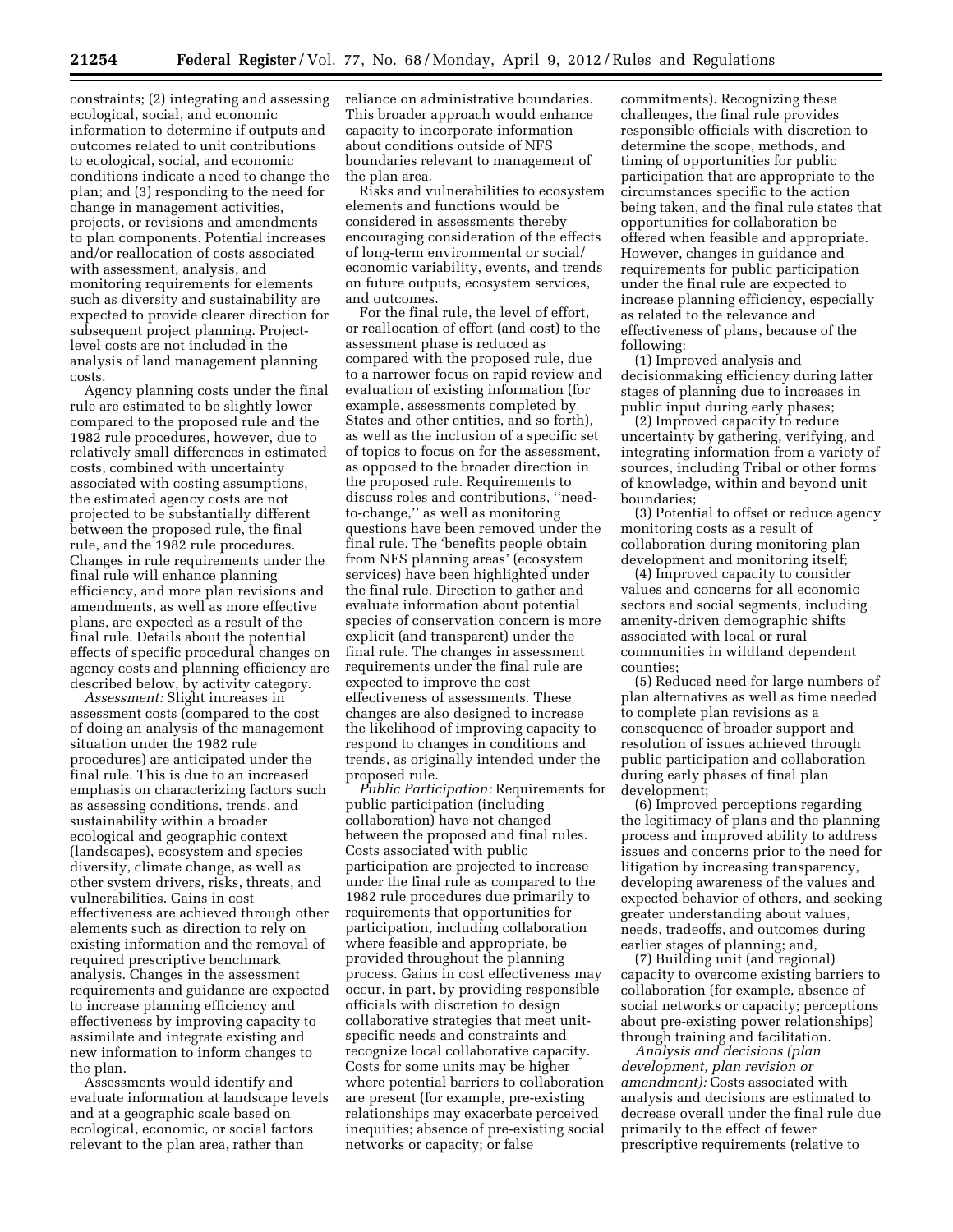constraints; (2) integrating and assessing ecological, social, and economic information to determine if outputs and outcomes related to unit contributions to ecological, social, and economic conditions indicate a need to change the plan; and (3) responding to the need for change in management activities, projects, or revisions and amendments to plan components. Potential increases and/or reallocation of costs associated with assessment, analysis, and monitoring requirements for elements such as diversity and sustainability are expected to provide clearer direction for subsequent project planning. Project-level costs are not included in the analysis of land management planning costs.

Agency planning costs under the final rule are estimated to be slightly lower compared to the proposed rule and the 1982 rule procedures, however, due to relatively small differences in estimated costs, combined with uncertainty associated with costing assumptions, the estimated agency costs are not projected to be substantially different between the proposed rule, the final rule, and the 1982 rule procedures. Changes in rule requirements under the final rule will enhance planning efficiency, and more plan revisions and amendments, as well as more effective plans, are expected as a result of the final rule. Details about the potential effects of specific procedural changes on agency costs and planning efficiency are described below, by activity category.

*Assessment:* Slight increases in assessment costs (compared to the cost of doing an analysis of the management situation under the 1982 rule procedures) are anticipated under the final rule. This is due to an increased emphasis on characterizing factors such as assessing conditions, trends, and sustainability within a broader ecological and geographic context (landscapes), ecosystem and species diversity, climate change, as well as other system drivers, risks, threats, and vulnerabilities. Gains in cost effectiveness are achieved through other elements such as direction to rely on existing information and the removal of required prescriptive benchmark analysis. Changes in the assessment requirements and guidance are expected to increase planning efficiency and effectiveness by improving capacity to assimilate and integrate existing and new information to inform changes to the plan.

Assessments would identify and evaluate information at landscape levels and at a geographic scale based on ecological, economic, or social factors relevant to the plan area, rather than reliance on administrative boundaries. This broader approach would enhance capacity to incorporate information about conditions outside of NFS boundaries relevant to management of the plan area.

Risks and vulnerabilities to ecosystem elements and functions would be considered in assessments thereby encouraging consideration of the effects of long-term environmental or social/economic variability, events, and trends on future outputs, ecosystem services, and outcomes.

For the final rule, the level of effort, or reallocation of effort (and cost) to the assessment phase is reduced as compared with the proposed rule, due to a narrower focus on rapid review and evaluation of existing information (for example, assessments completed by States and other entities, and so forth), as well as the inclusion of a specific set of topics to focus on for the assessment, as opposed to the broader direction in the proposed rule. Requirements to discuss roles and contributions, ''need-to-change,'' as well as monitoring questions have been removed under the final rule. The 'benefits people obtain from NFS planning areas' (ecosystem services) have been highlighted under the final rule. Direction to gather and evaluate information about potential species of conservation concern is more explicit (and transparent) under the final rule. The changes in assessment requirements under the final rule are expected to improve the cost effectiveness of assessments. These changes are also designed to increase the likelihood of improving capacity to respond to changes in conditions and trends, as originally intended under the proposed rule.

*Public Participation:* Requirements for public participation (including collaboration) have not changed between the proposed and final rules. Costs associated with public participation are projected to increase under the final rule as compared to the 1982 rule procedures due primarily to requirements that opportunities for participation, including collaboration where feasible and appropriate, be provided throughout the planning process. Gains in cost effectiveness may occur, in part, by providing responsible officials with discretion to design collaborative strategies that meet unit-specific needs and constraints and recognize local collaborative capacity. Costs for some units may be higher where potential barriers to collaboration are present (for example, pre-existing relationships may exacerbate perceived inequities; absence of pre-existing social networks or capacity; or false commitments). Recognizing these challenges, the final rule provides responsible officials with discretion to determine the scope, methods, and timing of opportunities for public participation that are appropriate to the circumstances specific to the action being taken, and the final rule states that opportunities for collaboration be offered when feasible and appropriate. However, changes in guidance and requirements for public participation under the final rule are expected to increase planning efficiency, especially as related to the relevance and effectiveness of plans, because of the following:

(1) Improved analysis and decisionmaking efficiency during latter stages of planning due to increases in public input during early phases;

(2) Improved capacity to reduce uncertainty by gathering, verifying, and integrating information from a variety of sources, including Tribal or other forms of knowledge, within and beyond unit boundaries;

(3) Potential to offset or reduce agency monitoring costs as a result of collaboration during monitoring plan development and monitoring itself;

(4) Improved capacity to consider values and concerns for all economic sectors and social segments, including amenity-driven demographic shifts associated with local or rural communities in wildland dependent counties;

(5) Reduced need for large numbers of plan alternatives as well as time needed to complete plan revisions as a consequence of broader support and resolution of issues achieved through public participation and collaboration during early phases of final plan development;

(6) Improved perceptions regarding the legitimacy of plans and the planning process and improved ability to address issues and concerns prior to the need for litigation by increasing transparency, developing awareness of the values and expected behavior of others, and seeking greater understanding about values, needs, tradeoffs, and outcomes during earlier stages of planning; and,

(7) Building unit (and regional) capacity to overcome existing barriers to collaboration (for example, absence of social networks or capacity; perceptions about pre-existing power relationships) through training and facilitation.

*Analysis and decisions (plan development, plan revision or amendment):* Costs associated with analysis and decisions are estimated to decrease overall under the final rule due primarily to the effect of fewer prescriptive requirements (relative to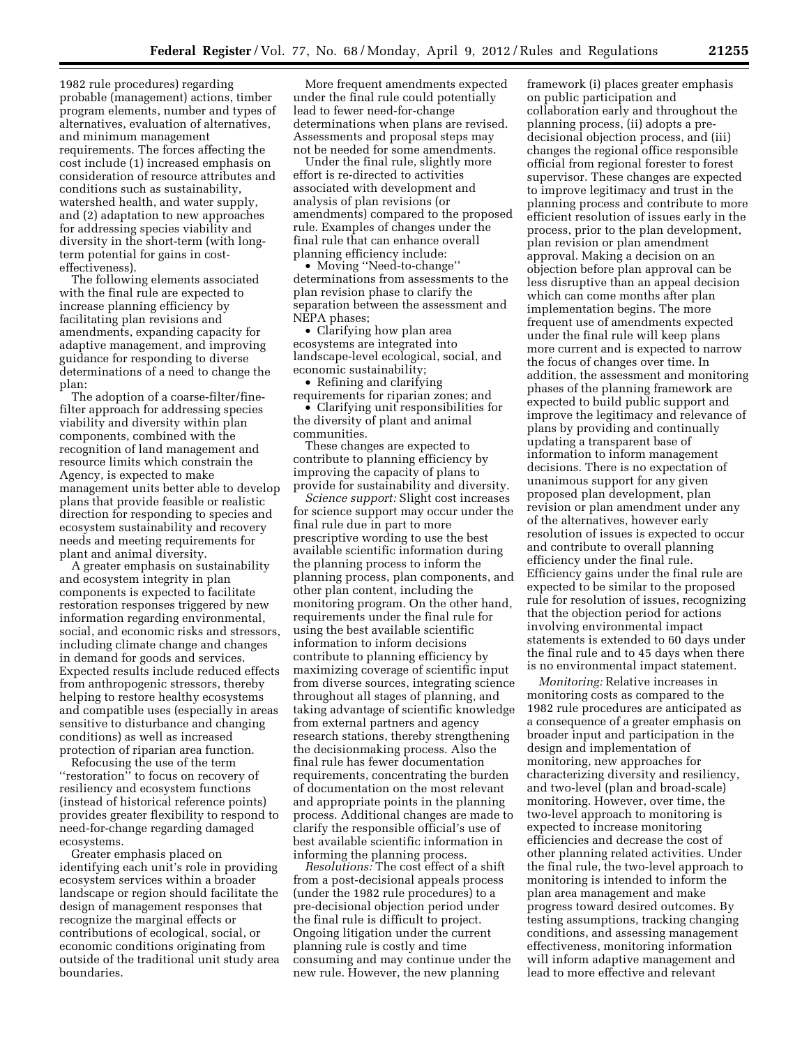1982 rule procedures) regarding probable (management) actions, timber program elements, number and types of alternatives, evaluation of alternatives, and minimum management requirements. The forces affecting the cost include (1) increased emphasis on consideration of resource attributes and conditions such as sustainability, watershed health, and water supply, and (2) adaptation to new approaches for addressing species viability and diversity in the short-term (with long-term potential for gains in cost-effectiveness).

The following elements associated with the final rule are expected to increase planning efficiency by facilitating plan revisions and amendments, expanding capacity for adaptive management, and improving guidance for responding to diverse determinations of a need to change the plan:

The adoption of a coarse-filter/fine-filter approach for addressing species viability and diversity within plan components, combined with the recognition of land management and resource limits which constrain the Agency, is expected to make management units better able to develop plans that provide feasible or realistic direction for responding to species and ecosystem sustainability and recovery needs and meeting requirements for plant and animal diversity.

A greater emphasis on sustainability and ecosystem integrity in plan components is expected to facilitate restoration responses triggered by new information regarding environmental, social, and economic risks and stressors, including climate change and changes in demand for goods and services. Expected results include reduced effects from anthropogenic stressors, thereby helping to restore healthy ecosystems and compatible uses (especially in areas sensitive to disturbance and changing conditions) as well as increased protection of riparian area function.

Refocusing the use of the term ''restoration'' to focus on recovery of resiliency and ecosystem functions (instead of historical reference points) provides greater flexibility to respond to need-for-change regarding damaged ecosystems.

Greater emphasis placed on identifying each unit's role in providing ecosystem services within a broader landscape or region should facilitate the design of management responses that recognize the marginal effects or contributions of ecological, social, or economic conditions originating from outside of the traditional unit study area boundaries.

More frequent amendments expected under the final rule could potentially lead to fewer need-for-change determinations when plans are revised. Assessments and proposal steps may not be needed for some amendments.

Under the final rule, slightly more effort is re-directed to activities associated with development and analysis of plan revisions (or amendments) compared to the proposed rule. Examples of changes under the final rule that can enhance overall planning efficiency include:

- Moving ''Need-to-change'' determinations from assessments to the plan revision phase to clarify the separation between the assessment and NEPA phases;
- Clarifying how plan area ecosystems are integrated into landscape-level ecological, social, and economic sustainability;
- Refining and clarifying requirements for riparian zones; and
- Clarifying unit responsibilities for the diversity of plant and animal communities.

These changes are expected to contribute to planning efficiency by improving the capacity of plans to provide for sustainability and diversity.

*Science support:* Slight cost increases for science support may occur under the final rule due in part to more prescriptive wording to use the best available scientific information during the planning process to inform the planning process, plan components, and other plan content, including the monitoring program. On the other hand, requirements under the final rule for using the best available scientific information to inform decisions contribute to planning efficiency by maximizing coverage of scientific input from diverse sources, integrating science throughout all stages of planning, and taking advantage of scientific knowledge from external partners and agency research stations, thereby strengthening the decisionmaking process. Also the final rule has fewer documentation requirements, concentrating the burden of documentation on the most relevant and appropriate points in the planning process. Additional changes are made to clarify the responsible official's use of best available scientific information in informing the planning process.

*Resolutions:* The cost effect of a shift from a post-decisional appeals process (under the 1982 rule procedures) to a pre-decisional objection period under the final rule is difficult to project. Ongoing litigation under the current planning rule is costly and time consuming and may continue under the new rule. However, the new planning framework (i) places greater emphasis on public participation and collaboration early and throughout the planning process, (ii) adopts a pre-decisional objection process, and (iii) changes the regional office responsible official from regional forester to forest supervisor. These changes are expected to improve legitimacy and trust in the planning process and contribute to more efficient resolution of issues early in the process, prior to the plan development, plan revision or plan amendment approval. Making a decision on an objection before plan approval can be less disruptive than an appeal decision which can come months after plan implementation begins. The more frequent use of amendments expected under the final rule will keep plans more current and is expected to narrow the focus of changes over time. In addition, the assessment and monitoring phases of the planning framework are expected to build public support and improve the legitimacy and relevance of plans by providing and continually updating a transparent base of information to inform management decisions. There is no expectation of unanimous support for any given proposed plan development, plan revision or plan amendment under any of the alternatives, however early resolution of issues is expected to occur and contribute to overall planning efficiency under the final rule. Efficiency gains under the final rule are expected to be similar to the proposed rule for resolution of issues, recognizing that the objection period for actions involving environmental impact statements is extended to 60 days under the final rule and to 45 days when there is no environmental impact statement.

*Monitoring:* Relative increases in monitoring costs as compared to the 1982 rule procedures are anticipated as a consequence of a greater emphasis on broader input and participation in the design and implementation of monitoring, new approaches for characterizing diversity and resiliency, and two-level (plan and broad-scale) monitoring. However, over time, the two-level approach to monitoring is expected to increase monitoring efficiencies and decrease the cost of other planning related activities. Under the final rule, the two-level approach to monitoring is intended to inform the plan area management and make progress toward desired outcomes. By testing assumptions, tracking changing conditions, and assessing management effectiveness, monitoring information will inform adaptive management and lead to more effective and relevant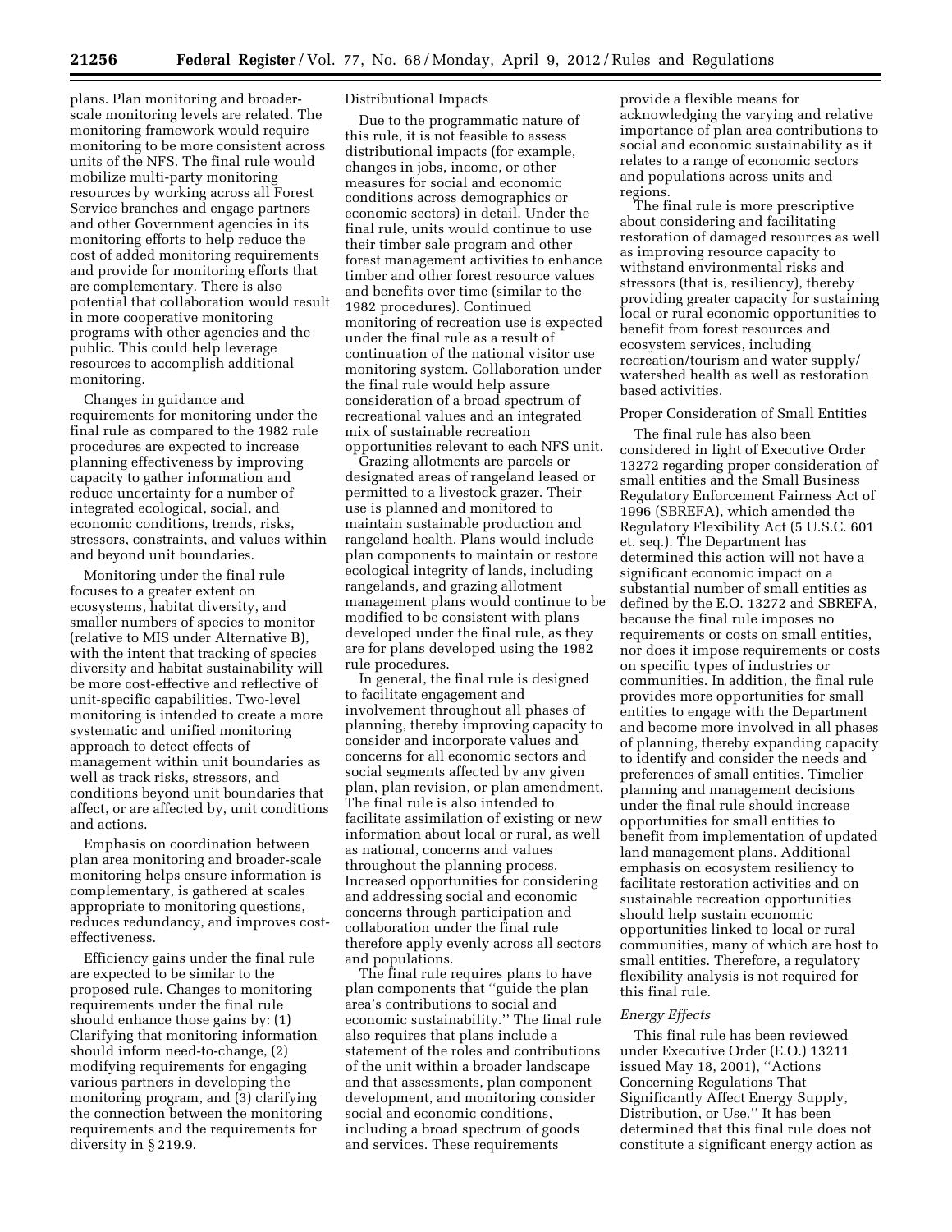plans. Plan monitoring and broader-scale monitoring levels are related. The monitoring framework would require monitoring to be more consistent across units of the NFS. The final rule would mobilize multi-party monitoring resources by working across all Forest Service branches and engage partners and other Government agencies in its monitoring efforts to help reduce the cost of added monitoring requirements and provide for monitoring efforts that are complementary. There is also potential that collaboration would result in more cooperative monitoring programs with other agencies and the public. This could help leverage resources to accomplish additional monitoring.

Changes in guidance and requirements for monitoring under the final rule as compared to the 1982 rule procedures are expected to increase planning effectiveness by improving capacity to gather information and reduce uncertainty for a number of integrated ecological, social, and economic conditions, trends, risks, stressors, constraints, and values within and beyond unit boundaries.

Monitoring under the final rule focuses to a greater extent on ecosystems, habitat diversity, and smaller numbers of species to monitor (relative to MIS under Alternative B), with the intent that tracking of species diversity and habitat sustainability will be more cost-effective and reflective of unit-specific capabilities. Two-level monitoring is intended to create a more systematic and unified monitoring approach to detect effects of management within unit boundaries as well as track risks, stressors, and conditions beyond unit boundaries that affect, or are affected by, unit conditions and actions.

Emphasis on coordination between plan area monitoring and broader-scale monitoring helps ensure information is complementary, is gathered at scales appropriate to monitoring questions, reduces redundancy, and improves cost-effectiveness.

Efficiency gains under the final rule are expected to be similar to the proposed rule. Changes to monitoring requirements under the final rule should enhance those gains by: (1) Clarifying that monitoring information should inform need-to-change, (2) modifying requirements for engaging various partners in developing the monitoring program, and (3) clarifying the connection between the monitoring requirements and the requirements for diversity in § 219.9.

Distributional Impacts

Due to the programmatic nature of this rule, it is not feasible to assess distributional impacts (for example, changes in jobs, income, or other measures for social and economic conditions across demographics or economic sectors) in detail. Under the final rule, units would continue to use their timber sale program and other forest management activities to enhance timber and other forest resource values and benefits over time (similar to the 1982 procedures). Continued monitoring of recreation use is expected under the final rule as a result of continuation of the national visitor use monitoring system. Collaboration under the final rule would help assure consideration of a broad spectrum of recreational values and an integrated mix of sustainable recreation opportunities relevant to each NFS unit.

Grazing allotments are parcels or designated areas of rangeland leased or permitted to a livestock grazer. Their use is planned and monitored to maintain sustainable production and rangeland health. Plans would include plan components to maintain or restore ecological integrity of lands, including rangelands, and grazing allotment management plans would continue to be modified to be consistent with plans developed under the final rule, as they are for plans developed using the 1982 rule procedures.

In general, the final rule is designed to facilitate engagement and involvement throughout all phases of planning, thereby improving capacity to consider and incorporate values and concerns for all economic sectors and social segments affected by any given plan, plan revision, or plan amendment. The final rule is also intended to facilitate assimilation of existing or new information about local or rural, as well as national, concerns and values throughout the planning process. Increased opportunities for considering and addressing social and economic concerns through participation and collaboration under the final rule therefore apply evenly across all sectors and populations.

The final rule requires plans to have plan components that ''guide the plan area's contributions to social and economic sustainability.'' The final rule also requires that plans include a statement of the roles and contributions of the unit within a broader landscape and that assessments, plan component development, and monitoring consider social and economic conditions, including a broad spectrum of goods and services. These requirements provide a flexible means for acknowledging the varying and relative importance of plan area contributions to social and economic sustainability as it relates to a range of economic sectors and populations across units and regions.

The final rule is more prescriptive about considering and facilitating restoration of damaged resources as well as improving resource capacity to withstand environmental risks and stressors (that is, resiliency), thereby providing greater capacity for sustaining local or rural economic opportunities to benefit from forest resources and ecosystem services, including recreation/tourism and water supply/watershed health as well as restoration based activities.

Proper Consideration of Small Entities

The final rule has also been considered in light of Executive Order 13272 regarding proper consideration of small entities and the Small Business Regulatory Enforcement Fairness Act of 1996 (SBREFA), which amended the Regulatory Flexibility Act (5 U.S.C. 601 et. seq.). The Department has determined this action will not have a significant economic impact on a substantial number of small entities as defined by the E.O. 13272 and SBREFA, because the final rule imposes no requirements or costs on small entities, nor does it impose requirements or costs on specific types of industries or communities. In addition, the final rule provides more opportunities for small entities to engage with the Department and become more involved in all phases of planning, thereby expanding capacity to identify and consider the needs and preferences of small entities. Timelier planning and management decisions under the final rule should increase opportunities for small entities to benefit from implementation of updated land management plans. Additional emphasis on ecosystem resiliency to facilitate restoration activities and on sustainable recreation opportunities should help sustain economic opportunities linked to local or rural communities, many of which are host to small entities. Therefore, a regulatory flexibility analysis is not required for this final rule.

*Energy Effects*

This final rule has been reviewed under Executive Order (E.O.) 13211 issued May 18, 2001), ''Actions Concerning Regulations That Significantly Affect Energy Supply, Distribution, or Use.'' It has been determined that this final rule does not constitute a significant energy action as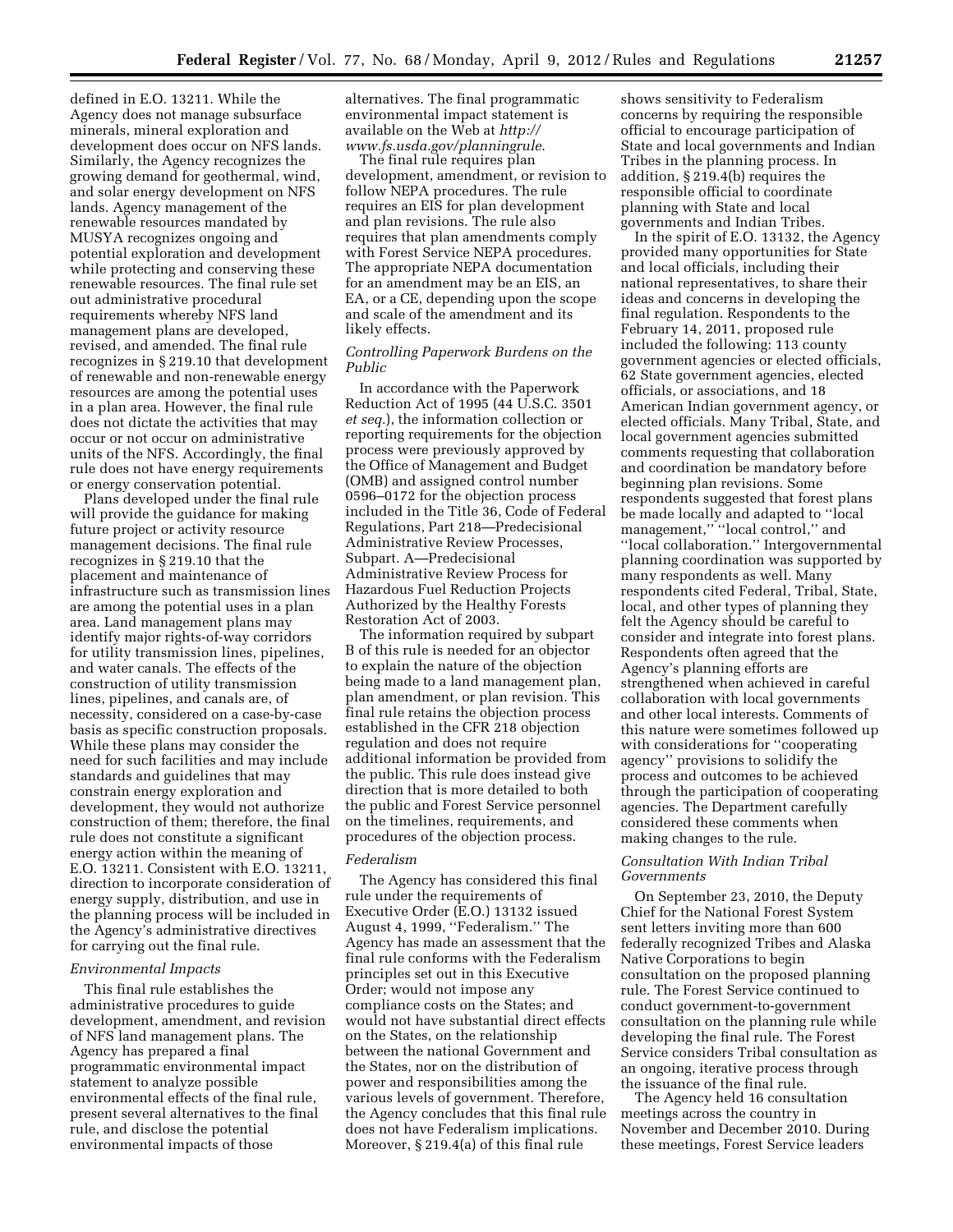defined in E.O. 13211. While the Agency does not manage subsurface minerals, mineral exploration and development does occur on NFS lands. Similarly, the Agency recognizes the growing demand for geothermal, wind, and solar energy development on NFS lands. Agency management of the renewable resources mandated by MUSYA recognizes ongoing and potential exploration and development while protecting and conserving these renewable resources. The final rule set out administrative procedural requirements whereby NFS land management plans are developed, revised, and amended. The final rule recognizes in § 219.10 that development of renewable and non-renewable energy resources are among the potential uses in a plan area. However, the final rule does not dictate the activities that may occur or not occur on administrative units of the NFS. Accordingly, the final rule does not have energy requirements or energy conservation potential.

Plans developed under the final rule will provide the guidance for making future project or activity resource management decisions. The final rule recognizes in § 219.10 that the placement and maintenance of infrastructure such as transmission lines are among the potential uses in a plan area. Land management plans may identify major rights-of-way corridors for utility transmission lines, pipelines, and water canals. The effects of the construction of utility transmission lines, pipelines, and canals are, of necessity, considered on a case-by-case basis as specific construction proposals. While these plans may consider the need for such facilities and may include standards and guidelines that may constrain energy exploration and development, they would not authorize construction of them; therefore, the final rule does not constitute a significant energy action within the meaning of E.O. 13211. Consistent with E.O. 13211, direction to incorporate consideration of energy supply, distribution, and use in the planning process will be included in the Agency's administrative directives for carrying out the final rule.

*Environmental Impacts*

This final rule establishes the administrative procedures to guide development, amendment, and revision of NFS land management plans. The Agency has prepared a final programmatic environmental impact statement to analyze possible environmental effects of the final rule, present several alternatives to the final rule, and disclose the potential environmental impacts of those alternatives. The final programmatic environmental impact statement is available on the Web at *http://www.fs.usda.gov/planningrule*.

The final rule requires plan development, amendment, or revision to follow NEPA procedures. The rule requires an EIS for plan development and plan revisions. The rule also requires that plan amendments comply with Forest Service NEPA procedures. The appropriate NEPA documentation for an amendment may be an EIS, an EA, or a CE, depending upon the scope and scale of the amendment and its likely effects.

*Controlling Paperwork Burdens on the Public*

In accordance with the Paperwork Reduction Act of 1995 (44 U.S.C. 3501 *et seq.*), the information collection or reporting requirements for the objection process were previously approved by the Office of Management and Budget (OMB) and assigned control number 0596–0172 for the objection process included in the Title 36, Code of Federal Regulations, Part 218—Predecisional Administrative Review Processes, Subpart. A—Predecisional Administrative Review Process for Hazardous Fuel Reduction Projects Authorized by the Healthy Forests Restoration Act of 2003.

The information required by subpart B of this rule is needed for an objector to explain the nature of the objection being made to a land management plan, plan amendment, or plan revision. This final rule retains the objection process established in the CFR 218 objection regulation and does not require additional information be provided from the public. This rule does instead give direction that is more detailed to both the public and Forest Service personnel on the timelines, requirements, and procedures of the objection process.

*Federalism*

The Agency has considered this final rule under the requirements of Executive Order (E.O.) 13132 issued August 4, 1999, ''Federalism.'' The Agency has made an assessment that the final rule conforms with the Federalism principles set out in this Executive Order; would not impose any compliance costs on the States; and would not have substantial direct effects on the States, on the relationship between the national Government and the States, nor on the distribution of power and responsibilities among the various levels of government. Therefore, the Agency concludes that this final rule does not have Federalism implications. Moreover, § 219.4(a) of this final rule shows sensitivity to Federalism concerns by requiring the responsible official to encourage participation of State and local governments and Indian Tribes in the planning process. In addition, § 219.4(b) requires the responsible official to coordinate planning with State and local governments and Indian Tribes.

In the spirit of E.O. 13132, the Agency provided many opportunities for State and local officials, including their national representatives, to share their ideas and concerns in developing the final regulation. Respondents to the February 14, 2011, proposed rule included the following: 113 county government agencies or elected officials, 62 State government agencies, elected officials, or associations, and 18 American Indian government agency, or elected officials. Many Tribal, State, and local government agencies submitted comments requesting that collaboration and coordination be mandatory before beginning plan revisions. Some respondents suggested that forest plans be made locally and adapted to ''local management,'' ''local control,'' and ''local collaboration.'' Intergovernmental planning coordination was supported by many respondents as well. Many respondents cited Federal, Tribal, State, local, and other types of planning they felt the Agency should be careful to consider and integrate into forest plans. Respondents often agreed that the Agency's planning efforts are strengthened when achieved in careful collaboration with local governments and other local interests. Comments of this nature were sometimes followed up with considerations for ''cooperating agency'' provisions to solidify the process and outcomes to be achieved through the participation of cooperating agencies. The Department carefully considered these comments when making changes to the rule.

*Consultation With Indian Tribal Governments*

On September 23, 2010, the Deputy Chief for the National Forest System sent letters inviting more than 600 federally recognized Tribes and Alaska Native Corporations to begin consultation on the proposed planning rule. The Forest Service continued to conduct government-to-government consultation on the planning rule while developing the final rule. The Forest Service considers Tribal consultation as an ongoing, iterative process through the issuance of the final rule.

The Agency held 16 consultation meetings across the country in November and December 2010. During these meetings, Forest Service leaders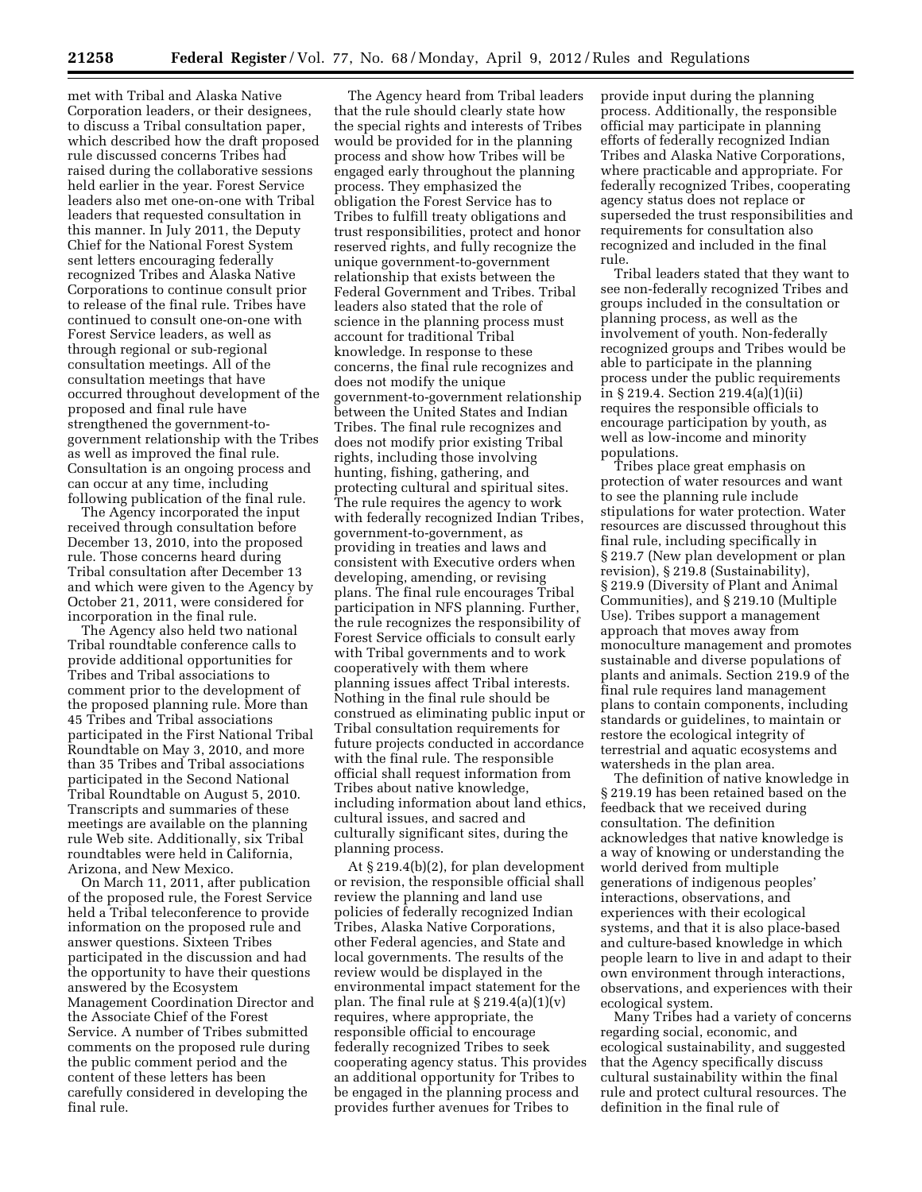met with Tribal and Alaska Native Corporation leaders, or their designees, to discuss a Tribal consultation paper, which described how the draft proposed rule discussed concerns Tribes had raised during the collaborative sessions held earlier in the year. Forest Service leaders also met one-on-one with Tribal leaders that requested consultation in this manner. In July 2011, the Deputy Chief for the National Forest System sent letters encouraging federally recognized Tribes and Alaska Native Corporations to continue consult prior to release of the final rule. Tribes have continued to consult one-on-one with Forest Service leaders, as well as through regional or sub-regional consultation meetings. All of the consultation meetings that have occurred throughout development of the proposed and final rule have strengthened the government-to-government relationship with the Tribes as well as improved the final rule. Consultation is an ongoing process and can occur at any time, including following publication of the final rule.

The Agency incorporated the input received through consultation before December 13, 2010, into the proposed rule. Those concerns heard during Tribal consultation after December 13 and which were given to the Agency by October 21, 2011, were considered for incorporation in the final rule.

The Agency also held two national Tribal roundtable conference calls to provide additional opportunities for Tribes and Tribal associations to comment prior to the development of the proposed planning rule. More than 45 Tribes and Tribal associations participated in the First National Tribal Roundtable on May 3, 2010, and more than 35 Tribes and Tribal associations participated in the Second National Tribal Roundtable on August 5, 2010. Transcripts and summaries of these meetings are available on the planning rule Web site. Additionally, six Tribal roundtables were held in California, Arizona, and New Mexico.

On March 11, 2011, after publication of the proposed rule, the Forest Service held a Tribal teleconference to provide information on the proposed rule and answer questions. Sixteen Tribes participated in the discussion and had the opportunity to have their questions answered by the Ecosystem Management Coordination Director and the Associate Chief of the Forest Service. A number of Tribes submitted comments on the proposed rule during the public comment period and the content of these letters has been carefully considered in developing the final rule.

The Agency heard from Tribal leaders that the rule should clearly state how the special rights and interests of Tribes would be provided for in the planning process and show how Tribes will be engaged early throughout the planning process. They emphasized the obligation the Forest Service has to Tribes to fulfill treaty obligations and trust responsibilities, protect and honor reserved rights, and fully recognize the unique government-to-government relationship that exists between the Federal Government and Tribes. Tribal leaders also stated that the role of science in the planning process must account for traditional Tribal knowledge. In response to these concerns, the final rule recognizes and does not modify the unique government-to-government relationship between the United States and Indian Tribes. The final rule recognizes and does not modify prior existing Tribal rights, including those involving hunting, fishing, gathering, and protecting cultural and spiritual sites. The rule requires the agency to work with federally recognized Indian Tribes, government-to-government, as providing in treaties and laws and consistent with Executive orders when developing, amending, or revising plans. The final rule encourages Tribal participation in NFS planning. Further, the rule recognizes the responsibility of Forest Service officials to consult early with Tribal governments and to work cooperatively with them where planning issues affect Tribal interests. Nothing in the final rule should be construed as eliminating public input or Tribal consultation requirements for future projects conducted in accordance with the final rule. The responsible official shall request information from Tribes about native knowledge, including information about land ethics, cultural issues, and sacred and culturally significant sites, during the planning process.

At § 219.4(b)(2), for plan development or revision, the responsible official shall review the planning and land use policies of federally recognized Indian Tribes, Alaska Native Corporations, other Federal agencies, and State and local governments. The results of the review would be displayed in the environmental impact statement for the plan. The final rule at § 219.4(a)(1)(v) requires, where appropriate, the responsible official to encourage federally recognized Tribes to seek cooperating agency status. This provides an additional opportunity for Tribes to be engaged in the planning process and provides further avenues for Tribes to provide input during the planning process. Additionally, the responsible official may participate in planning efforts of federally recognized Indian Tribes and Alaska Native Corporations, where practicable and appropriate. For federally recognized Tribes, cooperating agency status does not replace or superseded the trust responsibilities and requirements for consultation also recognized and included in the final rule.

Tribal leaders stated that they want to see non-federally recognized Tribes and groups included in the consultation or planning process, as well as the involvement of youth. Non-federally recognized groups and Tribes would be able to participate in the planning process under the public requirements in § 219.4. Section 219.4(a)(1)(ii) requires the responsible officials to encourage participation by youth, as well as low-income and minority populations.

Tribes place great emphasis on protection of water resources and want to see the planning rule include stipulations for water protection. Water resources are discussed throughout this final rule, including specifically in § 219.7 (New plan development or plan revision), § 219.8 (Sustainability), § 219.9 (Diversity of Plant and Animal Communities), and § 219.10 (Multiple Use). Tribes support a management approach that moves away from monoculture management and promotes sustainable and diverse populations of plants and animals. Section 219.9 of the final rule requires land management plans to contain components, including standards or guidelines, to maintain or restore the ecological integrity of terrestrial and aquatic ecosystems and watersheds in the plan area.

The definition of native knowledge in § 219.19 has been retained based on the feedback that we received during consultation. The definition acknowledges that native knowledge is a way of knowing or understanding the world derived from multiple generations of indigenous peoples' interactions, observations, and experiences with their ecological systems, and that it is also place-based and culture-based knowledge in which people learn to live in and adapt to their own environment through interactions, observations, and experiences with their ecological system.

Many Tribes had a variety of concerns regarding social, economic, and ecological sustainability, and suggested that the Agency specifically discuss cultural sustainability within the final rule and protect cultural resources. The definition in the final rule of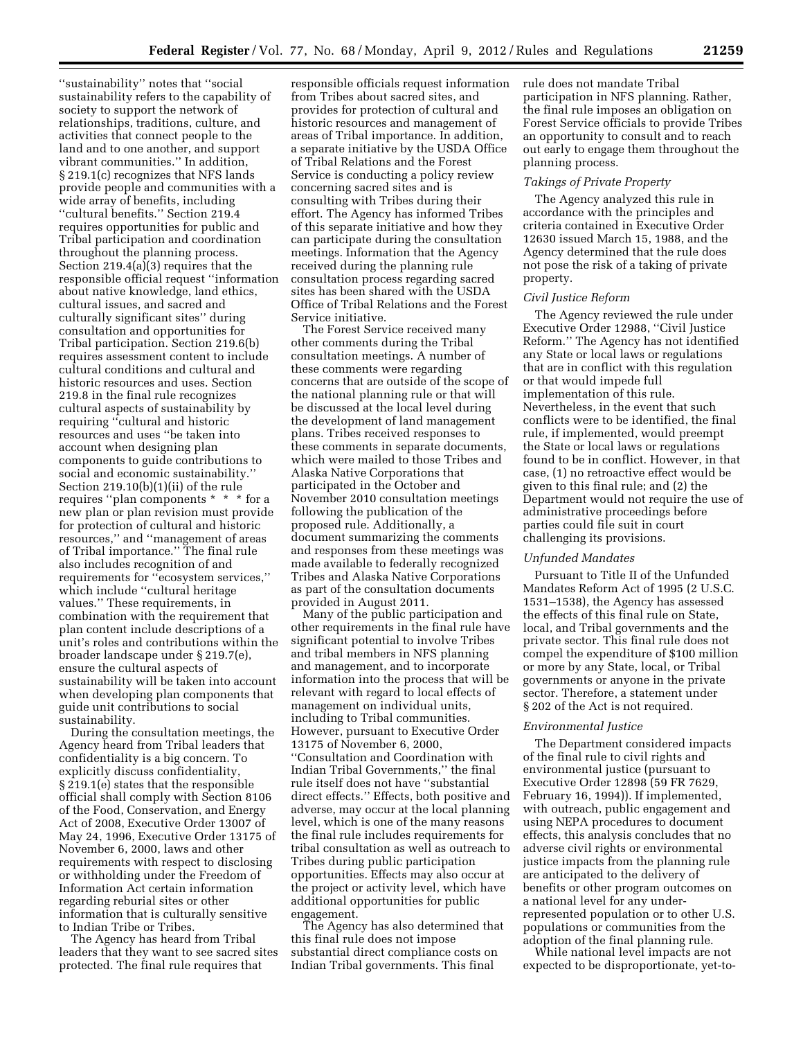''sustainability'' notes that ''social sustainability refers to the capability of society to support the network of relationships, traditions, culture, and activities that connect people to the land and to one another, and support vibrant communities.'' In addition, § 219.1(c) recognizes that NFS lands provide people and communities with a wide array of benefits, including ''cultural benefits.'' Section 219.4 requires opportunities for public and Tribal participation and coordination throughout the planning process. Section 219.4(a)(3) requires that the responsible official request ''information about native knowledge, land ethics, cultural issues, and sacred and culturally significant sites'' during consultation and opportunities for Tribal participation. Section 219.6(b) requires assessment content to include cultural conditions and cultural and historic resources and uses. Section 219.8 in the final rule recognizes cultural aspects of sustainability by requiring ''cultural and historic resources and uses ''be taken into account when designing plan components to guide contributions to social and economic sustainability.'' Section 219.10(b)(1)(ii) of the rule requires ''plan components * * * for a new plan or plan revision must provide for protection of cultural and historic resources,'' and ''management of areas of Tribal importance.'' The final rule also includes recognition of and requirements for ''ecosystem services,'' which include ''cultural heritage values.'' These requirements, in combination with the requirement that plan content include descriptions of a unit's roles and contributions within the broader landscape under § 219.7(e), ensure the cultural aspects of sustainability will be taken into account when developing plan components that guide unit contributions to social sustainability.

During the consultation meetings, the Agency heard from Tribal leaders that confidentiality is a big concern. To explicitly discuss confidentiality, § 219.1(e) states that the responsible official shall comply with Section 8106 of the Food, Conservation, and Energy Act of 2008, Executive Order 13007 of May 24, 1996, Executive Order 13175 of November 6, 2000, laws and other requirements with respect to disclosing or withholding under the Freedom of Information Act certain information regarding reburial sites or other information that is culturally sensitive to Indian Tribe or Tribes.

The Agency has heard from Tribal leaders that they want to see sacred sites protected. The final rule requires that responsible officials request information from Tribes about sacred sites, and provides for protection of cultural and historic resources and management of areas of Tribal importance. In addition, a separate initiative by the USDA Office of Tribal Relations and the Forest Service is conducting a policy review concerning sacred sites and is consulting with Tribes during their effort. The Agency has informed Tribes of this separate initiative and how they can participate during the consultation meetings. Information that the Agency received during the planning rule consultation process regarding sacred sites has been shared with the USDA Office of Tribal Relations and the Forest Service initiative.

The Forest Service received many other comments during the Tribal consultation meetings. A number of these comments were regarding concerns that are outside of the scope of the national planning rule or that will be discussed at the local level during the development of land management plans. Tribes received responses to these comments in separate documents, which were mailed to those Tribes and Alaska Native Corporations that participated in the October and November 2010 consultation meetings following the publication of the proposed rule. Additionally, a document summarizing the comments and responses from these meetings was made available to federally recognized Tribes and Alaska Native Corporations as part of the consultation documents provided in August 2011.

Many of the public participation and other requirements in the final rule have significant potential to involve Tribes and tribal members in NFS planning and management, and to incorporate information into the process that will be relevant with regard to local effects of management on individual units, including to Tribal communities. However, pursuant to Executive Order 13175 of November 6, 2000, ''Consultation and Coordination with Indian Tribal Governments,'' the final rule itself does not have ''substantial direct effects.'' Effects, both positive and adverse, may occur at the local planning level, which is one of the many reasons the final rule includes requirements for tribal consultation as well as outreach to Tribes during public participation opportunities. Effects may also occur at the project or activity level, which have additional opportunities for public engagement.

The Agency has also determined that this final rule does not impose substantial direct compliance costs on Indian Tribal governments. This final rule does not mandate Tribal participation in NFS planning. Rather, the final rule imposes an obligation on Forest Service officials to provide Tribes an opportunity to consult and to reach out early to engage them throughout the planning process.

*Takings of Private Property*

The Agency analyzed this rule in accordance with the principles and criteria contained in Executive Order 12630 issued March 15, 1988, and the Agency determined that the rule does not pose the risk of a taking of private property.

*Civil Justice Reform*

The Agency reviewed the rule under Executive Order 12988, ''Civil Justice Reform.'' The Agency has not identified any State or local laws or regulations that are in conflict with this regulation or that would impede full implementation of this rule. Nevertheless, in the event that such conflicts were to be identified, the final rule, if implemented, would preempt the State or local laws or regulations found to be in conflict. However, in that case, (1) no retroactive effect would be given to this final rule; and (2) the Department would not require the use of administrative proceedings before parties could file suit in court challenging its provisions.

*Unfunded Mandates*

Pursuant to Title II of the Unfunded Mandates Reform Act of 1995 (2 U.S.C. 1531–1538), the Agency has assessed the effects of this final rule on State, local, and Tribal governments and the private sector. This final rule does not compel the expenditure of $100 million or more by any State, local, or Tribal governments or anyone in the private sector. Therefore, a statement under § 202 of the Act is not required.

*Environmental Justice*

The Department considered impacts of the final rule to civil rights and environmental justice (pursuant to Executive Order 12898 (59 FR 7629, February 16, 1994)). If implemented, with outreach, public engagement and using NEPA procedures to document effects, this analysis concludes that no adverse civil rights or environmental justice impacts from the planning rule are anticipated to the delivery of benefits or other program outcomes on a national level for any under-represented population or to other U.S. populations or communities from the adoption of the final planning rule.

While national level impacts are not expected to be disproportionate, yet-to-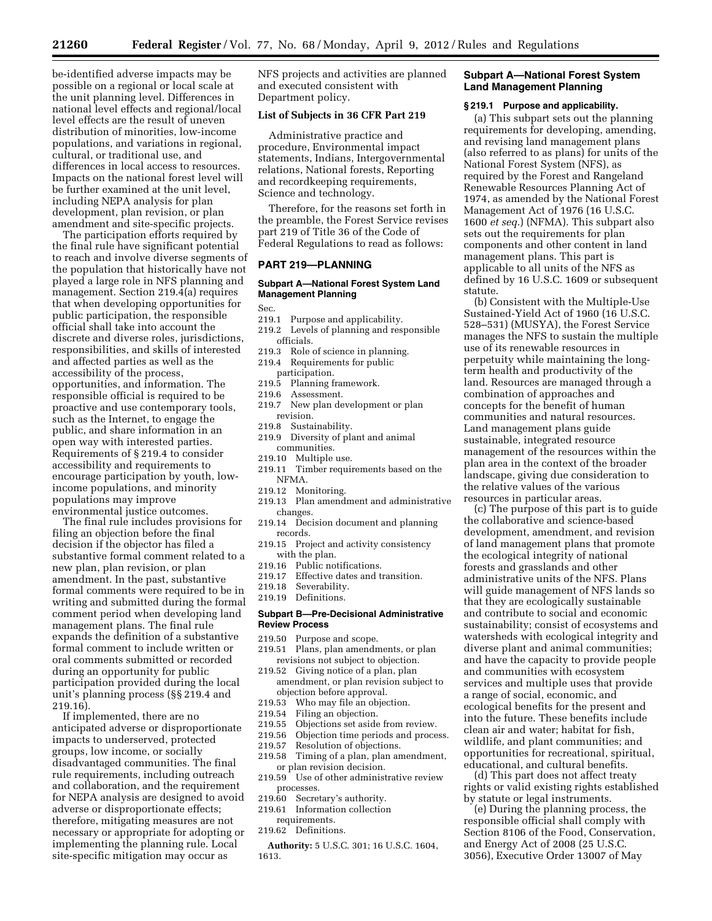be-identified adverse impacts may be possible on a regional or local scale at the unit planning level. Differences in national level effects and regional/local level effects are the result of uneven distribution of minorities, low-income populations, and variations in regional, cultural, or traditional use, and differences in local access to resources. Impacts on the national forest level will be further examined at the unit level, including NEPA analysis for plan development, plan revision, or plan amendment and site-specific projects.

The participation efforts required by the final rule have significant potential to reach and involve diverse segments of the population that historically have not played a large role in NFS planning and management. Section 219.4(a) requires that when developing opportunities for public participation, the responsible official shall take into account the discrete and diverse roles, jurisdictions, responsibilities, and skills of interested and affected parties as well as the accessibility of the process, opportunities, and information. The responsible official is required to be proactive and use contemporary tools, such as the Internet, to engage the public, and share information in an open way with interested parties. Requirements of § 219.4 to consider accessibility and requirements to encourage participation by youth, low-income populations, and minority populations may improve environmental justice outcomes.

The final rule includes provisions for filing an objection before the final decision if the objector has filed a substantive formal comment related to a new plan, plan revision, or plan amendment. In the past, substantive formal comments were required to be in writing and submitted during the formal comment period when developing land management plans. The final rule expands the definition of a substantive formal comment to include written or oral comments submitted or recorded during an opportunity for public participation provided during the local unit's planning process (§§ 219.4 and 219.16).

If implemented, there are no anticipated adverse or disproportionate impacts to underserved, protected groups, low income, or socially disadvantaged communities. The final rule requirements, including outreach and collaboration, and the requirement for NEPA analysis are designed to avoid adverse or disproportionate effects; therefore, mitigating measures are not necessary or appropriate for adopting or implementing the planning rule. Local site-specific mitigation may occur as NFS projects and activities are planned and executed consistent with Department policy.

**List of Subjects in 36 CFR Part 219**

Administrative practice and procedure, Environmental impact statements, Indians, Intergovernmental relations, National forests, Reporting and recordkeeping requirements, Science and technology.

Therefore, for the reasons set forth in the preamble, the Forest Service revises part 219 of Title 36 of the Code of Federal Regulations to read as follows:

## PART 219—PLANNING

### Subpart A—National Forest System Land Management Planning

Sec.
219.1 Purpose and applicability.
219.2 Levels of planning and responsible officials.
219.3 Role of science in planning.
219.4 Requirements for public participation.
219.5 Planning framework.
219.6 Assessment.
219.7 New plan development or plan revision.
219.8 Sustainability.
219.9 Diversity of plant and animal communities.
219.10 Multiple use.
219.11 Timber requirements based on the NFMA.
219.12 Monitoring.
219.13 Plan amendment and administrative changes.
219.14 Decision document and planning records.
219.15 Project and activity consistency with the plan.
219.16 Public notifications.
219.17 Effective dates and transition.
219.18 Severability.
219.19 Definitions.

### Subpart B—Pre-Decisional Administrative Review Process

219.50 Purpose and scope.
219.51 Plans, plan amendments, or plan revisions not subject to objection.
219.52 Giving notice of a plan, plan amendment, or plan revision subject to objection before approval.
219.53 Who may file an objection.
219.54 Filing an objection.
219.55 Objections set aside from review.
219.56 Objection time periods and process.
219.57 Resolution of objections.
219.58 Timing of a plan, plan amendment, or plan revision decision.
219.59 Use of other administrative review processes.
219.60 Secretary's authority.
219.61 Information collection requirements.
219.62 Definitions.

**Authority:** 5 U.S.C. 301; 16 U.S.C. 1604, 1613.

### Subpart A—National Forest System Land Management Planning

**§ 219.1 Purpose and applicability.**

(a) This subpart sets out the planning requirements for developing, amending, and revising land management plans (also referred to as plans) for units of the National Forest System (NFS), as required by the Forest and Rangeland Renewable Resources Planning Act of 1974, as amended by the National Forest Management Act of 1976 (16 U.S.C. 1600 *et seq.*) (NFMA). This subpart also sets out the requirements for plan components and other content in land management plans. This part is applicable to all units of the NFS as defined by 16 U.S.C. 1609 or subsequent statute.

(b) Consistent with the Multiple-Use Sustained-Yield Act of 1960 (16 U.S.C. 528–531) (MUSYA), the Forest Service manages the NFS to sustain the multiple use of its renewable resources in perpetuity while maintaining the long-term health and productivity of the land. Resources are managed through a combination of approaches and concepts for the benefit of human communities and natural resources. Land management plans guide sustainable, integrated resource management of the resources within the plan area in the context of the broader landscape, giving due consideration to the relative values of the various resources in particular areas.

(c) The purpose of this part is to guide the collaborative and science-based development, amendment, and revision of land management plans that promote the ecological integrity of national forests and grasslands and other administrative units of the NFS. Plans will guide management of NFS lands so that they are ecologically sustainable and contribute to social and economic sustainability; consist of ecosystems and watersheds with ecological integrity and diverse plant and animal communities; and have the capacity to provide people and communities with ecosystem services and multiple uses that provide a range of social, economic, and ecological benefits for the present and into the future. These benefits include clean air and water; habitat for fish, wildlife, and plant communities; and opportunities for recreational, spiritual, educational, and cultural benefits.

(d) This part does not affect treaty rights or valid existing rights established by statute or legal instruments.

(e) During the planning process, the responsible official shall comply with Section 8106 of the Food, Conservation, and Energy Act of 2008 (25 U.S.C. 3056), Executive Order 13007 of May